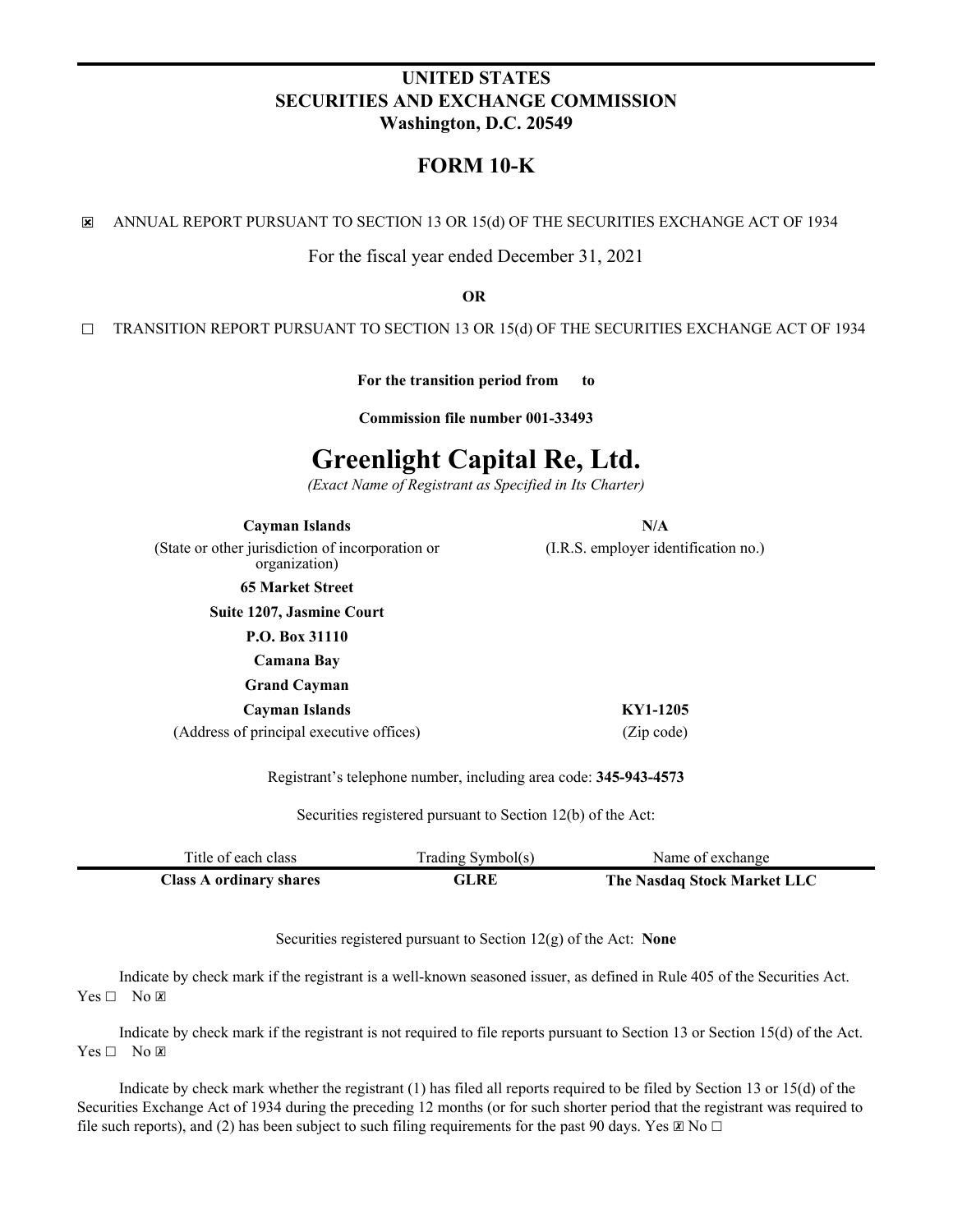**UNITED STATES**
**SECURITIES AND EXCHANGE COMMISSION**
**Washington, D.C. 20549**

# FORM 10-K

☒ ANNUAL REPORT PURSUANT TO SECTION 13 OR 15(d) OF THE SECURITIES EXCHANGE ACT OF 1934

For the fiscal year ended December 31, 2021

**OR**

☐ TRANSITION REPORT PURSUANT TO SECTION 13 OR 15(d) OF THE SECURITIES EXCHANGE ACT OF 1934

**For the transition period from to**

**Commission file number 001-33493**

# Greenlight Capital Re, Ltd.

*(Exact Name of Registrant as Specified in Its Charter)*

| **Cayman Islands** | **N/A** |
|---|---|
| (State or other jurisdiction of incorporation or organization) | (I.R.S. employer identification no.) |

**65 Market Street**
**Suite 1207, Jasmine Court**
**P.O. Box 31110**
**Camana Bay**
**Grand Cayman**

| **Cayman Islands** | **KY1-1205** |
|---|---|
| (Address of principal executive offices) | (Zip code) |

Registrant's telephone number, including area code: **345-943-4573**

Securities registered pursuant to Section 12(b) of the Act:

| Title of each class | Trading Symbol(s) | Name of exchange |
|---|---|---|
| **Class A ordinary shares** | **GLRE** | **The Nasdaq Stock Market LLC** |

Securities registered pursuant to Section 12(g) of the Act: **None**

Indicate by check mark if the registrant is a well-known seasoned issuer, as defined in Rule 405 of the Securities Act. Yes ☐ No ☒

Indicate by check mark if the registrant is not required to file reports pursuant to Section 13 or Section 15(d) of the Act. Yes ☐ No ☒

Indicate by check mark whether the registrant (1) has filed all reports required to be filed by Section 13 or 15(d) of the Securities Exchange Act of 1934 during the preceding 12 months (or for such shorter period that the registrant was required to file such reports), and (2) has been subject to such filing requirements for the past 90 days. Yes ☒ No ☐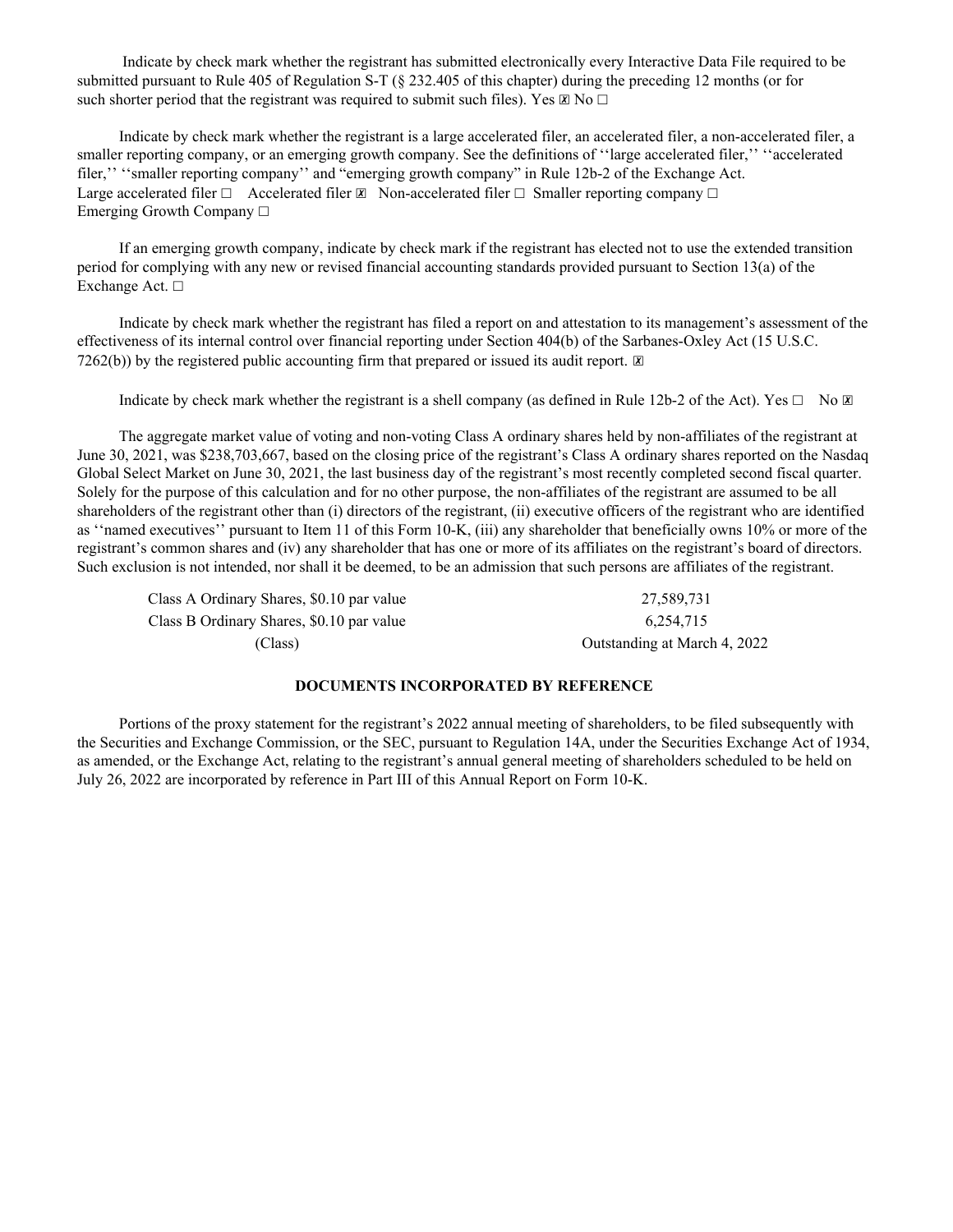Indicate by check mark whether the registrant has submitted electronically every Interactive Data File required to be submitted pursuant to Rule 405 of Regulation S-T (§ 232.405 of this chapter) during the preceding 12 months (or for such shorter period that the registrant was required to submit such files). Yes ☒ No ☐

Indicate by check mark whether the registrant is a large accelerated filer, an accelerated filer, a non-accelerated filer, a smaller reporting company, or an emerging growth company. See the definitions of ''large accelerated filer,'' ''accelerated filer,'' ''smaller reporting company'' and "emerging growth company" in Rule 12b-2 of the Exchange Act.
Large accelerated filer ☐ Accelerated filer ☒ Non-accelerated filer ☐ Smaller reporting company ☐
Emerging Growth Company ☐

If an emerging growth company, indicate by check mark if the registrant has elected not to use the extended transition period for complying with any new or revised financial accounting standards provided pursuant to Section 13(a) of the Exchange Act. ☐

Indicate by check mark whether the registrant has filed a report on and attestation to its management's assessment of the effectiveness of its internal control over financial reporting under Section 404(b) of the Sarbanes-Oxley Act (15 U.S.C. 7262(b)) by the registered public accounting firm that prepared or issued its audit report. ☒

Indicate by check mark whether the registrant is a shell company (as defined in Rule 12b-2 of the Act). Yes ☐ No ☒

The aggregate market value of voting and non-voting Class A ordinary shares held by non-affiliates of the registrant at June 30, 2021, was $238,703,667, based on the closing price of the registrant's Class A ordinary shares reported on the Nasdaq Global Select Market on June 30, 2021, the last business day of the registrant's most recently completed second fiscal quarter. Solely for the purpose of this calculation and for no other purpose, the non-affiliates of the registrant are assumed to be all shareholders of the registrant other than (i) directors of the registrant, (ii) executive officers of the registrant who are identified as ''named executives'' pursuant to Item 11 of this Form 10-K, (iii) any shareholder that beneficially owns 10% or more of the registrant's common shares and (iv) any shareholder that has one or more of its affiliates on the registrant's board of directors. Such exclusion is not intended, nor shall it be deemed, to be an admission that such persons are affiliates of the registrant.

| | |
|---|---|
| Class A Ordinary Shares, $0.10 par value | 27,589,731 |
| Class B Ordinary Shares, $0.10 par value | 6,254,715 |
| (Class) | Outstanding at March 4, 2022 |

**DOCUMENTS INCORPORATED BY REFERENCE**

Portions of the proxy statement for the registrant's 2022 annual meeting of shareholders, to be filed subsequently with the Securities and Exchange Commission, or the SEC, pursuant to Regulation 14A, under the Securities Exchange Act of 1934, as amended, or the Exchange Act, relating to the registrant's annual general meeting of shareholders scheduled to be held on July 26, 2022 are incorporated by reference in Part III of this Annual Report on Form 10-K.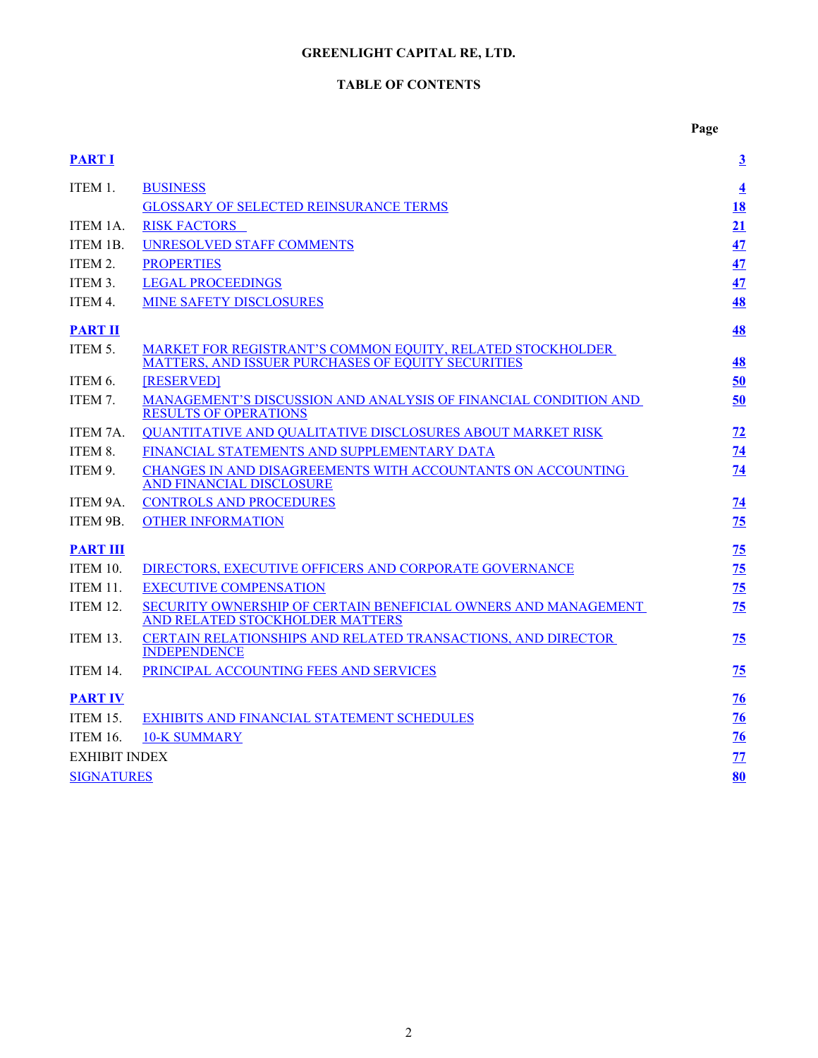**GREENLIGHT CAPITAL RE, LTD.**

**TABLE OF CONTENTS**

| | | Page |
|---|---|---|
| **PART I** | | **3** |
| ITEM 1. | BUSINESS | **4** |
| | GLOSSARY OF SELECTED REINSURANCE TERMS | **18** |
| ITEM 1A. | RISK FACTORS | **21** |
| ITEM 1B. | UNRESOLVED STAFF COMMENTS | **47** |
| ITEM 2. | PROPERTIES | **47** |
| ITEM 3. | LEGAL PROCEEDINGS | **47** |
| ITEM 4. | MINE SAFETY DISCLOSURES | **48** |
| **PART II** | | **48** |
| ITEM 5. | MARKET FOR REGISTRANT'S COMMON EQUITY, RELATED STOCKHOLDER MATTERS, AND ISSUER PURCHASES OF EQUITY SECURITIES | **48** |
| ITEM 6. | [RESERVED] | **50** |
| ITEM 7. | MANAGEMENT'S DISCUSSION AND ANALYSIS OF FINANCIAL CONDITION AND RESULTS OF OPERATIONS | **50** |
| ITEM 7A. | QUANTITATIVE AND QUALITATIVE DISCLOSURES ABOUT MARKET RISK | **72** |
| ITEM 8. | FINANCIAL STATEMENTS AND SUPPLEMENTARY DATA | **74** |
| ITEM 9. | CHANGES IN AND DISAGREEMENTS WITH ACCOUNTANTS ON ACCOUNTING AND FINANCIAL DISCLOSURE | **74** |
| ITEM 9A. | CONTROLS AND PROCEDURES | **74** |
| ITEM 9B. | OTHER INFORMATION | **75** |
| **PART III** | | **75** |
| ITEM 10. | DIRECTORS, EXECUTIVE OFFICERS AND CORPORATE GOVERNANCE | **75** |
| ITEM 11. | EXECUTIVE COMPENSATION | **75** |
| ITEM 12. | SECURITY OWNERSHIP OF CERTAIN BENEFICIAL OWNERS AND MANAGEMENT AND RELATED STOCKHOLDER MATTERS | **75** |
| ITEM 13. | CERTAIN RELATIONSHIPS AND RELATED TRANSACTIONS, AND DIRECTOR INDEPENDENCE | **75** |
| ITEM 14. | PRINCIPAL ACCOUNTING FEES AND SERVICES | **75** |
| **PART IV** | | **76** |
| ITEM 15. | EXHIBITS AND FINANCIAL STATEMENT SCHEDULES | **76** |
| ITEM 16. | 10-K SUMMARY | **76** |
| EXHIBIT INDEX | | **77** |
| SIGNATURES | | **80** |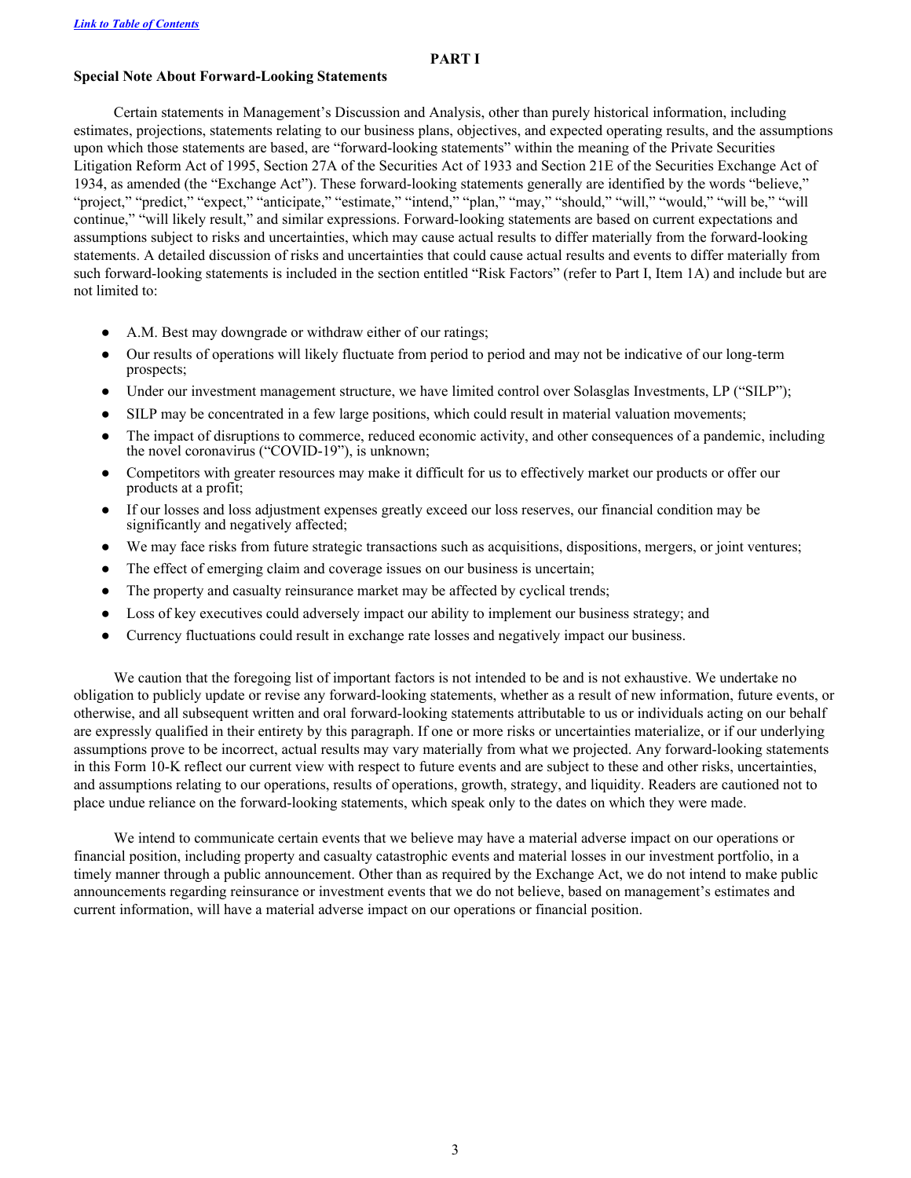## PART I

### Special Note About Forward-Looking Statements

Certain statements in Management's Discussion and Analysis, other than purely historical information, including estimates, projections, statements relating to our business plans, objectives, and expected operating results, and the assumptions upon which those statements are based, are "forward-looking statements" within the meaning of the Private Securities Litigation Reform Act of 1995, Section 27A of the Securities Act of 1933 and Section 21E of the Securities Exchange Act of 1934, as amended (the "Exchange Act"). These forward-looking statements generally are identified by the words "believe," "project," "predict," "expect," "anticipate," "estimate," "intend," "plan," "may," "should," "will," "would," "will be," "will continue," "will likely result," and similar expressions. Forward-looking statements are based on current expectations and assumptions subject to risks and uncertainties, which may cause actual results to differ materially from the forward-looking statements. A detailed discussion of risks and uncertainties that could cause actual results and events to differ materially from such forward-looking statements is included in the section entitled "Risk Factors" (refer to Part I, Item 1A) and include but are not limited to:

- A.M. Best may downgrade or withdraw either of our ratings;
- Our results of operations will likely fluctuate from period to period and may not be indicative of our long-term prospects;
- Under our investment management structure, we have limited control over Solasglas Investments, LP ("SILP");
- SILP may be concentrated in a few large positions, which could result in material valuation movements;
- The impact of disruptions to commerce, reduced economic activity, and other consequences of a pandemic, including the novel coronavirus ("COVID-19"), is unknown;
- Competitors with greater resources may make it difficult for us to effectively market our products or offer our products at a profit;
- If our losses and loss adjustment expenses greatly exceed our loss reserves, our financial condition may be significantly and negatively affected;
- We may face risks from future strategic transactions such as acquisitions, dispositions, mergers, or joint ventures;
- The effect of emerging claim and coverage issues on our business is uncertain;
- The property and casualty reinsurance market may be affected by cyclical trends;
- Loss of key executives could adversely impact our ability to implement our business strategy; and
- Currency fluctuations could result in exchange rate losses and negatively impact our business.

We caution that the foregoing list of important factors is not intended to be and is not exhaustive. We undertake no obligation to publicly update or revise any forward-looking statements, whether as a result of new information, future events, or otherwise, and all subsequent written and oral forward-looking statements attributable to us or individuals acting on our behalf are expressly qualified in their entirety by this paragraph. If one or more risks or uncertainties materialize, or if our underlying assumptions prove to be incorrect, actual results may vary materially from what we projected. Any forward-looking statements in this Form 10-K reflect our current view with respect to future events and are subject to these and other risks, uncertainties, and assumptions relating to our operations, results of operations, growth, strategy, and liquidity. Readers are cautioned not to place undue reliance on the forward-looking statements, which speak only to the dates on which they were made.

We intend to communicate certain events that we believe may have a material adverse impact on our operations or financial position, including property and casualty catastrophic events and material losses in our investment portfolio, in a timely manner through a public announcement. Other than as required by the Exchange Act, we do not intend to make public announcements regarding reinsurance or investment events that we do not believe, based on management's estimates and current information, will have a material adverse impact on our operations or financial position.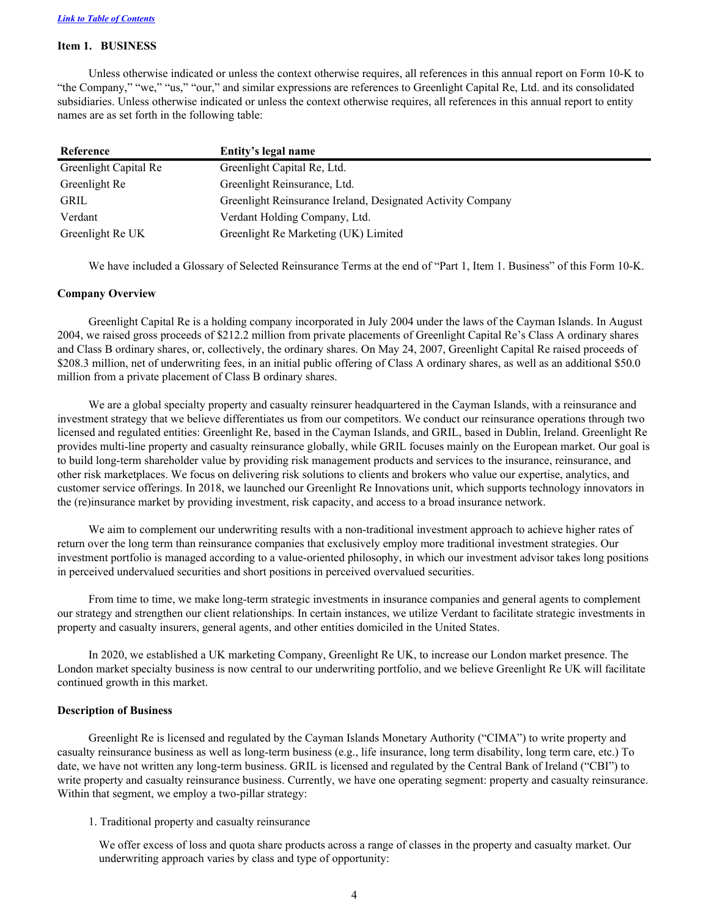*Link to Table of Contents*

## Item 1. BUSINESS

Unless otherwise indicated or unless the context otherwise requires, all references in this annual report on Form 10-K to "the Company," "we," "us," "our," and similar expressions are references to Greenlight Capital Re, Ltd. and its consolidated subsidiaries. Unless otherwise indicated or unless the context otherwise requires, all references in this annual report to entity names are as set forth in the following table:

| Reference | Entity's legal name |
|---|---|
| Greenlight Capital Re | Greenlight Capital Re, Ltd. |
| Greenlight Re | Greenlight Reinsurance, Ltd. |
| GRIL | Greenlight Reinsurance Ireland, Designated Activity Company |
| Verdant | Verdant Holding Company, Ltd. |
| Greenlight Re UK | Greenlight Re Marketing (UK) Limited |

We have included a Glossary of Selected Reinsurance Terms at the end of "Part 1, Item 1. Business" of this Form 10-K.

### Company Overview

Greenlight Capital Re is a holding company incorporated in July 2004 under the laws of the Cayman Islands. In August 2004, we raised gross proceeds of $212.2 million from private placements of Greenlight Capital Re's Class A ordinary shares and Class B ordinary shares, or, collectively, the ordinary shares. On May 24, 2007, Greenlight Capital Re raised proceeds of $208.3 million, net of underwriting fees, in an initial public offering of Class A ordinary shares, as well as an additional $50.0 million from a private placement of Class B ordinary shares.

We are a global specialty property and casualty reinsurer headquartered in the Cayman Islands, with a reinsurance and investment strategy that we believe differentiates us from our competitors. We conduct our reinsurance operations through two licensed and regulated entities: Greenlight Re, based in the Cayman Islands, and GRIL, based in Dublin, Ireland. Greenlight Re provides multi-line property and casualty reinsurance globally, while GRIL focuses mainly on the European market. Our goal is to build long-term shareholder value by providing risk management products and services to the insurance, reinsurance, and other risk marketplaces. We focus on delivering risk solutions to clients and brokers who value our expertise, analytics, and customer service offerings. In 2018, we launched our Greenlight Re Innovations unit, which supports technology innovators in the (re)insurance market by providing investment, risk capacity, and access to a broad insurance network.

We aim to complement our underwriting results with a non-traditional investment approach to achieve higher rates of return over the long term than reinsurance companies that exclusively employ more traditional investment strategies. Our investment portfolio is managed according to a value-oriented philosophy, in which our investment advisor takes long positions in perceived undervalued securities and short positions in perceived overvalued securities.

From time to time, we make long-term strategic investments in insurance companies and general agents to complement our strategy and strengthen our client relationships. In certain instances, we utilize Verdant to facilitate strategic investments in property and casualty insurers, general agents, and other entities domiciled in the United States.

In 2020, we established a UK marketing Company, Greenlight Re UK, to increase our London market presence. The London market specialty business is now central to our underwriting portfolio, and we believe Greenlight Re UK will facilitate continued growth in this market.

### Description of Business

Greenlight Re is licensed and regulated by the Cayman Islands Monetary Authority ("CIMA") to write property and casualty reinsurance business as well as long-term business (e.g., life insurance, long term disability, long term care, etc.) To date, we have not written any long-term business. GRIL is licensed and regulated by the Central Bank of Ireland ("CBI") to write property and casualty reinsurance business. Currently, we have one operating segment: property and casualty reinsurance. Within that segment, we employ a two-pillar strategy:

1. Traditional property and casualty reinsurance

   We offer excess of loss and quota share products across a range of classes in the property and casualty market. Our underwriting approach varies by class and type of opportunity: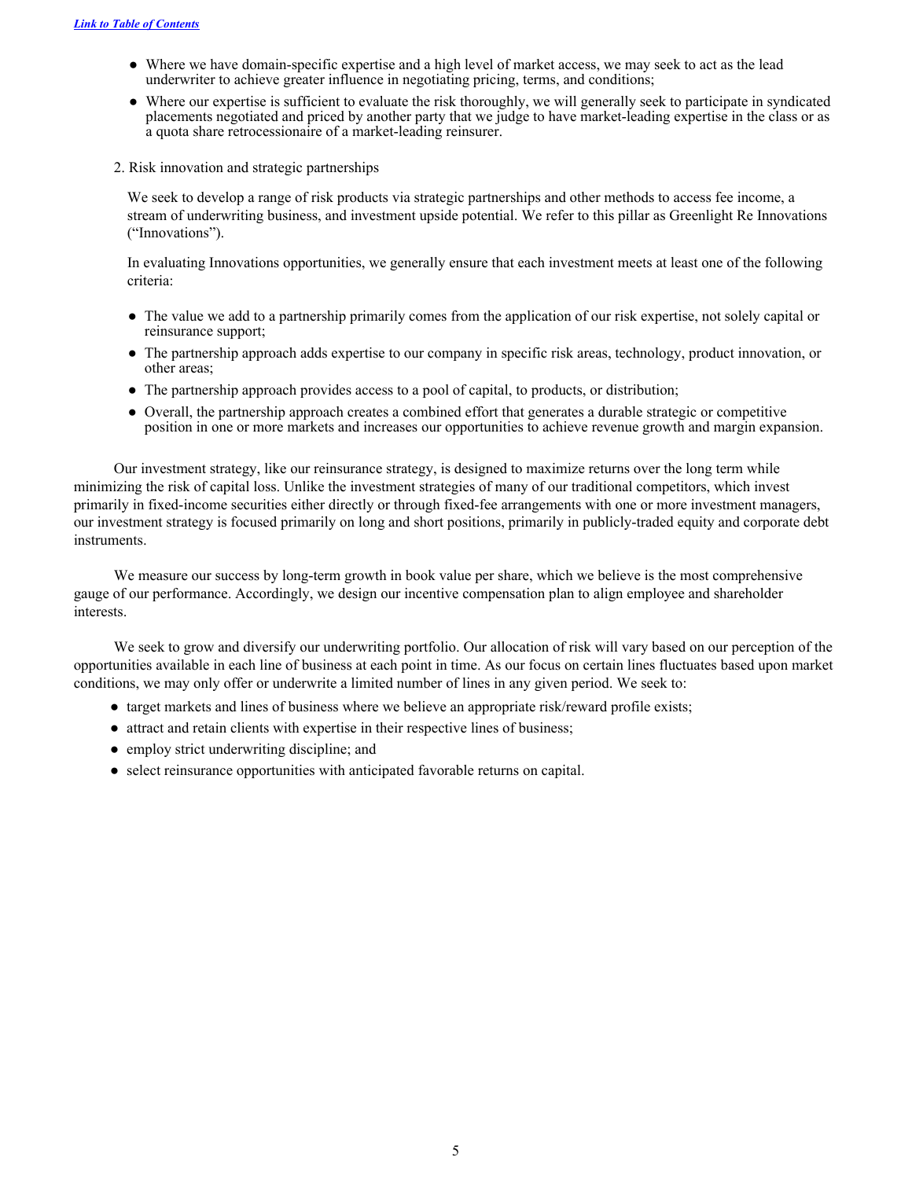- Where we have domain-specific expertise and a high level of market access, we may seek to act as the lead underwriter to achieve greater influence in negotiating pricing, terms, and conditions;
- Where our expertise is sufficient to evaluate the risk thoroughly, we will generally seek to participate in syndicated placements negotiated and priced by another party that we judge to have market-leading expertise in the class or as a quota share retrocessionaire of a market-leading reinsurer.

2. Risk innovation and strategic partnerships

We seek to develop a range of risk products via strategic partnerships and other methods to access fee income, a stream of underwriting business, and investment upside potential. We refer to this pillar as Greenlight Re Innovations ("Innovations").

In evaluating Innovations opportunities, we generally ensure that each investment meets at least one of the following criteria:

- The value we add to a partnership primarily comes from the application of our risk expertise, not solely capital or reinsurance support;
- The partnership approach adds expertise to our company in specific risk areas, technology, product innovation, or other areas;
- The partnership approach provides access to a pool of capital, to products, or distribution;
- Overall, the partnership approach creates a combined effort that generates a durable strategic or competitive position in one or more markets and increases our opportunities to achieve revenue growth and margin expansion.

Our investment strategy, like our reinsurance strategy, is designed to maximize returns over the long term while minimizing the risk of capital loss. Unlike the investment strategies of many of our traditional competitors, which invest primarily in fixed-income securities either directly or through fixed-fee arrangements with one or more investment managers, our investment strategy is focused primarily on long and short positions, primarily in publicly-traded equity and corporate debt instruments.

We measure our success by long-term growth in book value per share, which we believe is the most comprehensive gauge of our performance. Accordingly, we design our incentive compensation plan to align employee and shareholder interests.

We seek to grow and diversify our underwriting portfolio. Our allocation of risk will vary based on our perception of the opportunities available in each line of business at each point in time. As our focus on certain lines fluctuates based upon market conditions, we may only offer or underwrite a limited number of lines in any given period. We seek to:

- target markets and lines of business where we believe an appropriate risk/reward profile exists;
- attract and retain clients with expertise in their respective lines of business;
- employ strict underwriting discipline; and
- select reinsurance opportunities with anticipated favorable returns on capital.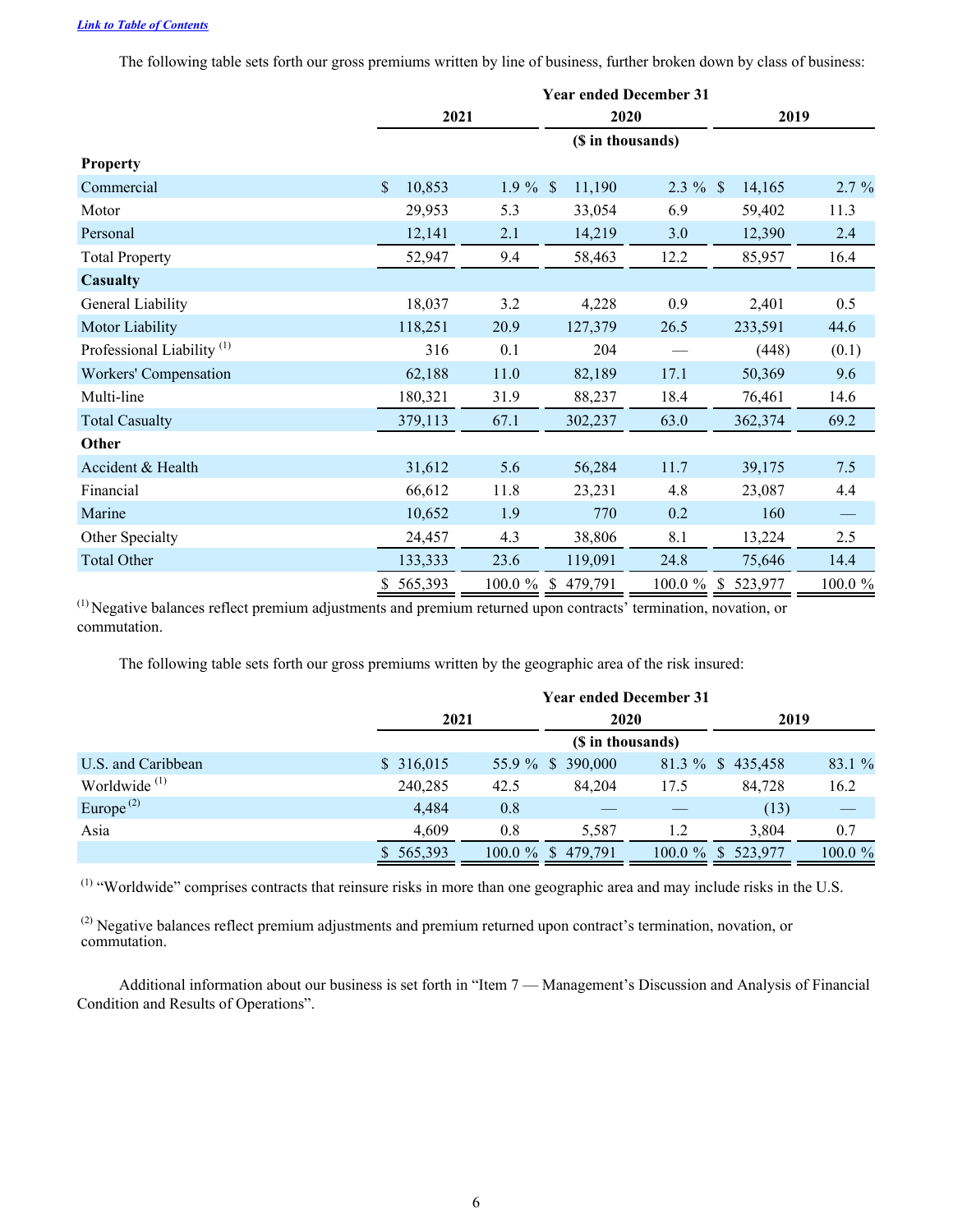[Link to Table of Contents](#)

The following table sets forth our gross premiums written by line of business, further broken down by class of business:

| | Year ended December 31 | | | | | |
|---|---|---|---|---|---|---|
| | 2021 | | 2020 | | 2019 | |
| | ($ in thousands) | | | | | |
| **Property** | | | | | | |
| Commercial | $ 10,853 | 1.9 % | $ 11,190 | 2.3 % | $ 14,165 | 2.7 % |
| Motor | 29,953 | 5.3 | 33,054 | 6.9 | 59,402 | 11.3 |
| Personal | 12,141 | 2.1 | 14,219 | 3.0 | 12,390 | 2.4 |
| Total Property | 52,947 | 9.4 | 58,463 | 12.2 | 85,957 | 16.4 |
| **Casualty** | | | | | | |
| General Liability | 18,037 | 3.2 | 4,228 | 0.9 | 2,401 | 0.5 |
| Motor Liability | 118,251 | 20.9 | 127,379 | 26.5 | 233,591 | 44.6 |
| Professional Liability [1] | 316 | 0.1 | 204 | — | (448) | (0.1) |
| Workers' Compensation | 62,188 | 11.0 | 82,189 | 17.1 | 50,369 | 9.6 |
| Multi-line | 180,321 | 31.9 | 88,237 | 18.4 | 76,461 | 14.6 |
| Total Casualty | 379,113 | 67.1 | 302,237 | 63.0 | 362,374 | 69.2 |
| **Other** | | | | | | |
| Accident & Health | 31,612 | 5.6 | 56,284 | 11.7 | 39,175 | 7.5 |
| Financial | 66,612 | 11.8 | 23,231 | 4.8 | 23,087 | 4.4 |
| Marine | 10,652 | 1.9 | 770 | 0.2 | 160 | — |
| Other Specialty | 24,457 | 4.3 | 38,806 | 8.1 | 13,224 | 2.5 |
| Total Other | 133,333 | 23.6 | 119,091 | 24.8 | 75,646 | 14.4 |
| | $ 565,393 | 100.0 % | $ 479,791 | 100.0 % | $ 523,977 | 100.0 % |

[1] Negative balances reflect premium adjustments and premium returned upon contracts' termination, novation, or commutation.

The following table sets forth our gross premiums written by the geographic area of the risk insured:

| | Year ended December 31 | | | | | |
|---|---|---|---|---|---|---|
| | 2021 | | 2020 | | 2019 | |
| | ($ in thousands) | | | | | |
| U.S. and Caribbean | $ 316,015 | 55.9 % | $ 390,000 | 81.3 % | $ 435,458 | 83.1 % |
| Worldwide [1] | 240,285 | 42.5 | 84,204 | 17.5 | 84,728 | 16.2 |
| Europe [2] | 4,484 | 0.8 | — | — | (13) | — |
| Asia | 4,609 | 0.8 | 5,587 | 1.2 | 3,804 | 0.7 |
| | $ 565,393 | 100.0 % | $ 479,791 | 100.0 % | $ 523,977 | 100.0 % |

[1] "Worldwide" comprises contracts that reinsure risks in more than one geographic area and may include risks in the U.S.

[2] Negative balances reflect premium adjustments and premium returned upon contract's termination, novation, or commutation.

Additional information about our business is set forth in "Item 7 — Management's Discussion and Analysis of Financial Condition and Results of Operations".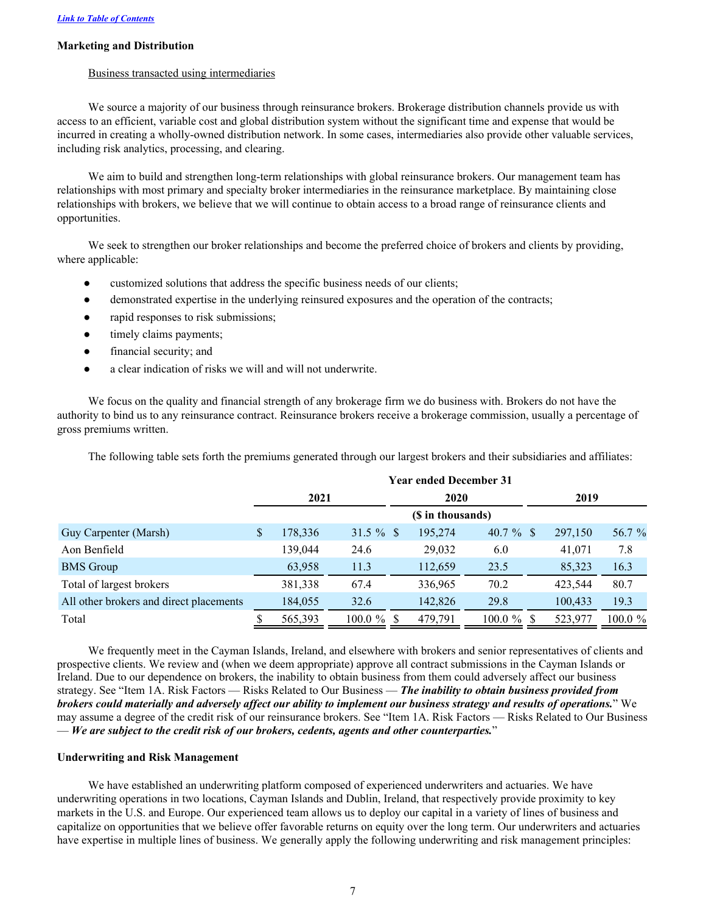Link to Table of Contents

**Marketing and Distribution**

Business transacted using intermediaries

We source a majority of our business through reinsurance brokers. Brokerage distribution channels provide us with access to an efficient, variable cost and global distribution system without the significant time and expense that would be incurred in creating a wholly-owned distribution network. In some cases, intermediaries also provide other valuable services, including risk analytics, processing, and clearing.

We aim to build and strengthen long-term relationships with global reinsurance brokers. Our management team has relationships with most primary and specialty broker intermediaries in the reinsurance marketplace. By maintaining close relationships with brokers, we believe that we will continue to obtain access to a broad range of reinsurance clients and opportunities.

We seek to strengthen our broker relationships and become the preferred choice of brokers and clients by providing, where applicable:

- customized solutions that address the specific business needs of our clients;
- demonstrated expertise in the underlying reinsured exposures and the operation of the contracts;
- rapid responses to risk submissions;
- timely claims payments;
- financial security; and
- a clear indication of risks we will and will not underwrite.

We focus on the quality and financial strength of any brokerage firm we do business with. Brokers do not have the authority to bind us to any reinsurance contract. Reinsurance brokers receive a brokerage commission, usually a percentage of gross premiums written.

The following table sets forth the premiums generated through our largest brokers and their subsidiaries and affiliates:

| | Year ended December 31 | | | | | |
|---|---|---|---|---|---|---|
| | 2021 | | 2020 | | 2019 | |
| | ($ in thousands) | | | | | |
| Guy Carpenter (Marsh) | $ 178,336 | 31.5 % | $ 195,274 | 40.7 % | $ 297,150 | 56.7 % |
| Aon Benfield | 139,044 | 24.6 | 29,032 | 6.0 | 41,071 | 7.8 |
| BMS Group | 63,958 | 11.3 | 112,659 | 23.5 | 85,323 | 16.3 |
| Total of largest brokers | 381,338 | 67.4 | 336,965 | 70.2 | 423,544 | 80.7 |
| All other brokers and direct placements | 184,055 | 32.6 | 142,826 | 29.8 | 100,433 | 19.3 |
| Total | $ 565,393 | 100.0 % | $ 479,791 | 100.0 % | $ 523,977 | 100.0 % |

We frequently meet in the Cayman Islands, Ireland, and elsewhere with brokers and senior representatives of clients and prospective clients. We review and (when we deem appropriate) approve all contract submissions in the Cayman Islands or Ireland. Due to our dependence on brokers, the inability to obtain business from them could adversely affect our business strategy. See "Item 1A. Risk Factors — Risks Related to Our Business — ***The inability to obtain business provided from brokers could materially and adversely affect our ability to implement our business strategy and results of operations.***" We may assume a degree of the credit risk of our reinsurance brokers. See "Item 1A. Risk Factors — Risks Related to Our Business — ***We are subject to the credit risk of our brokers, cedents, agents and other counterparties.***"

**Underwriting and Risk Management**

We have established an underwriting platform composed of experienced underwriters and actuaries. We have underwriting operations in two locations, Cayman Islands and Dublin, Ireland, that respectively provide proximity to key markets in the U.S. and Europe. Our experienced team allows us to deploy our capital in a variety of lines of business and capitalize on opportunities that we believe offer favorable returns on equity over the long term. Our underwriters and actuaries have expertise in multiple lines of business. We generally apply the following underwriting and risk management principles: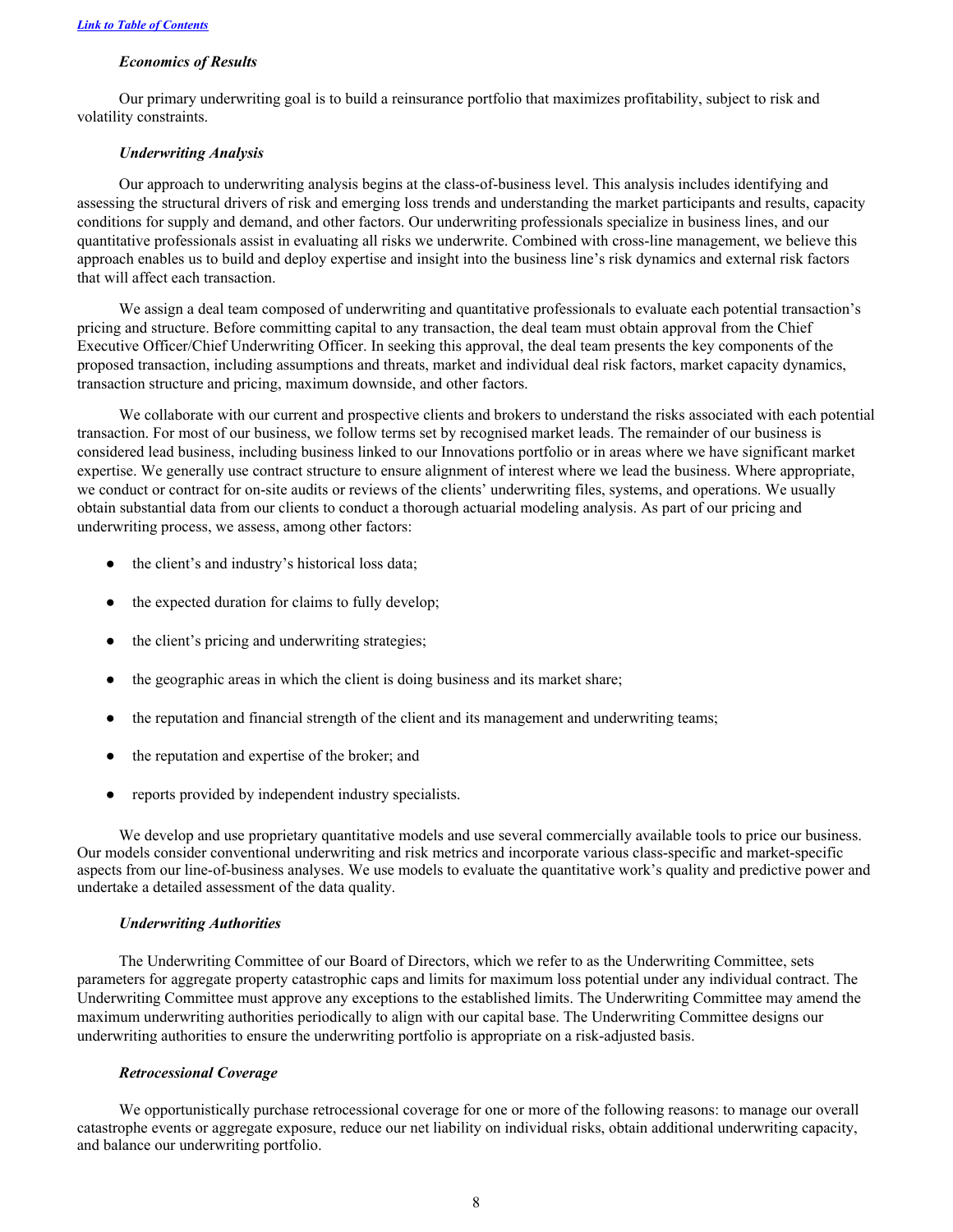***Economics of Results***

Our primary underwriting goal is to build a reinsurance portfolio that maximizes profitability, subject to risk and volatility constraints.

***Underwriting Analysis***

Our approach to underwriting analysis begins at the class-of-business level. This analysis includes identifying and assessing the structural drivers of risk and emerging loss trends and understanding the market participants and results, capacity conditions for supply and demand, and other factors. Our underwriting professionals specialize in business lines, and our quantitative professionals assist in evaluating all risks we underwrite. Combined with cross-line management, we believe this approach enables us to build and deploy expertise and insight into the business line's risk dynamics and external risk factors that will affect each transaction.

We assign a deal team composed of underwriting and quantitative professionals to evaluate each potential transaction's pricing and structure. Before committing capital to any transaction, the deal team must obtain approval from the Chief Executive Officer/Chief Underwriting Officer. In seeking this approval, the deal team presents the key components of the proposed transaction, including assumptions and threats, market and individual deal risk factors, market capacity dynamics, transaction structure and pricing, maximum downside, and other factors.

We collaborate with our current and prospective clients and brokers to understand the risks associated with each potential transaction. For most of our business, we follow terms set by recognised market leads. The remainder of our business is considered lead business, including business linked to our Innovations portfolio or in areas where we have significant market expertise. We generally use contract structure to ensure alignment of interest where we lead the business. Where appropriate, we conduct or contract for on-site audits or reviews of the clients' underwriting files, systems, and operations. We usually obtain substantial data from our clients to conduct a thorough actuarial modeling analysis. As part of our pricing and underwriting process, we assess, among other factors:

- the client's and industry's historical loss data;
- the expected duration for claims to fully develop;
- the client's pricing and underwriting strategies;
- the geographic areas in which the client is doing business and its market share;
- the reputation and financial strength of the client and its management and underwriting teams;
- the reputation and expertise of the broker; and
- reports provided by independent industry specialists.

We develop and use proprietary quantitative models and use several commercially available tools to price our business. Our models consider conventional underwriting and risk metrics and incorporate various class-specific and market-specific aspects from our line-of-business analyses. We use models to evaluate the quantitative work's quality and predictive power and undertake a detailed assessment of the data quality.

***Underwriting Authorities***

The Underwriting Committee of our Board of Directors, which we refer to as the Underwriting Committee, sets parameters for aggregate property catastrophic caps and limits for maximum loss potential under any individual contract. The Underwriting Committee must approve any exceptions to the established limits. The Underwriting Committee may amend the maximum underwriting authorities periodically to align with our capital base. The Underwriting Committee designs our underwriting authorities to ensure the underwriting portfolio is appropriate on a risk-adjusted basis.

***Retrocessional Coverage***

We opportunistically purchase retrocessional coverage for one or more of the following reasons: to manage our overall catastrophe events or aggregate exposure, reduce our net liability on individual risks, obtain additional underwriting capacity, and balance our underwriting portfolio.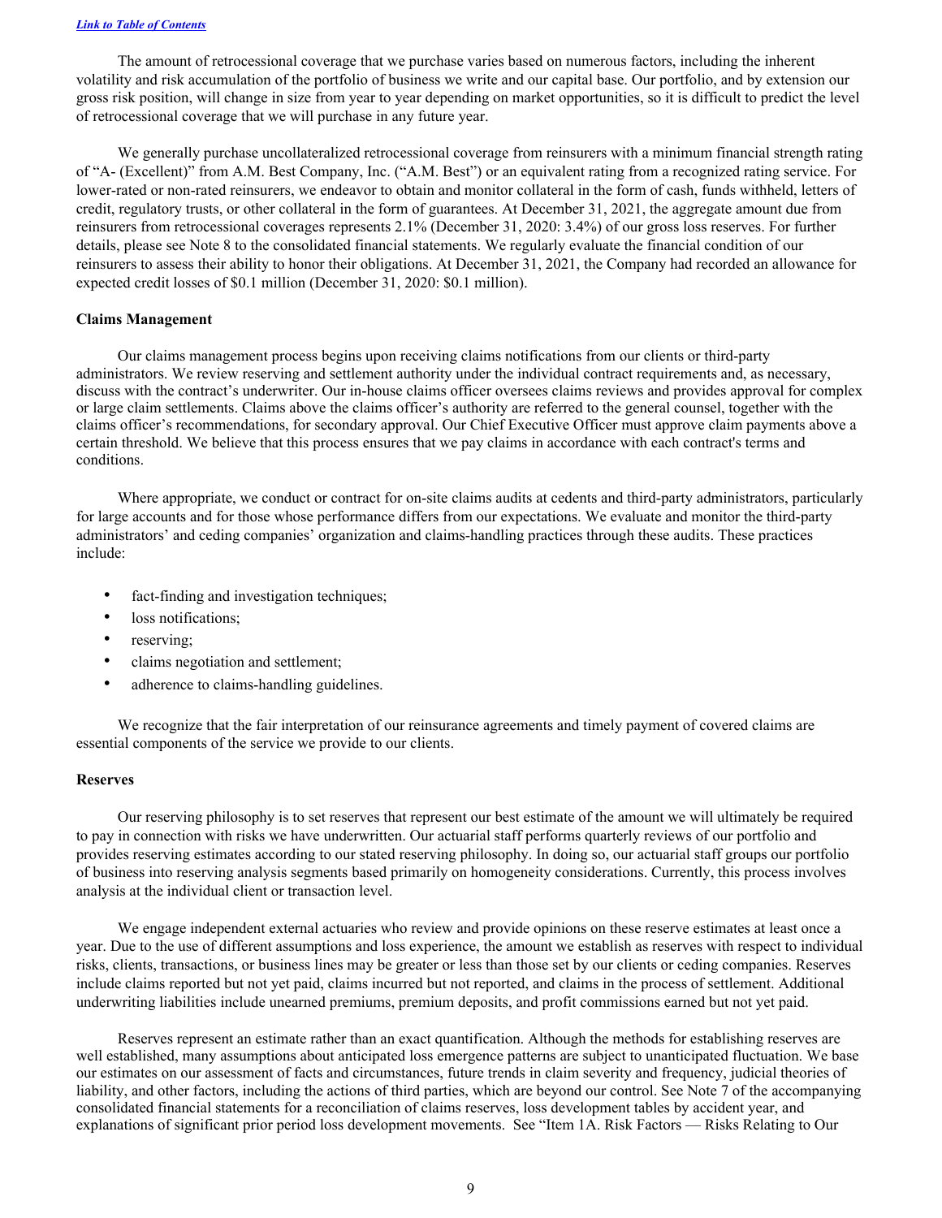The amount of retrocessional coverage that we purchase varies based on numerous factors, including the inherent volatility and risk accumulation of the portfolio of business we write and our capital base. Our portfolio, and by extension our gross risk position, will change in size from year to year depending on market opportunities, so it is difficult to predict the level of retrocessional coverage that we will purchase in any future year.

We generally purchase uncollateralized retrocessional coverage from reinsurers with a minimum financial strength rating of "A- (Excellent)" from A.M. Best Company, Inc. ("A.M. Best") or an equivalent rating from a recognized rating service. For lower-rated or non-rated reinsurers, we endeavor to obtain and monitor collateral in the form of cash, funds withheld, letters of credit, regulatory trusts, or other collateral in the form of guarantees. At December 31, 2021, the aggregate amount due from reinsurers from retrocessional coverages represents 2.1% (December 31, 2020: 3.4%) of our gross loss reserves. For further details, please see Note 8 to the consolidated financial statements. We regularly evaluate the financial condition of our reinsurers to assess their ability to honor their obligations. At December 31, 2021, the Company had recorded an allowance for expected credit losses of $0.1 million (December 31, 2020: $0.1 million).

**Claims Management**

Our claims management process begins upon receiving claims notifications from our clients or third-party administrators. We review reserving and settlement authority under the individual contract requirements and, as necessary, discuss with the contract's underwriter. Our in-house claims officer oversees claims reviews and provides approval for complex or large claim settlements. Claims above the claims officer's authority are referred to the general counsel, together with the claims officer's recommendations, for secondary approval. Our Chief Executive Officer must approve claim payments above a certain threshold. We believe that this process ensures that we pay claims in accordance with each contract's terms and conditions.

Where appropriate, we conduct or contract for on-site claims audits at cedents and third-party administrators, particularly for large accounts and for those whose performance differs from our expectations. We evaluate and monitor the third-party administrators' and ceding companies' organization and claims-handling practices through these audits. These practices include:

- fact-finding and investigation techniques;
- loss notifications;
- reserving;
- claims negotiation and settlement;
- adherence to claims-handling guidelines.

We recognize that the fair interpretation of our reinsurance agreements and timely payment of covered claims are essential components of the service we provide to our clients.

**Reserves**

Our reserving philosophy is to set reserves that represent our best estimate of the amount we will ultimately be required to pay in connection with risks we have underwritten. Our actuarial staff performs quarterly reviews of our portfolio and provides reserving estimates according to our stated reserving philosophy. In doing so, our actuarial staff groups our portfolio of business into reserving analysis segments based primarily on homogeneity considerations. Currently, this process involves analysis at the individual client or transaction level.

We engage independent external actuaries who review and provide opinions on these reserve estimates at least once a year. Due to the use of different assumptions and loss experience, the amount we establish as reserves with respect to individual risks, clients, transactions, or business lines may be greater or less than those set by our clients or ceding companies. Reserves include claims reported but not yet paid, claims incurred but not reported, and claims in the process of settlement. Additional underwriting liabilities include unearned premiums, premium deposits, and profit commissions earned but not yet paid.

Reserves represent an estimate rather than an exact quantification. Although the methods for establishing reserves are well established, many assumptions about anticipated loss emergence patterns are subject to unanticipated fluctuation. We base our estimates on our assessment of facts and circumstances, future trends in claim severity and frequency, judicial theories of liability, and other factors, including the actions of third parties, which are beyond our control. See Note 7 of the accompanying consolidated financial statements for a reconciliation of claims reserves, loss development tables by accident year, and explanations of significant prior period loss development movements. See "Item 1A. Risk Factors — Risks Relating to Our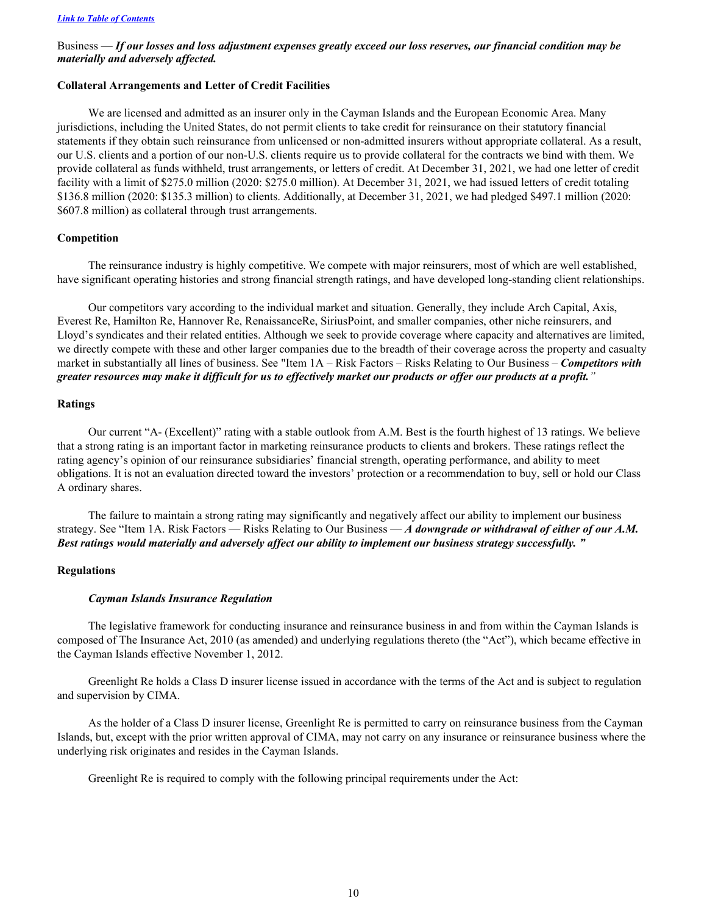Business — ***If our losses and loss adjustment expenses greatly exceed our loss reserves, our financial condition may be materially and adversely affected.***

**Collateral Arrangements and Letter of Credit Facilities**

We are licensed and admitted as an insurer only in the Cayman Islands and the European Economic Area. Many jurisdictions, including the United States, do not permit clients to take credit for reinsurance on their statutory financial statements if they obtain such reinsurance from unlicensed or non-admitted insurers without appropriate collateral. As a result, our U.S. clients and a portion of our non-U.S. clients require us to provide collateral for the contracts we bind with them. We provide collateral as funds withheld, trust arrangements, or letters of credit. At December 31, 2021, we had one letter of credit facility with a limit of $275.0 million (2020: $275.0 million). At December 31, 2021, we had issued letters of credit totaling $136.8 million (2020: $135.3 million) to clients. Additionally, at December 31, 2021, we had pledged $497.1 million (2020: $607.8 million) as collateral through trust arrangements.

**Competition**

The reinsurance industry is highly competitive. We compete with major reinsurers, most of which are well established, have significant operating histories and strong financial strength ratings, and have developed long-standing client relationships.

Our competitors vary according to the individual market and situation. Generally, they include Arch Capital, Axis, Everest Re, Hamilton Re, Hannover Re, RenaissanceRe, SiriusPoint, and smaller companies, other niche reinsurers, and Lloyd's syndicates and their related entities. Although we seek to provide coverage where capacity and alternatives are limited, we directly compete with these and other larger companies due to the breadth of their coverage across the property and casualty market in substantially all lines of business. See "Item 1A – Risk Factors – Risks Relating to Our Business – ***Competitors with greater resources may make it difficult for us to effectively market our products or offer our products at a profit.***"

**Ratings**

Our current "A- (Excellent)" rating with a stable outlook from A.M. Best is the fourth highest of 13 ratings. We believe that a strong rating is an important factor in marketing reinsurance products to clients and brokers. These ratings reflect the rating agency's opinion of our reinsurance subsidiaries' financial strength, operating performance, and ability to meet obligations. It is not an evaluation directed toward the investors' protection or a recommendation to buy, sell or hold our Class A ordinary shares.

The failure to maintain a strong rating may significantly and negatively affect our ability to implement our business strategy. See "Item 1A. Risk Factors — Risks Relating to Our Business — ***A downgrade or withdrawal of either of our A.M. Best ratings would materially and adversely affect our ability to implement our business strategy successfully.*** "

**Regulations**

***Cayman Islands Insurance Regulation***

The legislative framework for conducting insurance and reinsurance business in and from within the Cayman Islands is composed of The Insurance Act, 2010 (as amended) and underlying regulations thereto (the "Act"), which became effective in the Cayman Islands effective November 1, 2012.

Greenlight Re holds a Class D insurer license issued in accordance with the terms of the Act and is subject to regulation and supervision by CIMA.

As the holder of a Class D insurer license, Greenlight Re is permitted to carry on reinsurance business from the Cayman Islands, but, except with the prior written approval of CIMA, may not carry on any insurance or reinsurance business where the underlying risk originates and resides in the Cayman Islands.

Greenlight Re is required to comply with the following principal requirements under the Act: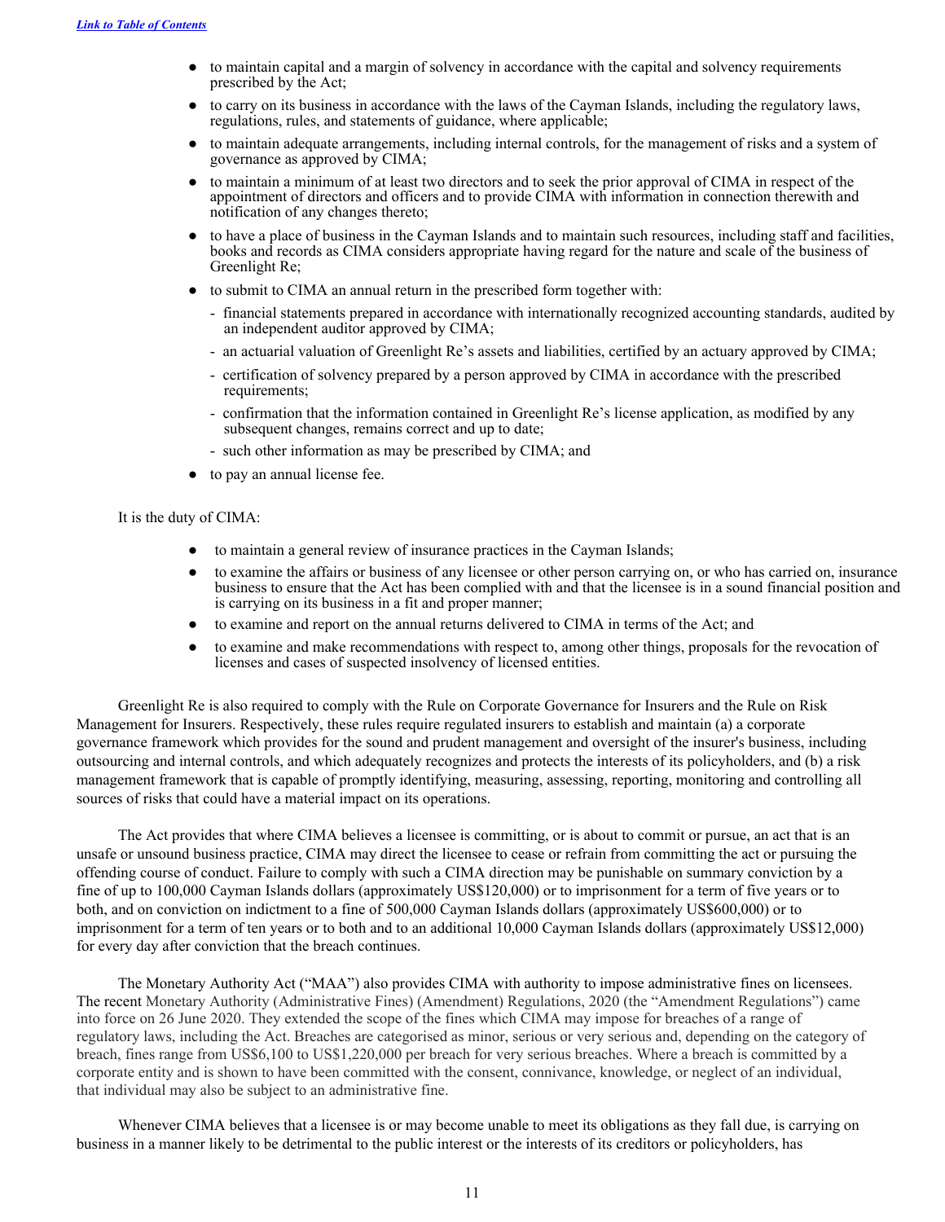- to maintain capital and a margin of solvency in accordance with the capital and solvency requirements prescribed by the Act;
- to carry on its business in accordance with the laws of the Cayman Islands, including the regulatory laws, regulations, rules, and statements of guidance, where applicable;
- to maintain adequate arrangements, including internal controls, for the management of risks and a system of governance as approved by CIMA;
- to maintain a minimum of at least two directors and to seek the prior approval of CIMA in respect of the appointment of directors and officers and to provide CIMA with information in connection therewith and notification of any changes thereto;
- to have a place of business in the Cayman Islands and to maintain such resources, including staff and facilities, books and records as CIMA considers appropriate having regard for the nature and scale of the business of Greenlight Re;
- to submit to CIMA an annual return in the prescribed form together with:
  - financial statements prepared in accordance with internationally recognized accounting standards, audited by an independent auditor approved by CIMA;
  - an actuarial valuation of Greenlight Re's assets and liabilities, certified by an actuary approved by CIMA;
  - certification of solvency prepared by a person approved by CIMA in accordance with the prescribed requirements;
  - confirmation that the information contained in Greenlight Re's license application, as modified by any subsequent changes, remains correct and up to date;
  - such other information as may be prescribed by CIMA; and
- to pay an annual license fee.

It is the duty of CIMA:

- to maintain a general review of insurance practices in the Cayman Islands;
- to examine the affairs or business of any licensee or other person carrying on, or who has carried on, insurance business to ensure that the Act has been complied with and that the licensee is in a sound financial position and is carrying on its business in a fit and proper manner;
- to examine and report on the annual returns delivered to CIMA in terms of the Act; and
- to examine and make recommendations with respect to, among other things, proposals for the revocation of licenses and cases of suspected insolvency of licensed entities.

Greenlight Re is also required to comply with the Rule on Corporate Governance for Insurers and the Rule on Risk Management for Insurers. Respectively, these rules require regulated insurers to establish and maintain (a) a corporate governance framework which provides for the sound and prudent management and oversight of the insurer's business, including outsourcing and internal controls, and which adequately recognizes and protects the interests of its policyholders, and (b) a risk management framework that is capable of promptly identifying, measuring, assessing, reporting, monitoring and controlling all sources of risks that could have a material impact on its operations.

The Act provides that where CIMA believes a licensee is committing, or is about to commit or pursue, an act that is an unsafe or unsound business practice, CIMA may direct the licensee to cease or refrain from committing the act or pursuing the offending course of conduct. Failure to comply with such a CIMA direction may be punishable on summary conviction by a fine of up to 100,000 Cayman Islands dollars (approximately US$120,000) or to imprisonment for a term of five years or to both, and on conviction on indictment to a fine of 500,000 Cayman Islands dollars (approximately US$600,000) or to imprisonment for a term of ten years or to both and to an additional 10,000 Cayman Islands dollars (approximately US$12,000) for every day after conviction that the breach continues.

The Monetary Authority Act ("MAA") also provides CIMA with authority to impose administrative fines on licensees. The recent Monetary Authority (Administrative Fines) (Amendment) Regulations, 2020 (the "Amendment Regulations") came into force on 26 June 2020. They extended the scope of the fines which CIMA may impose for breaches of a range of regulatory laws, including the Act. Breaches are categorised as minor, serious or very serious and, depending on the category of breach, fines range from US$6,100 to US$1,220,000 per breach for very serious breaches. Where a breach is committed by a corporate entity and is shown to have been committed with the consent, connivance, knowledge, or neglect of an individual, that individual may also be subject to an administrative fine.

Whenever CIMA believes that a licensee is or may become unable to meet its obligations as they fall due, is carrying on business in a manner likely to be detrimental to the public interest or the interests of its creditors or policyholders, has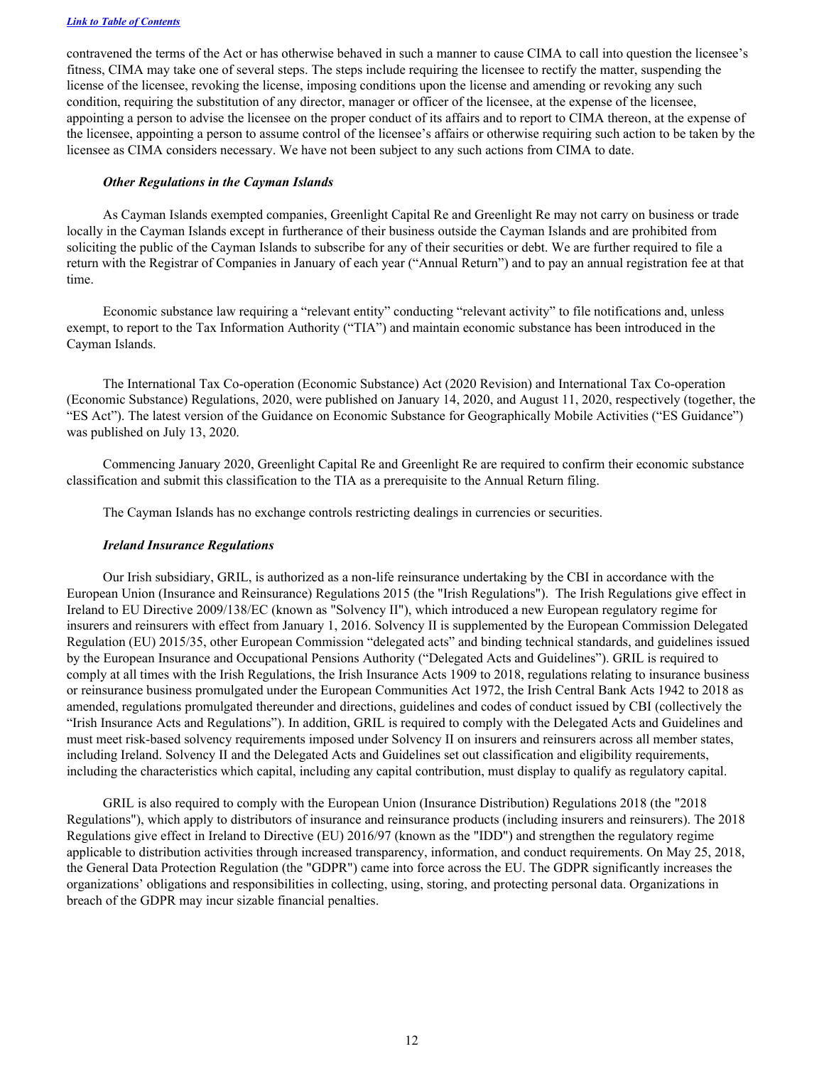contravened the terms of the Act or has otherwise behaved in such a manner to cause CIMA to call into question the licensee's fitness, CIMA may take one of several steps. The steps include requiring the licensee to rectify the matter, suspending the license of the licensee, revoking the license, imposing conditions upon the license and amending or revoking any such condition, requiring the substitution of any director, manager or officer of the licensee, at the expense of the licensee, appointing a person to advise the licensee on the proper conduct of its affairs and to report to CIMA thereon, at the expense of the licensee, appointing a person to assume control of the licensee's affairs or otherwise requiring such action to be taken by the licensee as CIMA considers necessary. We have not been subject to any such actions from CIMA to date.

***Other Regulations in the Cayman Islands***

As Cayman Islands exempted companies, Greenlight Capital Re and Greenlight Re may not carry on business or trade locally in the Cayman Islands except in furtherance of their business outside the Cayman Islands and are prohibited from soliciting the public of the Cayman Islands to subscribe for any of their securities or debt. We are further required to file a return with the Registrar of Companies in January of each year ("Annual Return") and to pay an annual registration fee at that time.

Economic substance law requiring a "relevant entity" conducting "relevant activity" to file notifications and, unless exempt, to report to the Tax Information Authority ("TIA") and maintain economic substance has been introduced in the Cayman Islands.

The International Tax Co-operation (Economic Substance) Act (2020 Revision) and International Tax Co-operation (Economic Substance) Regulations, 2020, were published on January 14, 2020, and August 11, 2020, respectively (together, the "ES Act"). The latest version of the Guidance on Economic Substance for Geographically Mobile Activities ("ES Guidance") was published on July 13, 2020.

Commencing January 2020, Greenlight Capital Re and Greenlight Re are required to confirm their economic substance classification and submit this classification to the TIA as a prerequisite to the Annual Return filing.

The Cayman Islands has no exchange controls restricting dealings in currencies or securities.

***Ireland Insurance Regulations***

Our Irish subsidiary, GRIL, is authorized as a non-life reinsurance undertaking by the CBI in accordance with the European Union (Insurance and Reinsurance) Regulations 2015 (the "Irish Regulations"). The Irish Regulations give effect in Ireland to EU Directive 2009/138/EC (known as "Solvency II"), which introduced a new European regulatory regime for insurers and reinsurers with effect from January 1, 2016. Solvency II is supplemented by the European Commission Delegated Regulation (EU) 2015/35, other European Commission "delegated acts" and binding technical standards, and guidelines issued by the European Insurance and Occupational Pensions Authority ("Delegated Acts and Guidelines"). GRIL is required to comply at all times with the Irish Regulations, the Irish Insurance Acts 1909 to 2018, regulations relating to insurance business or reinsurance business promulgated under the European Communities Act 1972, the Irish Central Bank Acts 1942 to 2018 as amended, regulations promulgated thereunder and directions, guidelines and codes of conduct issued by CBI (collectively the "Irish Insurance Acts and Regulations"). In addition, GRIL is required to comply with the Delegated Acts and Guidelines and must meet risk-based solvency requirements imposed under Solvency II on insurers and reinsurers across all member states, including Ireland. Solvency II and the Delegated Acts and Guidelines set out classification and eligibility requirements, including the characteristics which capital, including any capital contribution, must display to qualify as regulatory capital.

GRIL is also required to comply with the European Union (Insurance Distribution) Regulations 2018 (the "2018 Regulations"), which apply to distributors of insurance and reinsurance products (including insurers and reinsurers). The 2018 Regulations give effect in Ireland to Directive (EU) 2016/97 (known as the "IDD") and strengthen the regulatory regime applicable to distribution activities through increased transparency, information, and conduct requirements. On May 25, 2018, the General Data Protection Regulation (the "GDPR") came into force across the EU. The GDPR significantly increases the organizations' obligations and responsibilities in collecting, using, storing, and protecting personal data. Organizations in breach of the GDPR may incur sizable financial penalties.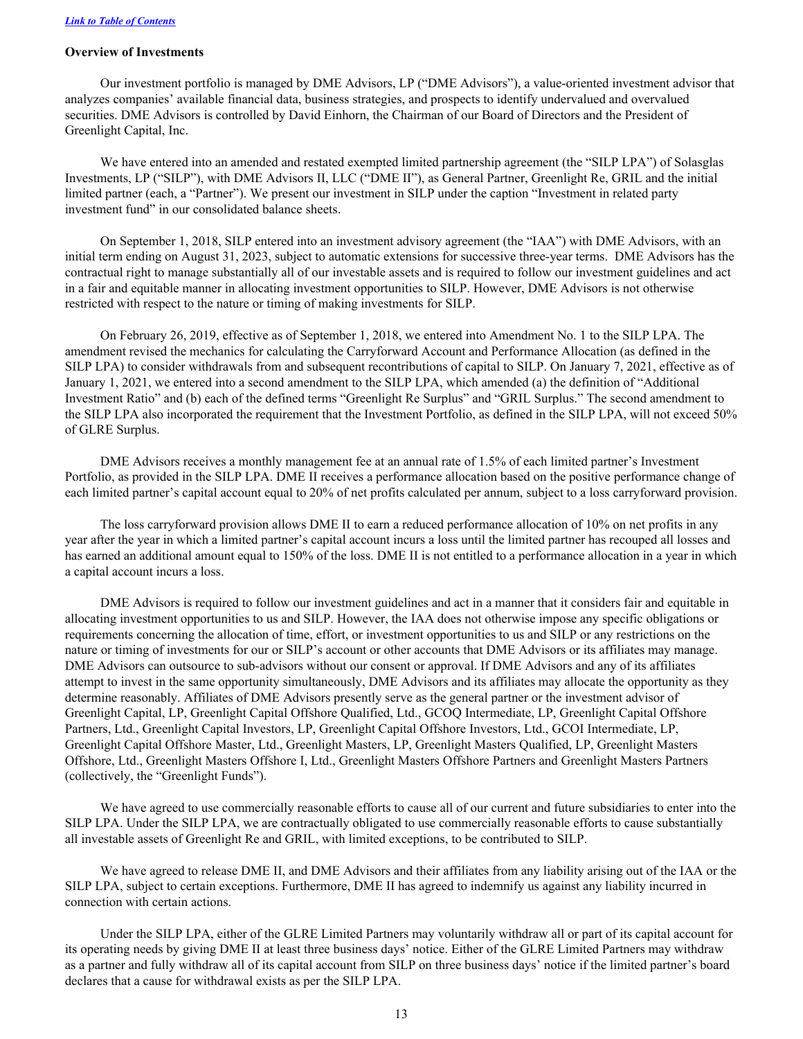[Link to Table of Contents](#)

**Overview of Investments**

Our investment portfolio is managed by DME Advisors, LP ("DME Advisors"), a value-oriented investment advisor that analyzes companies' available financial data, business strategies, and prospects to identify undervalued and overvalued securities. DME Advisors is controlled by David Einhorn, the Chairman of our Board of Directors and the President of Greenlight Capital, Inc.

We have entered into an amended and restated exempted limited partnership agreement (the "SILP LPA") of Solasglas Investments, LP ("SILP"), with DME Advisors II, LLC ("DME II"), as General Partner, Greenlight Re, GRIL and the initial limited partner (each, a "Partner"). We present our investment in SILP under the caption "Investment in related party investment fund" in our consolidated balance sheets.

On September 1, 2018, SILP entered into an investment advisory agreement (the "IAA") with DME Advisors, with an initial term ending on August 31, 2023, subject to automatic extensions for successive three-year terms. DME Advisors has the contractual right to manage substantially all of our investable assets and is required to follow our investment guidelines and act in a fair and equitable manner in allocating investment opportunities to SILP. However, DME Advisors is not otherwise restricted with respect to the nature or timing of making investments for SILP.

On February 26, 2019, effective as of September 1, 2018, we entered into Amendment No. 1 to the SILP LPA. The amendment revised the mechanics for calculating the Carryforward Account and Performance Allocation (as defined in the SILP LPA) to consider withdrawals from and subsequent recontributions of capital to SILP. On January 7, 2021, effective as of January 1, 2021, we entered into a second amendment to the SILP LPA, which amended (a) the definition of "Additional Investment Ratio" and (b) each of the defined terms "Greenlight Re Surplus" and "GRIL Surplus." The second amendment to the SILP LPA also incorporated the requirement that the Investment Portfolio, as defined in the SILP LPA, will not exceed 50% of GLRE Surplus.

DME Advisors receives a monthly management fee at an annual rate of 1.5% of each limited partner's Investment Portfolio, as provided in the SILP LPA. DME II receives a performance allocation based on the positive performance change of each limited partner's capital account equal to 20% of net profits calculated per annum, subject to a loss carryforward provision.

The loss carryforward provision allows DME II to earn a reduced performance allocation of 10% on net profits in any year after the year in which a limited partner's capital account incurs a loss until the limited partner has recouped all losses and has earned an additional amount equal to 150% of the loss. DME II is not entitled to a performance allocation in a year in which a capital account incurs a loss.

DME Advisors is required to follow our investment guidelines and act in a manner that it considers fair and equitable in allocating investment opportunities to us and SILP. However, the IAA does not otherwise impose any specific obligations or requirements concerning the allocation of time, effort, or investment opportunities to us and SILP or any restrictions on the nature or timing of investments for our or SILP's account or other accounts that DME Advisors or its affiliates may manage. DME Advisors can outsource to sub-advisors without our consent or approval. If DME Advisors and any of its affiliates attempt to invest in the same opportunity simultaneously, DME Advisors and its affiliates may allocate the opportunity as they determine reasonably. Affiliates of DME Advisors presently serve as the general partner or the investment advisor of Greenlight Capital, LP, Greenlight Capital Offshore Qualified, Ltd., GCOQ Intermediate, LP, Greenlight Capital Offshore Partners, Ltd., Greenlight Capital Investors, LP, Greenlight Capital Offshore Investors, Ltd., GCOI Intermediate, LP, Greenlight Capital Offshore Master, Ltd., Greenlight Masters, LP, Greenlight Masters Qualified, LP, Greenlight Masters Offshore, Ltd., Greenlight Masters Offshore I, Ltd., Greenlight Masters Offshore Partners and Greenlight Masters Partners (collectively, the "Greenlight Funds").

We have agreed to use commercially reasonable efforts to cause all of our current and future subsidiaries to enter into the SILP LPA. Under the SILP LPA, we are contractually obligated to use commercially reasonable efforts to cause substantially all investable assets of Greenlight Re and GRIL, with limited exceptions, to be contributed to SILP.

We have agreed to release DME II, and DME Advisors and their affiliates from any liability arising out of the IAA or the SILP LPA, subject to certain exceptions. Furthermore, DME II has agreed to indemnify us against any liability incurred in connection with certain actions.

Under the SILP LPA, either of the GLRE Limited Partners may voluntarily withdraw all or part of its capital account for its operating needs by giving DME II at least three business days' notice. Either of the GLRE Limited Partners may withdraw as a partner and fully withdraw all of its capital account from SILP on three business days' notice if the limited partner's board declares that a cause for withdrawal exists as per the SILP LPA.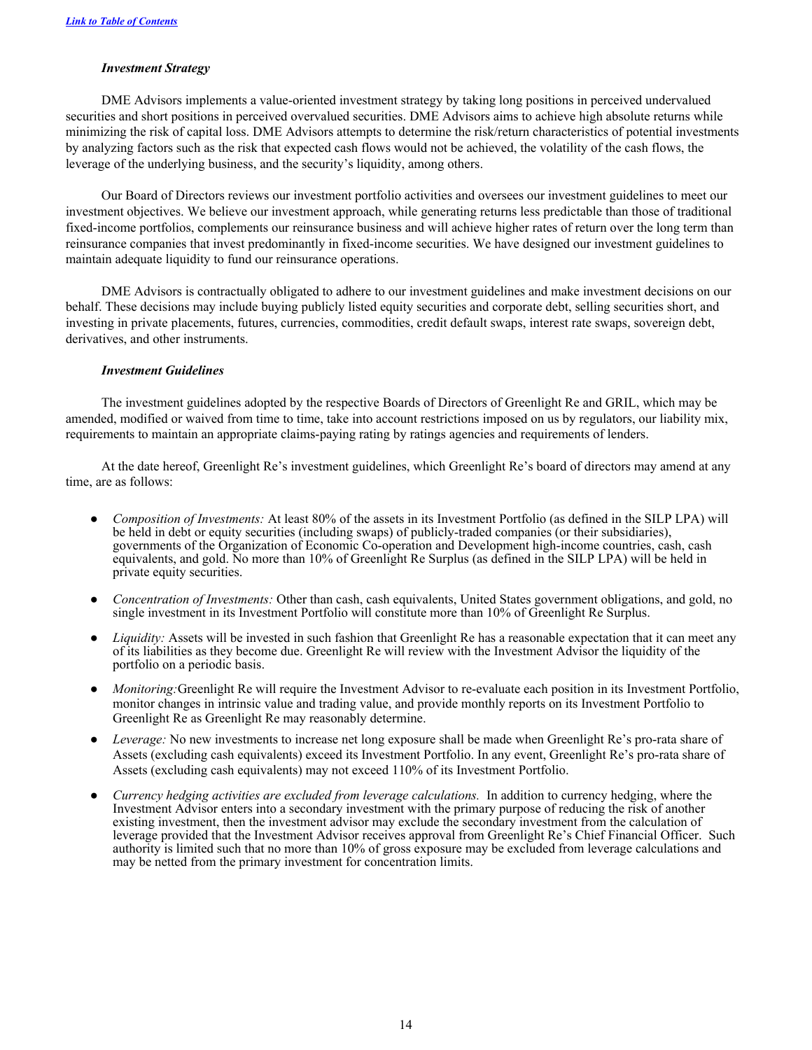[Link to Table of Contents](#)

***Investment Strategy***

DME Advisors implements a value-oriented investment strategy by taking long positions in perceived undervalued securities and short positions in perceived overvalued securities. DME Advisors aims to achieve high absolute returns while minimizing the risk of capital loss. DME Advisors attempts to determine the risk/return characteristics of potential investments by analyzing factors such as the risk that expected cash flows would not be achieved, the volatility of the cash flows, the leverage of the underlying business, and the security's liquidity, among others.

Our Board of Directors reviews our investment portfolio activities and oversees our investment guidelines to meet our investment objectives. We believe our investment approach, while generating returns less predictable than those of traditional fixed-income portfolios, complements our reinsurance business and will achieve higher rates of return over the long term than reinsurance companies that invest predominantly in fixed-income securities. We have designed our investment guidelines to maintain adequate liquidity to fund our reinsurance operations.

DME Advisors is contractually obligated to adhere to our investment guidelines and make investment decisions on our behalf. These decisions may include buying publicly listed equity securities and corporate debt, selling securities short, and investing in private placements, futures, currencies, commodities, credit default swaps, interest rate swaps, sovereign debt, derivatives, and other instruments.

***Investment Guidelines***

The investment guidelines adopted by the respective Boards of Directors of Greenlight Re and GRIL, which may be amended, modified or waived from time to time, take into account restrictions imposed on us by regulators, our liability mix, requirements to maintain an appropriate claims-paying rating by ratings agencies and requirements of lenders.

At the date hereof, Greenlight Re's investment guidelines, which Greenlight Re's board of directors may amend at any time, are as follows:

- *Composition of Investments:* At least 80% of the assets in its Investment Portfolio (as defined in the SILP LPA) will be held in debt or equity securities (including swaps) of publicly-traded companies (or their subsidiaries), governments of the Organization of Economic Co-operation and Development high-income countries, cash, cash equivalents, and gold. No more than 10% of Greenlight Re Surplus (as defined in the SILP LPA) will be held in private equity securities.
- *Concentration of Investments:* Other than cash, cash equivalents, United States government obligations, and gold, no single investment in its Investment Portfolio will constitute more than 10% of Greenlight Re Surplus.
- *Liquidity:* Assets will be invested in such fashion that Greenlight Re has a reasonable expectation that it can meet any of its liabilities as they become due. Greenlight Re will review with the Investment Advisor the liquidity of the portfolio on a periodic basis.
- *Monitoring:* Greenlight Re will require the Investment Advisor to re-evaluate each position in its Investment Portfolio, monitor changes in intrinsic value and trading value, and provide monthly reports on its Investment Portfolio to Greenlight Re as Greenlight Re may reasonably determine.
- *Leverage:* No new investments to increase net long exposure shall be made when Greenlight Re's pro-rata share of Assets (excluding cash equivalents) exceed its Investment Portfolio. In any event, Greenlight Re's pro-rata share of Assets (excluding cash equivalents) may not exceed 110% of its Investment Portfolio.
- *Currency hedging activities are excluded from leverage calculations.* In addition to currency hedging, where the Investment Advisor enters into a secondary investment with the primary purpose of reducing the risk of another existing investment, then the investment advisor may exclude the secondary investment from the calculation of leverage provided that the Investment Advisor receives approval from Greenlight Re's Chief Financial Officer. Such authority is limited such that no more than 10% of gross exposure may be excluded from leverage calculations and may be netted from the primary investment for concentration limits.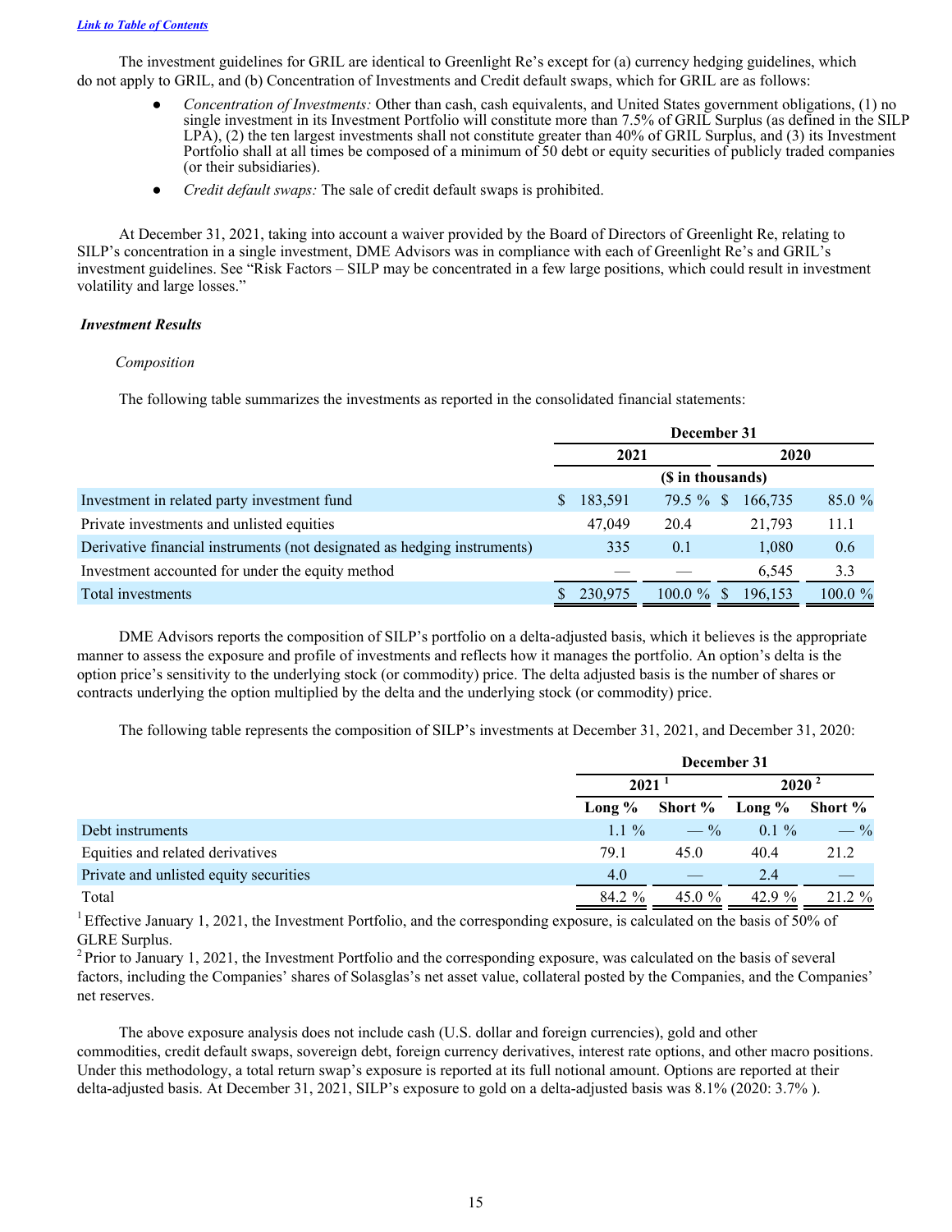[Link to Table of Contents]

The investment guidelines for GRIL are identical to Greenlight Re's except for (a) currency hedging guidelines, which do not apply to GRIL, and (b) Concentration of Investments and Credit default swaps, which for GRIL are as follows:

- *Concentration of Investments:* Other than cash, cash equivalents, and United States government obligations, (1) no single investment in its Investment Portfolio will constitute more than 7.5% of GRIL Surplus (as defined in the SILP LPA), (2) the ten largest investments shall not constitute greater than 40% of GRIL Surplus, and (3) its Investment Portfolio shall at all times be composed of a minimum of 50 debt or equity securities of publicly traded companies (or their subsidiaries).
- *Credit default swaps:* The sale of credit default swaps is prohibited.

At December 31, 2021, taking into account a waiver provided by the Board of Directors of Greenlight Re, relating to SILP's concentration in a single investment, DME Advisors was in compliance with each of Greenlight Re's and GRIL's investment guidelines. See "Risk Factors – SILP may be concentrated in a few large positions, which could result in investment volatility and large losses."

***Investment Results***

*Composition*

The following table summarizes the investments as reported in the consolidated financial statements:

| | December 31 | | | |
|---|---|---|---|---|
| | 2021 | | 2020 | |
| | ($ in thousands) | | | |
| Investment in related party investment fund | $ 183,591 | 79.5 % | $ 166,735 | 85.0 % |
| Private investments and unlisted equities | 47,049 | 20.4 | 21,793 | 11.1 |
| Derivative financial instruments (not designated as hedging instruments) | 335 | 0.1 | 1,080 | 0.6 |
| Investment accounted for under the equity method | — | — | 6,545 | 3.3 |
| Total investments | $ 230,975 | 100.0 % | $ 196,153 | 100.0 % |

DME Advisors reports the composition of SILP's portfolio on a delta-adjusted basis, which it believes is the appropriate manner to assess the exposure and profile of investments and reflects how it manages the portfolio. An option's delta is the option price's sensitivity to the underlying stock (or commodity) price. The delta adjusted basis is the number of shares or contracts underlying the option multiplied by the delta and the underlying stock (or commodity) price.

The following table represents the composition of SILP's investments at December 31, 2021, and December 31, 2020:

| | December 31 | | | |
|---|---|---|---|---|
| | 2021 [1] | | 2020 [2] | |
| | Long % | Short % | Long % | Short % |
| Debt instruments | 1.1 % | — % | 0.1 % | — % |
| Equities and related derivatives | 79.1 | 45.0 | 40.4 | 21.2 |
| Private and unlisted equity securities | 4.0 | — | 2.4 | — |
| Total | 84.2 % | 45.0 % | 42.9 % | 21.2 % |

[1] Effective January 1, 2021, the Investment Portfolio, and the corresponding exposure, is calculated on the basis of 50% of GLRE Surplus.

[2] Prior to January 1, 2021, the Investment Portfolio and the corresponding exposure, was calculated on the basis of several factors, including the Companies' shares of Solasglas's net asset value, collateral posted by the Companies, and the Companies' net reserves.

The above exposure analysis does not include cash (U.S. dollar and foreign currencies), gold and other commodities, credit default swaps, sovereign debt, foreign currency derivatives, interest rate options, and other macro positions. Under this methodology, a total return swap's exposure is reported at its full notional amount. Options are reported at their delta-adjusted basis. At December 31, 2021, SILP's exposure to gold on a delta-adjusted basis was 8.1% (2020: 3.7% ).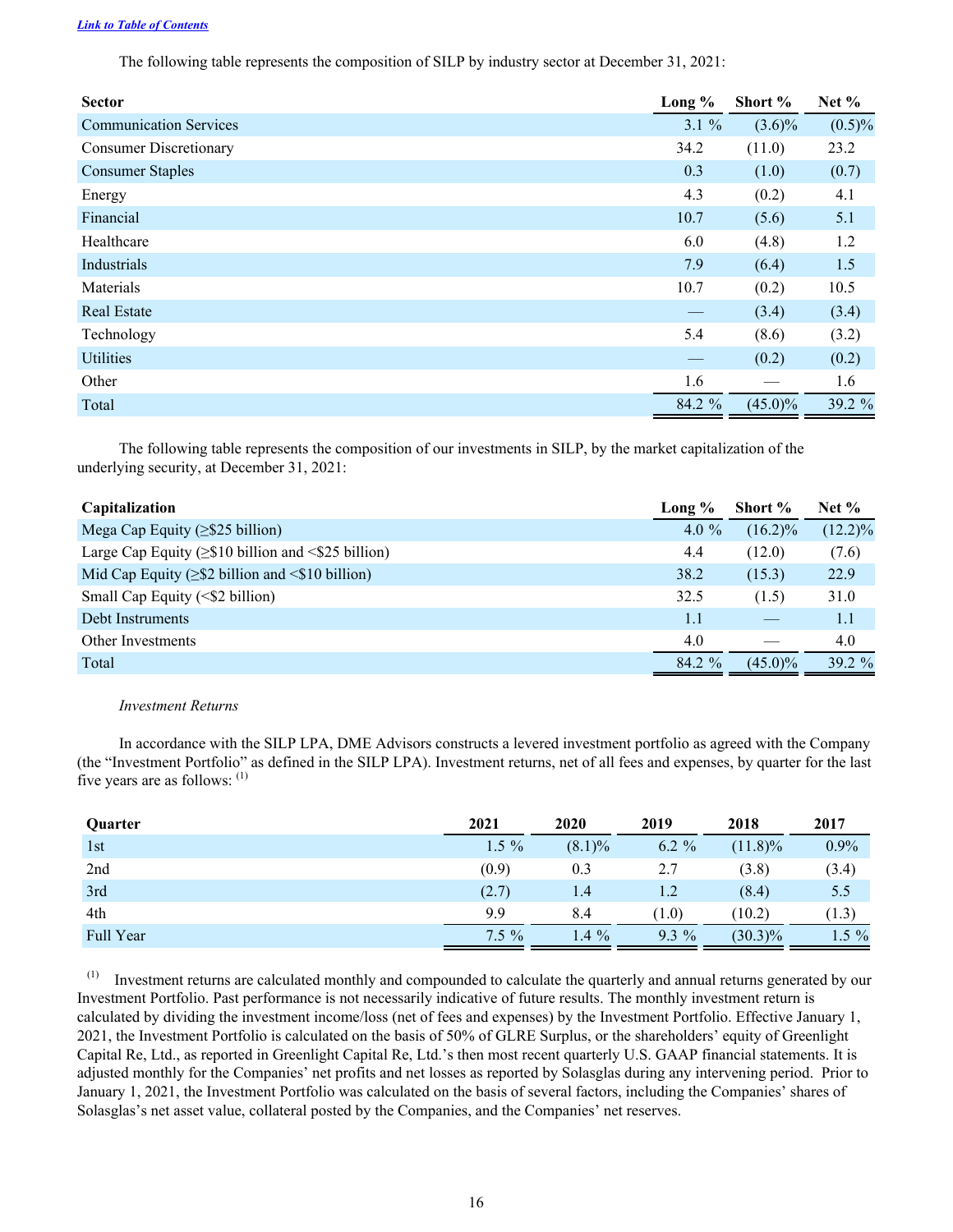[Link to Table of Contents](#)

The following table represents the composition of SILP by industry sector at December 31, 2021:

| Sector | Long % | Short % | Net % |
|---|---|---|---|
| Communication Services | 3.1 % | (3.6)% | (0.5)% |
| Consumer Discretionary | 34.2 | (11.0) | 23.2 |
| Consumer Staples | 0.3 | (1.0) | (0.7) |
| Energy | 4.3 | (0.2) | 4.1 |
| Financial | 10.7 | (5.6) | 5.1 |
| Healthcare | 6.0 | (4.8) | 1.2 |
| Industrials | 7.9 | (6.4) | 1.5 |
| Materials | 10.7 | (0.2) | 10.5 |
| Real Estate | — | (3.4) | (3.4) |
| Technology | 5.4 | (8.6) | (3.2) |
| Utilities | — | (0.2) | (0.2) |
| Other | 1.6 | — | 1.6 |
| Total | 84.2 % | (45.0)% | 39.2 % |

The following table represents the composition of our investments in SILP, by the market capitalization of the underlying security, at December 31, 2021:

| Capitalization | Long % | Short % | Net % |
|---|---|---|---|
| Mega Cap Equity (≥$25 billion) | 4.0 % | (16.2)% | (12.2)% |
| Large Cap Equity (≥$10 billion and <$25 billion) | 4.4 | (12.0) | (7.6) |
| Mid Cap Equity (≥$2 billion and <$10 billion) | 38.2 | (15.3) | 22.9 |
| Small Cap Equity (<$2 billion) | 32.5 | (1.5) | 31.0 |
| Debt Instruments | 1.1 | — | 1.1 |
| Other Investments | 4.0 | — | 4.0 |
| Total | 84.2 % | (45.0)% | 39.2 % |

*Investment Returns*

In accordance with the SILP LPA, DME Advisors constructs a levered investment portfolio as agreed with the Company (the "Investment Portfolio" as defined in the SILP LPA). Investment returns, net of all fees and expenses, by quarter for the last five years are as follows: [1]

| Quarter | 2021 | 2020 | 2019 | 2018 | 2017 |
|---|---|---|---|---|---|
| 1st | 1.5 % | (8.1)% | 6.2 % | (11.8)% | 0.9% |
| 2nd | (0.9) | 0.3 | 2.7 | (3.8) | (3.4) |
| 3rd | (2.7) | 1.4 | 1.2 | (8.4) | 5.5 |
| 4th | 9.9 | 8.4 | (1.0) | (10.2) | (1.3) |
| Full Year | 7.5 % | 1.4 % | 9.3 % | (30.3)% | 1.5 % |

[1] Investment returns are calculated monthly and compounded to calculate the quarterly and annual returns generated by our Investment Portfolio. Past performance is not necessarily indicative of future results. The monthly investment return is calculated by dividing the investment income/loss (net of fees and expenses) by the Investment Portfolio. Effective January 1, 2021, the Investment Portfolio is calculated on the basis of 50% of GLRE Surplus, or the shareholders' equity of Greenlight Capital Re, Ltd., as reported in Greenlight Capital Re, Ltd.'s then most recent quarterly U.S. GAAP financial statements. It is adjusted monthly for the Companies' net profits and net losses as reported by Solasglas during any intervening period. Prior to January 1, 2021, the Investment Portfolio was calculated on the basis of several factors, including the Companies' shares of Solasglas's net asset value, collateral posted by the Companies, and the Companies' net reserves.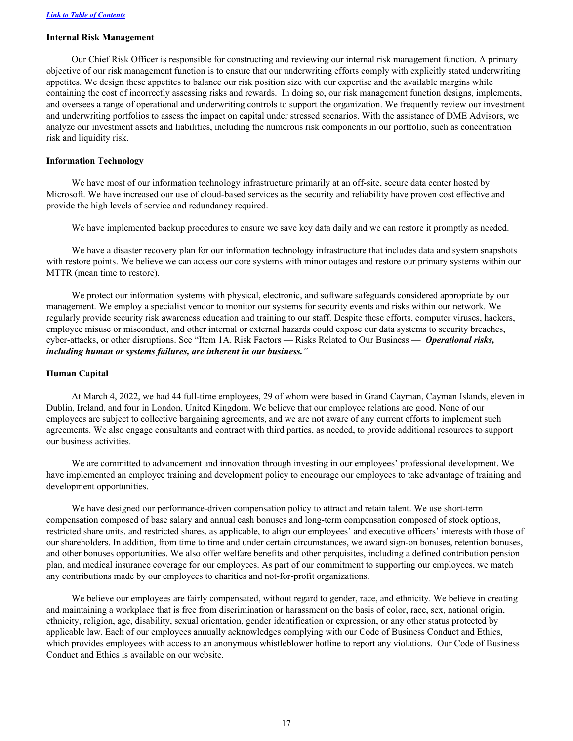[Link to Table of Contents](#)

**Internal Risk Management**

Our Chief Risk Officer is responsible for constructing and reviewing our internal risk management function. A primary objective of our risk management function is to ensure that our underwriting efforts comply with explicitly stated underwriting appetites. We design these appetites to balance our risk position size with our expertise and the available margins while containing the cost of incorrectly assessing risks and rewards. In doing so, our risk management function designs, implements, and oversees a range of operational and underwriting controls to support the organization. We frequently review our investment and underwriting portfolios to assess the impact on capital under stressed scenarios. With the assistance of DME Advisors, we analyze our investment assets and liabilities, including the numerous risk components in our portfolio, such as concentration risk and liquidity risk.

**Information Technology**

We have most of our information technology infrastructure primarily at an off-site, secure data center hosted by Microsoft. We have increased our use of cloud-based services as the security and reliability have proven cost effective and provide the high levels of service and redundancy required.

We have implemented backup procedures to ensure we save key data daily and we can restore it promptly as needed.

We have a disaster recovery plan for our information technology infrastructure that includes data and system snapshots with restore points. We believe we can access our core systems with minor outages and restore our primary systems within our MTTR (mean time to restore).

We protect our information systems with physical, electronic, and software safeguards considered appropriate by our management. We employ a specialist vendor to monitor our systems for security events and risks within our network. We regularly provide security risk awareness education and training to our staff. Despite these efforts, computer viruses, hackers, employee misuse or misconduct, and other internal or external hazards could expose our data systems to security breaches, cyber-attacks, or other disruptions. See "Item 1A. Risk Factors — Risks Related to Our Business — ***Operational risks, including human or systems failures, are inherent in our business.***"

**Human Capital**

At March 4, 2022, we had 44 full-time employees, 29 of whom were based in Grand Cayman, Cayman Islands, eleven in Dublin, Ireland, and four in London, United Kingdom. We believe that our employee relations are good. None of our employees are subject to collective bargaining agreements, and we are not aware of any current efforts to implement such agreements. We also engage consultants and contract with third parties, as needed, to provide additional resources to support our business activities.

We are committed to advancement and innovation through investing in our employees' professional development. We have implemented an employee training and development policy to encourage our employees to take advantage of training and development opportunities.

We have designed our performance-driven compensation policy to attract and retain talent. We use short-term compensation composed of base salary and annual cash bonuses and long-term compensation composed of stock options, restricted share units, and restricted shares, as applicable, to align our employees' and executive officers' interests with those of our shareholders. In addition, from time to time and under certain circumstances, we award sign-on bonuses, retention bonuses, and other bonuses opportunities. We also offer welfare benefits and other perquisites, including a defined contribution pension plan, and medical insurance coverage for our employees. As part of our commitment to supporting our employees, we match any contributions made by our employees to charities and not-for-profit organizations.

We believe our employees are fairly compensated, without regard to gender, race, and ethnicity. We believe in creating and maintaining a workplace that is free from discrimination or harassment on the basis of color, race, sex, national origin, ethnicity, religion, age, disability, sexual orientation, gender identification or expression, or any other status protected by applicable law. Each of our employees annually acknowledges complying with our Code of Business Conduct and Ethics, which provides employees with access to an anonymous whistleblower hotline to report any violations. Our Code of Business Conduct and Ethics is available on our website.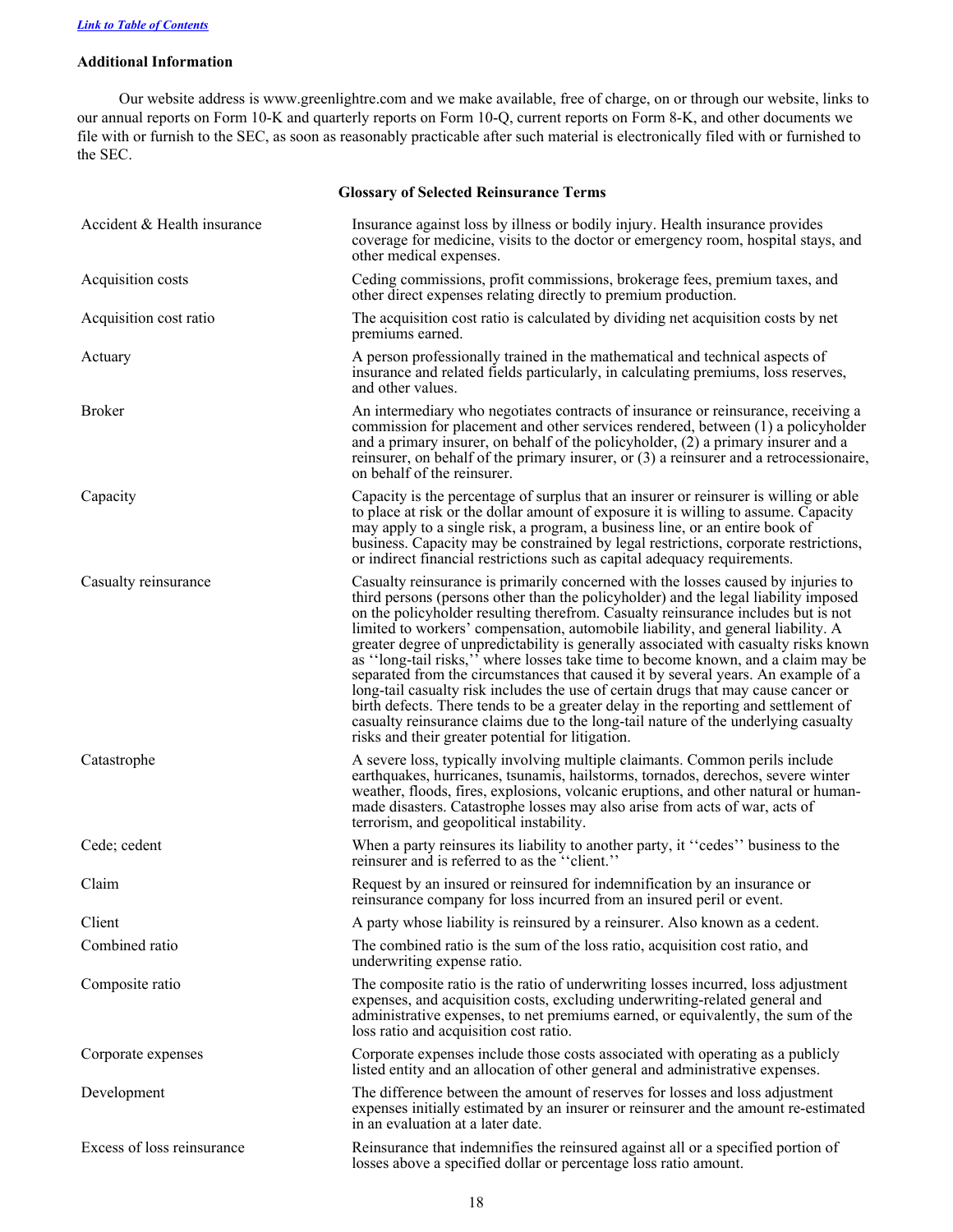[Link to Table of Contents](#)

### Additional Information

Our website address is www.greenlightre.com and we make available, free of charge, on or through our website, links to our annual reports on Form 10-K and quarterly reports on Form 10-Q, current reports on Form 8-K, and other documents we file with or furnish to the SEC, as soon as reasonably practicable after such material is electronically filed with or furnished to the SEC.

### Glossary of Selected Reinsurance Terms

| | |
|---|---|
| Accident & Health insurance | Insurance against loss by illness or bodily injury. Health insurance provides coverage for medicine, visits to the doctor or emergency room, hospital stays, and other medical expenses. |
| Acquisition costs | Ceding commissions, profit commissions, brokerage fees, premium taxes, and other direct expenses relating directly to premium production. |
| Acquisition cost ratio | The acquisition cost ratio is calculated by dividing net acquisition costs by net premiums earned. |
| Actuary | A person professionally trained in the mathematical and technical aspects of insurance and related fields particularly, in calculating premiums, loss reserves, and other values. |
| Broker | An intermediary who negotiates contracts of insurance or reinsurance, receiving a commission for placement and other services rendered, between (1) a policyholder and a primary insurer, on behalf of the policyholder, (2) a primary insurer and a reinsurer, on behalf of the primary insurer, or (3) a reinsurer and a retrocessionaire, on behalf of the reinsurer. |
| Capacity | Capacity is the percentage of surplus that an insurer or reinsurer is willing or able to place at risk or the dollar amount of exposure it is willing to assume. Capacity may apply to a single risk, a program, a business line, or an entire book of business. Capacity may be constrained by legal restrictions, corporate restrictions, or indirect financial restrictions such as capital adequacy requirements. |
| Casualty reinsurance | Casualty reinsurance is primarily concerned with the losses caused by injuries to third persons (persons other than the policyholder) and the legal liability imposed on the policyholder resulting therefrom. Casualty reinsurance includes but is not limited to workers' compensation, automobile liability, and general liability. A greater degree of unpredictability is generally associated with casualty risks known as ''long-tail risks,'' where losses take time to become known, and a claim may be separated from the circumstances that caused it by several years. An example of a long-tail casualty risk includes the use of certain drugs that may cause cancer or birth defects. There tends to be a greater delay in the reporting and settlement of casualty reinsurance claims due to the long-tail nature of the underlying casualty risks and their greater potential for litigation. |
| Catastrophe | A severe loss, typically involving multiple claimants. Common perils include earthquakes, hurricanes, tsunamis, hailstorms, tornados, derechos, severe winter weather, floods, fires, explosions, volcanic eruptions, and other natural or human-made disasters. Catastrophe losses may also arise from acts of war, acts of terrorism, and geopolitical instability. |
| Cede; cedent | When a party reinsures its liability to another party, it ''cedes'' business to the reinsurer and is referred to as the ''client.'' |
| Claim | Request by an insured or reinsured for indemnification by an insurance or reinsurance company for loss incurred from an insured peril or event. |
| Client | A party whose liability is reinsured by a reinsurer. Also known as a cedent. |
| Combined ratio | The combined ratio is the sum of the loss ratio, acquisition cost ratio, and underwriting expense ratio. |
| Composite ratio | The composite ratio is the ratio of underwriting losses incurred, loss adjustment expenses, and acquisition costs, excluding underwriting-related general and administrative expenses, to net premiums earned, or equivalently, the sum of the loss ratio and acquisition cost ratio. |
| Corporate expenses | Corporate expenses include those costs associated with operating as a publicly listed entity and an allocation of other general and administrative expenses. |
| Development | The difference between the amount of reserves for losses and loss adjustment expenses initially estimated by an insurer or reinsurer and the amount re-estimated in an evaluation at a later date. |
| Excess of loss reinsurance | Reinsurance that indemnifies the reinsured against all or a specified portion of losses above a specified dollar or percentage loss ratio amount. |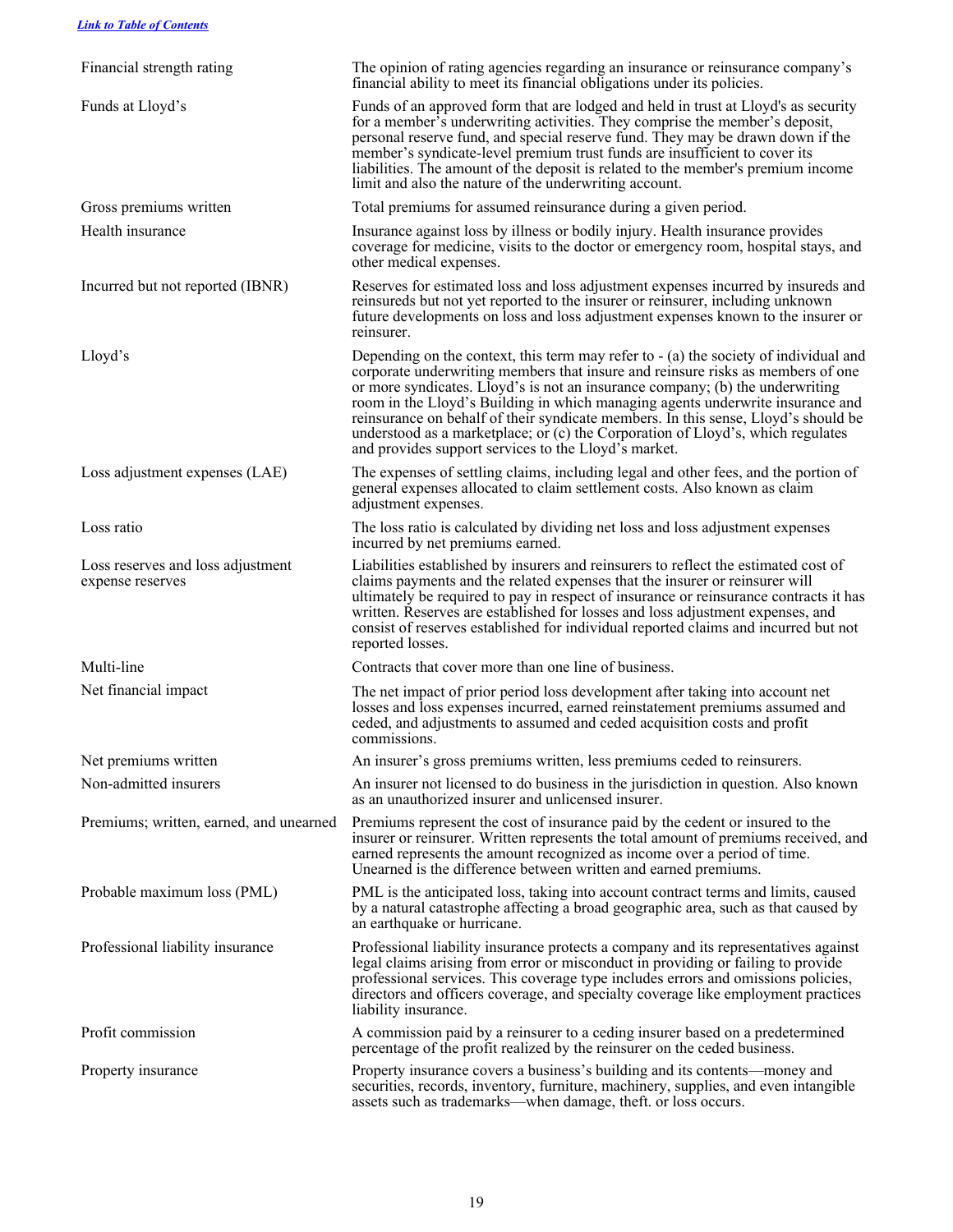[Link to Table of Contents]

| | |
|---|---|
| Financial strength rating | The opinion of rating agencies regarding an insurance or reinsurance company's financial ability to meet its financial obligations under its policies. |
| Funds at Lloyd's | Funds of an approved form that are lodged and held in trust at Lloyd's as security for a member's underwriting activities. They comprise the member's deposit, personal reserve fund, and special reserve fund. They may be drawn down if the member's syndicate-level premium trust funds are insufficient to cover its liabilities. The amount of the deposit is related to the member's premium income limit and also the nature of the underwriting account. |
| Gross premiums written | Total premiums for assumed reinsurance during a given period. |
| Health insurance | Insurance against loss by illness or bodily injury. Health insurance provides coverage for medicine, visits to the doctor or emergency room, hospital stays, and other medical expenses. |
| Incurred but not reported (IBNR) | Reserves for estimated loss and loss adjustment expenses incurred by insureds and reinsureds but not yet reported to the insurer or reinsurer, including unknown future developments on loss and loss adjustment expenses known to the insurer or reinsurer. |
| Lloyd's | Depending on the context, this term may refer to - (a) the society of individual and corporate underwriting members that insure and reinsure risks as members of one or more syndicates. Lloyd's is not an insurance company; (b) the underwriting room in the Lloyd's Building in which managing agents underwrite insurance and reinsurance on behalf of their syndicate members. In this sense, Lloyd's should be understood as a marketplace; or (c) the Corporation of Lloyd's, which regulates and provides support services to the Lloyd's market. |
| Loss adjustment expenses (LAE) | The expenses of settling claims, including legal and other fees, and the portion of general expenses allocated to claim settlement costs. Also known as claim adjustment expenses. |
| Loss ratio | The loss ratio is calculated by dividing net loss and loss adjustment expenses incurred by net premiums earned. |
| Loss reserves and loss adjustment expense reserves | Liabilities established by insurers and reinsurers to reflect the estimated cost of claims payments and the related expenses that the insurer or reinsurer will ultimately be required to pay in respect of insurance or reinsurance contracts it has written. Reserves are established for losses and loss adjustment expenses, and consist of reserves established for individual reported claims and incurred but not reported losses. |
| Multi-line | Contracts that cover more than one line of business. |
| Net financial impact | The net impact of prior period loss development after taking into account net losses and loss expenses incurred, earned reinstatement premiums assumed and ceded, and adjustments to assumed and ceded acquisition costs and profit commissions. |
| Net premiums written | An insurer's gross premiums written, less premiums ceded to reinsurers. |
| Non-admitted insurers | An insurer not licensed to do business in the jurisdiction in question. Also known as an unauthorized insurer and unlicensed insurer. |
| Premiums; written, earned, and unearned | Premiums represent the cost of insurance paid by the cedent or insured to the insurer or reinsurer. Written represents the total amount of premiums received, and earned represents the amount recognized as income over a period of time. Unearned is the difference between written and earned premiums. |
| Probable maximum loss (PML) | PML is the anticipated loss, taking into account contract terms and limits, caused by a natural catastrophe affecting a broad geographic area, such as that caused by an earthquake or hurricane. |
| Professional liability insurance | Professional liability insurance protects a company and its representatives against legal claims arising from error or misconduct in providing or failing to provide professional services. This coverage type includes errors and omissions policies, directors and officers coverage, and specialty coverage like employment practices liability insurance. |
| Profit commission | A commission paid by a reinsurer to a ceding insurer based on a predetermined percentage of the profit realized by the reinsurer on the ceded business. |
| Property insurance | Property insurance covers a business's building and its contents—money and securities, records, inventory, furniture, machinery, supplies, and even intangible assets such as trademarks—when damage, theft. or loss occurs. |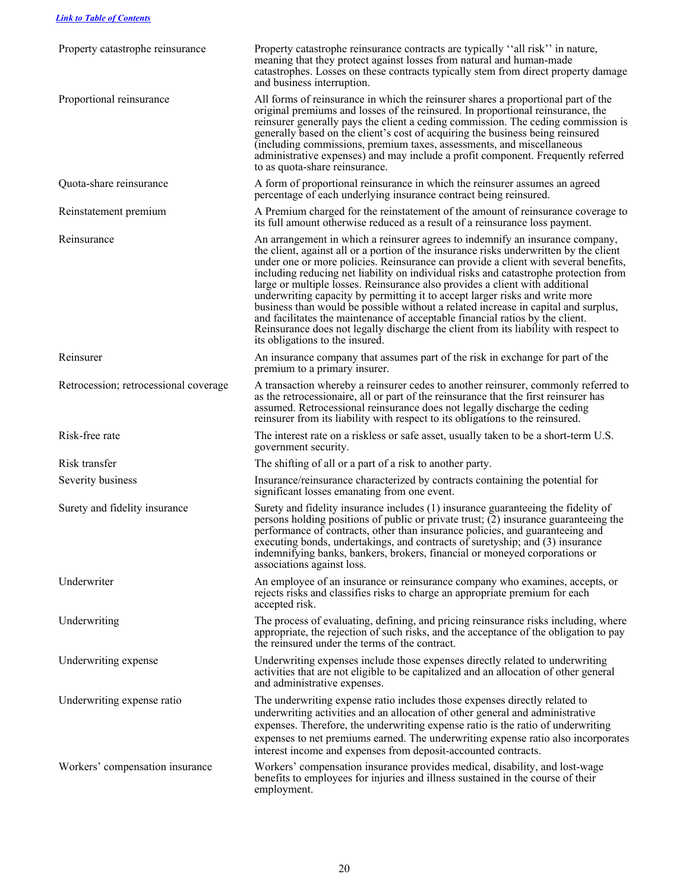[Link to Table of Contents](#)

| | |
|---|---|
| Property catastrophe reinsurance | Property catastrophe reinsurance contracts are typically ''all risk'' in nature, meaning that they protect against losses from natural and human-made catastrophes. Losses on these contracts typically stem from direct property damage and business interruption. |
| Proportional reinsurance | All forms of reinsurance in which the reinsurer shares a proportional part of the original premiums and losses of the reinsured. In proportional reinsurance, the reinsurer generally pays the client a ceding commission. The ceding commission is generally based on the client's cost of acquiring the business being reinsured (including commissions, premium taxes, assessments, and miscellaneous administrative expenses) and may include a profit component. Frequently referred to as quota-share reinsurance. |
| Quota-share reinsurance | A form of proportional reinsurance in which the reinsurer assumes an agreed percentage of each underlying insurance contract being reinsured. |
| Reinstatement premium | A Premium charged for the reinstatement of the amount of reinsurance coverage to its full amount otherwise reduced as a result of a reinsurance loss payment. |
| Reinsurance | An arrangement in which a reinsurer agrees to indemnify an insurance company, the client, against all or a portion of the insurance risks underwritten by the client under one or more policies. Reinsurance can provide a client with several benefits, including reducing net liability on individual risks and catastrophe protection from large or multiple losses. Reinsurance also provides a client with additional underwriting capacity by permitting it to accept larger risks and write more business than would be possible without a related increase in capital and surplus, and facilitates the maintenance of acceptable financial ratios by the client. Reinsurance does not legally discharge the client from its liability with respect to its obligations to the insured. |
| Reinsurer | An insurance company that assumes part of the risk in exchange for part of the premium to a primary insurer. |
| Retrocession; retrocessional coverage | A transaction whereby a reinsurer cedes to another reinsurer, commonly referred to as the retrocessionaire, all or part of the reinsurance that the first reinsurer has assumed. Retrocessional reinsurance does not legally discharge the ceding reinsurer from its liability with respect to its obligations to the reinsured. |
| Risk-free rate | The interest rate on a riskless or safe asset, usually taken to be a short-term U.S. government security. |
| Risk transfer | The shifting of all or a part of a risk to another party. |
| Severity business | Insurance/reinsurance characterized by contracts containing the potential for significant losses emanating from one event. |
| Surety and fidelity insurance | Surety and fidelity insurance includes (1) insurance guaranteeing the fidelity of persons holding positions of public or private trust; (2) insurance guaranteeing the performance of contracts, other than insurance policies, and guaranteeing and executing bonds, undertakings, and contracts of suretyship; and (3) insurance indemnifying banks, bankers, brokers, financial or moneyed corporations or associations against loss. |
| Underwriter | An employee of an insurance or reinsurance company who examines, accepts, or rejects risks and classifies risks to charge an appropriate premium for each accepted risk. |
| Underwriting | The process of evaluating, defining, and pricing reinsurance risks including, where appropriate, the rejection of such risks, and the acceptance of the obligation to pay the reinsured under the terms of the contract. |
| Underwriting expense | Underwriting expenses include those expenses directly related to underwriting activities that are not eligible to be capitalized and an allocation of other general and administrative expenses. |
| Underwriting expense ratio | The underwriting expense ratio includes those expenses directly related to underwriting activities and an allocation of other general and administrative expenses. Therefore, the underwriting expense ratio is the ratio of underwriting expenses to net premiums earned. The underwriting expense ratio also incorporates interest income and expenses from deposit-accounted contracts. |
| Workers' compensation insurance | Workers' compensation insurance provides medical, disability, and lost-wage benefits to employees for injuries and illness sustained in the course of their employment. |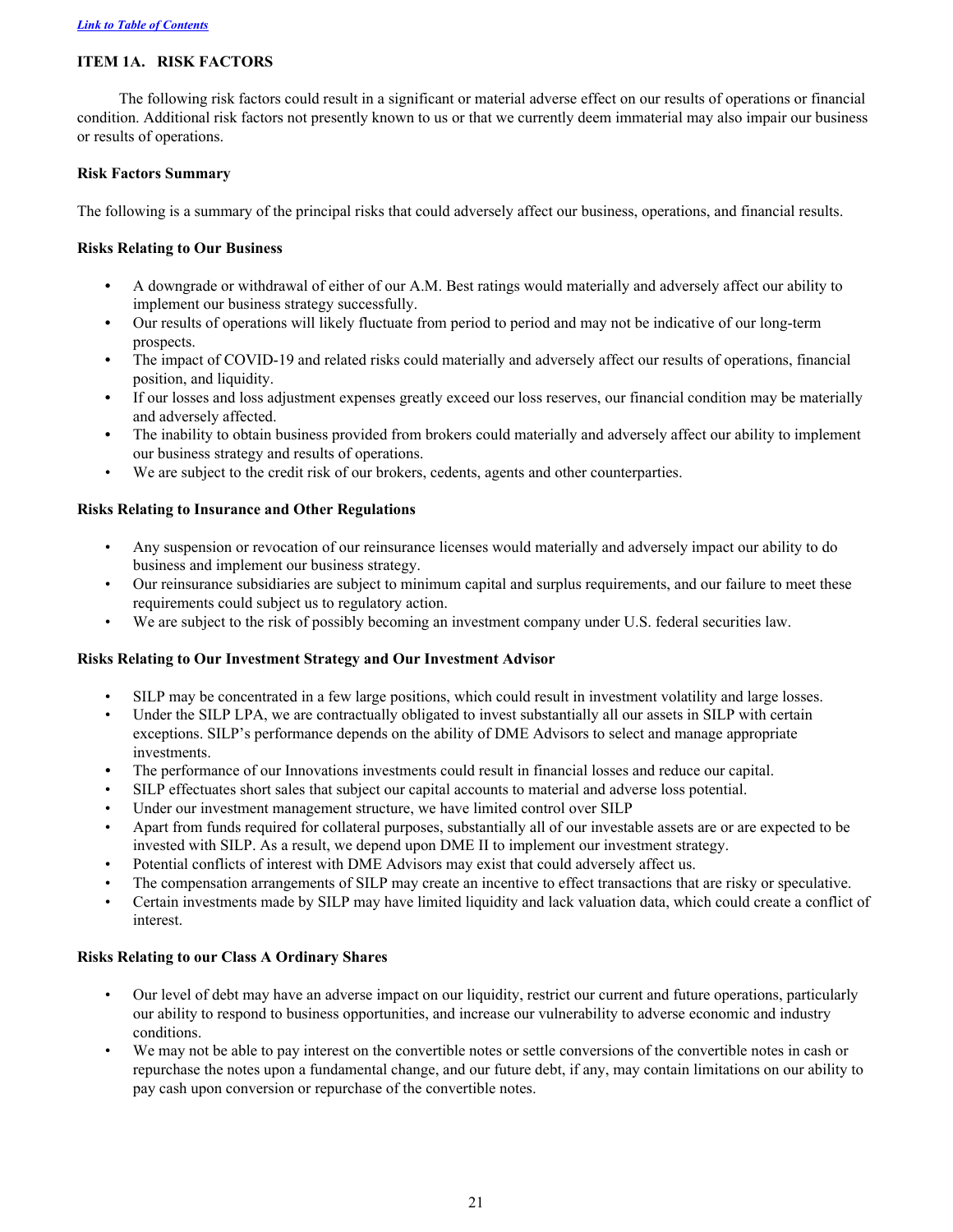*Link to Table of Contents*

## ITEM 1A. RISK FACTORS

The following risk factors could result in a significant or material adverse effect on our results of operations or financial condition. Additional risk factors not presently known to us or that we currently deem immaterial may also impair our business or results of operations.

**Risk Factors Summary**

The following is a summary of the principal risks that could adversely affect our business, operations, and financial results.

**Risks Relating to Our Business**

- A downgrade or withdrawal of either of our A.M. Best ratings would materially and adversely affect our ability to implement our business strategy successfully.
- Our results of operations will likely fluctuate from period to period and may not be indicative of our long-term prospects.
- The impact of COVID-19 and related risks could materially and adversely affect our results of operations, financial position, and liquidity.
- If our losses and loss adjustment expenses greatly exceed our loss reserves, our financial condition may be materially and adversely affected.
- The inability to obtain business provided from brokers could materially and adversely affect our ability to implement our business strategy and results of operations.
- We are subject to the credit risk of our brokers, cedents, agents and other counterparties.

**Risks Relating to Insurance and Other Regulations**

- Any suspension or revocation of our reinsurance licenses would materially and adversely impact our ability to do business and implement our business strategy.
- Our reinsurance subsidiaries are subject to minimum capital and surplus requirements, and our failure to meet these requirements could subject us to regulatory action.
- We are subject to the risk of possibly becoming an investment company under U.S. federal securities law.

**Risks Relating to Our Investment Strategy and Our Investment Advisor**

- SILP may be concentrated in a few large positions, which could result in investment volatility and large losses.
- Under the SILP LPA, we are contractually obligated to invest substantially all our assets in SILP with certain exceptions. SILP's performance depends on the ability of DME Advisors to select and manage appropriate investments.
- The performance of our Innovations investments could result in financial losses and reduce our capital.
- SILP effectuates short sales that subject our capital accounts to material and adverse loss potential.
- Under our investment management structure, we have limited control over SILP
- Apart from funds required for collateral purposes, substantially all of our investable assets are or are expected to be invested with SILP. As a result, we depend upon DME II to implement our investment strategy.
- Potential conflicts of interest with DME Advisors may exist that could adversely affect us.
- The compensation arrangements of SILP may create an incentive to effect transactions that are risky or speculative.
- Certain investments made by SILP may have limited liquidity and lack valuation data, which could create a conflict of interest.

**Risks Relating to our Class A Ordinary Shares**

- Our level of debt may have an adverse impact on our liquidity, restrict our current and future operations, particularly our ability to respond to business opportunities, and increase our vulnerability to adverse economic and industry conditions.
- We may not be able to pay interest on the convertible notes or settle conversions of the convertible notes in cash or repurchase the notes upon a fundamental change, and our future debt, if any, may contain limitations on our ability to pay cash upon conversion or repurchase of the convertible notes.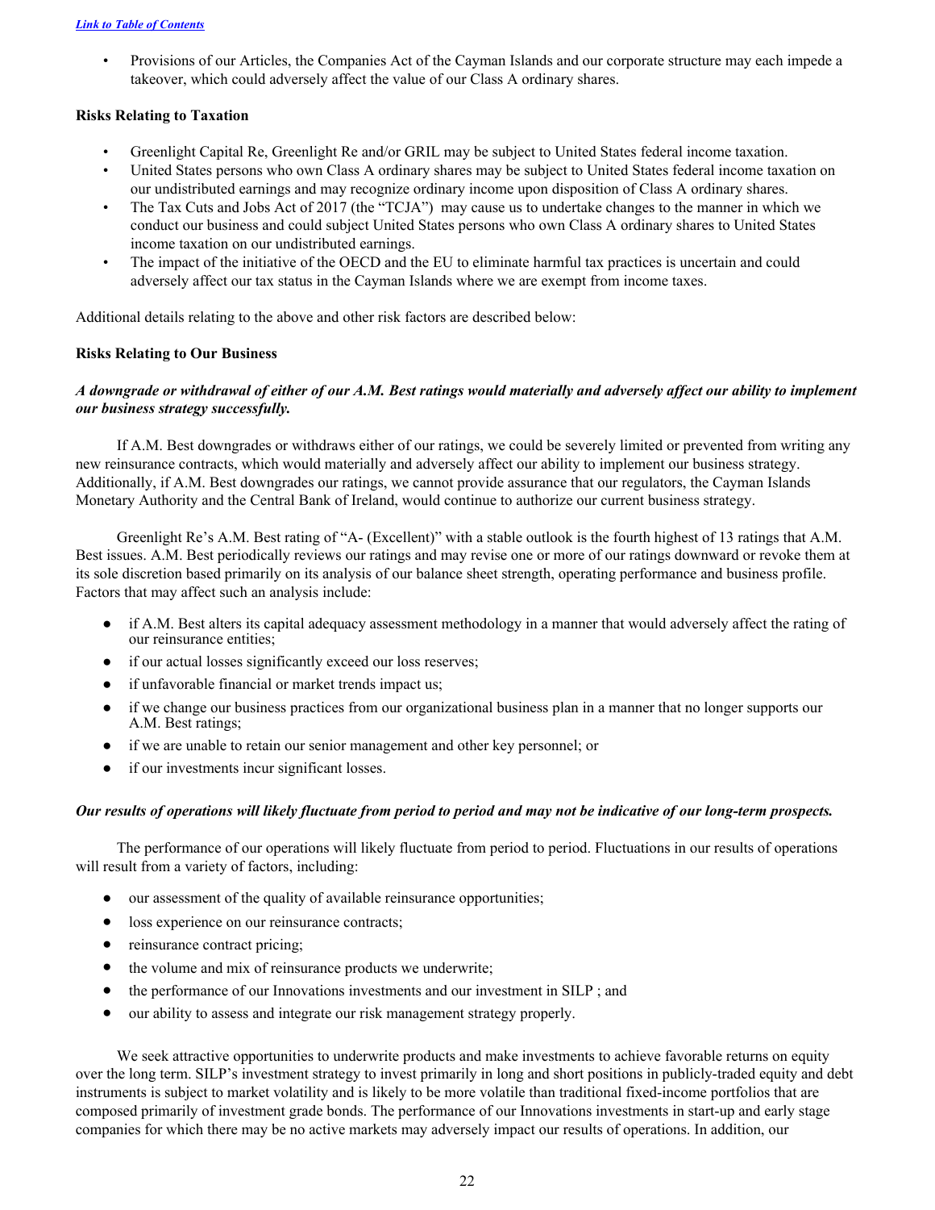- Provisions of our Articles, the Companies Act of the Cayman Islands and our corporate structure may each impede a takeover, which could adversely affect the value of our Class A ordinary shares.

**Risks Relating to Taxation**

- Greenlight Capital Re, Greenlight Re and/or GRIL may be subject to United States federal income taxation.
- United States persons who own Class A ordinary shares may be subject to United States federal income taxation on our undistributed earnings and may recognize ordinary income upon disposition of Class A ordinary shares.
- The Tax Cuts and Jobs Act of 2017 (the "TCJA") may cause us to undertake changes to the manner in which we conduct our business and could subject United States persons who own Class A ordinary shares to United States income taxation on our undistributed earnings.
- The impact of the initiative of the OECD and the EU to eliminate harmful tax practices is uncertain and could adversely affect our tax status in the Cayman Islands where we are exempt from income taxes.

Additional details relating to the above and other risk factors are described below:

**Risks Relating to Our Business**

***A downgrade or withdrawal of either of our A.M. Best ratings would materially and adversely affect our ability to implement our business strategy successfully.***

If A.M. Best downgrades or withdraws either of our ratings, we could be severely limited or prevented from writing any new reinsurance contracts, which would materially and adversely affect our ability to implement our business strategy. Additionally, if A.M. Best downgrades our ratings, we cannot provide assurance that our regulators, the Cayman Islands Monetary Authority and the Central Bank of Ireland, would continue to authorize our current business strategy.

Greenlight Re's A.M. Best rating of "A- (Excellent)" with a stable outlook is the fourth highest of 13 ratings that A.M. Best issues. A.M. Best periodically reviews our ratings and may revise one or more of our ratings downward or revoke them at its sole discretion based primarily on its analysis of our balance sheet strength, operating performance and business profile. Factors that may affect such an analysis include:

- if A.M. Best alters its capital adequacy assessment methodology in a manner that would adversely affect the rating of our reinsurance entities;
- if our actual losses significantly exceed our loss reserves;
- if unfavorable financial or market trends impact us;
- if we change our business practices from our organizational business plan in a manner that no longer supports our A.M. Best ratings;
- if we are unable to retain our senior management and other key personnel; or
- if our investments incur significant losses.

***Our results of operations will likely fluctuate from period to period and may not be indicative of our long-term prospects.***

The performance of our operations will likely fluctuate from period to period. Fluctuations in our results of operations will result from a variety of factors, including:

- our assessment of the quality of available reinsurance opportunities;
- loss experience on our reinsurance contracts;
- reinsurance contract pricing;
- the volume and mix of reinsurance products we underwrite;
- the performance of our Innovations investments and our investment in SILP ; and
- our ability to assess and integrate our risk management strategy properly.

We seek attractive opportunities to underwrite products and make investments to achieve favorable returns on equity over the long term. SILP's investment strategy to invest primarily in long and short positions in publicly-traded equity and debt instruments is subject to market volatility and is likely to be more volatile than traditional fixed-income portfolios that are composed primarily of investment grade bonds. The performance of our Innovations investments in start-up and early stage companies for which there may be no active markets may adversely impact our results of operations. In addition, our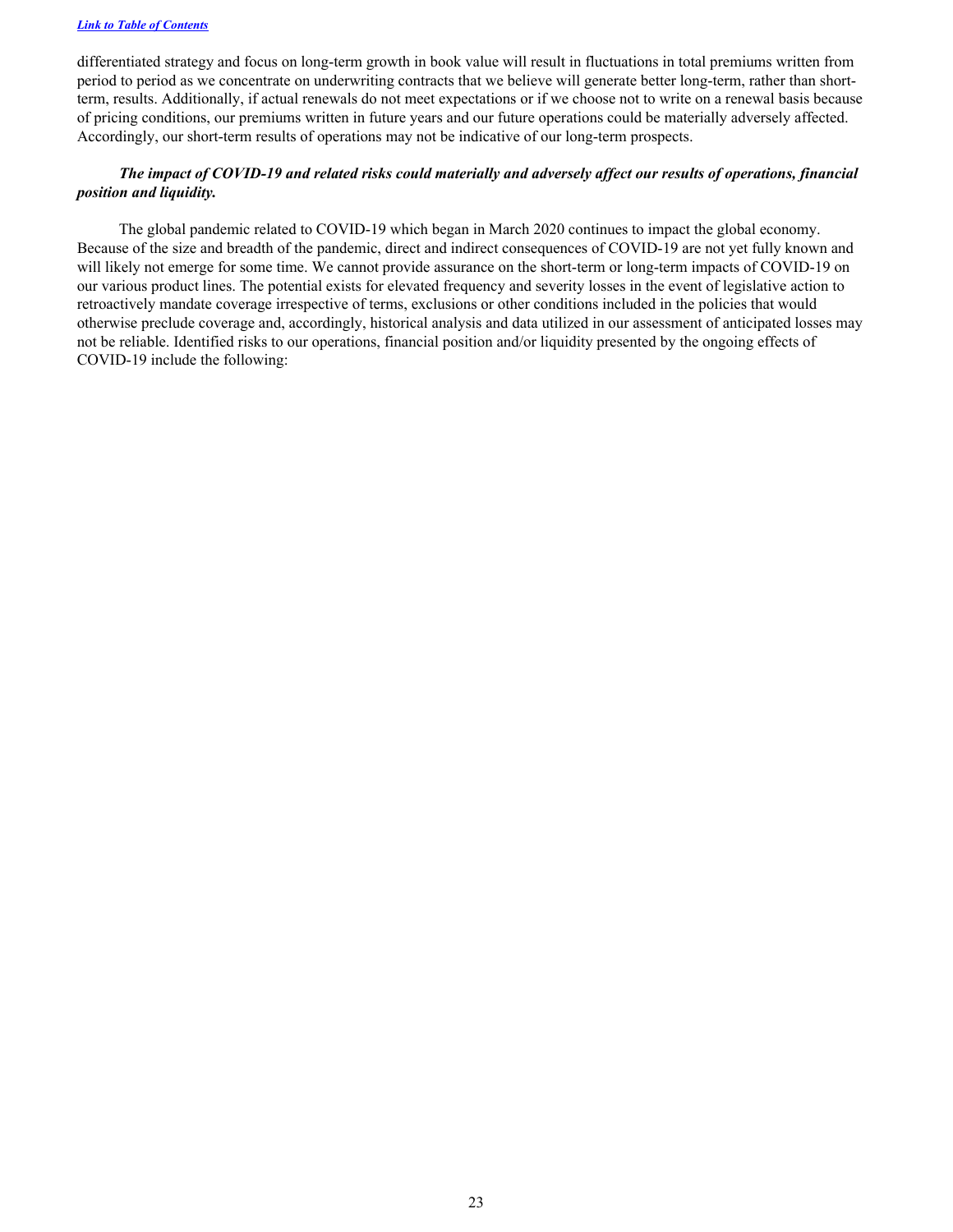differentiated strategy and focus on long-term growth in book value will result in fluctuations in total premiums written from period to period as we concentrate on underwriting contracts that we believe will generate better long-term, rather than short-term, results. Additionally, if actual renewals do not meet expectations or if we choose not to write on a renewal basis because of pricing conditions, our premiums written in future years and our future operations could be materially adversely affected. Accordingly, our short-term results of operations may not be indicative of our long-term prospects.

***The impact of COVID-19 and related risks could materially and adversely affect our results of operations, financial position and liquidity.***

The global pandemic related to COVID-19 which began in March 2020 continues to impact the global economy. Because of the size and breadth of the pandemic, direct and indirect consequences of COVID-19 are not yet fully known and will likely not emerge for some time. We cannot provide assurance on the short-term or long-term impacts of COVID-19 on our various product lines. The potential exists for elevated frequency and severity losses in the event of legislative action to retroactively mandate coverage irrespective of terms, exclusions or other conditions included in the policies that would otherwise preclude coverage and, accordingly, historical analysis and data utilized in our assessment of anticipated losses may not be reliable. Identified risks to our operations, financial position and/or liquidity presented by the ongoing effects of COVID-19 include the following: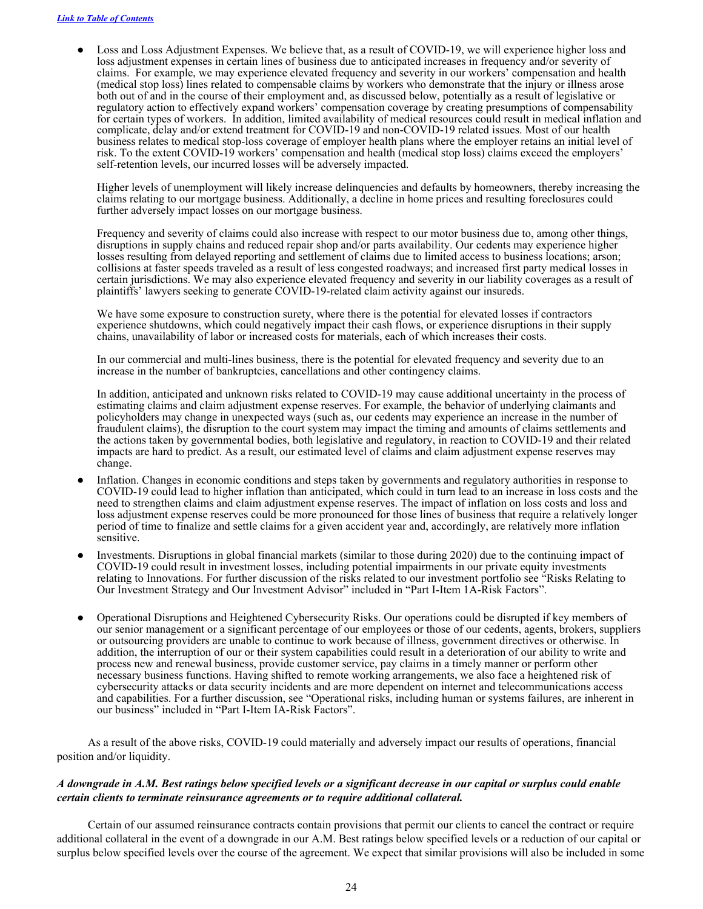- Loss and Loss Adjustment Expenses. We believe that, as a result of COVID-19, we will experience higher loss and loss adjustment expenses in certain lines of business due to anticipated increases in frequency and/or severity of claims. For example, we may experience elevated frequency and severity in our workers' compensation and health (medical stop loss) lines related to compensable claims by workers who demonstrate that the injury or illness arose both out of and in the course of their employment and, as discussed below, potentially as a result of legislative or regulatory action to effectively expand workers' compensation coverage by creating presumptions of compensability for certain types of workers. In addition, limited availability of medical resources could result in medical inflation and complicate, delay and/or extend treatment for COVID-19 and non-COVID-19 related issues. Most of our health business relates to medical stop-loss coverage of employer health plans where the employer retains an initial level of risk. To the extent COVID-19 workers' compensation and health (medical stop loss) claims exceed the employers' self-retention levels, our incurred losses will be adversely impacted.

  Higher levels of unemployment will likely increase delinquencies and defaults by homeowners, thereby increasing the claims relating to our mortgage business. Additionally, a decline in home prices and resulting foreclosures could further adversely impact losses on our mortgage business.

  Frequency and severity of claims could also increase with respect to our motor business due to, among other things, disruptions in supply chains and reduced repair shop and/or parts availability. Our cedents may experience higher losses resulting from delayed reporting and settlement of claims due to limited access to business locations; arson; collisions at faster speeds traveled as a result of less congested roadways; and increased first party medical losses in certain jurisdictions. We may also experience elevated frequency and severity in our liability coverages as a result of plaintiffs' lawyers seeking to generate COVID-19-related claim activity against our insureds.

  We have some exposure to construction surety, where there is the potential for elevated losses if contractors experience shutdowns, which could negatively impact their cash flows, or experience disruptions in their supply chains, unavailability of labor or increased costs for materials, each of which increases their costs.

  In our commercial and multi-lines business, there is the potential for elevated frequency and severity due to an increase in the number of bankruptcies, cancellations and other contingency claims.

  In addition, anticipated and unknown risks related to COVID-19 may cause additional uncertainty in the process of estimating claims and claim adjustment expense reserves. For example, the behavior of underlying claimants and policyholders may change in unexpected ways (such as, our cedents may experience an increase in the number of fraudulent claims), the disruption to the court system may impact the timing and amounts of claims settlements and the actions taken by governmental bodies, both legislative and regulatory, in reaction to COVID-19 and their related impacts are hard to predict. As a result, our estimated level of claims and claim adjustment expense reserves may change.

- Inflation. Changes in economic conditions and steps taken by governments and regulatory authorities in response to COVID-19 could lead to higher inflation than anticipated, which could in turn lead to an increase in loss costs and the need to strengthen claims and claim adjustment expense reserves. The impact of inflation on loss costs and loss and loss adjustment expense reserves could be more pronounced for those lines of business that require a relatively longer period of time to finalize and settle claims for a given accident year and, accordingly, are relatively more inflation sensitive.

- Investments. Disruptions in global financial markets (similar to those during 2020) due to the continuing impact of COVID-19 could result in investment losses, including potential impairments in our private equity investments relating to Innovations. For further discussion of the risks related to our investment portfolio see "Risks Relating to Our Investment Strategy and Our Investment Advisor" included in "Part I-Item 1A-Risk Factors".

- Operational Disruptions and Heightened Cybersecurity Risks. Our operations could be disrupted if key members of our senior management or a significant percentage of our employees or those of our cedents, agents, brokers, suppliers or outsourcing providers are unable to continue to work because of illness, government directives or otherwise. In addition, the interruption of our or their system capabilities could result in a deterioration of our ability to write and process new and renewal business, provide customer service, pay claims in a timely manner or perform other necessary business functions. Having shifted to remote working arrangements, we also face a heightened risk of cybersecurity attacks or data security incidents and are more dependent on internet and telecommunications access and capabilities. For a further discussion, see "Operational risks, including human or systems failures, are inherent in our business" included in "Part I-Item IA-Risk Factors".

As a result of the above risks, COVID-19 could materially and adversely impact our results of operations, financial position and/or liquidity.

***A downgrade in A.M. Best ratings below specified levels or a significant decrease in our capital or surplus could enable certain clients to terminate reinsurance agreements or to require additional collateral.***

Certain of our assumed reinsurance contracts contain provisions that permit our clients to cancel the contract or require additional collateral in the event of a downgrade in our A.M. Best ratings below specified levels or a reduction of our capital or surplus below specified levels over the course of the agreement. We expect that similar provisions will also be included in some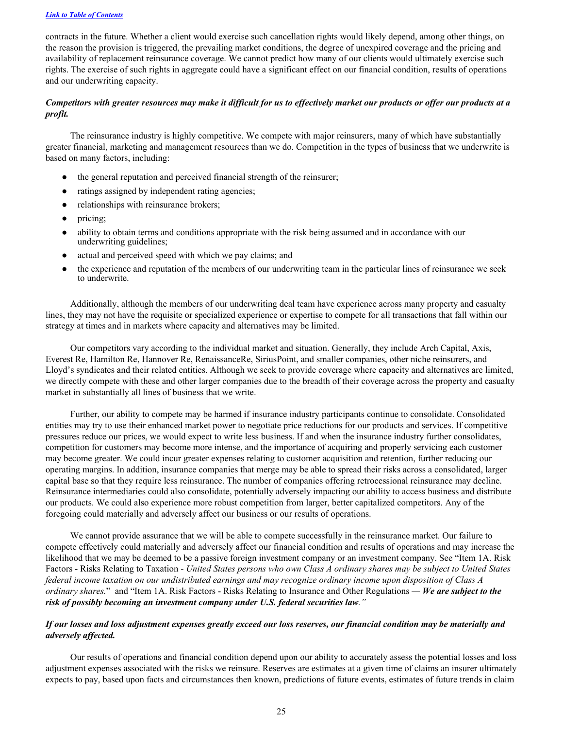contracts in the future. Whether a client would exercise such cancellation rights would likely depend, among other things, on the reason the provision is triggered, the prevailing market conditions, the degree of unexpired coverage and the pricing and availability of replacement reinsurance coverage. We cannot predict how many of our clients would ultimately exercise such rights. The exercise of such rights in aggregate could have a significant effect on our financial condition, results of operations and our underwriting capacity.

***Competitors with greater resources may make it difficult for us to effectively market our products or offer our products at a profit.***

The reinsurance industry is highly competitive. We compete with major reinsurers, many of which have substantially greater financial, marketing and management resources than we do. Competition in the types of business that we underwrite is based on many factors, including:

- the general reputation and perceived financial strength of the reinsurer;
- ratings assigned by independent rating agencies;
- relationships with reinsurance brokers;
- pricing;
- ability to obtain terms and conditions appropriate with the risk being assumed and in accordance with our underwriting guidelines;
- actual and perceived speed with which we pay claims; and
- the experience and reputation of the members of our underwriting team in the particular lines of reinsurance we seek to underwrite.

Additionally, although the members of our underwriting deal team have experience across many property and casualty lines, they may not have the requisite or specialized experience or expertise to compete for all transactions that fall within our strategy at times and in markets where capacity and alternatives may be limited.

Our competitors vary according to the individual market and situation. Generally, they include Arch Capital, Axis, Everest Re, Hamilton Re, Hannover Re, RenaissanceRe, SiriusPoint, and smaller companies, other niche reinsurers, and Lloyd's syndicates and their related entities. Although we seek to provide coverage where capacity and alternatives are limited, we directly compete with these and other larger companies due to the breadth of their coverage across the property and casualty market in substantially all lines of business that we write.

Further, our ability to compete may be harmed if insurance industry participants continue to consolidate. Consolidated entities may try to use their enhanced market power to negotiate price reductions for our products and services. If competitive pressures reduce our prices, we would expect to write less business. If and when the insurance industry further consolidates, competition for customers may become more intense, and the importance of acquiring and properly servicing each customer may become greater. We could incur greater expenses relating to customer acquisition and retention, further reducing our operating margins. In addition, insurance companies that merge may be able to spread their risks across a consolidated, larger capital base so that they require less reinsurance. The number of companies offering retrocessional reinsurance may decline. Reinsurance intermediaries could also consolidate, potentially adversely impacting our ability to access business and distribute our products. We could also experience more robust competition from larger, better capitalized competitors. Any of the foregoing could materially and adversely affect our business or our results of operations.

We cannot provide assurance that we will be able to compete successfully in the reinsurance market. Our failure to compete effectively could materially and adversely affect our financial condition and results of operations and may increase the likelihood that we may be deemed to be a passive foreign investment company or an investment company. See "Item 1A. Risk Factors - Risks Relating to Taxation - *United States persons who own Class A ordinary shares may be subject to United States federal income taxation on our undistributed earnings and may recognize ordinary income upon disposition of Class A ordinary shares.*" and "Item 1A. Risk Factors - Risks Relating to Insurance and Other Regulations — ***We are subject to the risk of possibly becoming an investment company under U.S. federal securities law***."

***If our losses and loss adjustment expenses greatly exceed our loss reserves, our financial condition may be materially and adversely affected.***

Our results of operations and financial condition depend upon our ability to accurately assess the potential losses and loss adjustment expenses associated with the risks we reinsure. Reserves are estimates at a given time of claims an insurer ultimately expects to pay, based upon facts and circumstances then known, predictions of future events, estimates of future trends in claim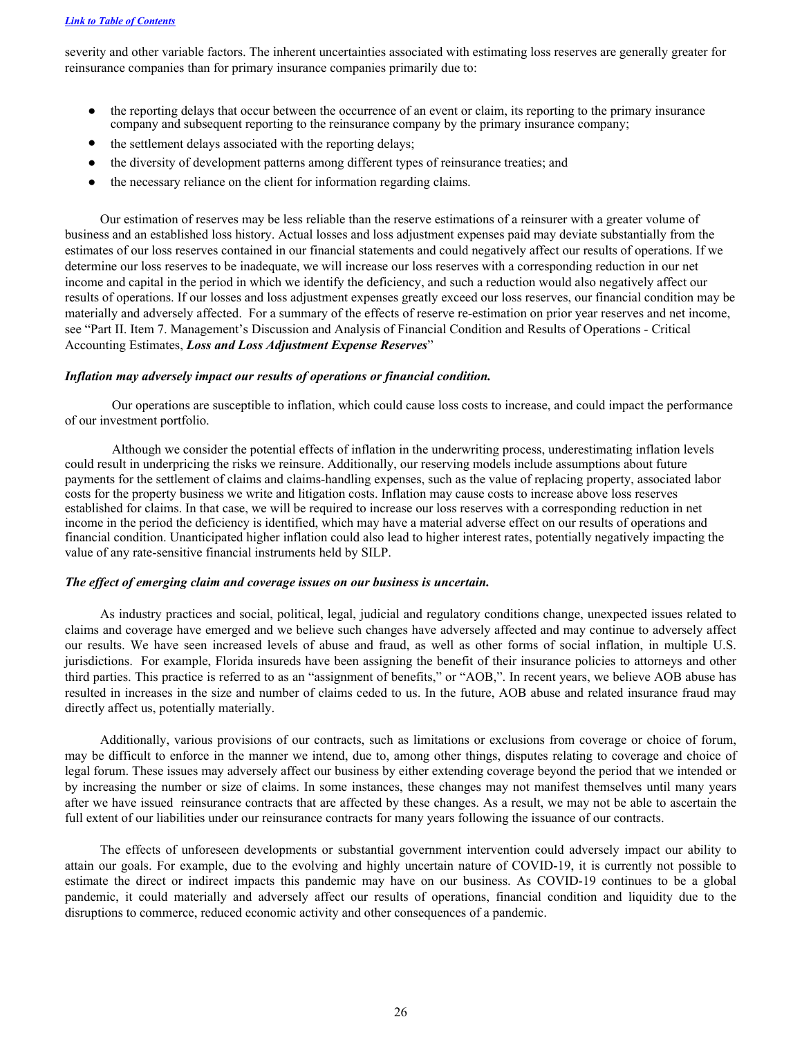severity and other variable factors. The inherent uncertainties associated with estimating loss reserves are generally greater for reinsurance companies than for primary insurance companies primarily due to:

- the reporting delays that occur between the occurrence of an event or claim, its reporting to the primary insurance company and subsequent reporting to the reinsurance company by the primary insurance company;
- the settlement delays associated with the reporting delays;
- the diversity of development patterns among different types of reinsurance treaties; and
- the necessary reliance on the client for information regarding claims.

Our estimation of reserves may be less reliable than the reserve estimations of a reinsurer with a greater volume of business and an established loss history. Actual losses and loss adjustment expenses paid may deviate substantially from the estimates of our loss reserves contained in our financial statements and could negatively affect our results of operations. If we determine our loss reserves to be inadequate, we will increase our loss reserves with a corresponding reduction in our net income and capital in the period in which we identify the deficiency, and such a reduction would also negatively affect our results of operations. If our losses and loss adjustment expenses greatly exceed our loss reserves, our financial condition may be materially and adversely affected. For a summary of the effects of reserve re-estimation on prior year reserves and net income, see "Part II. Item 7. Management's Discussion and Analysis of Financial Condition and Results of Operations - Critical Accounting Estimates, ***Loss and Loss Adjustment Expense Reserves***"

***Inflation may adversely impact our results of operations or financial condition.***

Our operations are susceptible to inflation, which could cause loss costs to increase, and could impact the performance of our investment portfolio.

Although we consider the potential effects of inflation in the underwriting process, underestimating inflation levels could result in underpricing the risks we reinsure. Additionally, our reserving models include assumptions about future payments for the settlement of claims and claims-handling expenses, such as the value of replacing property, associated labor costs for the property business we write and litigation costs. Inflation may cause costs to increase above loss reserves established for claims. In that case, we will be required to increase our loss reserves with a corresponding reduction in net income in the period the deficiency is identified, which may have a material adverse effect on our results of operations and financial condition. Unanticipated higher inflation could also lead to higher interest rates, potentially negatively impacting the value of any rate-sensitive financial instruments held by SILP.

***The effect of emerging claim and coverage issues on our business is uncertain.***

As industry practices and social, political, legal, judicial and regulatory conditions change, unexpected issues related to claims and coverage have emerged and we believe such changes have adversely affected and may continue to adversely affect our results. We have seen increased levels of abuse and fraud, as well as other forms of social inflation, in multiple U.S. jurisdictions. For example, Florida insureds have been assigning the benefit of their insurance policies to attorneys and other third parties. This practice is referred to as an "assignment of benefits," or "AOB,". In recent years, we believe AOB abuse has resulted in increases in the size and number of claims ceded to us. In the future, AOB abuse and related insurance fraud may directly affect us, potentially materially.

Additionally, various provisions of our contracts, such as limitations or exclusions from coverage or choice of forum, may be difficult to enforce in the manner we intend, due to, among other things, disputes relating to coverage and choice of legal forum. These issues may adversely affect our business by either extending coverage beyond the period that we intended or by increasing the number or size of claims. In some instances, these changes may not manifest themselves until many years after we have issued reinsurance contracts that are affected by these changes. As a result, we may not be able to ascertain the full extent of our liabilities under our reinsurance contracts for many years following the issuance of our contracts.

The effects of unforeseen developments or substantial government intervention could adversely impact our ability to attain our goals. For example, due to the evolving and highly uncertain nature of COVID-19, it is currently not possible to estimate the direct or indirect impacts this pandemic may have on our business. As COVID-19 continues to be a global pandemic, it could materially and adversely affect our results of operations, financial condition and liquidity due to the disruptions to commerce, reduced economic activity and other consequences of a pandemic.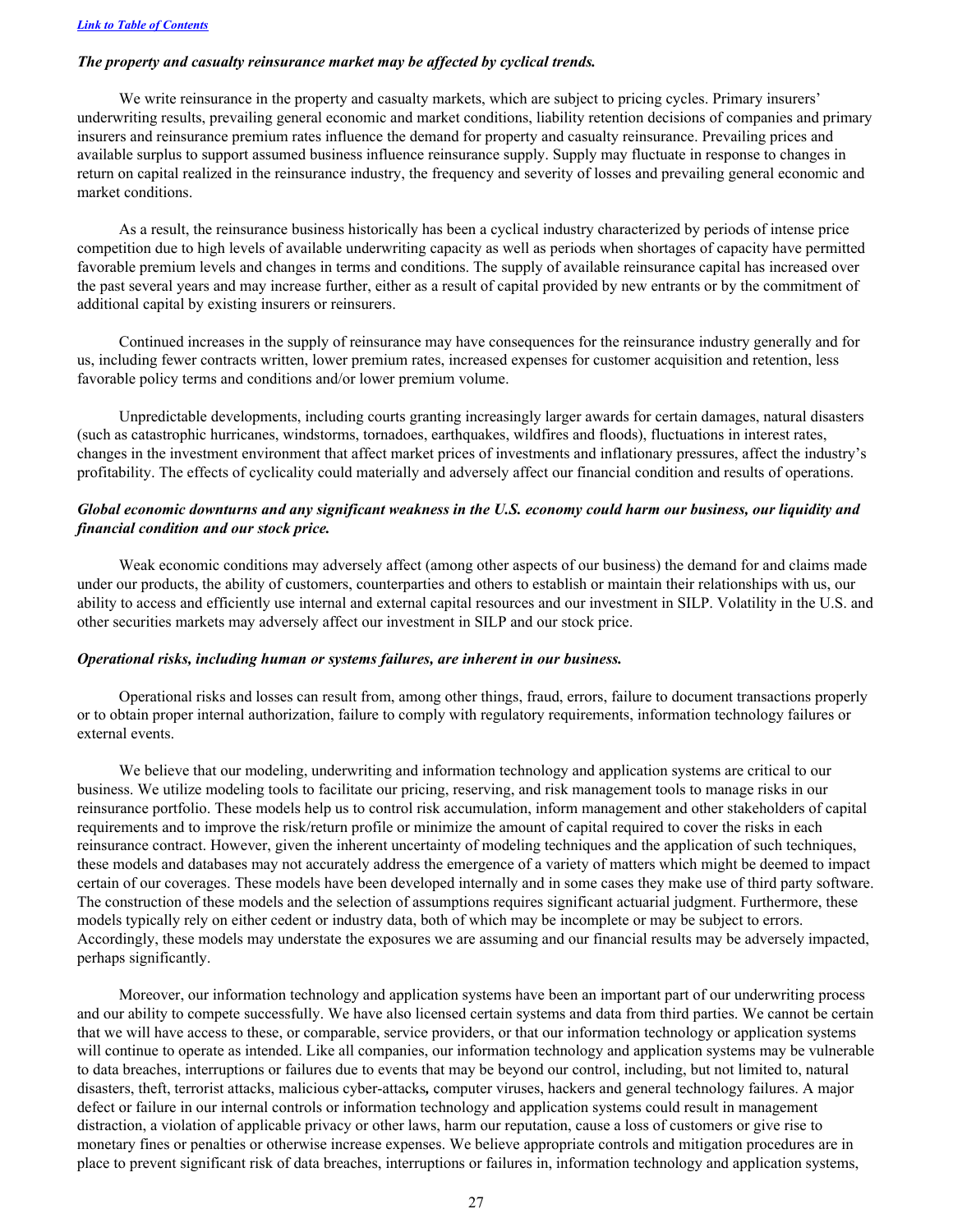*The property and casualty reinsurance market may be affected by cyclical trends.*

We write reinsurance in the property and casualty markets, which are subject to pricing cycles. Primary insurers' underwriting results, prevailing general economic and market conditions, liability retention decisions of companies and primary insurers and reinsurance premium rates influence the demand for property and casualty reinsurance. Prevailing prices and available surplus to support assumed business influence reinsurance supply. Supply may fluctuate in response to changes in return on capital realized in the reinsurance industry, the frequency and severity of losses and prevailing general economic and market conditions.

As a result, the reinsurance business historically has been a cyclical industry characterized by periods of intense price competition due to high levels of available underwriting capacity as well as periods when shortages of capacity have permitted favorable premium levels and changes in terms and conditions. The supply of available reinsurance capital has increased over the past several years and may increase further, either as a result of capital provided by new entrants or by the commitment of additional capital by existing insurers or reinsurers.

Continued increases in the supply of reinsurance may have consequences for the reinsurance industry generally and for us, including fewer contracts written, lower premium rates, increased expenses for customer acquisition and retention, less favorable policy terms and conditions and/or lower premium volume.

Unpredictable developments, including courts granting increasingly larger awards for certain damages, natural disasters (such as catastrophic hurricanes, windstorms, tornadoes, earthquakes, wildfires and floods), fluctuations in interest rates, changes in the investment environment that affect market prices of investments and inflationary pressures, affect the industry's profitability. The effects of cyclicality could materially and adversely affect our financial condition and results of operations.

*Global economic downturns and any significant weakness in the U.S. economy could harm our business, our liquidity and financial condition and our stock price.*

Weak economic conditions may adversely affect (among other aspects of our business) the demand for and claims made under our products, the ability of customers, counterparties and others to establish or maintain their relationships with us, our ability to access and efficiently use internal and external capital resources and our investment in SILP. Volatility in the U.S. and other securities markets may adversely affect our investment in SILP and our stock price.

*Operational risks, including human or systems failures, are inherent in our business.*

Operational risks and losses can result from, among other things, fraud, errors, failure to document transactions properly or to obtain proper internal authorization, failure to comply with regulatory requirements, information technology failures or external events.

We believe that our modeling, underwriting and information technology and risk and application systems are critical to our business. We utilize modeling tools to facilitate our pricing, reserving, and risk management tools to manage risks in our reinsurance portfolio. These models help us to control risk accumulation, inform management and other stakeholders of capital requirements and to improve the risk/return profile or minimize the amount of capital required to cover the risks in each reinsurance contract. However, given the inherent uncertainty of modeling techniques and the application of such techniques, these models and databases may not accurately address the emergence of a variety of matters which might be deemed to impact certain of our coverages. These models have been developed internally and in some cases they make use of third party software. The construction of these models and the selection of assumptions requires significant actuarial judgment. Furthermore, these models typically rely on either cedent or industry data, both of which may be incomplete or may be subject to errors. Accordingly, these models may understate the exposures we are assuming and our financial results may be adversely impacted, perhaps significantly.

Moreover, our information technology and application systems have been an important part of our underwriting process and our ability to compete successfully. We have also licensed certain systems and data from third parties. We cannot be certain that we will have access to these, or comparable, service providers, or that our information technology or application systems will continue to operate as intended. Like all companies, our information technology and application systems may be vulnerable to data breaches, interruptions or failures due to events that may be beyond our control, including, but not limited to, natural disasters, theft, terrorist attacks, malicious cyber-attacks, computer viruses, hackers and general technology failures. A major defect or failure in our internal controls or information technology and application systems could result in management distraction, a violation of applicable privacy or other laws, harm our reputation, cause a loss of customers or give rise to monetary fines or penalties or otherwise increase expenses. We believe appropriate controls and mitigation procedures are in place to prevent significant risk of data breaches, interruptions or failures in, information technology and application systems,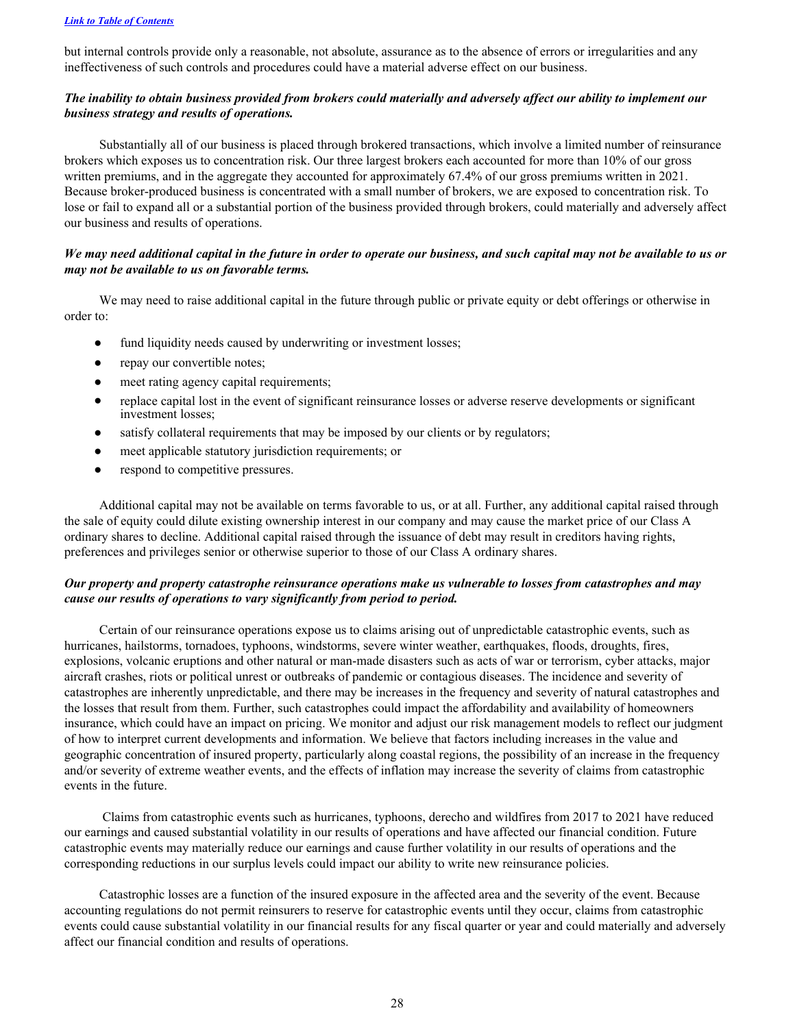but internal controls provide only a reasonable, not absolute, assurance as to the absence of errors or irregularities and any ineffectiveness of such controls and procedures could have a material adverse effect on our business.

***The inability to obtain business provided from brokers could materially and adversely affect our ability to implement our business strategy and results of operations.***

Substantially all of our business is placed through brokered transactions, which involve a limited number of reinsurance brokers which exposes us to concentration risk. Our three largest brokers each accounted for more than 10% of our gross written premiums, and in the aggregate they accounted for approximately 67.4% of our gross premiums written in 2021. Because broker-produced business is concentrated with a small number of brokers, we are exposed to concentration risk. To lose or fail to expand all or a substantial portion of the business provided through brokers, could materially and adversely affect our business and results of operations.

***We may need additional capital in the future in order to operate our business, and such capital may not be available to us or may not be available to us on favorable terms.***

We may need to raise additional capital in the future through public or private equity or debt offerings or otherwise in order to:

- fund liquidity needs caused by underwriting or investment losses;
- repay our convertible notes;
- meet rating agency capital requirements;
- replace capital lost in the event of significant reinsurance losses or adverse reserve developments or significant investment losses;
- satisfy collateral requirements that may be imposed by our clients or by regulators;
- meet applicable statutory jurisdiction requirements; or
- respond to competitive pressures.

Additional capital may not be available on terms favorable to us, or at all. Further, any additional capital raised through the sale of equity could dilute existing ownership interest in our company and may cause the market price of our Class A ordinary shares to decline. Additional capital raised through the issuance of debt may result in creditors having rights, preferences and privileges senior or otherwise superior to those of our Class A ordinary shares.

***Our property and property catastrophe reinsurance operations make us vulnerable to losses from catastrophes and may cause our results of operations to vary significantly from period to period.***

Certain of our reinsurance operations expose us to claims arising out of unpredictable catastrophic events, such as hurricanes, hailstorms, tornadoes, typhoons, windstorms, severe winter weather, earthquakes, floods, droughts, fires, explosions, volcanic eruptions and other natural or man-made disasters such as acts of war or terrorism, cyber attacks, major aircraft crashes, riots or political unrest or outbreaks of pandemic or contagious diseases. The incidence and severity of catastrophes are inherently unpredictable, and there may be increases in the frequency and severity of natural catastrophes and the losses that result from them. Further, such catastrophes could impact the affordability and availability of homeowners insurance, which could have an impact on pricing. We monitor and adjust our risk management models to reflect our judgment of how to interpret current developments and information. We believe that factors including increases in the value and geographic concentration of insured property, particularly along coastal regions, the possibility of an increase in the frequency and/or severity of extreme weather events, and the effects of inflation may increase the severity of claims from catastrophic events in the future.

Claims from catastrophic events such as hurricanes, typhoons, derecho and wildfires from 2017 to 2021 have reduced our earnings and caused substantial volatility in our results of operations and have affected our financial condition. Future catastrophic events may materially reduce our earnings and cause further volatility in our results of operations and the corresponding reductions in our surplus levels could impact our ability to write new reinsurance policies.

Catastrophic losses are a function of the insured exposure in the affected area and the severity of the event. Because accounting regulations do not permit reinsurers to reserve for catastrophic events until they occur, claims from catastrophic events could cause substantial volatility in our financial results for any fiscal quarter or year and could materially and adversely affect our financial condition and results of operations.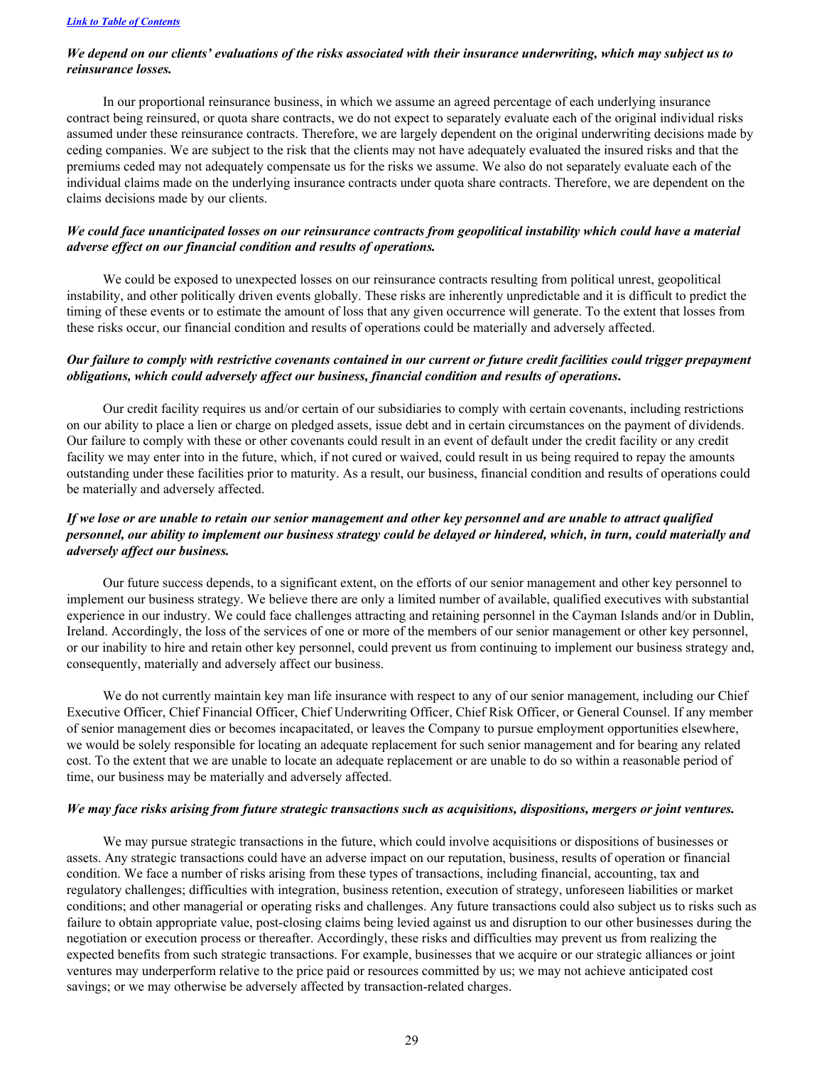[*Link to Table of Contents*](#)

***We depend on our clients' evaluations of the risks associated with their insurance underwriting, which may subject us to reinsurance losses.***

In our proportional reinsurance business, in which we assume an agreed percentage of each underlying insurance contract being reinsured, or quota share contracts, we do not expect to separately evaluate each of the original individual risks assumed under these reinsurance contracts. Therefore, we are largely dependent on the original underwriting decisions made by ceding companies. We are subject to the risk that the clients may not have adequately evaluated the insured risks and that the premiums ceded may not adequately compensate us for the risks we assume. We also do not separately evaluate each of the individual claims made on the underlying insurance contracts under quota share contracts. Therefore, we are dependent on the claims decisions made by our clients.

***We could face unanticipated losses on our reinsurance contracts from geopolitical instability which could have a material adverse effect on our financial condition and results of operations.***

We could be exposed to unexpected losses on our reinsurance contracts resulting from political unrest, geopolitical instability, and other politically driven events globally. These risks are inherently unpredictable and it is difficult to predict the timing of these events or to estimate the amount of loss that any given occurrence will generate. To the extent that losses from these risks occur, our financial condition and results of operations could be materially and adversely affected.

***Our failure to comply with restrictive covenants contained in our current or future credit facilities could trigger prepayment obligations, which could adversely affect our business, financial condition and results of operations.***

Our credit facility requires us and/or certain of our subsidiaries to comply with certain covenants, including restrictions on our ability to place a lien or charge on pledged assets, issue debt and in certain circumstances on the payment of dividends. Our failure to comply with these or other covenants could result in an event of default under the credit facility or any credit facility we may enter into in the future, which, if not cured or waived, could result in us being required to repay the amounts outstanding under these facilities prior to maturity. As a result, our business, financial condition and results of operations could be materially and adversely affected.

***If we lose or are unable to retain our senior management and other key personnel and are unable to attract qualified personnel, our ability to implement our business strategy could be delayed or hindered, which, in turn, could materially and adversely affect our business.***

Our future success depends, to a significant extent, on the efforts of our senior management and other key personnel to implement our business strategy. We believe there are only a limited number of available, qualified executives with substantial experience in our industry. We could face challenges attracting and retaining personnel in the Cayman Islands and/or in Dublin, Ireland. Accordingly, the loss of the services of one or more of the members of our senior management or other key personnel, or our inability to hire and retain other key personnel, could prevent us from continuing to implement our business strategy and, consequently, materially and adversely affect our business.

We do not currently maintain key man life insurance with respect to any of our senior management, including our Chief Executive Officer, Chief Financial Officer, Chief Underwriting Officer, Chief Risk Officer, or General Counsel. If any member of senior management dies or becomes incapacitated, or leaves the Company to pursue employment opportunities elsewhere, we would be solely responsible for locating an adequate replacement for such senior management and for bearing any related cost. To the extent that we are unable to locate an adequate replacement or are unable to do so within a reasonable period of time, our business may be materially and adversely affected.

***We may face risks arising from future strategic transactions such as acquisitions, dispositions, mergers or joint ventures.***

We may pursue strategic transactions in the future, which could involve acquisitions or dispositions of businesses or assets. Any strategic transactions could have an adverse impact on our reputation, business, results of operation or financial condition. We face a number of risks arising from these types of transactions, including financial, accounting, tax and regulatory challenges; difficulties with integration, business retention, execution of strategy, unforeseen liabilities or market conditions; and other managerial or operating risks and challenges. Any future transactions could also subject us to risks such as failure to obtain appropriate value, post-closing claims being levied against us and disruption to our other businesses during the negotiation or execution process or thereafter. Accordingly, these risks and difficulties may prevent us from realizing the expected benefits from such strategic transactions. For example, businesses that we acquire or our strategic alliances or joint ventures may underperform relative to the price paid or resources committed by us; we may not achieve anticipated cost savings; or we may otherwise be adversely affected by transaction-related charges.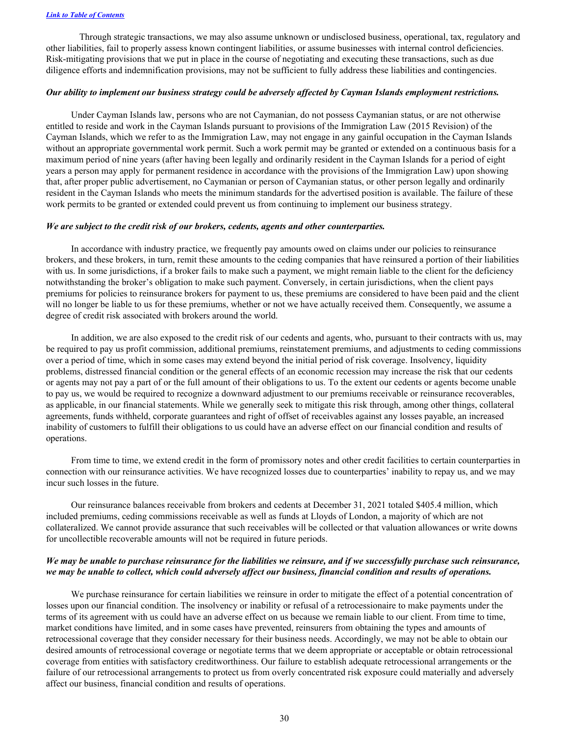Through strategic transactions, we may also assume unknown or undisclosed business, operational, tax, regulatory and other liabilities, fail to properly assess known contingent liabilities, or assume businesses with internal control deficiencies. Risk-mitigating provisions that we put in place in the course of negotiating and executing these transactions, such as due diligence efforts and indemnification provisions, may not be sufficient to fully address these liabilities and contingencies.

***Our ability to implement our business strategy could be adversely affected by Cayman Islands employment restrictions.***

Under Cayman Islands law, persons who are not Caymanian, do not possess Caymanian status, or are not otherwise entitled to reside and work in the Cayman Islands pursuant to provisions of the Immigration Law (2015 Revision) of the Cayman Islands, which we refer to as the Immigration Law, may not engage in any gainful occupation in the Cayman Islands without an appropriate governmental work permit. Such a work permit may be granted or extended on a continuous basis for a maximum period of nine years (after having been legally and ordinarily resident in the Cayman Islands for a period of eight years a person may apply for permanent residence in accordance with the provisions of the Immigration Law) upon showing that, after proper public advertisement, no Caymanian or person of Caymanian status, or other person legally and ordinarily resident in the Cayman Islands who meets the minimum standards for the advertised position is available. The failure of these work permits to be granted or extended could prevent us from continuing to implement our business strategy.

***We are subject to the credit risk of our brokers, cedents, agents and other counterparties.***

In accordance with industry practice, we frequently pay amounts owed on claims under our policies to reinsurance brokers, and these brokers, in turn, remit these amounts to the ceding companies that have reinsured a portion of their liabilities with us. In some jurisdictions, if a broker fails to make such a payment, we might remain liable to the client for the deficiency notwithstanding the broker's obligation to make such payment. Conversely, in certain jurisdictions, when the client pays premiums for policies to reinsurance brokers for payment to us, these premiums are considered to have been paid and the client will no longer be liable to us for these premiums, whether or not we have actually received them. Consequently, we assume a degree of credit risk associated with brokers around the world.

In addition, we are also exposed to the credit risk of our cedents and agents, who, pursuant to their contracts with us, may be required to pay us profit commission, additional premiums, reinstatement premiums, and adjustments to ceding commissions over a period of time, which in some cases may extend beyond the initial period of risk coverage. Insolvency, liquidity problems, distressed financial condition or the general effects of an economic recession may increase the risk that our cedents or agents may not pay a part of or the full amount of their obligations to us. To the extent our cedents or agents become unable to pay us, we would be required to recognize a downward adjustment to our premiums receivable or reinsurance recoverables, as applicable, in our financial statements. While we generally seek to mitigate this risk through, among other things, collateral agreements, funds withheld, corporate guarantees and right of offset of receivables against any losses payable, an increased inability of customers to fulfill their obligations to us could have an adverse effect on our financial condition and results of operations.

From time to time, we extend credit in the form of promissory notes and other credit facilities to certain counterparties in connection with our reinsurance activities. We have recognized losses due to counterparties' inability to repay us, and we may incur such losses in the future.

Our reinsurance balances receivable from brokers and cedents at December 31, 2021 totaled $405.4 million, which included premiums, ceding commissions receivable as well as funds at Lloyds of London, a majority of which are not collateralized. We cannot provide assurance that such receivables will be collected or that valuation allowances or write downs for uncollectible recoverable amounts will not be required in future periods.

***We may be unable to purchase reinsurance for the liabilities we reinsure, and if we successfully purchase such reinsurance, we may be unable to collect, which could adversely affect our business, financial condition and results of operations.***

We purchase reinsurance for certain liabilities we reinsure in order to mitigate the effect of a potential concentration of losses upon our financial condition. The insolvency or inability or refusal of a retrocessionaire to make payments under the terms of its agreement with us could have an adverse effect on us because we remain liable to our client. From time to time, market conditions have limited, and in some cases have prevented, reinsurers from obtaining the types and amounts of retrocessional coverage that they consider necessary for their business needs. Accordingly, we may not be able to obtain our desired amounts of retrocessional coverage or negotiate terms that we deem appropriate or acceptable or obtain retrocessional coverage from entities with satisfactory creditworthiness. Our failure to establish adequate retrocessional arrangements or the failure of our retrocessional arrangements to protect us from overly concentrated risk exposure could materially and adversely affect our business, financial condition and results of operations.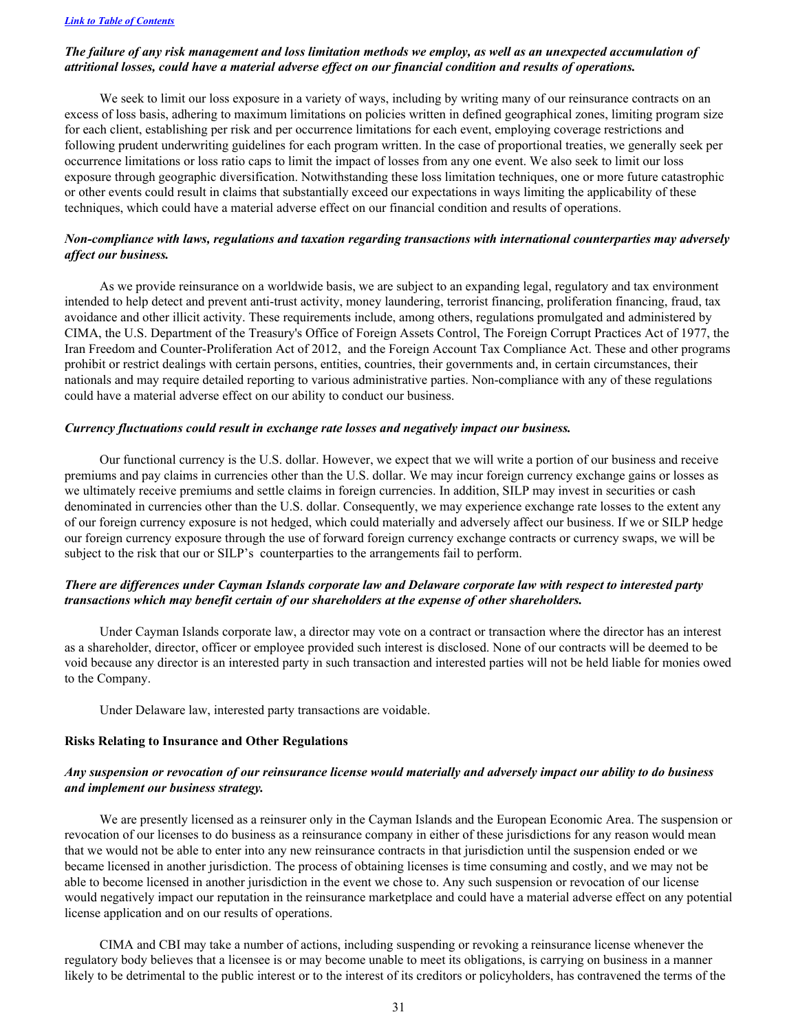*[Link to Table of Contents](#)*

***The failure of any risk management and loss limitation methods we employ, as well as an unexpected accumulation of attritional losses, could have a material adverse effect on our financial condition and results of operations.***

We seek to limit our loss exposure in a variety of ways, including by writing many of our reinsurance contracts on an excess of loss basis, adhering to maximum limitations on policies written in defined geographical zones, limiting program size for each client, establishing per risk and per occurrence limitations for each event, employing coverage restrictions and following prudent underwriting guidelines for each program written. In the case of proportional treaties, we generally seek per occurrence limitations or loss ratio caps to limit the impact of losses from any one event. We also seek to limit our loss exposure through geographic diversification. Notwithstanding these loss limitation techniques, one or more future catastrophic or other events could result in claims that substantially exceed our expectations in ways limiting the applicability of these techniques, which could have a material adverse effect on our financial condition and results of operations.

***Non-compliance with laws, regulations and taxation regarding transactions with international counterparties may adversely affect our business.***

As we provide reinsurance on a worldwide basis, we are subject to an expanding legal, regulatory and tax environment intended to help detect and prevent anti-trust activity, money laundering, terrorist financing, proliferation financing, fraud, tax avoidance and other illicit activity. These requirements include, among others, regulations promulgated and administered by CIMA, the U.S. Department of the Treasury's Office of Foreign Assets Control, The Foreign Corrupt Practices Act of 1977, the Iran Freedom and Counter-Proliferation Act of 2012, and the Foreign Account Tax Compliance Act. These and other programs prohibit or restrict dealings with certain persons, entities, countries, their governments and, in certain circumstances, their nationals and may require detailed reporting to various administrative parties. Non-compliance with any of these regulations could have a material adverse effect on our ability to conduct our business.

***Currency fluctuations could result in exchange rate losses and negatively impact our business.***

Our functional currency is the U.S. dollar. However, we expect that we will write a portion of our business and receive premiums and pay claims in currencies other than the U.S. dollar. We may incur foreign currency exchange gains or losses as we ultimately receive premiums and settle claims in foreign currencies. In addition, SILP may invest in securities or cash denominated in currencies other than the U.S. dollar. Consequently, we may experience exchange rate losses to the extent any of our foreign currency exposure is not hedged, which could materially and adversely affect our business. If we or SILP hedge our foreign currency exposure through the use of forward foreign currency exchange contracts or currency swaps, we will be subject to the risk that our or SILP's counterparties to the arrangements fail to perform.

***There are differences under Cayman Islands corporate law and Delaware corporate law with respect to interested party transactions which may benefit certain of our shareholders at the expense of other shareholders.***

Under Cayman Islands corporate law, a director may vote on a contract or transaction where the director has an interest as a shareholder, director, officer or employee provided such interest is disclosed. None of our contracts will be deemed to be void because any director is an interested party in such transaction and interested parties will not be held liable for monies owed to the Company.

Under Delaware law, interested party transactions are voidable.

**Risks Relating to Insurance and Other Regulations**

***Any suspension or revocation of our reinsurance license would materially and adversely impact our ability to do business and implement our business strategy.***

We are presently licensed as a reinsurer only in the Cayman Islands and the European Economic Area. The suspension or revocation of our licenses to do business as a reinsurance company in either of these jurisdictions for any reason would mean that we would not be able to enter into any new reinsurance contracts in that jurisdiction until the suspension ended or we became licensed in another jurisdiction. The process of obtaining licenses is time consuming and costly, and we may not be able to become licensed in another jurisdiction in the event we chose to. Any such suspension or revocation of our license would negatively impact our reputation in the reinsurance marketplace and could have a material adverse effect on any potential license application and on our results of operations.

CIMA and CBI may take a number of actions, including suspending or revoking a reinsurance license whenever the regulatory body believes that a licensee is or may become unable to meet its obligations, is carrying on business in a manner likely to be detrimental to the public interest or to the interest of its creditors or policyholders, has contravened the terms of the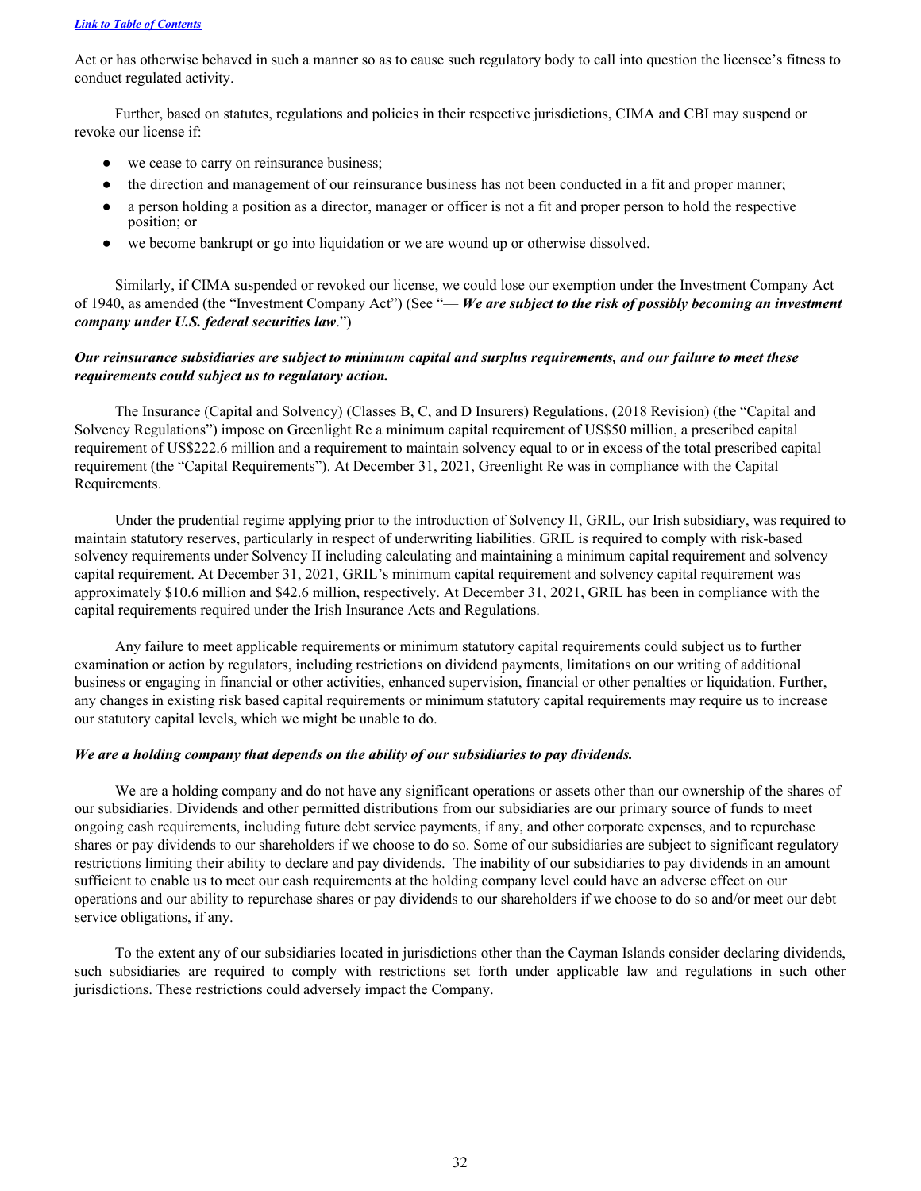Act or has otherwise behaved in such a manner so as to cause such regulatory body to call into question the licensee's fitness to conduct regulated activity.

Further, based on statutes, regulations and policies in their respective jurisdictions, CIMA and CBI may suspend or revoke our license if:

- we cease to carry on reinsurance business;
- the direction and management of our reinsurance business has not been conducted in a fit and proper manner;
- a person holding a position as a director, manager or officer is not a fit and proper person to hold the respective position; or
- we become bankrupt or go into liquidation or we are wound up or otherwise dissolved.

Similarly, if CIMA suspended or revoked our license, we could lose our exemption under the Investment Company Act of 1940, as amended (the "Investment Company Act") (See "— ***We are subject to the risk of possibly becoming an investment company under U.S. federal securities law***.")

***Our reinsurance subsidiaries are subject to minimum capital and surplus requirements, and our failure to meet these requirements could subject us to regulatory action.***

The Insurance (Capital and Solvency) (Classes B, C, and D Insurers) Regulations, (2018 Revision) (the "Capital and Solvency Regulations") impose on Greenlight Re a minimum capital requirement of US$50 million, a prescribed capital requirement of US$222.6 million and a requirement to maintain solvency equal to or in excess of the total prescribed capital requirement (the "Capital Requirements"). At December 31, 2021, Greenlight Re was in compliance with the Capital Requirements.

Under the prudential regime applying prior to the introduction of Solvency II, GRIL, our Irish subsidiary, was required to maintain statutory reserves, particularly in respect of underwriting liabilities. GRIL is required to comply with risk-based solvency requirements under Solvency II including calculating and maintaining a minimum capital requirement and solvency capital requirement. At December 31, 2021, GRIL's minimum capital requirement and solvency capital requirement was approximately $10.6 million and $42.6 million, respectively. At December 31, 2021, GRIL has been in compliance with the capital requirements required under the Irish Insurance Acts and Regulations.

Any failure to meet applicable requirements or minimum statutory capital requirements could subject us to further examination or action by regulators, including restrictions on dividend payments, limitations on our writing of additional business or engaging in financial or other activities, enhanced supervision, financial or other penalties or liquidation. Further, any changes in existing risk based capital requirements or minimum statutory capital requirements may require us to increase our statutory capital levels, which we might be unable to do.

***We are a holding company that depends on the ability of our subsidiaries to pay dividends.***

We are a holding company and do not have any significant operations or assets other than our ownership of the shares of our subsidiaries. Dividends and other permitted distributions from our subsidiaries are our primary source of funds to meet ongoing cash requirements, including future debt service payments, if any, and other corporate expenses, and to repurchase shares or pay dividends to our shareholders if we choose to do so. Some of our subsidiaries are subject to significant regulatory restrictions limiting their ability to declare and pay dividends. The inability of our subsidiaries to pay dividends in an amount sufficient to enable us to meet our cash requirements at the holding company level could have an adverse effect on our operations and our ability to repurchase shares or pay dividends to our shareholders if we choose to do so and/or meet our debt service obligations, if any.

To the extent any of our subsidiaries located in jurisdictions other than the Cayman Islands consider declaring dividends, such subsidiaries are required to comply with restrictions set forth under applicable law and regulations in such other jurisdictions. These restrictions could adversely impact the Company.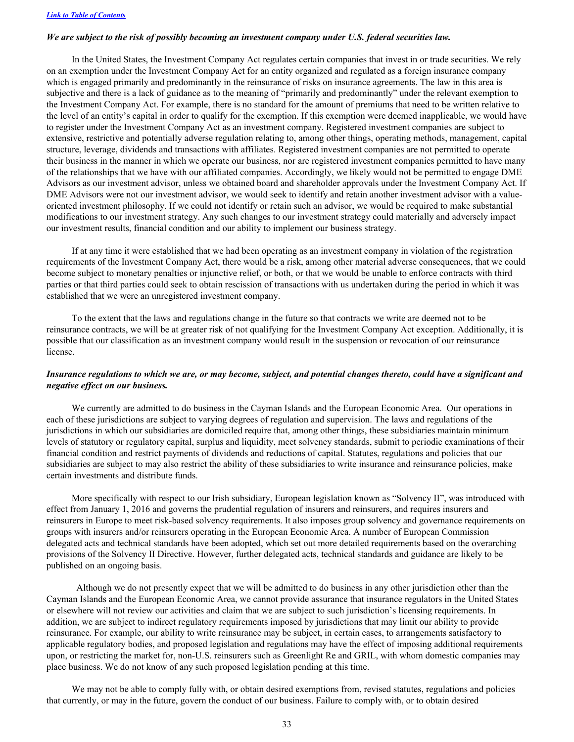[Link to Table of Contents](#)

***We are subject to the risk of possibly becoming an investment company under U.S. federal securities law.***

In the United States, the Investment Company Act regulates certain companies that invest in or trade securities. We rely on an exemption under the Investment Company Act for an entity organized and regulated as a foreign insurance company which is engaged primarily and predominantly in the reinsurance of risks on insurance agreements. The law in this area is subjective and there is a lack of guidance as to the meaning of "primarily and predominantly" under the relevant exemption to the Investment Company Act. For example, there is no standard for the amount of premiums that need to be written relative to the level of an entity's capital in order to qualify for the exemption. If this exemption were deemed inapplicable, we would have to register under the Investment Company Act as an investment company. Registered investment companies are subject to extensive, restrictive and potentially adverse regulation relating to, among other things, operating methods, management, capital structure, leverage, dividends and transactions with affiliates. Registered investment companies are not permitted to operate their business in the manner in which we operate our business, nor are registered investment companies permitted to have many of the relationships that we have with our affiliated companies. Accordingly, we likely would not be permitted to engage DME Advisors as our investment advisor, unless we obtained board and shareholder approvals under the Investment Company Act. If DME Advisors were not our investment advisor, we would seek to identify and retain another investment advisor with a value-oriented investment philosophy. If we could not identify or retain such an advisor, we would be required to make substantial modifications to our investment strategy. Any such changes to our investment strategy could materially and adversely impact our investment results, financial condition and our ability to implement our business strategy.

If at any time it were established that we had been operating as an investment company in violation of the registration requirements of the Investment Company Act, there would be a risk, among other material adverse consequences, that we could become subject to monetary penalties or injunctive relief, or both, or that we would be unable to enforce contracts with third parties or that third parties could seek to obtain rescission of transactions with us undertaken during the period in which it was established that we were an unregistered investment company.

To the extent that the laws and regulations change in the future so that contracts we write are deemed not to be reinsurance contracts, we will be at greater risk of not qualifying for the Investment Company Act exception. Additionally, it is possible that our classification as an investment company would result in the suspension or revocation of our reinsurance license.

***Insurance regulations to which we are, or may become, subject, and potential changes thereto, could have a significant and negative effect on our business.***

We currently are admitted to do business in the Cayman Islands and the European Economic Area. Our operations in each of these jurisdictions are subject to varying degrees of regulation and supervision. The laws and regulations of the jurisdictions in which our subsidiaries are domiciled require that, among other things, these subsidiaries maintain minimum levels of statutory or regulatory capital, surplus and liquidity, meet solvency standards, submit to periodic examinations of their financial condition and restrict payments of dividends and reductions of capital. Statutes, regulations and policies that our subsidiaries are subject to may also restrict the ability of these subsidiaries to write insurance and reinsurance policies, make certain investments and distribute funds.

More specifically with respect to our Irish subsidiary, European legislation known as "Solvency II", was introduced with effect from January 1, 2016 and governs the prudential regulation of insurers and reinsurers, and requires insurers and reinsurers in Europe to meet risk-based solvency requirements. It also imposes group solvency and governance requirements on groups with insurers and/or reinsurers operating in the European Economic Area. A number of European Commission delegated acts and technical standards have been adopted, which set out more detailed requirements based on the overarching provisions of the Solvency II Directive. However, further delegated acts, technical standards and guidance are likely to be published on an ongoing basis.

Although we do not presently expect that we will be admitted to do business in any other jurisdiction other than the Cayman Islands and the European Economic Area, we cannot provide assurance that insurance regulators in the United States or elsewhere will not review our activities and claim that we are subject to such jurisdiction's licensing requirements. In addition, we are subject to indirect regulatory requirements imposed by jurisdictions that may limit our ability to provide reinsurance. For example, our ability to write reinsurance may be subject, in certain cases, to arrangements satisfactory to applicable regulatory bodies, and proposed legislation and regulations may have the effect of imposing additional requirements upon, or restricting the market for, non-U.S. reinsurers such as Greenlight Re and GRIL, with whom domestic companies may place business. We do not know of any such proposed legislation pending at this time.

We may not be able to comply fully with, or obtain desired exemptions from, revised statutes, regulations and policies that currently, or may in the future, govern the conduct of our business. Failure to comply with, or to obtain desired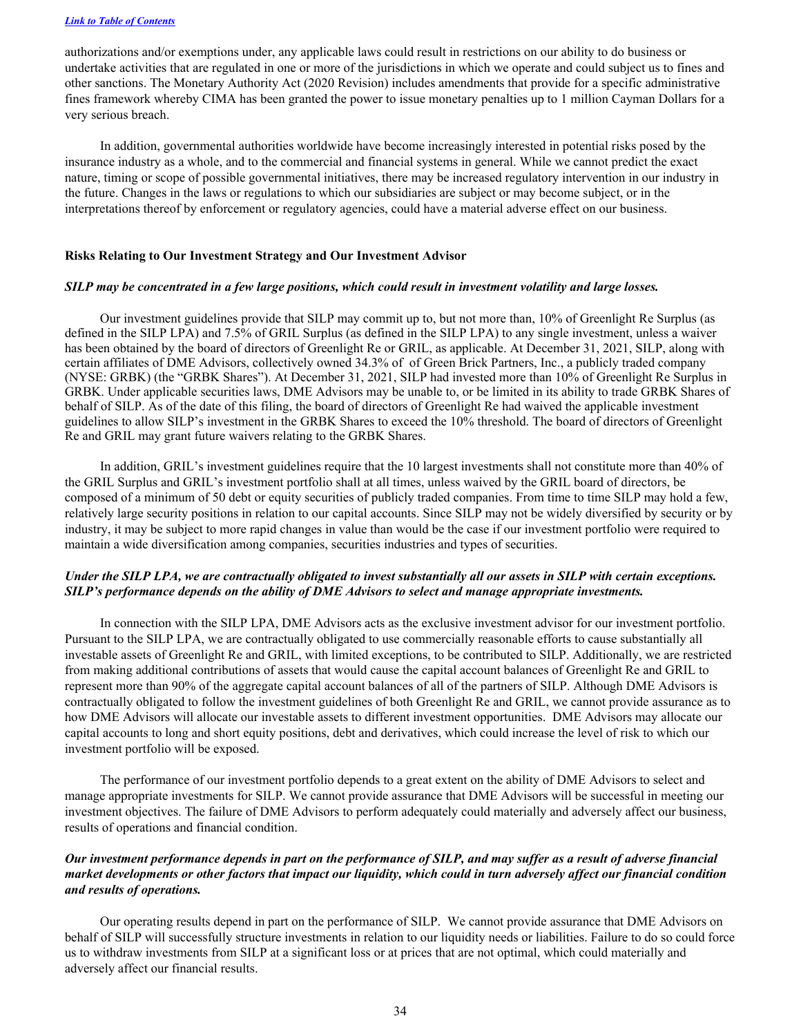authorizations and/or exemptions under, any applicable laws could result in restrictions on our ability to do business or undertake activities that are regulated in one or more of the jurisdictions in which we operate and could subject us to fines and other sanctions. The Monetary Authority Act (2020 Revision) includes amendments that provide for a specific administrative fines framework whereby CIMA has been granted the power to issue monetary penalties up to 1 million Cayman Dollars for a very serious breach.

In addition, governmental authorities worldwide have become increasingly interested in potential risks posed by the insurance industry as a whole, and to the commercial and financial systems in general. While we cannot predict the exact nature, timing or scope of possible governmental initiatives, there may be increased regulatory intervention in our industry in the future. Changes in the laws or regulations to which our subsidiaries are subject or may become subject, or in the interpretations thereof by enforcement or regulatory agencies, could have a material adverse effect on our business.

**Risks Relating to Our Investment Strategy and Our Investment Advisor**

***SILP may be concentrated in a few large positions, which could result in investment volatility and large losses.***

Our investment guidelines provide that SILP may commit up to, but not more than, 10% of Greenlight Re Surplus (as defined in the SILP LPA) and 7.5% of GRIL Surplus (as defined in the SILP LPA) to any single investment, unless a waiver has been obtained by the board of directors of Greenlight Re or GRIL, as applicable. At December 31, 2021, SILP, along with certain affiliates of DME Advisors, collectively owned 34.3% of of Green Brick Partners, Inc., a publicly traded company (NYSE: GRBK) (the "GRBK Shares"). At December 31, 2021, SILP had invested more than 10% of Greenlight Re Surplus in GRBK. Under applicable securities laws, DME Advisors may be unable to, or be limited in its ability to trade GRBK Shares of behalf of SILP. As of the date of this filing, the board of directors of Greenlight Re had waived the applicable investment guidelines to allow SILP's investment in the GRBK Shares to exceed the 10% threshold. The board of directors of Greenlight Re and GRIL may grant future waivers relating to the GRBK Shares.

In addition, GRIL's investment guidelines require that the 10 largest investments shall not constitute more than 40% of the GRIL Surplus and GRIL's investment portfolio shall at all times, unless waived by the GRIL board of directors, be composed of a minimum of 50 debt or equity securities of publicly traded companies. From time to time SILP may hold a few, relatively large security positions in relation to our capital accounts. Since SILP may not be widely diversified by security or by industry, it may be subject to more rapid changes in value than would be the case if our investment portfolio were required to maintain a wide diversification among companies, securities industries and types of securities.

***Under the SILP LPA, we are contractually obligated to invest substantially all our assets in SILP with certain exceptions. SILP's performance depends on the ability of DME Advisors to select and manage appropriate investments.***

In connection with the SILP LPA, DME Advisors acts as the exclusive investment advisor for our investment portfolio. Pursuant to the SILP LPA, we are contractually obligated to use commercially reasonable efforts to cause substantially all investable assets of Greenlight Re and GRIL, with limited exceptions, to be contributed to SILP. Additionally, we are restricted from making additional contributions of assets that would cause the capital account balances of Greenlight Re and GRIL to represent more than 90% of the aggregate capital account balances of all of the partners of SILP. Although DME Advisors is contractually obligated to follow the investment guidelines of both Greenlight Re and GRIL, we cannot provide assurance as to how DME Advisors will allocate our investable assets to different investment opportunities. DME Advisors may allocate our capital accounts to long and short equity positions, debt and derivatives, which could increase the level of risk to which our investment portfolio will be exposed.

The performance of our investment portfolio depends to a great extent on the ability of DME Advisors to select and manage appropriate investments for SILP. We cannot provide assurance that DME Advisors will be successful in meeting our investment objectives. The failure of DME Advisors to perform adequately could materially and adversely affect our business, results of operations and financial condition.

***Our investment performance depends in part on the performance of SILP, and may suffer as a result of adverse financial market developments or other factors that impact our liquidity, which could in turn adversely affect our financial condition and results of operations.***

Our operating results depend in part on the performance of SILP. We cannot provide assurance that DME Advisors on behalf of SILP will successfully structure investments in relation to our liquidity needs or liabilities. Failure to do so could force us to withdraw investments from SILP at a significant loss or at prices that are not optimal, which could materially and adversely affect our financial results.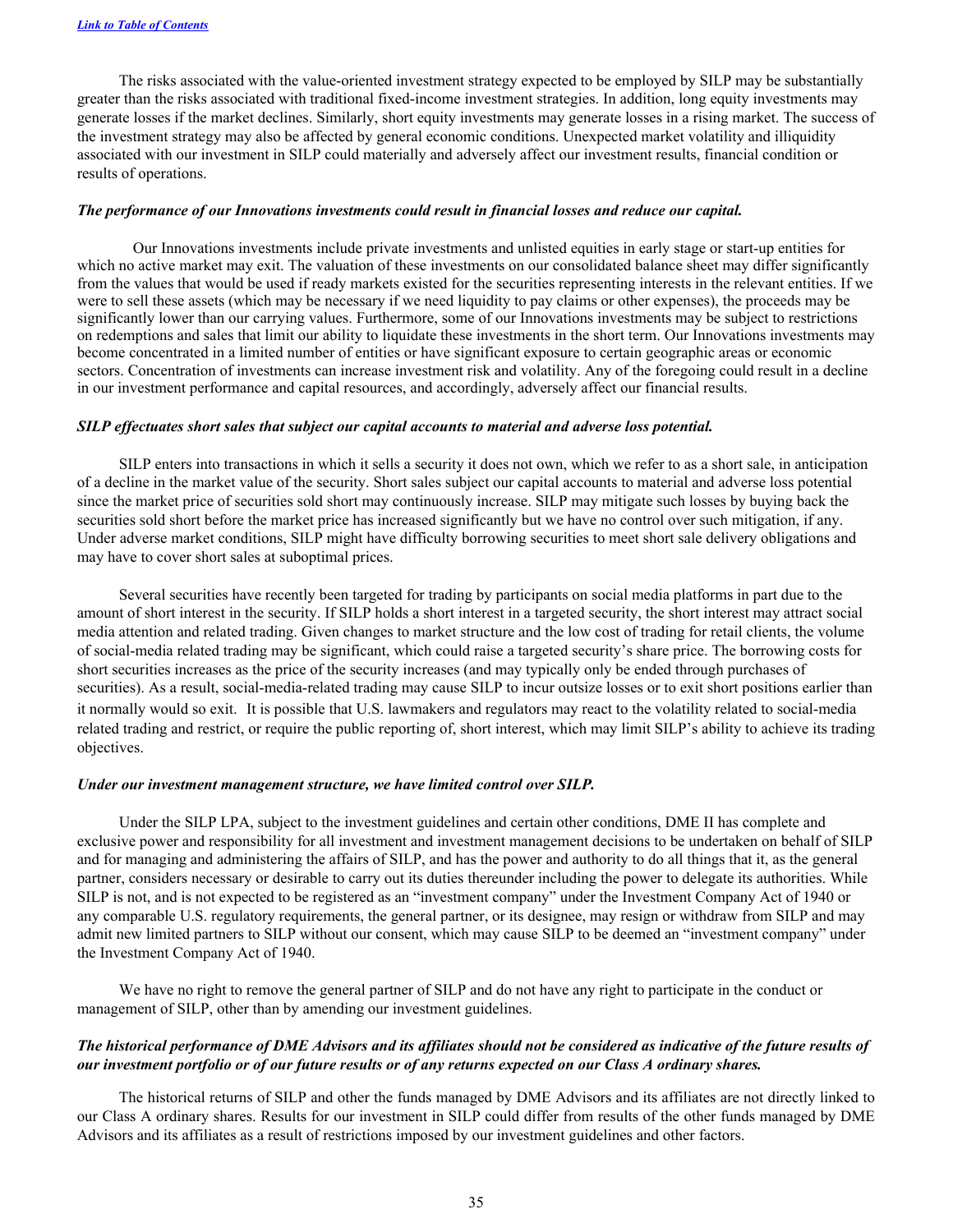The risks associated with the value-oriented investment strategy expected to be employed by SILP may be substantially greater than the risks associated with traditional fixed-income investment strategies. In addition, long equity investments may generate losses if the market declines. Similarly, short equity investments may generate losses in a rising market. The success of the investment strategy may also be affected by general economic conditions. Unexpected market volatility and illiquidity associated with our investment in SILP could materially and adversely affect our investment results, financial condition or results of operations.

***The performance of our Innovations investments could result in financial losses and reduce our capital.***

Our Innovations investments include private investments and unlisted equities in early stage or start-up entities for which no active market may exit. The valuation of these investments on our consolidated balance sheet may differ significantly from the values that would be used if ready markets existed for the securities representing interests in the relevant entities. If we were to sell these assets (which may be necessary if we need liquidity to pay claims or other expenses), the proceeds may be significantly lower than our carrying values. Furthermore, some of our Innovations investments may be subject to restrictions on redemptions and sales that limit our ability to liquidate these investments in the short term. Our Innovations investments may become concentrated in a limited number of entities or have significant exposure to certain geographic areas or economic sectors. Concentration of investments can increase investment risk and volatility. Any of the foregoing could result in a decline in our investment performance and capital resources, and accordingly, adversely affect our financial results.

***SILP effectuates short sales that subject our capital accounts to material and adverse loss potential.***

SILP enters into transactions in which it sells a security it does not own, which we refer to as a short sale, in anticipation of a decline in the market value of the security. Short sales subject our capital accounts to material and adverse loss potential since the market price of securities sold short may continuously increase. SILP may mitigate such losses by buying back the securities sold short before the market price has increased significantly but we have no control over such mitigation, if any. Under adverse market conditions, SILP might have difficulty borrowing securities to meet short sale delivery obligations and may have to cover short sales at suboptimal prices.

Several securities have recently been targeted for trading by participants on social media platforms in part due to the amount of short interest in the security. If SILP holds a short interest in a targeted security, the short interest may attract social media attention and related trading. Given changes to market structure and the low cost of trading for retail clients, the volume of social-media related trading may be significant, which could raise a targeted security's share price. The borrowing costs for short securities increases as the price of the security increases (and may typically only be ended through purchases of securities). As a result, social-media-related trading may cause SILP to incur outsize losses or to exit short positions earlier than it normally would so exit. It is possible that U.S. lawmakers and regulators may react to the volatility related to social-media related trading and restrict, or require the public reporting of, short interest, which may limit SILP's ability to achieve its trading objectives.

***Under our investment management structure, we have limited control over SILP.***

Under the SILP LPA, subject to the investment guidelines and certain other conditions, DME II has complete and exclusive power and responsibility for all investment and investment management decisions to be undertaken on behalf of SILP and for managing and administering the affairs of SILP, and has the power and authority to do all things that it, as the general partner, considers necessary or desirable to carry out its duties thereunder including the power to delegate its authorities. While SILP is not, and is not expected to be registered as an "investment company" under the Investment Company Act of 1940 or any comparable U.S. regulatory requirements, the general partner, or its designee, may resign or withdraw from SILP and may admit new limited partners to SILP without our consent, which may cause SILP to be deemed an "investment company" under the Investment Company Act of 1940.

We have no right to remove the general partner of SILP and do not have any right to participate in the conduct or management of SILP, other than by amending our investment guidelines.

***The historical performance of DME Advisors and its affiliates should not be considered as indicative of the future results of our investment portfolio or of our future results or of any returns expected on our Class A ordinary shares.***

The historical returns of SILP and other the funds managed by DME Advisors and its affiliates are not directly linked to our Class A ordinary shares. Results for our investment in SILP could differ from results of the other funds managed by DME Advisors and its affiliates as a result of restrictions imposed by our investment guidelines and other factors.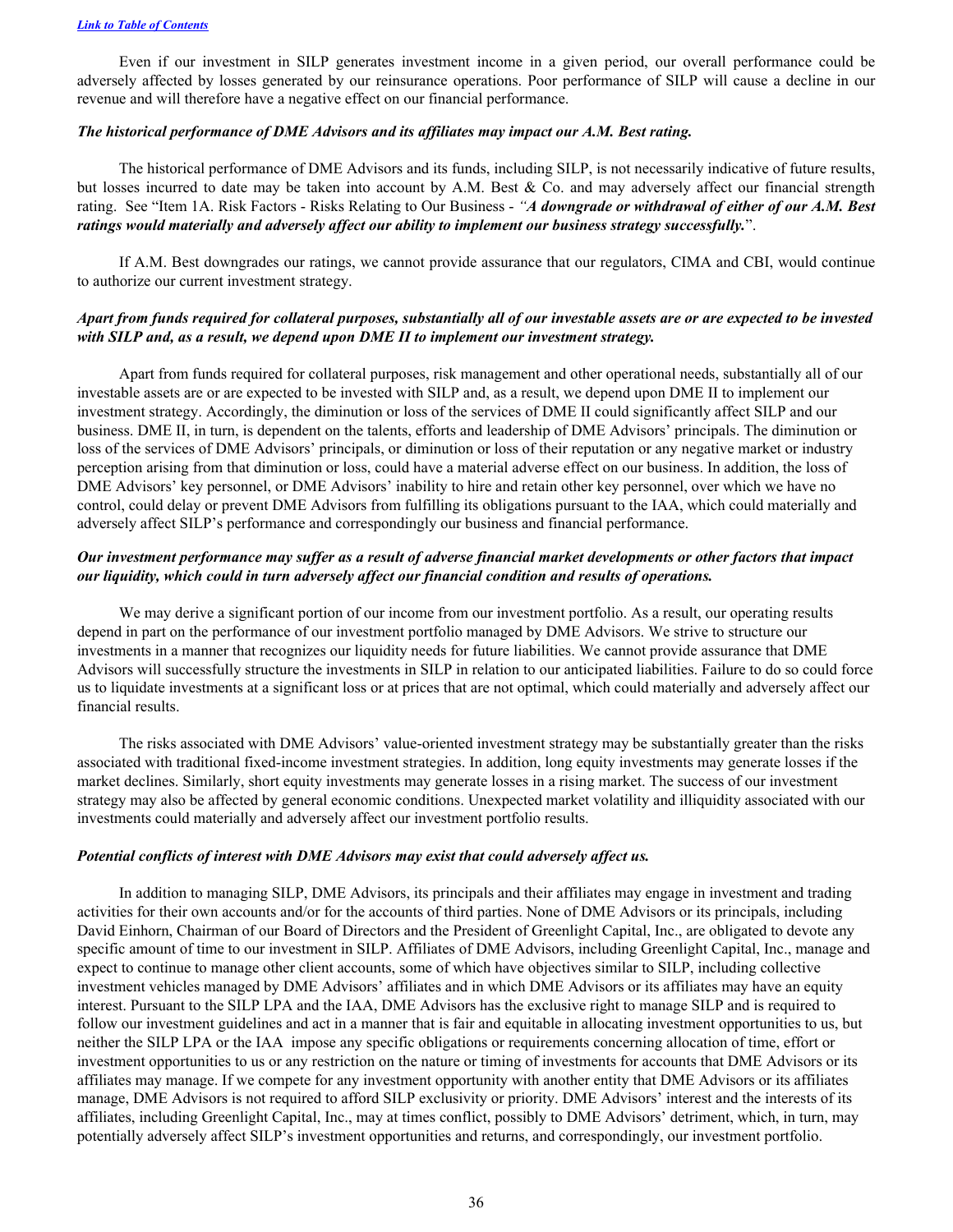Even if our investment in SILP generates investment income in a given period, our overall performance could be adversely affected by losses generated by our reinsurance operations. Poor performance of SILP will cause a decline in our revenue and will therefore have a negative effect on our financial performance.

***The historical performance of DME Advisors and its affiliates may impact our A.M. Best rating.***

The historical performance of DME Advisors and its funds, including SILP, is not necessarily indicative of future results, but losses incurred to date may be taken into account by A.M. Best & Co. and may adversely affect our financial strength rating. See "Item 1A. Risk Factors - Risks Relating to Our Business - *"**A downgrade or withdrawal of either of our A.M. Best ratings would materially and adversely affect our ability to implement our business strategy successfully.***".

If A.M. Best downgrades our ratings, we cannot provide assurance that our regulators, CIMA and CBI, would continue to authorize our current investment strategy.

***Apart from funds required for collateral purposes, substantially all of our investable assets are or are expected to be invested with SILP and, as a result, we depend upon DME II to implement our investment strategy.***

Apart from funds required for collateral purposes, risk management and other operational needs, substantially all of our investable assets are or are expected to be invested with SILP and, as a result, we depend upon DME II to implement our investment strategy. Accordingly, the diminution or loss of the services of DME II could significantly affect SILP and our business. DME II, in turn, is dependent on the talents, efforts and leadership of DME Advisors' principals. The diminution or loss of the services of DME Advisors' principals, or diminution or loss of their reputation or any negative market or industry perception arising from that diminution or loss, could have a material adverse effect on our business. In addition, the loss of DME Advisors' key personnel, or DME Advisors' inability to hire and retain other key personnel, over which we have no control, could delay or prevent DME Advisors from fulfilling its obligations pursuant to the IAA, which could materially and adversely affect SILP's performance and correspondingly our business and financial performance.

***Our investment performance may suffer as a result of adverse financial market developments or other factors that impact our liquidity, which could in turn adversely affect our financial condition and results of operations.***

We may derive a significant portion of our income from our investment portfolio. As a result, our operating results depend in part on the performance of our investment portfolio managed by DME Advisors. We strive to structure our investments in a manner that recognizes our liquidity needs for future liabilities. We cannot provide assurance that DME Advisors will successfully structure the investments in SILP in relation to our anticipated liabilities. Failure to do so could force us to liquidate investments at a significant loss or at prices that are not optimal, which could materially and adversely affect our financial results.

The risks associated with DME Advisors' value-oriented investment strategy may be substantially greater than the risks associated with traditional fixed-income investment strategies. In addition, long equity investments may generate losses if the market declines. Similarly, short equity investments may generate losses in a rising market. The success of our investment strategy may also be affected by general economic conditions. Unexpected market volatility and illiquidity associated with our investments could materially and adversely affect our investment portfolio results.

***Potential conflicts of interest with DME Advisors may exist that could adversely affect us.***

In addition to managing SILP, DME Advisors, its principals and their affiliates may engage in investment and trading activities for their own accounts and/or for the accounts of third parties. None of DME Advisors or its principals, including David Einhorn, Chairman of our Board of Directors and the President of Greenlight Capital, Inc., are obligated to devote any specific amount of time to our investment in SILP. Affiliates of DME Advisors, including Greenlight Capital, Inc., manage and expect to continue to manage other client accounts, some of which have objectives similar to SILP, including collective investment vehicles managed by DME Advisors' affiliates and in which DME Advisors or its affiliates may have an equity interest. Pursuant to the SILP LPA and the IAA, DME Advisors has the exclusive right to manage SILP and is required to follow our investment guidelines and act in a manner that is fair and equitable in allocating investment opportunities to us, but neither the SILP LPA or the IAA impose any specific obligations or requirements concerning allocation of time, effort or investment opportunities to us or any restriction on the nature or timing of investments for accounts that DME Advisors or its affiliates may manage. If we compete for any investment opportunity with another entity that DME Advisors or its affiliates manage, DME Advisors is not required to afford SILP exclusivity or priority. DME Advisors' interest and the interests of its affiliates, including Greenlight Capital, Inc., may at times conflict, possibly to DME Advisors' detriment, which, in turn, may potentially adversely affect SILP's investment opportunities and returns, and correspondingly, our investment portfolio.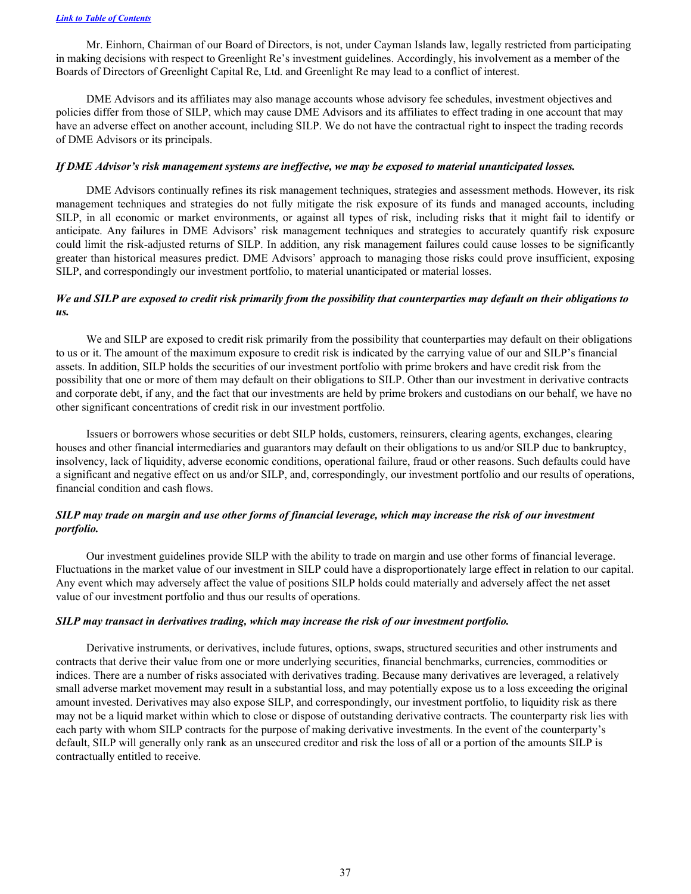Mr. Einhorn, Chairman of our Board of Directors, is not, under Cayman Islands law, legally restricted from participating in making decisions with respect to Greenlight Re's investment guidelines. Accordingly, his involvement as a member of the Boards of Directors of Greenlight Capital Re, Ltd. and Greenlight Re may lead to a conflict of interest.

DME Advisors and its affiliates may also manage accounts whose advisory fee schedules, investment objectives and policies differ from those of SILP, which may cause DME Advisors and its affiliates to effect trading in one account that may have an adverse effect on another account, including SILP. We do not have the contractual right to inspect the trading records of DME Advisors or its principals.

***If DME Advisor's risk management systems are ineffective, we may be exposed to material unanticipated losses.***

DME Advisors continually refines its risk management techniques, strategies and assessment methods. However, its risk management techniques and strategies do not fully mitigate the risk exposure of its funds and managed accounts, including SILP, in all economic or market environments, or against all types of risk, including risks that it might fail to identify or anticipate. Any failures in DME Advisors' risk management techniques and strategies to accurately quantify risk exposure could limit the risk-adjusted returns of SILP. In addition, any risk management failures could cause losses to be significantly greater than historical measures predict. DME Advisors' approach to managing those risks could prove insufficient, exposing SILP, and correspondingly our investment portfolio, to material unanticipated or material losses.

***We and SILP are exposed to credit risk primarily from the possibility that counterparties may default on their obligations to us.***

We and SILP are exposed to credit risk primarily from the possibility that counterparties may default on their obligations to us or it. The amount of the maximum exposure to credit risk is indicated by the carrying value of our and SILP's financial assets. In addition, SILP holds the securities of our investment portfolio with prime brokers and have credit risk from the possibility that one or more of them may default on their obligations to SILP. Other than our investment in derivative contracts and corporate debt, if any, and the fact that our investments are held by prime brokers and custodians on our behalf, we have no other significant concentrations of credit risk in our investment portfolio.

Issuers or borrowers whose securities or debt SILP holds, customers, reinsurers, clearing agents, exchanges, clearing houses and other financial intermediaries and guarantors may default on their obligations to us and/or SILP due to bankruptcy, insolvency, lack of liquidity, adverse economic conditions, operational failure, fraud or other reasons. Such defaults could have a significant and negative effect on us and/or SILP, and, correspondingly, our investment portfolio and our results of operations, financial condition and cash flows.

***SILP may trade on margin and use other forms of financial leverage, which may increase the risk of our investment portfolio.***

Our investment guidelines provide SILP with the ability to trade on margin and use other forms of financial leverage. Fluctuations in the market value of our investment in SILP could have a disproportionately large effect in relation to our capital. Any event which may adversely affect the value of positions SILP holds could materially and adversely affect the net asset value of our investment portfolio and thus our results of operations.

***SILP may transact in derivatives trading, which may increase the risk of our investment portfolio.***

Derivative instruments, or derivatives, include futures, options, swaps, structured securities and other instruments and contracts that derive their value from one or more underlying securities, financial benchmarks, currencies, commodities or indices. There are a number of risks associated with derivatives trading. Because many derivatives are leveraged, a relatively small adverse market movement may result in a substantial loss, and may potentially expose us to a loss exceeding the original amount invested. Derivatives may also expose SILP, and correspondingly, our investment portfolio, to liquidity risk as there may not be a liquid market within which to close or dispose of outstanding derivative contracts. The counterparty risk lies with each party with whom SILP contracts for the purpose of making derivative investments. In the event of the counterparty's default, SILP will generally only rank as an unsecured creditor and risk the loss of all or a portion of the amounts SILP is contractually entitled to receive.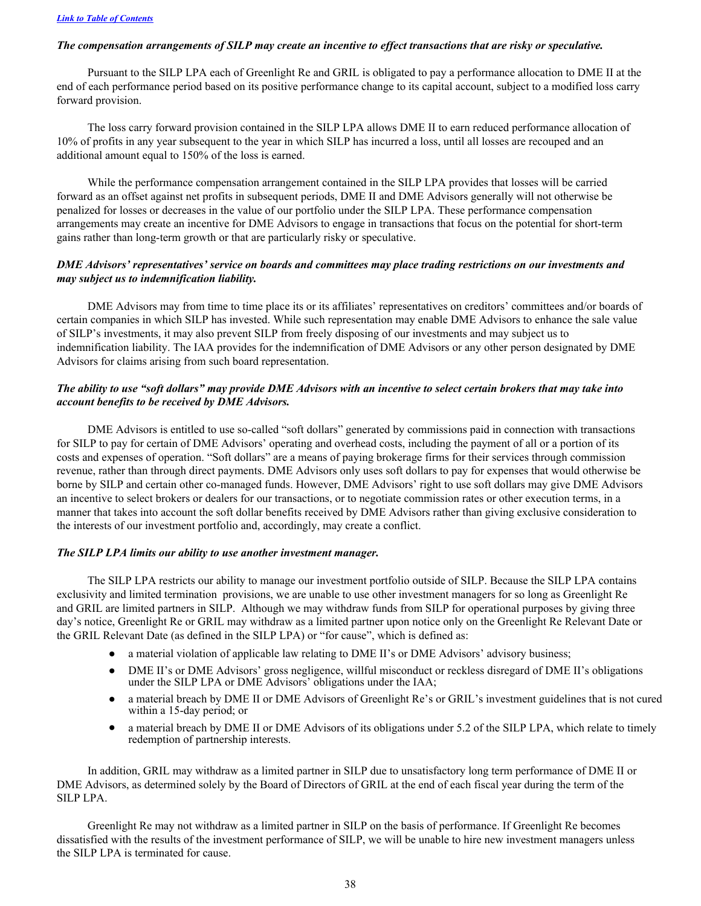*The compensation arrangements of SILP may create an incentive to effect transactions that are risky or speculative.*

Pursuant to the SILP LPA each of Greenlight Re and GRIL is obligated to pay a performance allocation to DME II at the end of each performance period based on its positive performance change to its capital account, subject to a modified loss carry forward provision.

The loss carry forward provision contained in the SILP LPA allows DME II to earn reduced performance allocation of 10% of profits in any year subsequent to the year in which SILP has incurred a loss, until all losses are recouped and an additional amount equal to 150% of the loss is earned.

While the performance compensation arrangement contained in the SILP LPA provides that losses will be carried forward as an offset against net profits in subsequent periods, DME II and DME Advisors generally will not otherwise be penalized for losses or decreases in the value of our portfolio under the SILP LPA. These performance compensation arrangements may create an incentive for DME Advisors to engage in transactions that focus on the potential for short-term gains rather than long-term growth or that are particularly risky or speculative.

*DME Advisors' representatives' service on boards and committees may place trading restrictions on our investments and may subject us to indemnification liability.*

DME Advisors may from time to time place its or its affiliates' representatives on creditors' committees and/or boards of certain companies in which SILP has invested. While such representation may enable DME Advisors to enhance the sale value of SILP's investments, it may also prevent SILP from freely disposing of our investments and may subject us to indemnification liability. The IAA provides for the indemnification of DME Advisors or any other person designated by DME Advisors for claims arising from such board representation.

*The ability to use "soft dollars" may provide DME Advisors with an incentive to select certain brokers that may take into account benefits to be received by DME Advisors.*

DME Advisors is entitled to use so-called "soft dollars" generated by commissions paid in connection with transactions for SILP to pay for certain of DME Advisors' operating and overhead costs, including the payment of all or a portion of its costs and expenses of operation. "Soft dollars" are a means of paying brokerage firms for their services through commission revenue, rather than through direct payments. DME Advisors only uses soft dollars to pay for expenses that would otherwise be borne by SILP and certain other co-managed funds. However, DME Advisors' right to use soft dollars may give DME Advisors an incentive to select brokers or dealers for our transactions, or to negotiate commission rates or other execution terms, in a manner that takes into account the soft dollar benefits received by DME Advisors rather than giving exclusive consideration to the interests of our investment portfolio and, accordingly, may create a conflict.

*The SILP LPA limits our ability to use another investment manager.*

The SILP LPA restricts our ability to manage our investment portfolio outside of SILP. Because the SILP LPA contains exclusivity and limited termination provisions, we are unable to use other investment managers for so long as Greenlight Re and GRIL are limited partners in SILP. Although we may withdraw funds from SILP for operational purposes by giving three day's notice, Greenlight Re or GRIL may withdraw as a limited partner upon notice only on the Greenlight Re Relevant Date or the GRIL Relevant Date (as defined in the SILP LPA) or "for cause", which is defined as:

- a material violation of applicable law relating to DME II's or DME Advisors' advisory business;
- DME II's or DME Advisors' gross negligence, willful misconduct or reckless disregard of DME II's obligations under the SILP LPA or DME Advisors' obligations under the IAA;
- a material breach by DME II or DME Advisors of Greenlight Re's or GRIL's investment guidelines that is not cured within a 15-day period; or
- a material breach by DME II or DME Advisors of its obligations under 5.2 of the SILP LPA, which relate to timely redemption of partnership interests.

In addition, GRIL may withdraw as a limited partner in SILP due to unsatisfactory long term performance of DME II or DME Advisors, as determined solely by the Board of Directors of GRIL at the end of each fiscal year during the term of the SILP LPA.

Greenlight Re may not withdraw as a limited partner in SILP on the basis of performance. If Greenlight Re becomes dissatisfied with the results of the investment performance of SILP, we will be unable to hire new investment managers unless the SILP LPA is terminated for cause.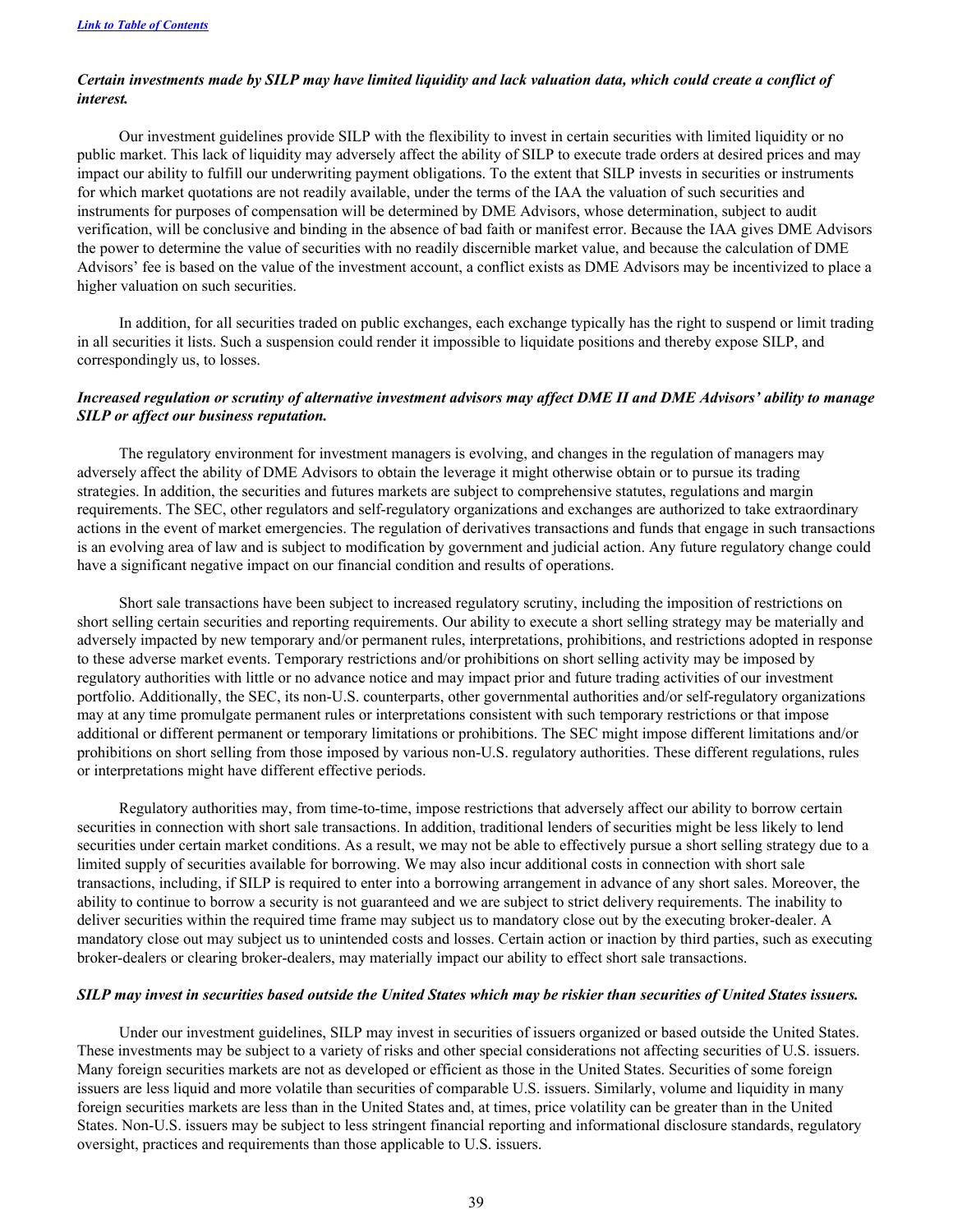***Certain investments made by SILP may have limited liquidity and lack valuation data, which could create a conflict of interest.***

Our investment guidelines provide SILP with the flexibility to invest in certain securities with limited liquidity or no public market. This lack of liquidity may adversely affect the ability of SILP to execute trade orders at desired prices and may impact our ability to fulfill our underwriting payment obligations. To the extent that SILP invests in securities or instruments for which market quotations are not readily available, under the terms of the IAA the valuation of such securities and instruments for purposes of compensation will be determined by DME Advisors, whose determination, subject to audit verification, will be conclusive and binding in the absence of bad faith or manifest error. Because the IAA gives DME Advisors the power to determine the value of securities with no readily discernible market value, and because the calculation of DME Advisors' fee is based on the value of the investment account, a conflict exists as DME Advisors may be incentivized to place a higher valuation on such securities.

In addition, for all securities traded on public exchanges, each exchange typically has the right to suspend or limit trading in all securities it lists. Such a suspension could render it impossible to liquidate positions and thereby expose SILP, and correspondingly us, to losses.

***Increased regulation or scrutiny of alternative investment advisors may affect DME II and DME Advisors' ability to manage SILP or affect our business reputation.***

The regulatory environment for investment managers is evolving, and changes in the regulation of managers may adversely affect the ability of DME Advisors to obtain the leverage it might otherwise obtain or to pursue its trading strategies. In addition, the securities and futures markets are subject to comprehensive statutes, regulations and margin requirements. The SEC, other regulators and self-regulatory organizations and exchanges are authorized to take extraordinary actions in the event of market emergencies. The regulation of derivatives transactions and funds that engage in such transactions is an evolving area of law and is subject to modification by government and judicial action. Any future regulatory change could have a significant negative impact on our financial condition and results of operations.

Short sale transactions have been subject to increased regulatory scrutiny, including the imposition of restrictions on short selling certain securities and reporting requirements. Our ability to execute a short selling strategy may be materially and adversely impacted by new temporary and/or permanent rules, interpretations, prohibitions, and restrictions adopted in response to these adverse market events. Temporary restrictions and/or prohibitions on short selling activity may be imposed by regulatory authorities with little or no advance notice and may impact prior and future trading activities of our investment portfolio. Additionally, the SEC, its non-U.S. counterparts, other governmental authorities and/or self-regulatory organizations may at any time promulgate permanent rules or interpretations consistent with such temporary restrictions or that impose additional or different permanent or temporary limitations or prohibitions. The SEC might impose different limitations and/or prohibitions on short selling from those imposed by various non-U.S. regulatory authorities. These different regulations, rules or interpretations might have different effective periods.

Regulatory authorities may, from time-to-time, impose restrictions that adversely affect our ability to borrow certain securities in connection with short sale transactions. In addition, traditional lenders of securities might be less likely to lend securities under certain market conditions. As a result, we may not be able to effectively pursue a short selling strategy due to a limited supply of securities available for borrowing. We may also incur additional costs in connection with short sale transactions, including, if SILP is required to enter into a borrowing arrangement in advance of any short sales. Moreover, the ability to continue to borrow a security is not guaranteed and we are subject to strict delivery requirements. The inability to deliver securities within the required time frame may subject us to mandatory close out by the executing broker-dealer. A mandatory close out may subject us to unintended costs and losses. Certain action or inaction by third parties, such as executing broker-dealers or clearing broker-dealers, may materially impact our ability to effect short sale transactions.

***SILP may invest in securities based outside the United States which may be riskier than securities of United States issuers.***

Under our investment guidelines, SILP may invest in securities of issuers organized or based outside the United States. These investments may be subject to a variety of risks and other special considerations not affecting securities of U.S. issuers. Many foreign securities markets are not as developed or efficient as those in the United States. Securities of some foreign issuers are less liquid and more volatile than securities of comparable U.S. issuers. Similarly, volume and liquidity in many foreign securities markets are less than in the United States and, at times, price volatility can be greater than in the United States. Non-U.S. issuers may be subject to less stringent financial reporting and informational disclosure standards, regulatory oversight, practices and requirements than those applicable to U.S. issuers.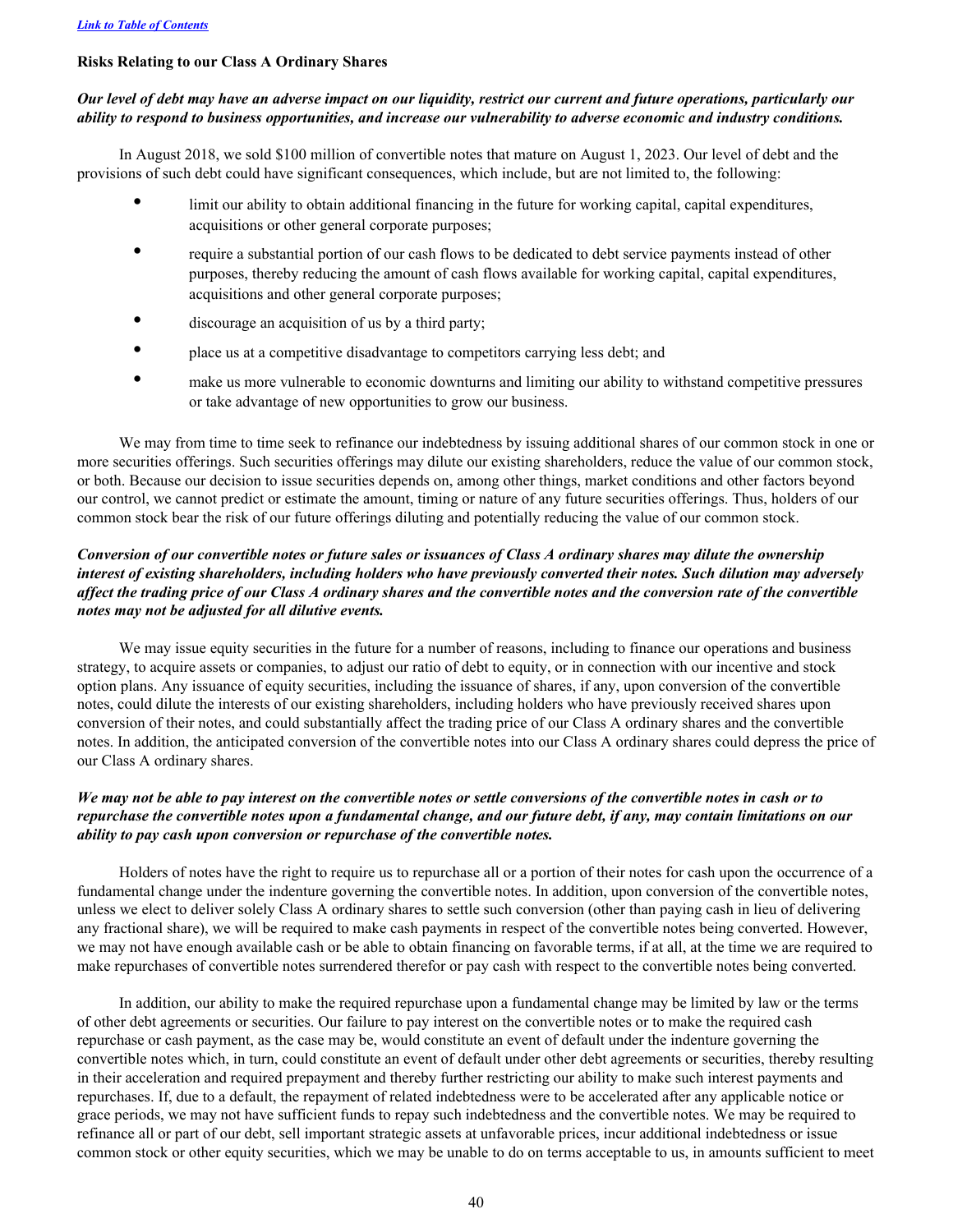[Link to Table of Contents](#)

**Risks Relating to our Class A Ordinary Shares**

***Our level of debt may have an adverse impact on our liquidity, restrict our current and future operations, particularly our ability to respond to business opportunities, and increase our vulnerability to adverse economic and industry conditions.***

In August 2018, we sold $100 million of convertible notes that mature on August 1, 2023. Our level of debt and the provisions of such debt could have significant consequences, which include, but are not limited to, the following:

- limit our ability to obtain additional financing in the future for working capital, capital expenditures, acquisitions or other general corporate purposes;
- require a substantial portion of our cash flows to be dedicated to debt service payments instead of other purposes, thereby reducing the amount of cash flows available for working capital, capital expenditures, acquisitions and other general corporate purposes;
- discourage an acquisition of us by a third party;
- place us at a competitive disadvantage to competitors carrying less debt; and
- make us more vulnerable to economic downturns and limiting our ability to withstand competitive pressures or take advantage of new opportunities to grow our business.

We may from time to time seek to refinance our indebtedness by issuing additional shares of our common stock in one or more securities offerings. Such securities offerings may dilute our existing shareholders, reduce the value of our common stock, or both. Because our decision to issue securities depends on, among other things, market conditions and other factors beyond our control, we cannot predict or estimate the amount, timing or nature of any future securities offerings. Thus, holders of our common stock bear the risk of our future offerings diluting and potentially reducing the value of our common stock.

***Conversion of our convertible notes or future sales or issuances of Class A ordinary shares may dilute the ownership interest of existing shareholders, including holders who have previously converted their notes. Such dilution may adversely affect the trading price of our Class A ordinary shares and the convertible notes and the conversion rate of the convertible notes may not be adjusted for all dilutive events.***

We may issue equity securities in the future for a number of reasons, including to finance our operations and business strategy, to acquire assets or companies, to adjust our ratio of debt to equity, or in connection with our incentive and stock option plans. Any issuance of equity securities, including the issuance of shares, if any, upon conversion of the convertible notes, could dilute the interests of our existing shareholders, including holders who have previously received shares upon conversion of their notes, and could substantially affect the trading price of our Class A ordinary shares and the convertible notes. In addition, the anticipated conversion of the convertible notes into our Class A ordinary shares could depress the price of our Class A ordinary shares.

***We may not be able to pay interest on the convertible notes or settle conversions of the convertible notes in cash or to repurchase the convertible notes upon a fundamental change, and our future debt, if any, may contain limitations on our ability to pay cash upon conversion or repurchase of the convertible notes.***

Holders of notes have the right to require us to repurchase all or a portion of their notes for cash upon the occurrence of a fundamental change under the indenture governing the convertible notes. In addition, upon conversion of the convertible notes, unless we elect to deliver solely Class A ordinary shares to settle such conversion (other than paying cash in lieu of delivering any fractional share), we will be required to make cash payments in respect of the convertible notes being converted. However, we may not have enough available cash or be able to obtain financing on favorable terms, if at all, at the time we are required to make repurchases of convertible notes surrendered therefor or pay cash with respect to the convertible notes being converted.

In addition, our ability to make the required repurchase upon a fundamental change may be limited by law or the terms of other debt agreements or securities. Our failure to pay interest on the convertible notes or to make the required cash repurchase or cash payment, as the case may be, would constitute an event of default under the indenture governing the convertible notes which, in turn, could constitute an event of default under other debt agreements or securities, thereby resulting in their acceleration and required prepayment and thereby further restricting our ability to make such interest payments and repurchases. If, due to a default, the repayment of related indebtedness were to be accelerated after any applicable notice or grace periods, we may not have sufficient funds to repay such indebtedness and the convertible notes. We may be required to refinance all or part of our debt, sell important strategic assets at unfavorable prices, incur additional indebtedness or issue common stock or other equity securities, which we may be unable to do on terms acceptable to us, in amounts sufficient to meet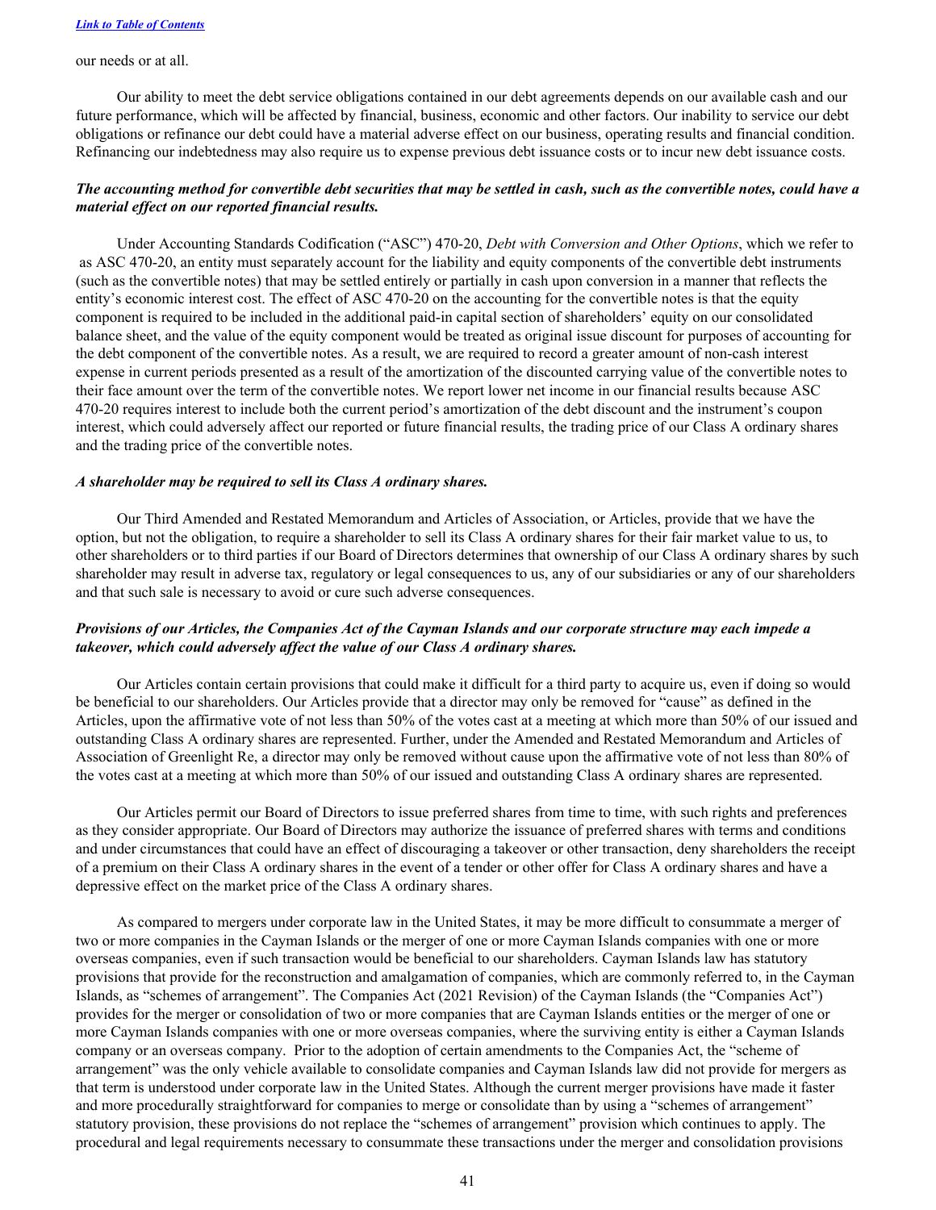our needs or at all.

Our ability to meet the debt service obligations contained in our debt agreements depends on our available cash and our future performance, which will be affected by financial, business, economic and other factors. Our inability to service our debt obligations or refinance our debt could have a material adverse effect on our business, operating results and financial condition. Refinancing our indebtedness may also require us to expense previous debt issuance costs or to incur new debt issuance costs.

***The accounting method for convertible debt securities that may be settled in cash, such as the convertible notes, could have a material effect on our reported financial results.***

Under Accounting Standards Codification ("ASC") 470-20, *Debt with Conversion and Other Options*, which we refer to as ASC 470-20, an entity must separately account for the liability and equity components of the convertible debt instruments (such as the convertible notes) that may be settled entirely or partially in cash upon conversion in a manner that reflects the entity's economic interest cost. The effect of ASC 470-20 on the accounting for the convertible notes is that the equity component is required to be included in the additional paid-in capital section of shareholders' equity on our consolidated balance sheet, and the value of the equity component would be treated as original issue discount for purposes of accounting for the debt component of the convertible notes. As a result, we are required to record a greater amount of non-cash interest expense in current periods presented as a result of the amortization of the discounted carrying value of the convertible notes to their face amount over the term of the convertible notes. We report lower net income in our financial results because ASC 470-20 requires interest to include both the current period's amortization of the debt discount and the instrument's coupon interest, which could adversely affect our reported or future financial results, the trading price of our Class A ordinary shares and the trading price of the convertible notes.

***A shareholder may be required to sell its Class A ordinary shares.***

Our Third Amended and Restated Memorandum and Articles of Association, or Articles, provide that we have the option, but not the obligation, to require a shareholder to sell its Class A ordinary shares for their fair market value to us, to other shareholders or to third parties if our Board of Directors determines that ownership of our Class A ordinary shares by such shareholder may result in adverse tax, regulatory or legal consequences to us, any of our subsidiaries or any of our shareholders and that such sale is necessary to avoid or cure such adverse consequences.

***Provisions of our Articles, the Companies Act of the Cayman Islands and our corporate structure may each impede a takeover, which could adversely affect the value of our Class A ordinary shares.***

Our Articles contain certain provisions that could make it difficult for a third party to acquire us, even if doing so would be beneficial to our shareholders. Our Articles provide that a director may only be removed for "cause" as defined in the Articles, upon the affirmative vote of not less than 50% of the votes cast at a meeting at which more than 50% of our issued and outstanding Class A ordinary shares are represented. Further, under the Amended and Restated Memorandum and Articles of Association of Greenlight Re, a director may only be removed without cause upon the affirmative vote of not less than 80% of the votes cast at a meeting at which more than 50% of our issued and outstanding Class A ordinary shares are represented.

Our Articles permit our Board of Directors to issue preferred shares from time to time, with such rights and preferences as they consider appropriate. Our Board of Directors may authorize the issuance of preferred shares with terms and conditions and under circumstances that could have an effect of discouraging a takeover or other transaction, deny shareholders the receipt of a premium on their Class A ordinary shares in the event of a tender or other offer for Class A ordinary shares and have a depressive effect on the market price of the Class A ordinary shares.

As compared to mergers under corporate law in the United States, it may be more difficult to consummate a merger of two or more companies in the Cayman Islands or the merger of one or more Cayman Islands companies with one or more overseas companies, even if such transaction would be beneficial to our shareholders. Cayman Islands law has statutory provisions that provide for the reconstruction and amalgamation of companies, which are commonly referred to, in the Cayman Islands, as "schemes of arrangement". The Companies Act (2021 Revision) of the Cayman Islands (the "Companies Act") provides for the merger or consolidation of two or more companies that are Cayman Islands entities or the merger of one or more Cayman Islands companies with one or more overseas companies, where the surviving entity is either a Cayman Islands company or an overseas company. Prior to the adoption of certain amendments to the Companies Act, the "scheme of arrangement" was the only vehicle available to consolidate companies and Cayman Islands law did not provide for mergers as that term is understood under corporate law in the United States. Although the current merger provisions have made it faster and more procedurally straightforward for companies to merge or consolidate than by using a "schemes of arrangement" statutory provision, these provisions do not replace the "schemes of arrangement" provision which continues to apply. The procedural and legal requirements necessary to consummate these transactions under the merger and consolidation provisions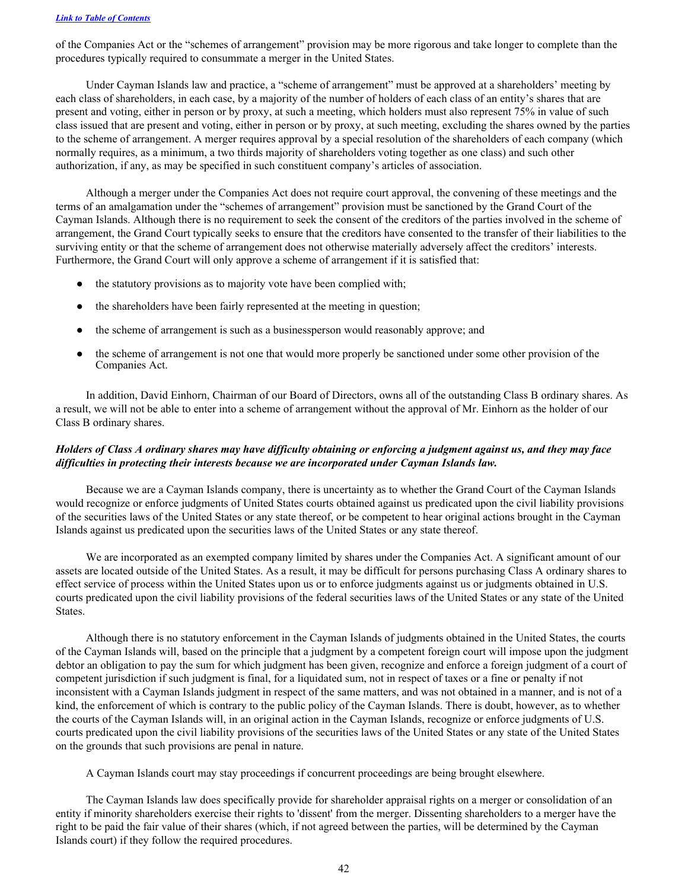of the Companies Act or the "schemes of arrangement" provision may be more rigorous and take longer to complete than the procedures typically required to consummate a merger in the United States.

Under Cayman Islands law and practice, a "scheme of arrangement" must be approved at a shareholders' meeting by each class of shareholders, in each case, by a majority of the number of holders of each class of an entity's shares that are present and voting, either in person or by proxy, at such a meeting, which holders must also represent 75% in value of such class issued that are present and voting, either in person or by proxy, at such meeting, excluding the shares owned by the parties to the scheme of arrangement. A merger requires approval by a special resolution of the shareholders of each company (which normally requires, as a minimum, a two thirds majority of shareholders voting together as one class) and such other authorization, if any, as may be specified in such constituent company's articles of association.

Although a merger under the Companies Act does not require court approval, the convening of these meetings and the terms of an amalgamation under the "schemes of arrangement" provision must be sanctioned by the Grand Court of the Cayman Islands. Although there is no requirement to seek the consent of the creditors of the parties involved in the scheme of arrangement, the Grand Court typically seeks to ensure that the creditors have consented to the transfer of their liabilities to the surviving entity or that the scheme of arrangement does not otherwise materially adversely affect the creditors' interests. Furthermore, the Grand Court will only approve a scheme of arrangement if it is satisfied that:

- the statutory provisions as to majority vote have been complied with;
- the shareholders have been fairly represented at the meeting in question;
- the scheme of arrangement is such as a businessperson would reasonably approve; and
- the scheme of arrangement is not one that would more properly be sanctioned under some other provision of the Companies Act.

In addition, David Einhorn, Chairman of our Board of Directors, owns all of the outstanding Class B ordinary shares. As a result, we will not be able to enter into a scheme of arrangement without the approval of Mr. Einhorn as the holder of our Class B ordinary shares.

***Holders of Class A ordinary shares may have difficulty obtaining or enforcing a judgment against us, and they may face difficulties in protecting their interests because we are incorporated under Cayman Islands law.***

Because we are a Cayman Islands company, there is uncertainty as to whether the Grand Court of the Cayman Islands would recognize or enforce judgments of United States courts obtained against us predicated upon the civil liability provisions of the securities laws of the United States or any state thereof, or be competent to hear original actions brought in the Cayman Islands against us predicated upon the securities laws of the United States or any state thereof.

We are incorporated as an exempted company limited by shares under the Companies Act. A significant amount of our assets are located outside of the United States. As a result, it may be difficult for persons purchasing Class A ordinary shares to effect service of process within the United States upon us or to enforce judgments against us or judgments obtained in U.S. courts predicated upon the civil liability provisions of the federal securities laws of the United States or any state of the United States.

Although there is no statutory enforcement in the Cayman Islands of judgments obtained in the United States, the courts of the Cayman Islands will, based on the principle that a judgment by a competent foreign court will impose upon the judgment debtor an obligation to pay the sum for which judgment has been given, recognize and enforce a foreign judgment of a court of competent jurisdiction if such judgment is final, for a liquidated sum, not in respect of taxes or a fine or penalty if not inconsistent with a Cayman Islands judgment in respect of the same matters, and was not obtained in a manner, and is not of a kind, the enforcement of which is contrary to the public policy of the Cayman Islands. There is doubt, however, as to whether the courts of the Cayman Islands will, in an original action in the Cayman Islands, recognize or enforce judgments of U.S. courts predicated upon the civil liability provisions of the securities laws of the United States or any state of the United States on the grounds that such provisions are penal in nature.

A Cayman Islands court may stay proceedings if concurrent proceedings are being brought elsewhere.

The Cayman Islands law does specifically provide for shareholder appraisal rights on a merger or consolidation of an entity if minority shareholders exercise their rights to 'dissent' from the merger. Dissenting shareholders to a merger have the right to be paid the fair value of their shares (which, if not agreed between the parties, will be determined by the Cayman Islands court) if they follow the required procedures.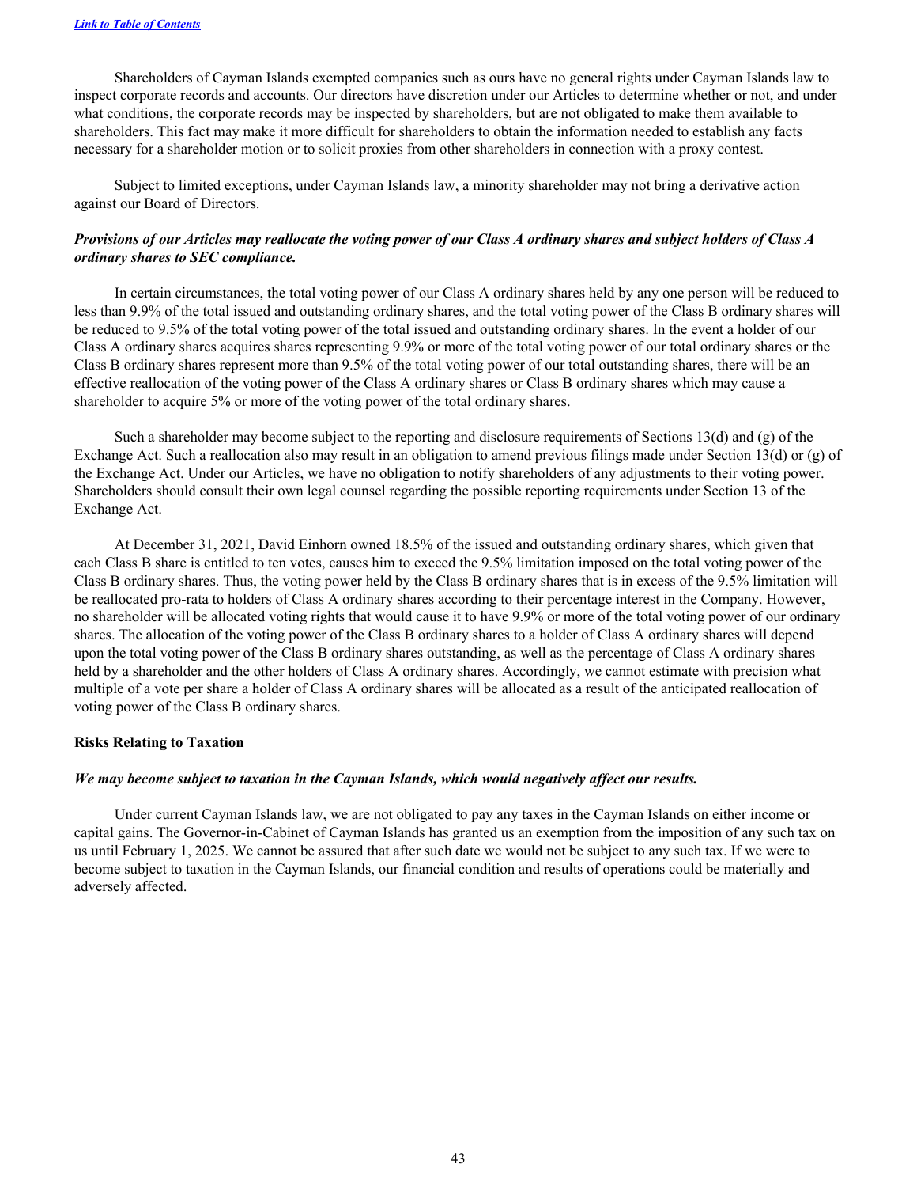Shareholders of Cayman Islands exempted companies such as ours have no general rights under Cayman Islands law to inspect corporate records and accounts. Our directors have discretion under our Articles to determine whether or not, and under what conditions, the corporate records may be inspected by shareholders, but are not obligated to make them available to shareholders. This fact may make it more difficult for shareholders to obtain the information needed to establish any facts necessary for a shareholder motion or to solicit proxies from other shareholders in connection with a proxy contest.

Subject to limited exceptions, under Cayman Islands law, a minority shareholder may not bring a derivative action against our Board of Directors.

***Provisions of our Articles may reallocate the voting power of our Class A ordinary shares and subject holders of Class A ordinary shares to SEC compliance.***

In certain circumstances, the total voting power of our Class A ordinary shares held by any one person will be reduced to less than 9.9% of the total issued and outstanding ordinary shares, and the total voting power of the Class B ordinary shares will be reduced to 9.5% of the total voting power of the total issued and outstanding ordinary shares. In the event a holder of our Class A ordinary shares acquires shares representing 9.9% or more of the total voting power of our total ordinary shares or the Class B ordinary shares represent more than 9.5% of the total voting power of our total outstanding shares, there will be an effective reallocation of the voting power of the Class A ordinary shares or Class B ordinary shares which may cause a shareholder to acquire 5% or more of the voting power of the total ordinary shares.

Such a shareholder may become subject to the reporting and disclosure requirements of Sections 13(d) and (g) of the Exchange Act. Such a reallocation also may result in an obligation to amend previous filings made under Section 13(d) or (g) of the Exchange Act. Under our Articles, we have no obligation to notify shareholders of any adjustments to their voting power. Shareholders should consult their own legal counsel regarding the possible reporting requirements under Section 13 of the Exchange Act.

At December 31, 2021, David Einhorn owned 18.5% of the issued and outstanding ordinary shares, which given that each Class B share is entitled to ten votes, causes him to exceed the 9.5% limitation imposed on the total voting power of the Class B ordinary shares. Thus, the voting power held by the Class B ordinary shares that is in excess of the 9.5% limitation will be reallocated pro-rata to holders of Class A ordinary shares according to their percentage interest in the Company. However, no shareholder will be allocated voting rights that would cause it to have 9.9% or more of the total voting power of our ordinary shares. The allocation of the voting power of the Class B ordinary shares to a holder of Class A ordinary shares will depend upon the total voting power of the Class B ordinary shares outstanding, as well as the percentage of Class A ordinary shares held by a shareholder and the other holders of Class A ordinary shares. Accordingly, we cannot estimate with precision what multiple of a vote per share a holder of Class A ordinary shares will be allocated as a result of the anticipated reallocation of voting power of the Class B ordinary shares.

**Risks Relating to Taxation**

***We may become subject to taxation in the Cayman Islands, which would negatively affect our results.***

Under current Cayman Islands law, we are not obligated to pay any taxes in the Cayman Islands on either income or capital gains. The Governor-in-Cabinet of Cayman Islands has granted us an exemption from the imposition of any such tax on us until February 1, 2025. We cannot be assured that after such date we would not be subject to any such tax. If we were to become subject to taxation in the Cayman Islands, our financial condition and results of operations could be materially and adversely affected.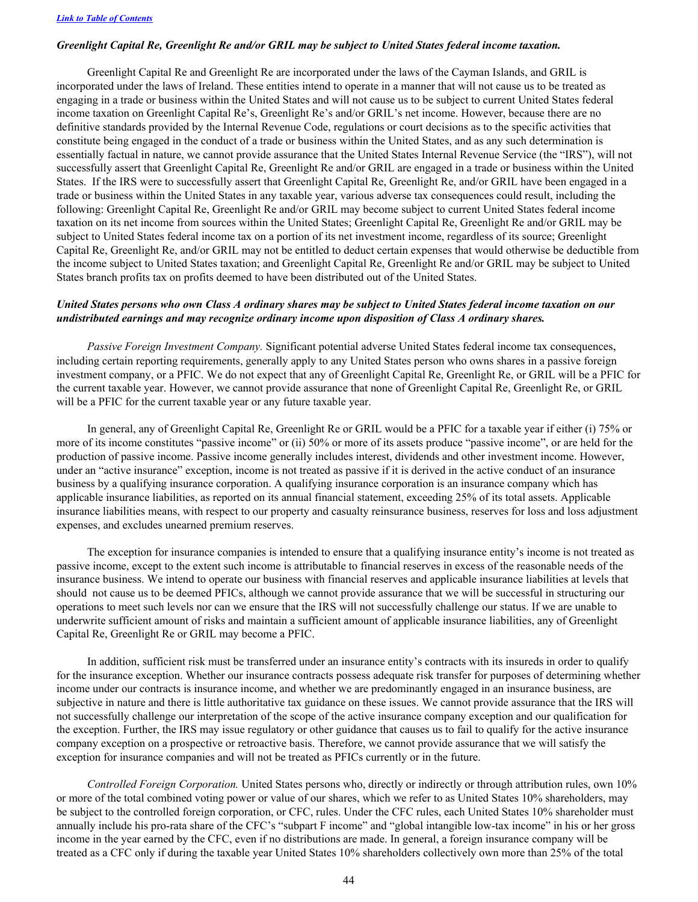*Greenlight Capital Re, Greenlight Re and/or GRIL may be subject to United States federal income taxation.*

Greenlight Capital Re and Greenlight Re are incorporated under the laws of the Cayman Islands, and GRIL is incorporated under the laws of Ireland. These entities intend to operate in a manner that will not cause us to be treated as engaging in a trade or business within the United States and will not cause us to be subject to current United States federal income taxation on Greenlight Capital Re's, Greenlight Re's and/or GRIL's net income. However, because there are no definitive standards provided by the Internal Revenue Code, regulations or court decisions as to the specific activities that constitute being engaged in the conduct of a trade or business within the United States, and as any such determination is essentially factual in nature, we cannot provide assurance that the United States Internal Revenue Service (the "IRS"), will not successfully assert that Greenlight Capital Re, Greenlight Re and/or GRIL are engaged in a trade or business within the United States. If the IRS were to successfully assert that Greenlight Capital Re, Greenlight Re, and/or GRIL have been engaged in a trade or business within the United States in any taxable year, various adverse tax consequences could result, including the following: Greenlight Capital Re, Greenlight Re and/or GRIL may become subject to current United States federal income taxation on its net income from sources within the United States; Greenlight Capital Re, Greenlight Re and/or GRIL may be subject to United States federal income tax on a portion of its net investment income, regardless of its source; Greenlight Capital Re, Greenlight Re, and/or GRIL may not be entitled to deduct certain expenses that would otherwise be deductible from the income subject to United States taxation; and Greenlight Capital Re, Greenlight Re and/or GRIL may be subject to United States branch profits tax on profits deemed to have been distributed out of the United States.

***United States persons who own Class A ordinary shares may be subject to United States federal income taxation on our undistributed earnings and may recognize ordinary income upon disposition of Class A ordinary shares.***

*Passive Foreign Investment Company.* Significant potential adverse United States federal income tax consequences, including certain reporting requirements, generally apply to any United States person who owns shares in a passive foreign investment company, or a PFIC. We do not expect that any of Greenlight Capital Re, Greenlight Re, or GRIL will be a PFIC for the current taxable year. However, we cannot provide assurance that none of Greenlight Capital Re, Greenlight Re, or GRIL will be a PFIC for the current taxable year or any future taxable year.

In general, any of Greenlight Capital Re, Greenlight Re or GRIL would be a PFIC for a taxable year if either (i) 75% or more of its income constitutes "passive income" or (ii) 50% or more of its assets produce "passive income", or are held for the production of passive income. Passive income generally includes interest, dividends and other investment income. However, under an "active insurance" exception, income is not treated as passive if it is derived in the active conduct of an insurance business by a qualifying insurance corporation. A qualifying insurance corporation is an insurance company which has applicable insurance liabilities, as reported on its annual financial statement, exceeding 25% of its total assets. Applicable insurance liabilities means, with respect to our property and casualty reinsurance business, reserves for loss and loss adjustment expenses, and excludes unearned premium reserves.

The exception for insurance companies is intended to ensure that a qualifying insurance entity's income is not treated as passive income, except to the extent such income is attributable to financial reserves in excess of the reasonable needs of the insurance business. We intend to operate our business with financial reserves and applicable insurance liabilities at levels that should not cause us to be deemed PFICs, although we cannot provide assurance that we will be successful in structuring our operations to meet such levels nor can we ensure that the IRS will not successfully challenge our status. If we are unable to underwrite sufficient amount of risks and maintain a sufficient amount of applicable insurance liabilities, any of Greenlight Capital Re, Greenlight Re or GRIL may become a PFIC.

In addition, sufficient risk must be transferred under an insurance entity's contracts with its insureds in order to qualify for the insurance exception. Whether our insurance contracts possess adequate risk transfer for purposes of determining whether income under our contracts is insurance income, and whether we are predominantly engaged in an insurance business, are subjective in nature and there is little authoritative tax guidance on these issues. We cannot provide assurance that the IRS will not successfully challenge our interpretation of the scope of the active insurance company exception and our qualification for the exception. Further, the IRS may issue regulatory or other guidance that causes us to fail to qualify for the active insurance company exception on a prospective or retroactive basis. Therefore, we cannot provide assurance that we will satisfy the exception for insurance companies and will not be treated as PFICs currently or in the future.

*Controlled Foreign Corporation.* United States persons who, directly or indirectly or through attribution rules, own 10% or more of the total combined voting power or value of our shares, which we refer to as United States 10% shareholders, may be subject to the controlled foreign corporation, or CFC, rules. Under the CFC rules, each United States 10% shareholder must annually include his pro-rata share of the CFC's "subpart F income" and "global intangible low-tax income" in his or her gross income in the year earned by the CFC, even if no distributions are made. In general, a foreign insurance company will be treated as a CFC only if during the taxable year United States 10% shareholders collectively own more than 25% of the total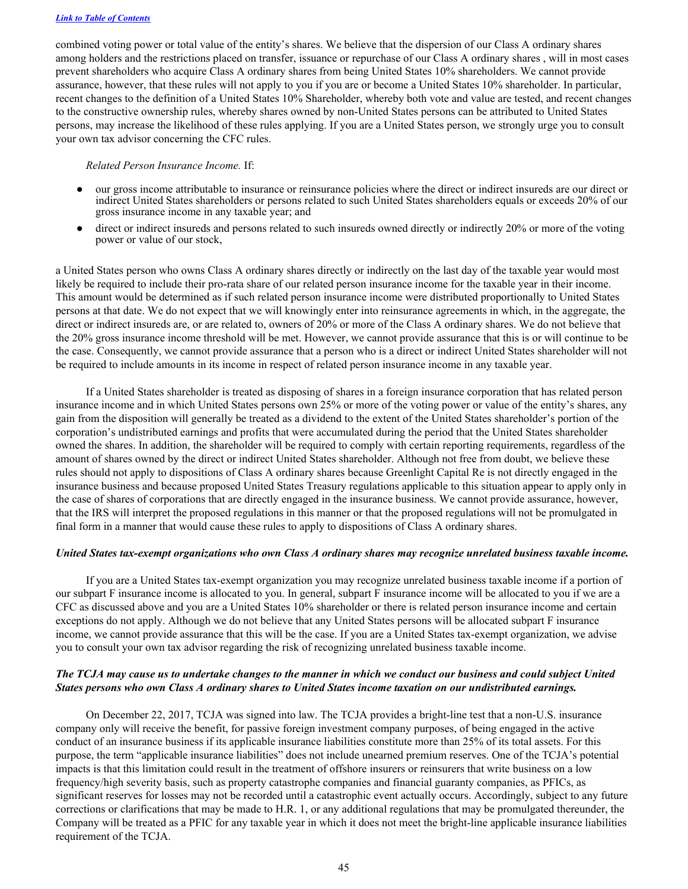combined voting power or total value of the entity's shares. We believe that the dispersion of our Class A ordinary shares among holders and the restrictions placed on transfer, issuance or repurchase of our Class A ordinary shares , will in most cases prevent shareholders who acquire Class A ordinary shares from being United States 10% shareholders. We cannot provide assurance, however, that these rules will not apply to you if you are or become a United States 10% shareholder. In particular, recent changes to the definition of a United States 10% Shareholder, whereby both vote and value are tested, and recent changes to the constructive ownership rules, whereby shares owned by non-United States persons can be attributed to United States persons, may increase the likelihood of these rules applying. If you are a United States person, we strongly urge you to consult your own tax advisor concerning the CFC rules.

*Related Person Insurance Income.* If:

- our gross income attributable to insurance or reinsurance policies where the direct or indirect insureds are our direct or indirect United States shareholders or persons related to such United States shareholders equals or exceeds 20% of our gross insurance income in any taxable year; and
- direct or indirect insureds and persons related to such insureds owned directly or indirectly 20% or more of the voting power or value of our stock,

a United States person who owns Class A ordinary shares directly or indirectly on the last day of the taxable year would most likely be required to include their pro-rata share of our related person insurance income for the taxable year in their income. This amount would be determined as if such related person insurance income were distributed proportionally to United States persons at that date. We do not expect that we will knowingly enter into reinsurance agreements in which, in the aggregate, the direct or indirect insureds are, or are related to, owners of 20% or more of the Class A ordinary shares. We do not believe that the 20% gross insurance income threshold will be met. However, we cannot provide assurance that this is or will continue to be the case. Consequently, we cannot provide assurance that a person who is a direct or indirect United States shareholder will not be required to include amounts in its income in respect of related person insurance income in any taxable year.

If a United States shareholder is treated as disposing of shares in a foreign insurance corporation that has related person insurance income and in which United States persons own 25% or more of the voting power or value of the entity's shares, any gain from the disposition will generally be treated as a dividend to the extent of the United States shareholder's portion of the corporation's undistributed earnings and profits that were accumulated during the period that the United States shareholder owned the shares. In addition, the shareholder will be required to comply with certain reporting requirements, regardless of the amount of shares owned by the direct or indirect United States shareholder. Although not free from doubt, we believe these rules should not apply to dispositions of Class A ordinary shares because Greenlight Capital Re is not directly engaged in the insurance business and because proposed United States Treasury regulations applicable to this situation appear to apply only in the case of shares of corporations that are directly engaged in the insurance business. We cannot provide assurance, however, that the IRS will interpret the proposed regulations in this manner or that the proposed regulations will not be promulgated in final form in a manner that would cause these rules to apply to dispositions of Class A ordinary shares.

***United States tax-exempt organizations who own Class A ordinary shares may recognize unrelated business taxable income.***

If you are a United States tax-exempt organization you may recognize unrelated business taxable income if a portion of our subpart F insurance income is allocated to you. In general, subpart F insurance income will be allocated to you if we are a CFC as discussed above and you are a United States 10% shareholder or there is related person insurance income and certain exceptions do not apply. Although we do not believe that any United States persons will be allocated subpart F insurance income, we cannot provide assurance that this will be the case. If you are a United States tax-exempt organization, we advise you to consult your own tax advisor regarding the risk of recognizing unrelated business taxable income.

***The TCJA may cause us to undertake changes to the manner in which we conduct our business and could subject United States persons who own Class A ordinary shares to United States income taxation on our undistributed earnings.***

On December 22, 2017, TCJA was signed into law. The TCJA provides a bright-line test that a non-U.S. insurance company only will receive the benefit, for passive foreign investment company purposes, of being engaged in the active conduct of an insurance business if its applicable insurance liabilities constitute more than 25% of its total assets. For this purpose, the term "applicable insurance liabilities" does not include unearned premium reserves. One of the TCJA's potential impacts is that this limitation could result in the treatment of offshore insurers or reinsurers that write business on a low frequency/high severity basis, such as property catastrophe companies and financial guaranty companies, as PFICs, as significant reserves for losses may not be recorded until a catastrophic event actually occurs. Accordingly, subject to any future corrections or clarifications that may be made to H.R. 1, or any additional regulations that may be promulgated thereunder, the Company will be treated as a PFIC for any taxable year in which it does not meet the bright-line applicable insurance liabilities requirement of the TCJA.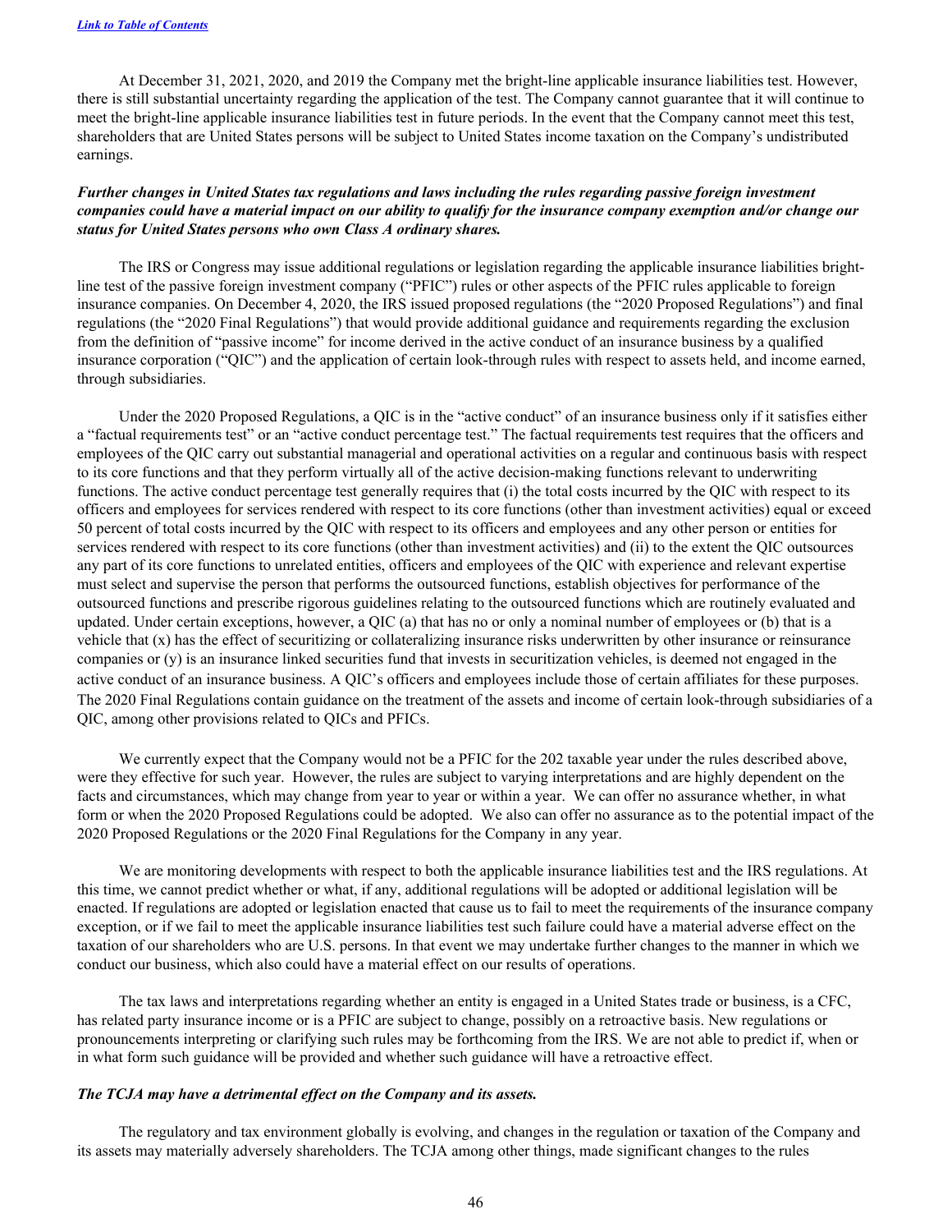At December 31, 2021, 2020, and 2019 the Company met the bright-line applicable insurance liabilities test. However, there is still substantial uncertainty regarding the application of the test. The Company cannot guarantee that it will continue to meet the bright-line applicable insurance liabilities test in future periods. In the event that the Company cannot meet this test, shareholders that are United States persons will be subject to United States income taxation on the Company's undistributed earnings.

***Further changes in United States tax regulations and laws including the rules regarding passive foreign investment companies could have a material impact on our ability to qualify for the insurance company exemption and/or change our status for United States persons who own Class A ordinary shares.***

The IRS or Congress may issue additional regulations or legislation regarding the applicable insurance liabilities bright-line test of the passive foreign investment company ("PFIC") rules or other aspects of the PFIC rules applicable to foreign insurance companies. On December 4, 2020, the IRS issued proposed regulations (the "2020 Proposed Regulations") and final regulations (the "2020 Final Regulations") that would provide additional guidance and requirements regarding the exclusion from the definition of "passive income" for income derived in the active conduct of an insurance business by a qualified insurance corporation ("QIC") and the application of certain look-through rules with respect to assets held, and income earned, through subsidiaries.

Under the 2020 Proposed Regulations, a QIC is in the "active conduct" of an insurance business only if it satisfies either a "factual requirements test" or an "active conduct percentage test." The factual requirements test requires that the officers and employees of the QIC carry out substantial managerial and operational activities on a regular and continuous basis with respect to its core functions and that they perform virtually all of the active decision-making functions relevant to underwriting functions. The active conduct percentage test generally requires that (i) the total costs incurred by the QIC with respect to its officers and employees for services rendered with respect to its core functions (other than investment activities) equal or exceed 50 percent of total costs incurred by the QIC with respect to its officers and employees and any other person or entities for services rendered with respect to its core functions (other than investment activities) and (ii) to the extent the QIC outsources any part of its core functions to unrelated entities, officers and employees of the QIC with experience and relevant expertise must select and supervise the person that performs the outsourced functions, establish objectives for performance of the outsourced functions and prescribe rigorous guidelines relating to the outsourced functions which are routinely evaluated and updated. Under certain exceptions, however, a QIC (a) that has no or only a nominal number of employees or (b) that is a vehicle that (x) has the effect of securitizing or collateralizing insurance risks underwritten by other insurance or reinsurance companies or (y) is an insurance linked securities fund that invests in securitization vehicles, is deemed not engaged in the active conduct of an insurance business. A QIC's officers and employees include those of certain affiliates for these purposes. The 2020 Final Regulations contain guidance on the treatment of the assets and income of certain look-through subsidiaries of a QIC, among other provisions related to QICs and PFICs.

We currently expect that the Company would not be a PFIC for the 202 taxable year under the rules described above, were they effective for such year. However, the rules are subject to varying interpretations and are highly dependent on the facts and circumstances, which may change from year to year or within a year. We can offer no assurance whether, in what form or when the 2020 Proposed Regulations could be adopted. We also can offer no assurance as to the potential impact of the 2020 Proposed Regulations or the 2020 Final Regulations for the Company in any year.

We are monitoring developments with respect to both the applicable insurance liabilities test and the IRS regulations. At this time, we cannot predict whether or what, if any, additional regulations will be adopted or additional legislation will be enacted. If regulations are adopted or legislation enacted that cause us to fail to meet the requirements of the insurance company exception, or if we fail to meet the applicable insurance liabilities test such failure could have a material adverse effect on the taxation of our shareholders who are U.S. persons. In that event we may undertake further changes to the manner in which we conduct our business, which also could have a material effect on our results of operations.

The tax laws and interpretations regarding whether an entity is engaged in a United States trade or business, is a CFC, has related party insurance income or is a PFIC are subject to change, possibly on a retroactive basis. New regulations or pronouncements interpreting or clarifying such rules may be forthcoming from the IRS. We are not able to predict if, when or in what form such guidance will be provided and whether such guidance will have a retroactive effect.

***The TCJA may have a detrimental effect on the Company and its assets.***

The regulatory and tax environment globally is evolving, and changes in the regulation or taxation of the Company and its assets may materially adversely shareholders. The TCJA among other things, made significant changes to the rules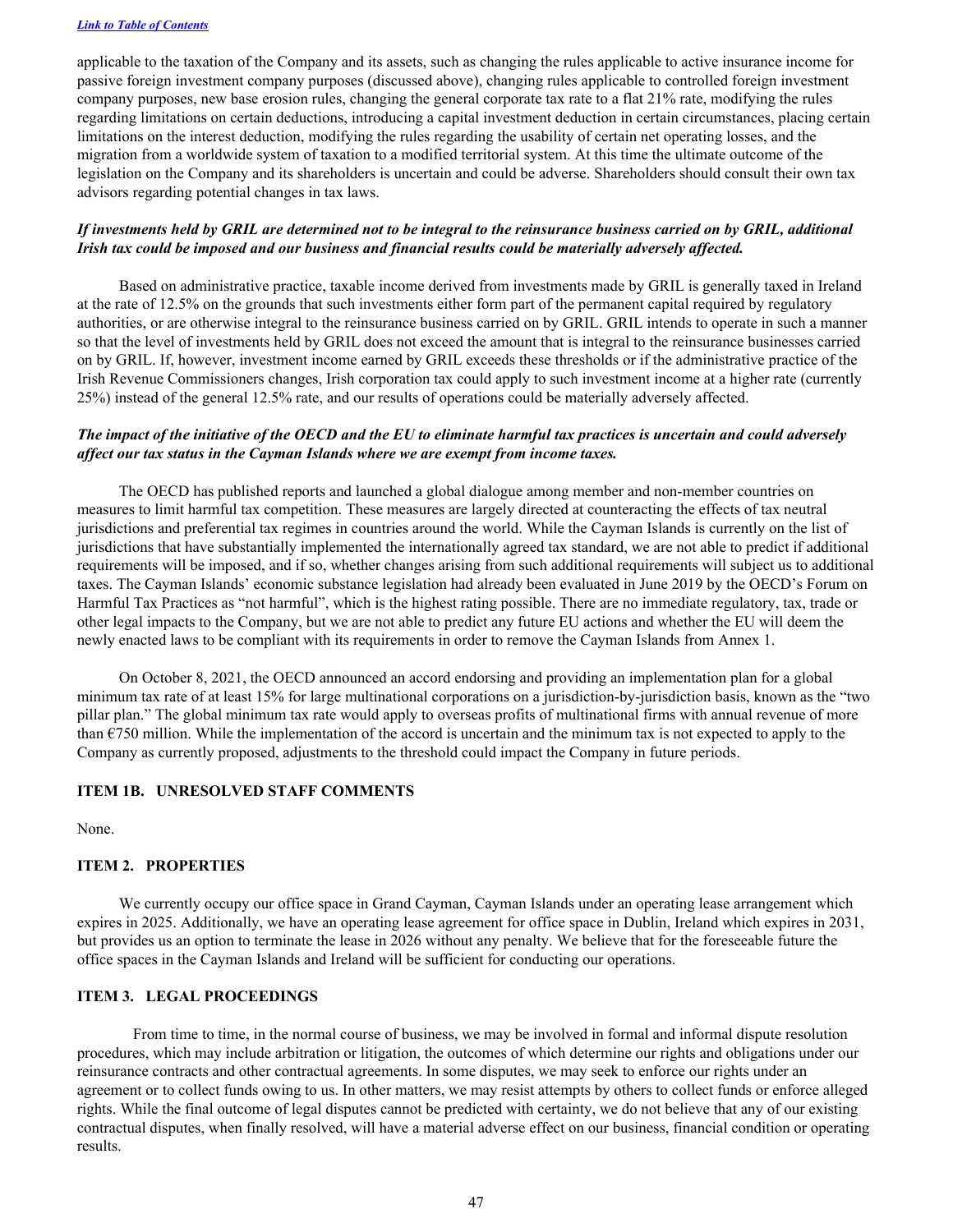applicable to the taxation of the Company and its assets, such as changing the rules applicable to active insurance income for passive foreign investment company purposes (discussed above), changing rules applicable to controlled foreign investment company purposes, new base erosion rules, changing the general corporate tax rate to a flat 21% rate, modifying the rules regarding limitations on certain deductions, introducing a capital investment deduction in certain circumstances, placing certain limitations on the interest deduction, modifying the rules regarding the usability of certain net operating losses, and the migration from a worldwide system of taxation to a modified territorial system. At this time the ultimate outcome of the legislation on the Company and its shareholders is uncertain and could be adverse. Shareholders should consult their own tax advisors regarding potential changes in tax laws.

***If investments held by GRIL are determined not to be integral to the reinsurance business carried on by GRIL, additional Irish tax could be imposed and our business and financial results could be materially adversely affected.***

Based on administrative practice, taxable income derived from investments made by GRIL is generally taxed in Ireland at the rate of 12.5% on the grounds that such investments either form part of the permanent capital required by regulatory authorities, or are otherwise integral to the reinsurance business carried on by GRIL. GRIL intends to operate in such a manner so that the level of investments held by GRIL does not exceed the amount that is integral to the reinsurance businesses carried on by GRIL. If, however, investment income earned by GRIL exceeds these thresholds or if the administrative practice of the Irish Revenue Commissioners changes, Irish corporation tax could apply to such investment income at a higher rate (currently 25%) instead of the general 12.5% rate, and our results of operations could be materially adversely affected.

***The impact of the initiative of the OECD and the EU to eliminate harmful tax practices is uncertain and could adversely affect our tax status in the Cayman Islands where we are exempt from income taxes.***

The OECD has published reports and launched a global dialogue among member and non-member countries on measures to limit harmful tax competition. These measures are largely directed at counteracting the effects of tax neutral jurisdictions and preferential tax regimes in countries around the world. While the Cayman Islands is currently on the list of jurisdictions that have substantially implemented the internationally agreed tax standard, we are not able to predict if additional requirements will be imposed, and if so, whether changes arising from such additional requirements will subject us to additional taxes. The Cayman Islands' economic substance legislation had already been evaluated in June 2019 by the OECD's Forum on Harmful Tax Practices as "not harmful", which is the highest rating possible. There are no immediate regulatory, tax, trade or other legal impacts to the Company, but we are not able to predict any future EU actions and whether the EU will deem the newly enacted laws to be compliant with its requirements in order to remove the Cayman Islands from Annex 1.

On October 8, 2021, the OECD announced an accord endorsing and providing an implementation plan for a global minimum tax rate of at least 15% for large multinational corporations on a jurisdiction-by-jurisdiction basis, known as the "two pillar plan." The global minimum tax rate would apply to overseas profits of multinational firms with annual revenue of more than €750 million. While the implementation of the accord is uncertain and the minimum tax is not expected to apply to the Company as currently proposed, adjustments to the threshold could impact the Company in future periods.

## ITEM 1B. UNRESOLVED STAFF COMMENTS

None.

## ITEM 2. PROPERTIES

We currently occupy our office space in Grand Cayman, Cayman Islands under an operating lease arrangement which expires in 2025. Additionally, we have an operating lease agreement for office space in Dublin, Ireland which expires in 2031, but provides us an option to terminate the lease in 2026 without any penalty. We believe that for the foreseeable future the office spaces in the Cayman Islands and Ireland will be sufficient for conducting our operations.

## ITEM 3. LEGAL PROCEEDINGS

From time to time, in the normal course of business, we may be involved in formal and informal dispute resolution procedures, which may include arbitration or litigation, the outcomes of which determine our rights and obligations under our reinsurance contracts and other contractual agreements. In some disputes, we may seek to enforce our rights under an agreement or to collect funds owing to us. In other matters, we may resist attempts by others to collect funds or enforce alleged rights. While the final outcome of legal disputes cannot be predicted with certainty, we do not believe that any of our existing contractual disputes, when finally resolved, will have a material adverse effect on our business, financial condition or operating results.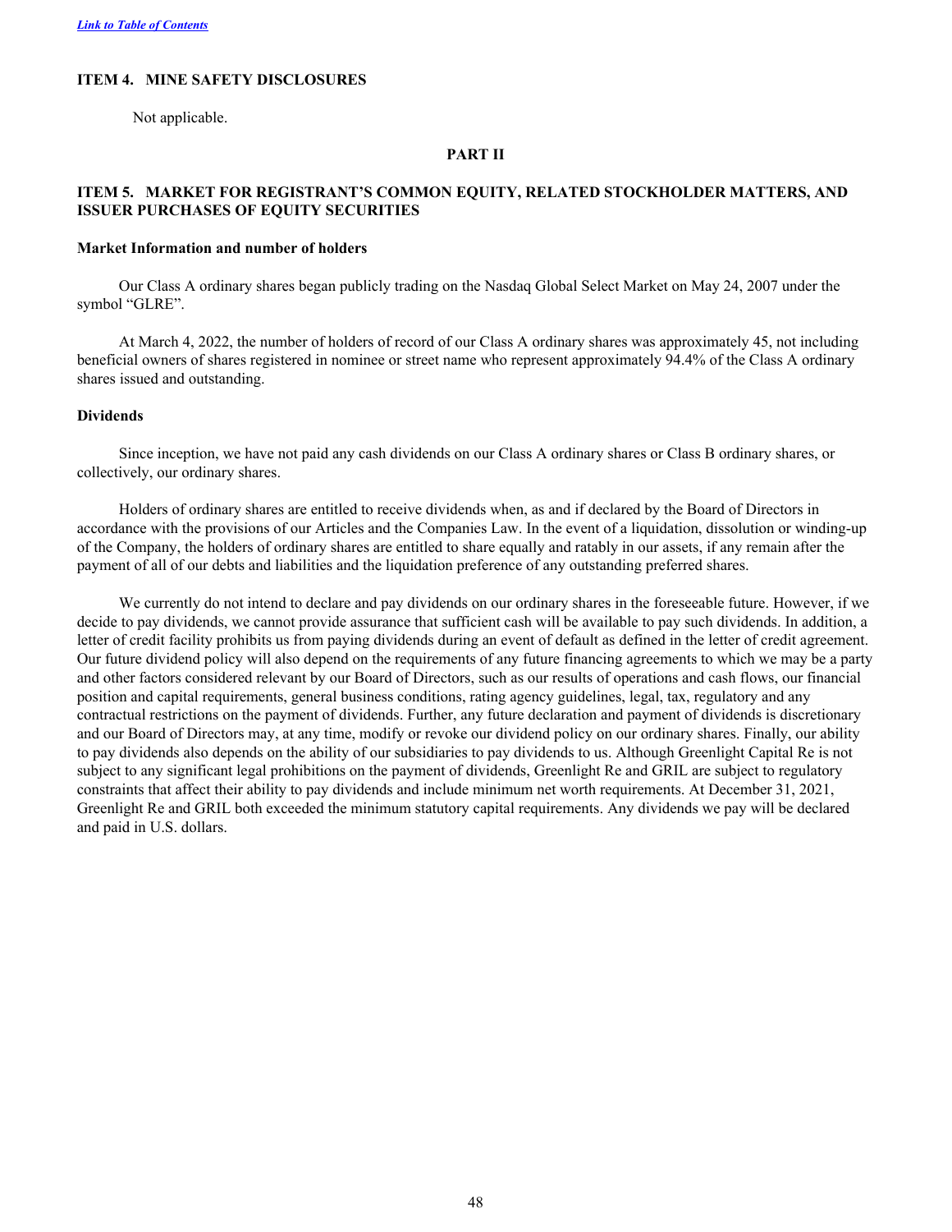## ITEM 4. MINE SAFETY DISCLOSURES

Not applicable.

# PART II

## ITEM 5. MARKET FOR REGISTRANT'S COMMON EQUITY, RELATED STOCKHOLDER MATTERS, AND ISSUER PURCHASES OF EQUITY SECURITIES

### Market Information and number of holders

Our Class A ordinary shares began publicly trading on the Nasdaq Global Select Market on May 24, 2007 under the symbol "GLRE".

At March 4, 2022, the number of holders of record of our Class A ordinary shares was approximately 45, not including beneficial owners of shares registered in nominee or street name who represent approximately 94.4% of the Class A ordinary shares issued and outstanding.

### Dividends

Since inception, we have not paid any cash dividends on our Class A ordinary shares or Class B ordinary shares, or collectively, our ordinary shares.

Holders of ordinary shares are entitled to receive dividends when, as and if declared by the Board of Directors in accordance with the provisions of our Articles and the Companies Law. In the event of a liquidation, dissolution or winding-up of the Company, the holders of ordinary shares are entitled to share equally and ratably in our assets, if any remain after the payment of all of our debts and liabilities and the liquidation preference of any outstanding preferred shares.

We currently do not intend to declare and pay dividends on our ordinary shares in the foreseeable future. However, if we decide to pay dividends, we cannot provide assurance that sufficient cash will be available to pay such dividends. In addition, a letter of credit facility prohibits us from paying dividends during an event of default as defined in the letter of credit agreement. Our future dividend policy will also depend on the requirements of any future financing agreements to which we may be a party and other factors considered relevant by our Board of Directors, such as our results of operations and cash flows, our financial position and capital requirements, general business conditions, rating agency guidelines, legal, tax, regulatory and any contractual restrictions on the payment of dividends. Further, any future declaration and payment of dividends is discretionary and our Board of Directors may, at any time, modify or revoke our dividend policy on our ordinary shares. Finally, our ability to pay dividends also depends on the ability of our subsidiaries to pay dividends to us. Although Greenlight Capital Re is not subject to any significant legal prohibitions on the payment of dividends, Greenlight Re and GRIL are subject to regulatory constraints that affect their ability to pay dividends and include minimum net worth requirements. At December 31, 2021, Greenlight Re and GRIL both exceeded the minimum statutory capital requirements. Any dividends we pay will be declared and paid in U.S. dollars.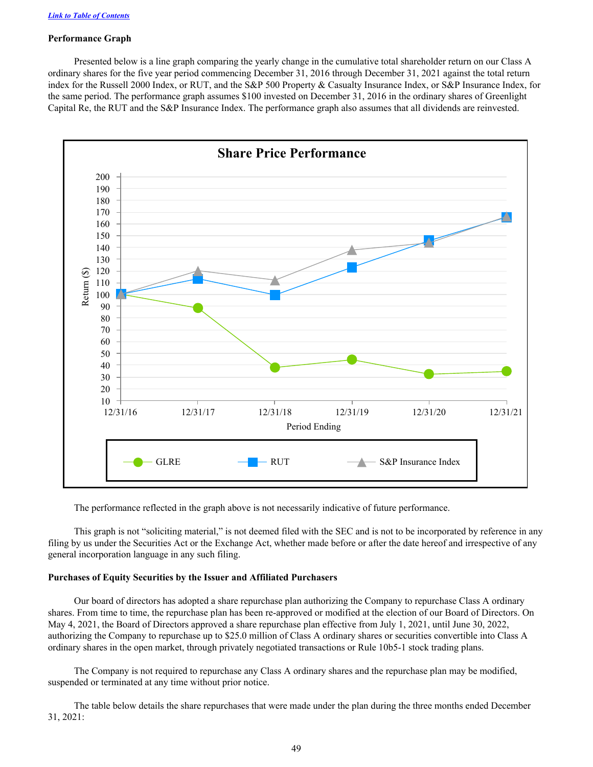[Link to Table of Contents](#)

**Performance Graph**

Presented below is a line graph comparing the yearly change in the cumulative total shareholder return on our Class A ordinary shares for the five year period commencing December 31, 2016 through December 31, 2021 against the total return index for the Russell 2000 Index, or RUT, and the S&P 500 Property & Casualty Insurance Index, or S&P Insurance Index, for the same period. The performance graph assumes $100 invested on December 31, 2016 in the ordinary shares of Greenlight Capital Re, the RUT and the S&P Insurance Index. The performance graph also assumes that all dividends are reinvested.

**Share Price Performance**

Return ($)

Period Ending: 12/31/16, 12/31/17, 12/31/18, 12/31/19, 12/31/20, 12/31/21

GLRE — RUT — S&P Insurance Index

The performance reflected in the graph above is not necessarily indicative of future performance.

This graph is not "soliciting material," is not deemed filed with the SEC and is not to be incorporated by reference in any filing by us under the Securities Act or the Exchange Act, whether made before or after the date hereof and irrespective of any general incorporation language in any such filing.

**Purchases of Equity Securities by the Issuer and Affiliated Purchasers**

Our board of directors has adopted a share repurchase plan authorizing the Company to repurchase Class A ordinary shares. From time to time, the repurchase plan has been re-approved or modified at the election of our Board of Directors. On May 4, 2021, the Board of Directors approved a share repurchase plan effective from July 1, 2021, until June 30, 2022, authorizing the Company to repurchase up to $25.0 million of Class A ordinary shares or securities convertible into Class A ordinary shares in the open market, through privately negotiated transactions or Rule 10b5-1 stock trading plans.

The Company is not required to repurchase any Class A ordinary shares and the repurchase plan may be modified, suspended or terminated at any time without prior notice.

The table below details the share repurchases that were made under the plan during the three months ended December 31, 2021: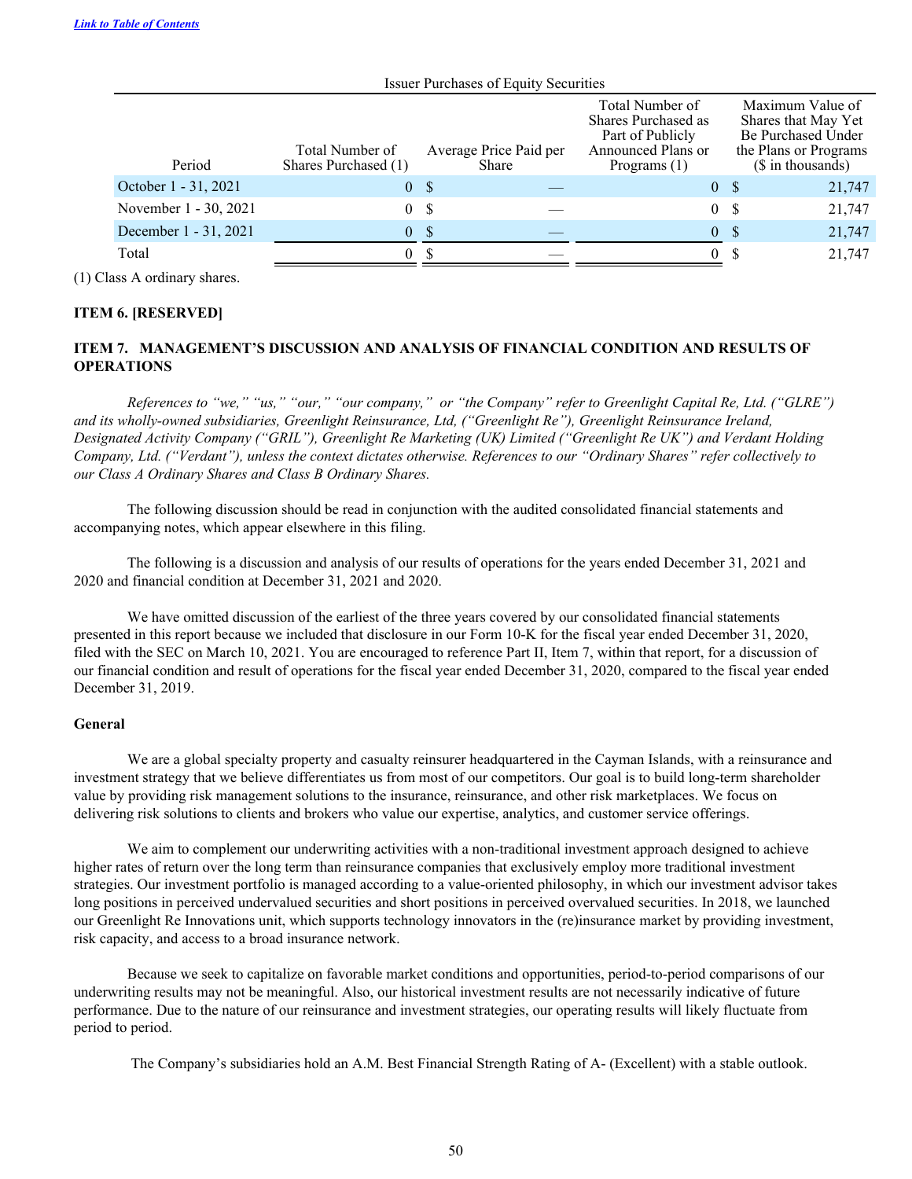[Link to Table of Contents](#)

Issuer Purchases of Equity Securities

| Period | Total Number of Shares Purchased (1) | Average Price Paid per Share | Total Number of Shares Purchased as Part of Publicly Announced Plans or Programs (1) | Maximum Value of Shares that May Yet Be Purchased Under the Plans or Programs ($ in thousands) |
|---|---|---|---|---|
| October 1 - 31, 2021 | 0 | $ — | 0 | $ 21,747 |
| November 1 - 30, 2021 | 0 | $ — | 0 | $ 21,747 |
| December 1 - 31, 2021 | 0 | $ — | 0 | $ 21,747 |
| Total | 0 | $ — | 0 | $ 21,747 |

(1) Class A ordinary shares.

## ITEM 6. [RESERVED]

## ITEM 7. MANAGEMENT'S DISCUSSION AND ANALYSIS OF FINANCIAL CONDITION AND RESULTS OF OPERATIONS

*References to "we," "us," "our," "our company," or "the Company" refer to Greenlight Capital Re, Ltd. ("GLRE") and its wholly-owned subsidiaries, Greenlight Reinsurance, Ltd, ("Greenlight Re"), Greenlight Reinsurance Ireland, Designated Activity Company ("GRIL"), Greenlight Re Marketing (UK) Limited ("Greenlight Re UK") and Verdant Holding Company, Ltd. ("Verdant"), unless the context dictates otherwise. References to our "Ordinary Shares" refer collectively to our Class A Ordinary Shares and Class B Ordinary Shares.*

The following discussion should be read in conjunction with the audited consolidated financial statements and accompanying notes, which appear elsewhere in this filing.

The following is a discussion and analysis of our results of operations for the years ended December 31, 2021 and 2020 and financial condition at December 31, 2021 and 2020.

We have omitted discussion of the earliest of the three years covered by our consolidated financial statements presented in this report because we included that disclosure in our Form 10-K for the fiscal year ended December 31, 2020, filed with the SEC on March 10, 2021. You are encouraged to reference Part II, Item 7, within that report, for a discussion of our financial condition and result of operations for the fiscal year ended December 31, 2020, compared to the fiscal year ended December 31, 2019.

### General

We are a global specialty property and casualty reinsurer headquartered in the Cayman Islands, with a reinsurance and investment strategy that we believe differentiates us from most of our competitors. Our goal is to build long-term shareholder value by providing risk management solutions to the insurance, reinsurance, and other risk marketplaces. We focus on delivering risk solutions to clients and brokers who value our expertise, analytics, and customer service offerings.

We aim to complement our underwriting activities with a non-traditional investment approach designed to achieve higher rates of return over the long term than reinsurance companies that exclusively employ more traditional investment strategies. Our investment portfolio is managed according to a value-oriented philosophy, in which our investment advisor takes long positions in perceived undervalued securities and short positions in perceived overvalued securities. In 2018, we launched our Greenlight Re Innovations unit, which supports technology innovators in the (re)insurance market by providing investment, risk capacity, and access to a broad insurance network.

Because we seek to capitalize on favorable market conditions and opportunities, period-to-period comparisons of our underwriting results may not be meaningful. Also, our historical investment results are not necessarily indicative of future performance. Due to the nature of our reinsurance and investment strategies, our operating results will likely fluctuate from period to period.

The Company's subsidiaries hold an A.M. Best Financial Strength Rating of A- (Excellent) with a stable outlook.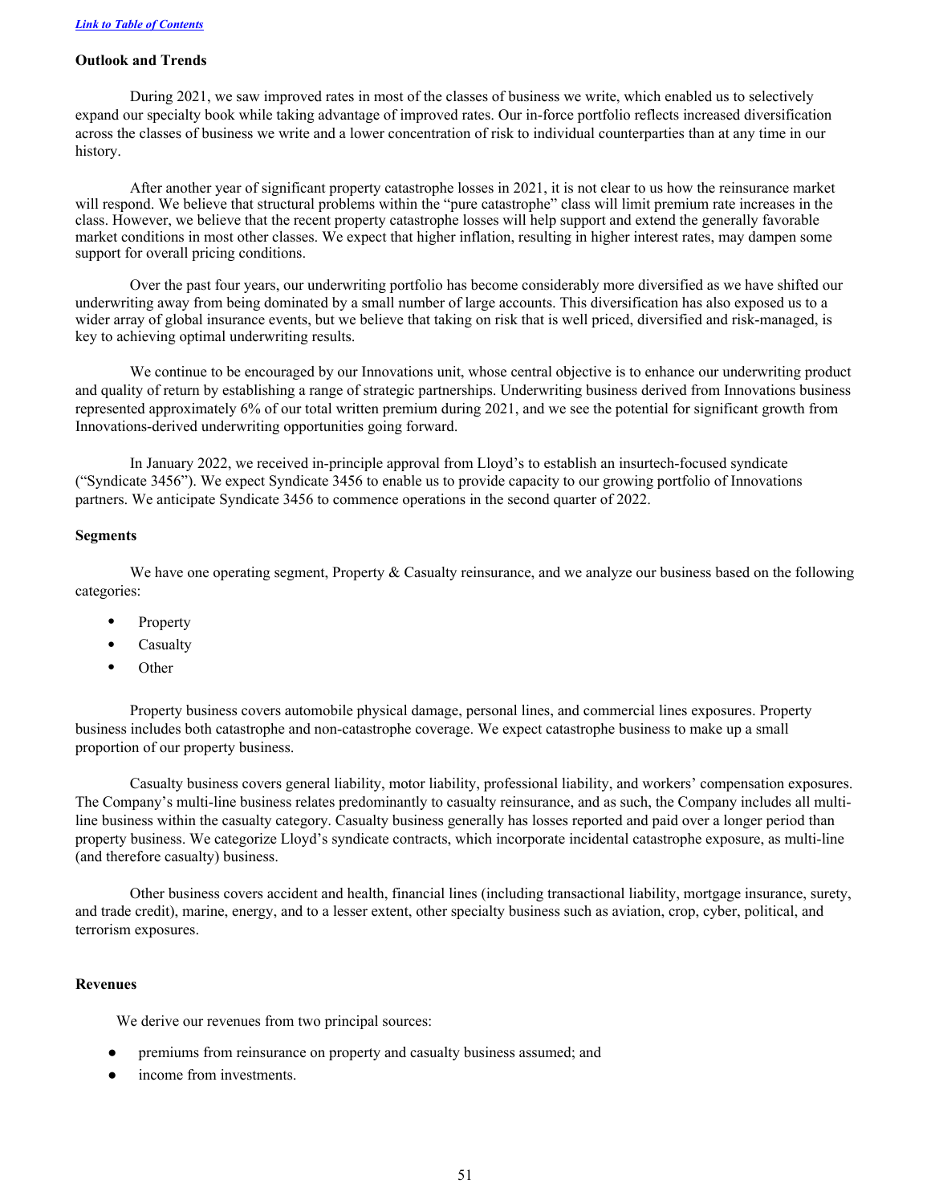[Link to Table of Contents]

### Outlook and Trends

During 2021, we saw improved rates in most of the classes of business we write, which enabled us to selectively expand our specialty book while taking advantage of improved rates. Our in-force portfolio reflects increased diversification across the classes of business we write and a lower concentration of risk to individual counterparties than at any time in our history.

After another year of significant property catastrophe losses in 2021, it is not clear to us how the reinsurance market will respond. We believe that structural problems within the "pure catastrophe" class will limit premium rate increases in the class. However, we believe that the recent property catastrophe losses will help support and extend the generally favorable market conditions in most other classes. We expect that higher inflation, resulting in higher interest rates, may dampen some support for overall pricing conditions.

Over the past four years, our underwriting portfolio has become considerably more diversified as we have shifted our underwriting away from being dominated by a small number of large accounts. This diversification has also exposed us to a wider array of global insurance events, but we believe that taking on risk that is well priced, diversified and risk-managed, is key to achieving optimal underwriting results.

We continue to be encouraged by our Innovations unit, whose central objective is to enhance our underwriting product and quality of return by establishing a range of strategic partnerships. Underwriting business derived from Innovations business represented approximately 6% of our total written premium during 2021, and we see the potential for significant growth from Innovations-derived underwriting opportunities going forward.

In January 2022, we received in-principle approval from Lloyd's to establish an insurtech-focused syndicate ("Syndicate 3456"). We expect Syndicate 3456 to enable us to provide capacity to our growing portfolio of Innovations partners. We anticipate Syndicate 3456 to commence operations in the second quarter of 2022.

### Segments

We have one operating segment, Property & Casualty reinsurance, and we analyze our business based on the following categories:

- Property
- Casualty
- Other

Property business covers automobile physical damage, personal lines, and commercial lines exposures. Property business includes both catastrophe and non-catastrophe coverage. We expect catastrophe business to make up a small proportion of our property business.

Casualty business covers general liability, motor liability, professional liability, and workers' compensation exposures. The Company's multi-line business relates predominantly to casualty reinsurance, and as such, the Company includes all multi-line business within the casualty category. Casualty business generally has losses reported and paid over a longer period than property business. We categorize Lloyd's syndicate contracts, which incorporate incidental catastrophe exposure, as multi-line (and therefore casualty) business.

Other business covers accident and health, financial lines (including transactional liability, mortgage insurance, surety, and trade credit), marine, energy, and to a lesser extent, other specialty business such as aviation, crop, cyber, political, and terrorism exposures.

### Revenues

We derive our revenues from two principal sources:

- premiums from reinsurance on property and casualty business assumed; and
- income from investments.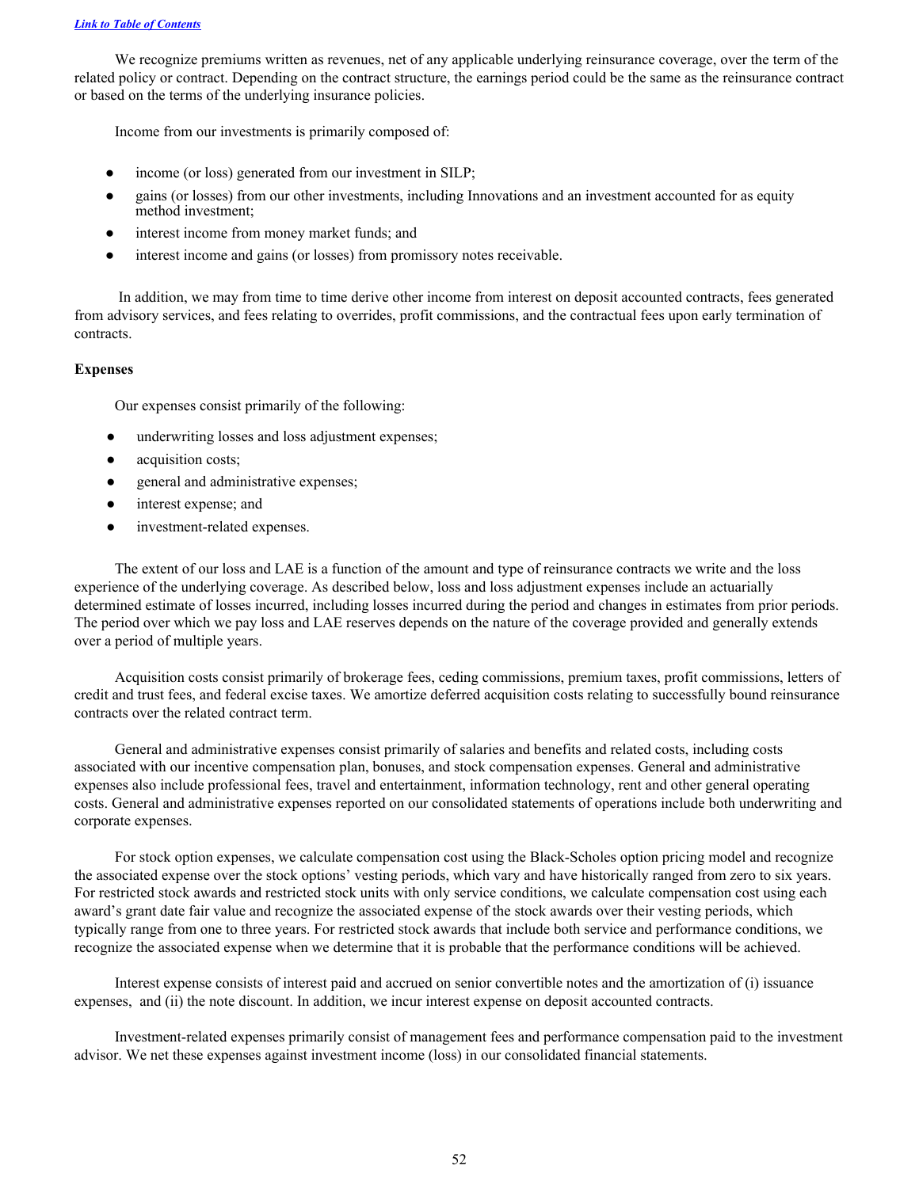We recognize premiums written as revenues, net of any applicable underlying reinsurance coverage, over the term of the related policy or contract. Depending on the contract structure, the earnings period could be the same as the reinsurance contract or based on the terms of the underlying insurance policies.

Income from our investments is primarily composed of:

- income (or loss) generated from our investment in SILP;
- gains (or losses) from our other investments, including Innovations and an investment accounted for as equity method investment;
- interest income from money market funds; and
- interest income and gains (or losses) from promissory notes receivable.

In addition, we may from time to time derive other income from interest on deposit accounted contracts, fees generated from advisory services, and fees relating to overrides, profit commissions, and the contractual fees upon early termination of contracts.

**Expenses**

Our expenses consist primarily of the following:

- underwriting losses and loss adjustment expenses;
- acquisition costs;
- general and administrative expenses;
- interest expense; and
- investment-related expenses.

The extent of our loss and LAE is a function of the amount and type of reinsurance contracts we write and the loss experience of the underlying coverage. As described below, loss and loss adjustment expenses include an actuarially determined estimate of losses incurred, including losses incurred during the period and changes in estimates from prior periods. The period over which we pay loss and LAE reserves depends on the nature of the coverage provided and generally extends over a period of multiple years.

Acquisition costs consist primarily of brokerage fees, ceding commissions, premium taxes, profit commissions, letters of credit and trust fees, and federal excise taxes. We amortize deferred acquisition costs relating to successfully bound reinsurance contracts over the related contract term.

General and administrative expenses consist primarily of salaries and benefits and related costs, including costs associated with our incentive compensation plan, bonuses, and stock compensation expenses. General and administrative expenses also include professional fees, travel and entertainment, information technology, rent and other general operating costs. General and administrative expenses reported on our consolidated statements of operations include both underwriting and corporate expenses.

For stock option expenses, we calculate compensation cost using the Black-Scholes option pricing model and recognize the associated expense over the stock options' vesting periods, which vary and have historically ranged from zero to six years. For restricted stock awards and restricted stock units with only service conditions, we calculate compensation cost using each award's grant date fair value and recognize the associated expense of the stock awards over their vesting periods, which typically range from one to three years. For restricted stock awards that include both service and performance conditions, we recognize the associated expense when we determine that it is probable that the performance conditions will be achieved.

Interest expense consists of interest paid and accrued on senior convertible notes and the amortization of (i) issuance expenses, and (ii) the note discount. In addition, we incur interest expense on deposit accounted contracts.

Investment-related expenses primarily consist of management fees and performance compensation paid to the investment advisor. We net these expenses against investment income (loss) in our consolidated financial statements.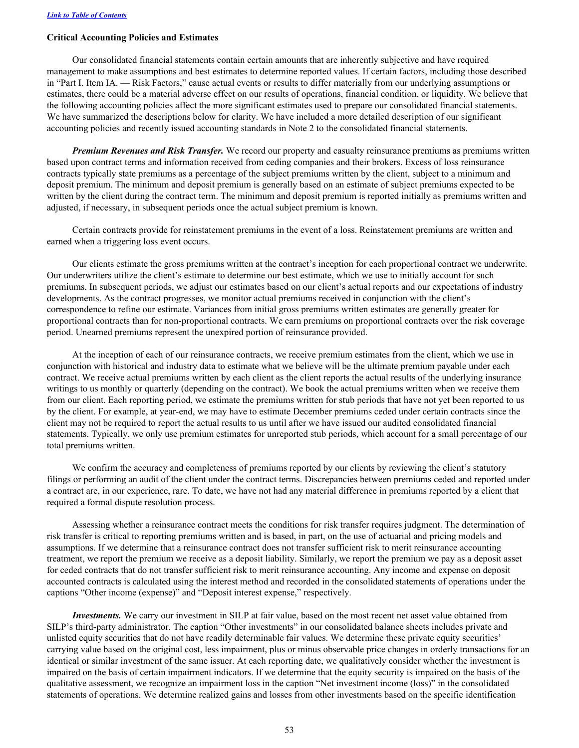### Critical Accounting Policies and Estimates

Our consolidated financial statements contain certain amounts that are inherently subjective and have required management to make assumptions and best estimates to determine reported values. If certain factors, including those described in "Part I. Item IA. — Risk Factors," cause actual events or results to differ materially from our underlying assumptions or estimates, there could be a material adverse effect on our results of operations, financial condition, or liquidity. We believe that the following accounting policies affect the more significant estimates used to prepare our consolidated financial statements. We have summarized the descriptions below for clarity. We have included a more detailed description of our significant accounting policies and recently issued accounting standards in Note 2 to the consolidated financial statements.

***Premium Revenues and Risk Transfer.*** We record our property and casualty reinsurance premiums as premiums written based upon contract terms and information received from ceding companies and their brokers. Excess of loss reinsurance contracts typically state premiums as a percentage of the subject premiums written by the client, subject to a minimum and deposit premium. The minimum and deposit premium is generally based on an estimate of subject premiums expected to be written by the client during the contract term. The minimum and deposit premium is reported initially as premiums written and adjusted, if necessary, in subsequent periods once the actual subject premium is known.

Certain contracts provide for reinstatement premiums in the event of a loss. Reinstatement premiums are written and earned when a triggering loss event occurs.

Our clients estimate the gross premiums written at the contract's inception for each proportional contract we underwrite. Our underwriters utilize the client's estimate to determine our best estimate, which we use to initially account for such premiums. In subsequent periods, we adjust our estimates based on our client's actual reports and our expectations of industry developments. As the contract progresses, we monitor actual premiums received in conjunction with the client's correspondence to refine our estimate. Variances from initial gross premiums written estimates are generally greater for proportional contracts than for non-proportional contracts. We earn premiums on proportional contracts over the risk coverage period. Unearned premiums represent the unexpired portion of reinsurance provided.

At the inception of each of our reinsurance contracts, we receive premium estimates from the client, which we use in conjunction with historical and industry data to estimate what we believe will be the ultimate premium payable under each contract. We receive actual premiums written by each client as the client reports the actual results of the underlying insurance writings to us monthly or quarterly (depending on the contract). We book the actual premiums written when we receive them from our client. Each reporting period, we estimate the premiums written for stub periods that have not yet been reported to us by the client. For example, at year-end, we may have to estimate December premiums ceded under certain contracts since the client may not be required to report the actual results to us until after we have issued our audited consolidated financial statements. Typically, we only use premium estimates for unreported stub periods, which account for a small percentage of our total premiums written.

We confirm the accuracy and completeness of premiums reported by our clients by reviewing the client's statutory filings or performing an audit of the client under the contract terms. Discrepancies between premiums ceded and reported under a contract are, in our experience, rare. To date, we have not had any material difference in premiums reported by a client that required a formal dispute resolution process.

Assessing whether a reinsurance contract meets the conditions for risk transfer requires judgment. The determination of risk transfer is critical to reporting premiums written and is based, in part, on the use of actuarial and pricing models and assumptions. If we determine that a reinsurance contract does not transfer sufficient risk to merit reinsurance accounting treatment, we report the premium we receive as a deposit liability. Similarly, we report the premium we pay as a deposit asset for ceded contracts that do not transfer sufficient risk to merit reinsurance accounting. Any income and expense on deposit accounted contracts is calculated using the interest method and recorded in the consolidated statements of operations under the captions "Other income (expense)" and "Deposit interest expense," respectively.

***Investments.*** We carry our investment in SILP at fair value, based on the most recent net asset value obtained from SILP's third-party administrator. The caption "Other investments" in our consolidated balance sheets includes private and unlisted equity securities that do not have readily determinable fair values. We determine these private equity securities' carrying value based on the original cost, less impairment, plus or minus observable price changes in orderly transactions for an identical or similar investment of the same issuer. At each reporting date, we qualitatively consider whether the investment is impaired on the basis of certain impairment indicators. If we determine that the equity security is impaired on the basis of the qualitative assessment, we recognize an impairment loss in the caption "Net investment income (loss)" in the consolidated statements of operations. We determine realized gains and losses from other investments based on the specific identification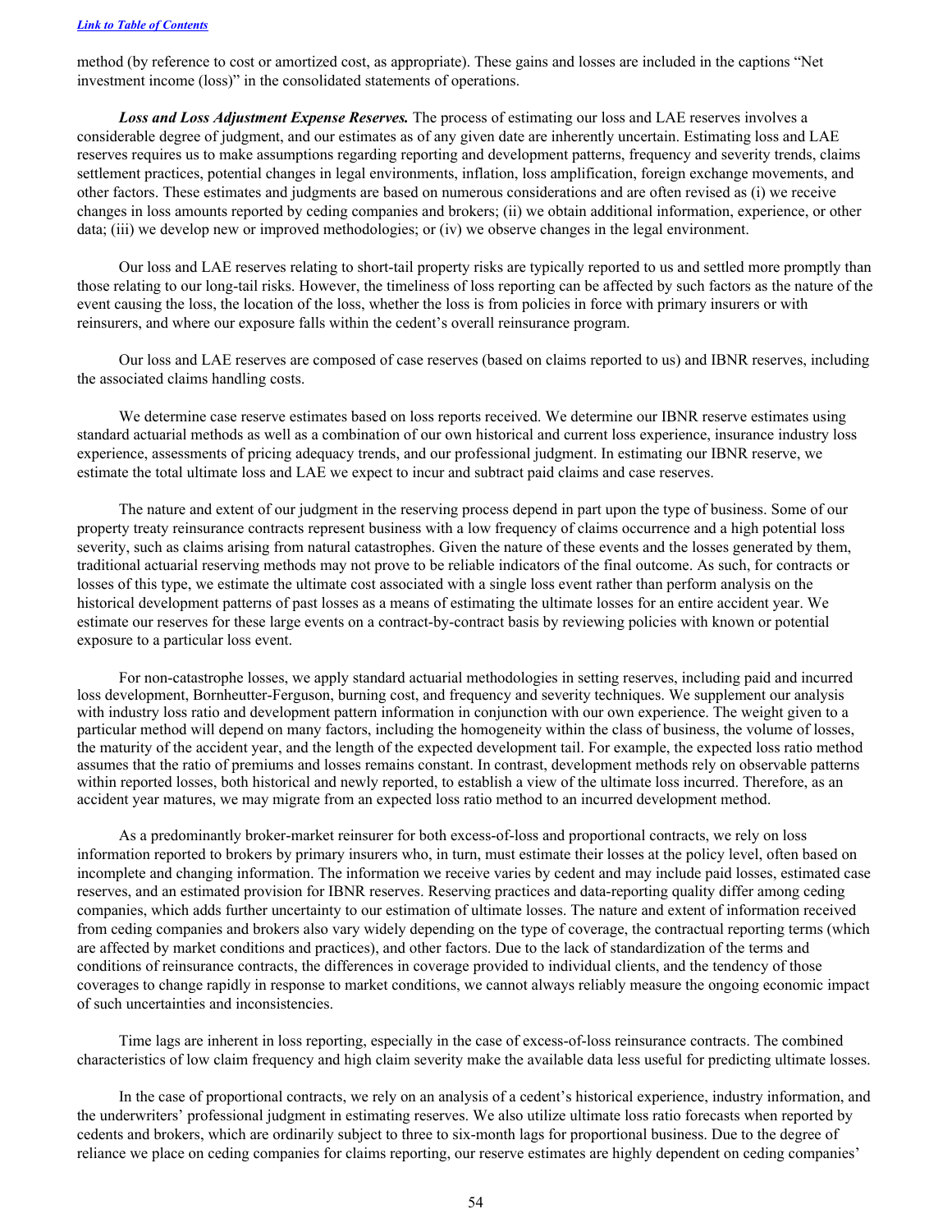method (by reference to cost or amortized cost, as appropriate). These gains and losses are included in the captions "Net investment income (loss)" in the consolidated statements of operations.

***Loss and Loss Adjustment Expense Reserves.*** The process of estimating our loss and LAE reserves involves a considerable degree of judgment, and our estimates as of any given date are inherently uncertain. Estimating loss and LAE reserves requires us to make assumptions regarding reporting and development patterns, frequency and severity trends, claims settlement practices, potential changes in legal environments, inflation, loss amplification, foreign exchange movements, and other factors. These estimates and judgments are based on numerous considerations and are often revised as (i) we receive changes in loss amounts reported by ceding companies and brokers; (ii) we obtain additional information, experience, or other data; (iii) we develop new or improved methodologies; or (iv) we observe changes in the legal environment.

Our loss and LAE reserves relating to short-tail property risks are typically reported to us and settled more promptly than those relating to our long-tail risks. However, the timeliness of loss reporting can be affected by such factors as the nature of the event causing the loss, the location of the loss, whether the loss is from policies in force with primary insurers or with reinsurers, and where our exposure falls within the cedent's overall reinsurance program.

Our loss and LAE reserves are composed of case reserves (based on claims reported to us) and IBNR reserves, including the associated claims handling costs.

We determine case reserve estimates based on loss reports received. We determine our IBNR reserve estimates using standard actuarial methods as well as a combination of our own historical and current loss experience, insurance industry loss experience, assessments of pricing adequacy trends, and our professional judgment. In estimating our IBNR reserve, we estimate the total ultimate loss and LAE we expect to incur and subtract paid claims and case reserves.

The nature and extent of our judgment in the reserving process depend in part upon the type of business. Some of our property treaty reinsurance contracts represent business with a low frequency of claims occurrence and a high potential loss severity, such as claims arising from natural catastrophes. Given the nature of these events and the losses generated by them, traditional actuarial reserving methods may not prove to be reliable indicators of the final outcome. As such, for contracts or losses of this type, we estimate the ultimate cost associated with a single loss event rather than perform analysis on the historical development patterns of past losses as a means of estimating the ultimate losses for an entire accident year. We estimate our reserves for these large events on a contract-by-contract basis by reviewing policies with known or potential exposure to a particular loss event.

For non-catastrophe losses, we apply standard actuarial methodologies in setting reserves, including paid and incurred loss development, Bornheutter-Ferguson, burning cost, and frequency and severity techniques. We supplement our analysis with industry loss ratio and development pattern information in conjunction with our own experience. The weight given to a particular method will depend on many factors, including the homogeneity within the class of business, the volume of losses, the maturity of the accident year, and the length of the expected development tail. For example, the expected loss ratio method assumes that the ratio of premiums and losses remains constant. In contrast, development methods rely on observable patterns within reported losses, both historical and newly reported, to establish a view of the ultimate loss incurred. Therefore, as an accident year matures, we may migrate from an expected loss ratio method to an incurred development method.

As a predominantly broker-market reinsurer for both excess-of-loss and proportional contracts, we rely on loss information reported to brokers by primary insurers who, in turn, must estimate their losses at the policy level, often based on incomplete and changing information. The information we receive varies by cedent and may include paid losses, estimated case reserves, and an estimated provision for IBNR reserves. Reserving practices and data-reporting quality differ among ceding companies, which adds further uncertainty to our estimation of ultimate losses. The nature and extent of information received from ceding companies and brokers also vary widely depending on the type of coverage, the contractual reporting terms (which are affected by market conditions and practices), and other factors. Due to the lack of standardization of the terms and conditions of reinsurance contracts, the differences in coverage provided to individual clients, and the tendency of those coverages to change rapidly in response to market conditions, we cannot always reliably measure the ongoing economic impact of such uncertainties and inconsistencies.

Time lags are inherent in loss reporting, especially in the case of excess-of-loss reinsurance contracts. The combined characteristics of low claim frequency and high claim severity make the available data less useful for predicting ultimate losses.

In the case of proportional contracts, we rely on an analysis of a cedent's historical experience, industry information, and the underwriters' professional judgment in estimating reserves. We also utilize ultimate loss ratio forecasts when reported by cedents and brokers, which are ordinarily subject to three to six-month lags for proportional business. Due to the degree of reliance we place on ceding companies for claims reporting, our reserve estimates are highly dependent on ceding companies'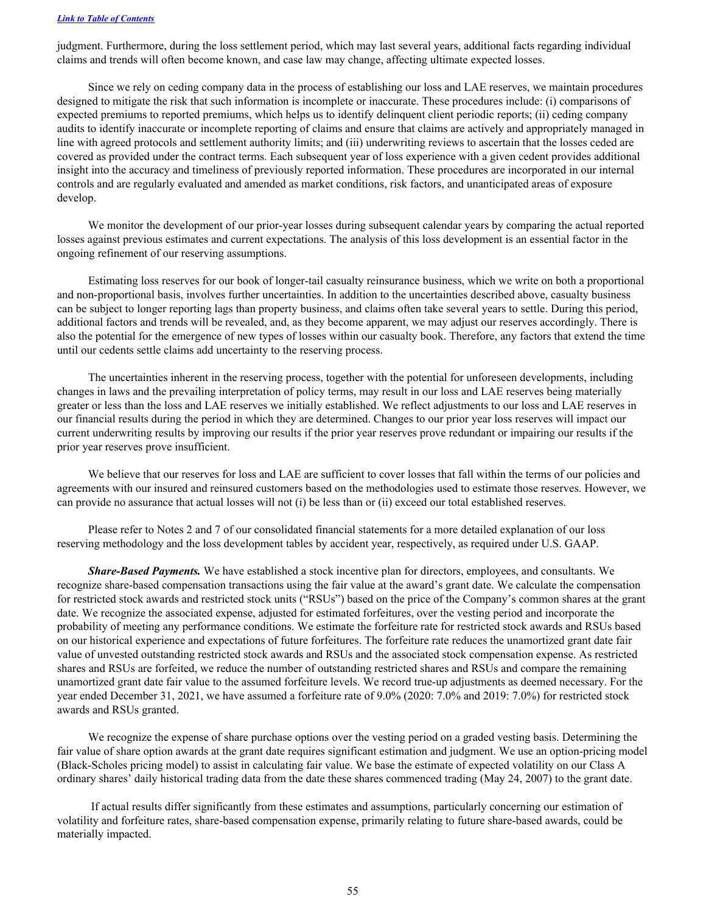judgment. Furthermore, during the loss settlement period, which may last several years, additional facts regarding individual claims and trends will often become known, and case law may change, affecting ultimate expected losses.

Since we rely on ceding company data in the process of establishing our loss and LAE reserves, we maintain procedures designed to mitigate the risk that such information is incomplete or inaccurate. These procedures include: (i) comparisons of expected premiums to reported premiums, which helps us to identify delinquent client periodic reports; (ii) ceding company audits to identify inaccurate or incomplete reporting of claims and ensure that claims are actively and appropriately managed in line with agreed protocols and settlement authority limits; and (iii) underwriting reviews to ascertain that the losses ceded are covered as provided under the contract terms. Each subsequent year of loss experience with a given cedent provides additional insight into the accuracy and timeliness of previously reported information. These procedures are incorporated in our internal controls and are regularly evaluated and amended as market conditions, risk factors, and unanticipated areas of exposure develop.

We monitor the development of our prior-year losses during subsequent calendar years by comparing the actual reported losses against previous estimates and current expectations. The analysis of this loss development is an essential factor in the ongoing refinement of our reserving assumptions.

Estimating loss reserves for our book of longer-tail casualty reinsurance business, which we write on both a proportional and non-proportional basis, involves further uncertainties. In addition to the uncertainties described above, casualty business can be subject to longer reporting lags than property business, and claims often take several years to settle. During this period, additional factors and trends will be revealed, and, as they become apparent, we may adjust our reserves accordingly. There is also the potential for the emergence of new types of losses within our casualty book. Therefore, any factors that extend the time until our cedents settle claims add uncertainty to the reserving process.

The uncertainties inherent in the reserving process, together with the potential for unforeseen developments, including changes in laws and the prevailing interpretation of policy terms, may result in our loss and LAE reserves being materially greater or less than the loss and LAE reserves we initially established. We reflect adjustments to our loss and LAE reserves in our financial results during the period in which they are determined. Changes to our prior year loss reserves will impact our current underwriting results by improving our results if the prior year reserves prove redundant or impairing our results if the prior year reserves prove insufficient.

We believe that our reserves for loss and LAE are sufficient to cover losses that fall within the terms of our policies and agreements with our insured and reinsured customers based on the methodologies used to estimate those reserves. However, we can provide no assurance that actual losses will not (i) be less than or (ii) exceed our total established reserves.

Please refer to Notes 2 and 7 of our consolidated financial statements for a more detailed explanation of our loss reserving methodology and the loss development tables by accident year, respectively, as required under U.S. GAAP.

***Share-Based Payments.*** We have established a stock incentive plan for directors, employees, and consultants. We recognize share-based compensation transactions using the fair value at the award's grant date. We calculate the compensation for restricted stock awards and restricted stock units ("RSUs") based on the price of the Company's common shares at the grant date. We recognize the associated expense, adjusted for estimated forfeitures, over the vesting period and incorporate the probability of meeting any performance conditions. We estimate the forfeiture rate for restricted stock awards and RSUs based on our historical experience and expectations of future forfeitures. The forfeiture rate reduces the unamortized grant date fair value of unvested outstanding restricted stock awards and RSUs and the associated stock compensation expense. As restricted shares and RSUs are forfeited, we reduce the number of outstanding restricted shares and RSUs and compare the remaining unamortized grant date fair value to the assumed forfeiture levels. We record true-up adjustments as deemed necessary. For the year ended December 31, 2021, we have assumed a forfeiture rate of 9.0% (2020: 7.0% and 2019: 7.0%) for restricted stock awards and RSUs granted.

We recognize the expense of share purchase options over the vesting period on a graded vesting basis. Determining the fair value of share option awards at the grant date requires significant estimation and judgment. We use an option-pricing model (Black-Scholes pricing model) to assist in calculating fair value. We base the estimate of expected volatility on our Class A ordinary shares' daily historical trading data from the date these shares commenced trading (May 24, 2007) to the grant date.

If actual results differ significantly from these estimates and assumptions, particularly concerning our estimation of volatility and forfeiture rates, share-based compensation expense, primarily relating to future share-based awards, could be materially impacted.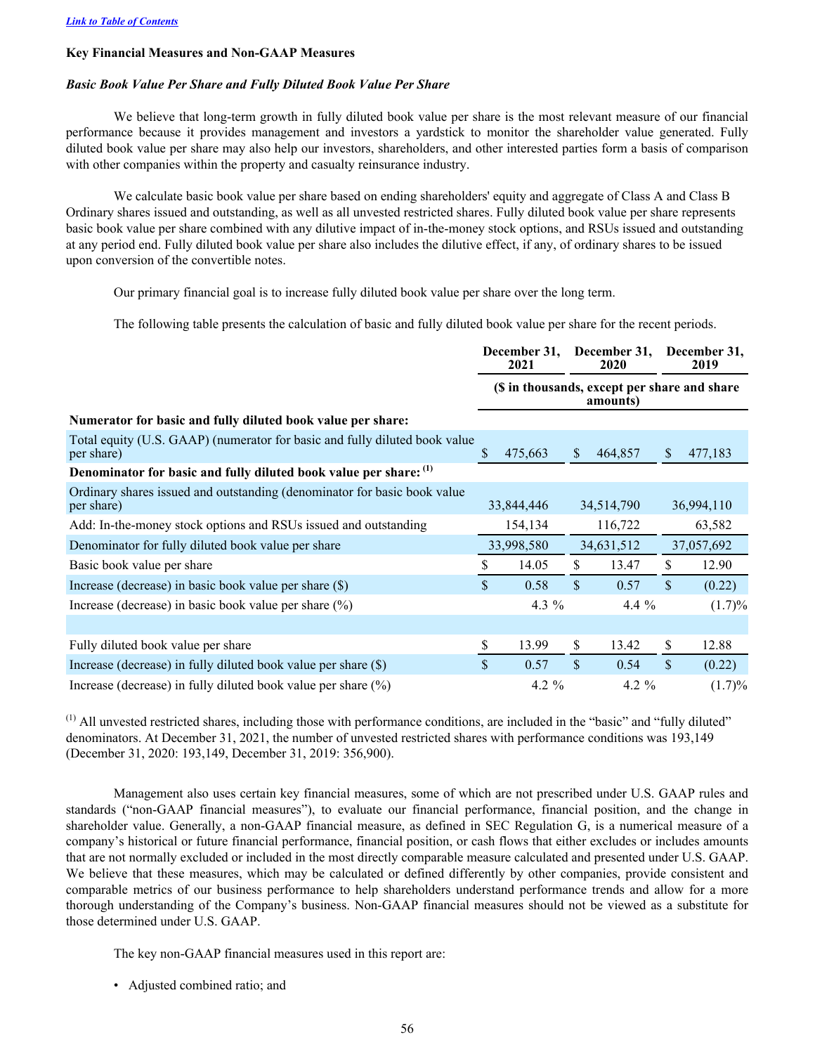[Link to Table of Contents]

### Key Financial Measures and Non-GAAP Measures

#### *Basic Book Value Per Share and Fully Diluted Book Value Per Share*

We believe that long-term growth in fully diluted book value per share is the most relevant measure of our financial performance because it provides management and investors a yardstick to monitor the shareholder value generated. Fully diluted book value per share may also help our investors, shareholders, and other interested parties form a basis of comparison with other companies within the property and casualty reinsurance industry.

We calculate basic book value per share based on ending shareholders' equity and aggregate of Class A and Class B Ordinary shares issued and outstanding, as well as all unvested restricted shares. Fully diluted book value per share represents basic book value per share combined with any dilutive impact of in-the-money stock options, and RSUs issued and outstanding at any period end. Fully diluted book value per share also includes the dilutive effect, if any, of ordinary shares to be issued upon conversion of the convertible notes.

Our primary financial goal is to increase fully diluted book value per share over the long term.

The following table presents the calculation of basic and fully diluted book value per share for the recent periods.

| | December 31, 2021 | December 31, 2020 | December 31, 2019 |
|---|---|---|---|
| | ($ in thousands, except per share and share amounts) | | |
| **Numerator for basic and fully diluted book value per share:** | | | |
| Total equity (U.S. GAAP) (numerator for basic and fully diluted book value per share) | $ 475,663 | $ 464,857 | $ 477,183 |
| **Denominator for basic and fully diluted book value per share:** [(1)] | | | |
| Ordinary shares issued and outstanding (denominator for basic book value per share) | 33,844,446 | 34,514,790 | 36,994,110 |
| Add: In-the-money stock options and RSUs issued and outstanding | 154,134 | 116,722 | 63,582 |
| Denominator for fully diluted book value per share | 33,998,580 | 34,631,512 | 37,057,692 |
| Basic book value per share | $ 14.05 | $ 13.47 | $ 12.90 |
| Increase (decrease) in basic book value per share ($) | $ 0.58 | $ 0.57 | $ (0.22) |
| Increase (decrease) in basic book value per share (%) | 4.3 % | 4.4 % | (1.7)% |
| | | | |
| Fully diluted book value per share | $ 13.99 | $ 13.42 | $ 12.88 |
| Increase (decrease) in fully diluted book value per share ($) | $ 0.57 | $ 0.54 | $ (0.22) |
| Increase (decrease) in fully diluted book value per share (%) | 4.2 % | 4.2 % | (1.7)% |

[(1)] All unvested restricted shares, including those with performance conditions, are included in the "basic" and "fully diluted" denominators. At December 31, 2021, the number of unvested restricted shares with performance conditions was 193,149 (December 31, 2020: 193,149, December 31, 2019: 356,900).

Management also uses certain key financial measures, some of which are not prescribed under U.S. GAAP rules and standards ("non-GAAP financial measures"), to evaluate our financial performance, financial position, and the change in shareholder value. Generally, a non-GAAP financial measure, as defined in SEC Regulation G, is a numerical measure of a company's historical or future financial performance, financial position, or cash flows that either excludes or includes amounts that are not normally excluded or included in the most directly comparable measure calculated and presented under U.S. GAAP. We believe that these measures, which may be calculated or defined differently by other companies, provide consistent and comparable metrics of our business performance to help shareholders understand performance trends and allow for a more thorough understanding of the Company's business. Non-GAAP financial measures should not be viewed as a substitute for those determined under U.S. GAAP.

The key non-GAAP financial measures used in this report are:

- Adjusted combined ratio; and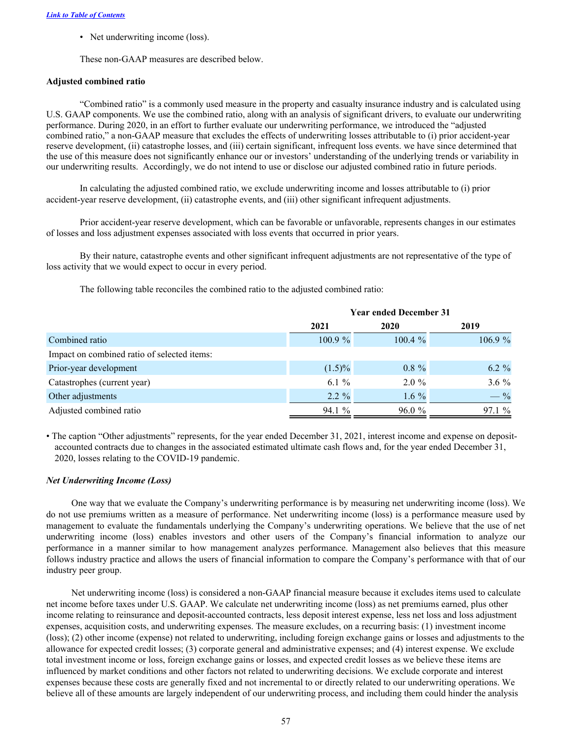- Net underwriting income (loss).

These non-GAAP measures are described below.

**Adjusted combined ratio**

"Combined ratio" is a commonly used measure in the property and casualty insurance industry and is calculated using U.S. GAAP components. We use the combined ratio, along with an analysis of significant drivers, to evaluate our underwriting performance. During 2020, in an effort to further evaluate our underwriting performance, we introduced the "adjusted combined ratio," a non-GAAP measure that excludes the effects of underwriting losses attributable to (i) prior accident-year reserve development, (ii) catastrophe losses, and (iii) certain significant, infrequent loss events. we have since determined that the use of this measure does not significantly enhance our or investors' understanding of the underlying trends or variability in our underwriting results. Accordingly, we do not intend to use or disclose our adjusted combined ratio in future periods.

In calculating the adjusted combined ratio, we exclude underwriting income and losses attributable to (i) prior accident-year reserve development, (ii) catastrophe events, and (iii) other significant infrequent adjustments.

Prior accident-year reserve development, which can be favorable or unfavorable, represents changes in our estimates of losses and loss adjustment expenses associated with loss events that occurred in prior years.

By their nature, catastrophe events and other significant infrequent adjustments are not representative of the type of loss activity that we would expect to occur in every period.

The following table reconciles the combined ratio to the adjusted combined ratio:

| | Year ended December 31 | | |
|---|---|---|---|
| | 2021 | 2020 | 2019 |
| Combined ratio | 100.9 % | 100.4 % | 106.9 % |
| Impact on combined ratio of selected items: | | | |
| Prior-year development | (1.5)% | 0.8 % | 6.2 % |
| Catastrophes (current year) | 6.1 % | 2.0 % | 3.6 % |
| Other adjustments | 2.2 % | 1.6 % | — % |
| Adjusted combined ratio | 94.1 % | 96.0 % | 97.1 % |

- The caption "Other adjustments" represents, for the year ended December 31, 2021, interest income and expense on deposit-accounted contracts due to changes in the associated estimated ultimate cash flows and, for the year ended December 31, 2020, losses relating to the COVID-19 pandemic.

***Net Underwriting Income (Loss)***

One way that we evaluate the Company's underwriting performance is by measuring net underwriting income (loss). We do not use premiums written as a measure of performance. Net underwriting income (loss) is a performance measure used by management to evaluate the fundamentals underlying the Company's underwriting operations. We believe that the use of net underwriting income (loss) enables investors and other users of the Company's financial information to analyze our performance in a manner similar to how management analyzes performance. Management also believes that this measure follows industry practice and allows the users of financial information to compare the Company's performance with that of our industry peer group.

Net underwriting income (loss) is considered a non-GAAP financial measure because it excludes items used to calculate net income before taxes under U.S. GAAP. We calculate net underwriting income (loss) as net premiums earned, plus other income relating to reinsurance and deposit-accounted contracts, less deposit interest expense, less net loss and loss adjustment expenses, acquisition costs, and underwriting expenses. The measure excludes, on a recurring basis: (1) investment income (loss); (2) other income (expense) not related to underwriting, including foreign exchange gains or losses and adjustments to the allowance for expected credit losses; (3) corporate general and administrative expenses; and (4) interest expense. We exclude total investment income or loss, foreign exchange gains or losses, and expected credit losses as we believe these items are influenced by market conditions and other factors not related to underwriting decisions. We exclude corporate and interest expenses because these costs are generally fixed and not incremental to or directly related to our underwriting operations. We believe all of these amounts are largely independent of our underwriting process, and including them could hinder the analysis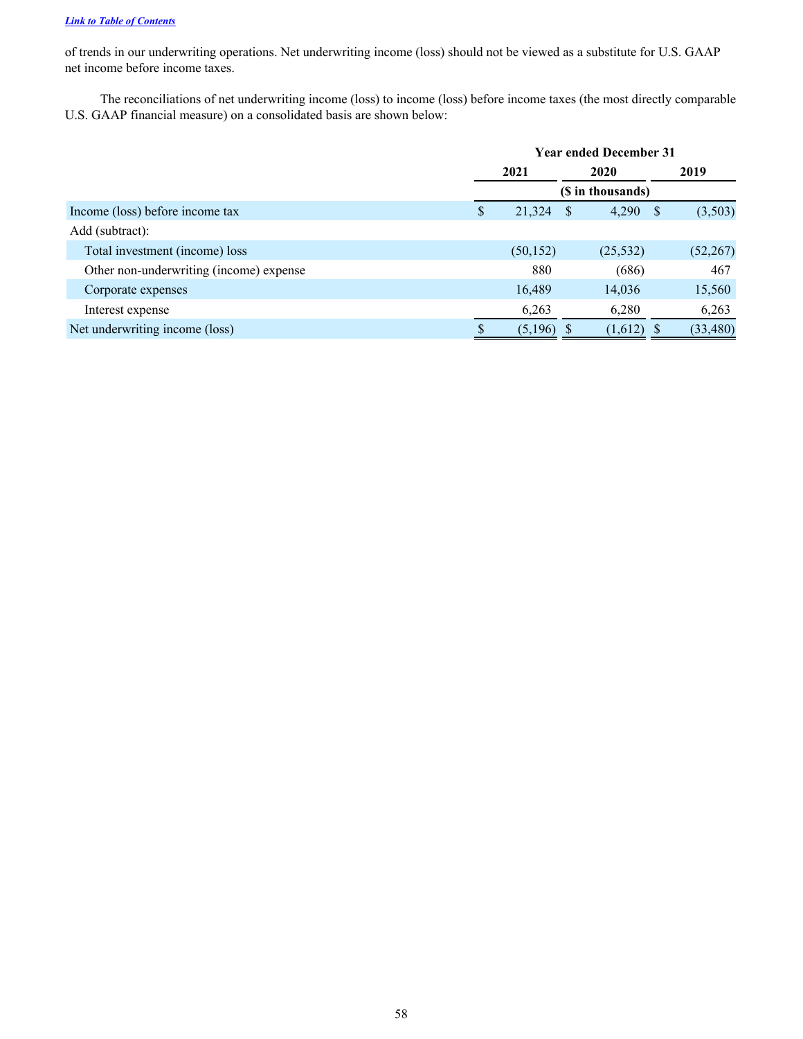[Link to Table of Contents]

of trends in our underwriting operations. Net underwriting income (loss) should not be viewed as a substitute for U.S. GAAP net income before income taxes.

The reconciliations of net underwriting income (loss) to income (loss) before income taxes (the most directly comparable U.S. GAAP financial measure) on a consolidated basis are shown below:

| | Year ended December 31 | | |
|---|---|---|---|
| | 2021 | 2020 | 2019 |
| | ($ in thousands) | | |
| Income (loss) before income tax | $ 21,324 | $ 4,290 | $ (3,503) |
| Add (subtract): | | | |
| Total investment (income) loss | (50,152) | (25,532) | (52,267) |
| Other non-underwriting (income) expense | 880 | (686) | 467 |
| Corporate expenses | 16,489 | 14,036 | 15,560 |
| Interest expense | 6,263 | 6,280 | 6,263 |
| Net underwriting income (loss) | $ (5,196) | $ (1,612) | $ (33,480) |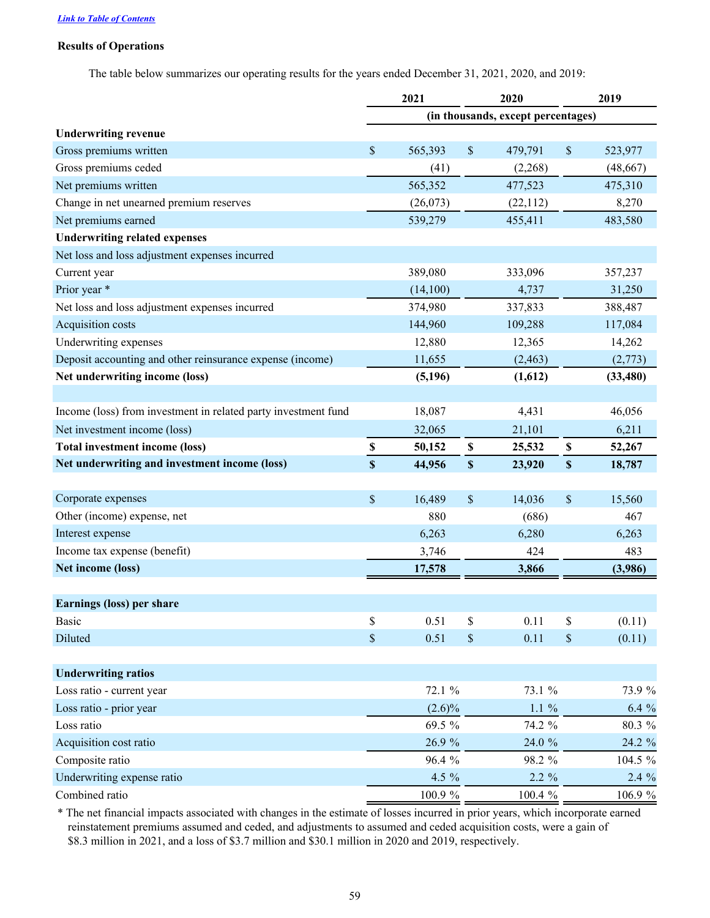[Link to Table of Contents](#)

**Results of Operations**

The table below summarizes our operating results for the years ended December 31, 2021, 2020, and 2019:

| | 2021 | 2020 | 2019 |
|---|---|---|---|
| | (in thousands, except percentages) | | |
| **Underwriting revenue** | | | |
| Gross premiums written | $ 565,393 | $ 479,791 | $ 523,977 |
| Gross premiums ceded | (41) | (2,268) | (48,667) |
| Net premiums written | 565,352 | 477,523 | 475,310 |
| Change in net unearned premium reserves | (26,073) | (22,112) | 8,270 |
| Net premiums earned | 539,279 | 455,411 | 483,580 |
| **Underwriting related expenses** | | | |
| Net loss and loss adjustment expenses incurred | | | |
| Current year | 389,080 | 333,096 | 357,237 |
| Prior year * | (14,100) | 4,737 | 31,250 |
| Net loss and loss adjustment expenses incurred | 374,980 | 337,833 | 388,487 |
| Acquisition costs | 144,960 | 109,288 | 117,084 |
| Underwriting expenses | 12,880 | 12,365 | 14,262 |
| Deposit accounting and other reinsurance expense (income) | 11,655 | (2,463) | (2,773) |
| **Net underwriting income (loss)** | **(5,196)** | **(1,612)** | **(33,480)** |
| | | | |
| Income (loss) from investment in related party investment fund | 18,087 | 4,431 | 46,056 |
| Net investment income (loss) | 32,065 | 21,101 | 6,211 |
| **Total investment income (loss)** | **$ 50,152** | **$ 25,532** | **$ 52,267** |
| **Net underwriting and investment income (loss)** | **$ 44,956** | **$ 23,920** | **$ 18,787** |
| | | | |
| Corporate expenses | $ 16,489 | $ 14,036 | $ 15,560 |
| Other (income) expense, net | 880 | (686) | 467 |
| Interest expense | 6,263 | 6,280 | 6,263 |
| Income tax expense (benefit) | 3,746 | 424 | 483 |
| **Net income (loss)** | **17,578** | **3,866** | **(3,986)** |
| | | | |
| **Earnings (loss) per share** | | | |
| Basic | $ 0.51 | $ 0.11 | $ (0.11) |
| Diluted | $ 0.51 | $ 0.11 | $ (0.11) |
| | | | |
| **Underwriting ratios** | | | |
| Loss ratio - current year | 72.1 % | 73.1 % | 73.9 % |
| Loss ratio - prior year | (2.6)% | 1.1 % | 6.4 % |
| Loss ratio | 69.5 % | 74.2 % | 80.3 % |
| Acquisition cost ratio | 26.9 % | 24.0 % | 24.2 % |
| Composite ratio | 96.4 % | 98.2 % | 104.5 % |
| Underwriting expense ratio | 4.5 % | 2.2 % | 2.4 % |
| Combined ratio | 100.9 % | 100.4 % | 106.9 % |

\* The net financial impacts associated with changes in the estimate of losses incurred in prior years, which incorporate earned reinstatement premiums assumed and ceded, and adjustments to assumed and ceded acquisition costs, were a gain of $8.3 million in 2021, and a loss of $3.7 million and $30.1 million in 2020 and 2019, respectively.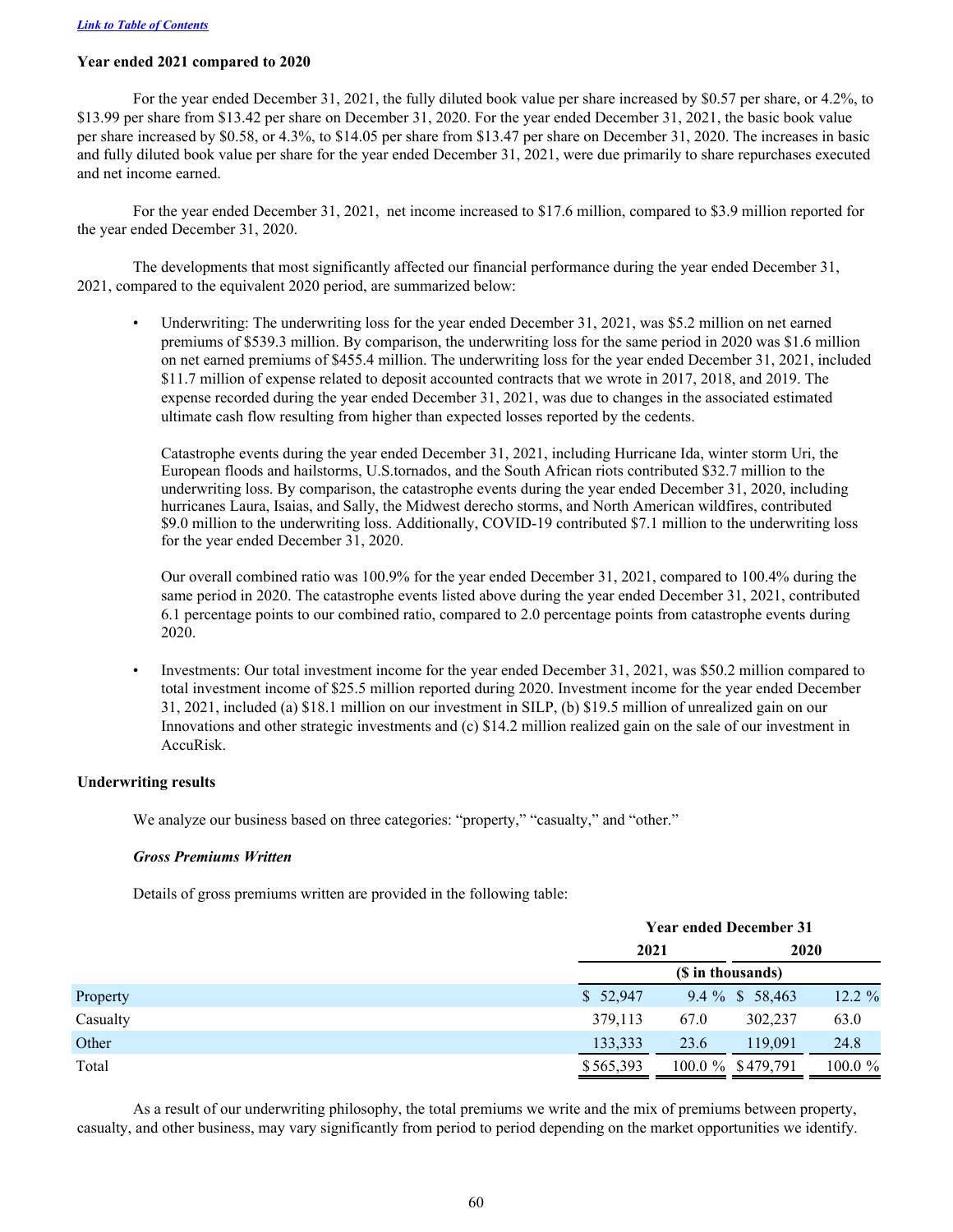[Link to Table of Contents](#)

**Year ended 2021 compared to 2020**

For the year ended December 31, 2021, the fully diluted book value per share increased by $0.57 per share, or 4.2%, to $13.99 per share from $13.42 per share on December 31, 2020. For the year ended December 31, 2021, the basic book value per share increased by $0.58, or 4.3%, to $14.05 per share from $13.47 per share on December 31, 2020. The increases in basic and fully diluted book value per share for the year ended December 31, 2021, were due primarily to share repurchases executed and net income earned.

For the year ended December 31, 2021, net income increased to $17.6 million, compared to $3.9 million reported for the year ended December 31, 2020.

The developments that most significantly affected our financial performance during the year ended December 31, 2021, compared to the equivalent 2020 period, are summarized below:

- Underwriting: The underwriting loss for the year ended December 31, 2021, was $5.2 million on net earned premiums of $539.3 million. By comparison, the underwriting loss for the same period in 2020 was $1.6 million on net earned premiums of $455.4 million. The underwriting loss for the year ended December 31, 2021, included $11.7 million of expense related to deposit accounted contracts that we wrote in 2017, 2018, and 2019. The expense recorded during the year ended December 31, 2021, was due to changes in the associated estimated ultimate cash flow resulting from higher than expected losses reported by the cedents.

  Catastrophe events during the year ended December 31, 2021, including Hurricane Ida, winter storm Uri, the European floods and hailstorms, U.S.tornados, and the South African riots contributed $32.7 million to the underwriting loss. By comparison, the catastrophe events during the year ended December 31, 2020, including hurricanes Laura, Isaias, and Sally, the Midwest derecho storms, and North American wildfires, contributed $9.0 million to the underwriting loss. Additionally, COVID-19 contributed $7.1 million to the underwriting loss for the year ended December 31, 2020.

  Our overall combined ratio was 100.9% for the year ended December 31, 2021, compared to 100.4% during the same period in 2020. The catastrophe events listed above during the year ended December 31, 2021, contributed 6.1 percentage points to our combined ratio, compared to 2.0 percentage points from catastrophe events during 2020.

- Investments: Our total investment income for the year ended December 31, 2021, was $50.2 million compared to total investment income of $25.5 million reported during 2020. Investment income for the year ended December 31, 2021, included (a) $18.1 million on our investment in SILP, (b) $19.5 million of unrealized gain on our Innovations and other strategic investments and (c) $14.2 million realized gain on the sale of our investment in AccuRisk.

**Underwriting results**

We analyze our business based on three categories: “property,” “casualty,” and “other.”

***Gross Premiums Written***

Details of gross premiums written are provided in the following table:

| | Year ended December 31 | | | |
|---|---|---|---|---|
| | 2021 | | 2020 | |
| | ($ in thousands) | | | |
| Property | $ 52,947 | 9.4 % | $ 58,463 | 12.2 % |
| Casualty | 379,113 | 67.0 | 302,237 | 63.0 |
| Other | 133,333 | 23.6 | 119,091 | 24.8 |
| Total | $ 565,393 | 100.0 % | $ 479,791 | 100.0 % |

As a result of our underwriting philosophy, the total premiums we write and the mix of premiums between property, casualty, and other business, may vary significantly from period to period depending on the market opportunities we identify.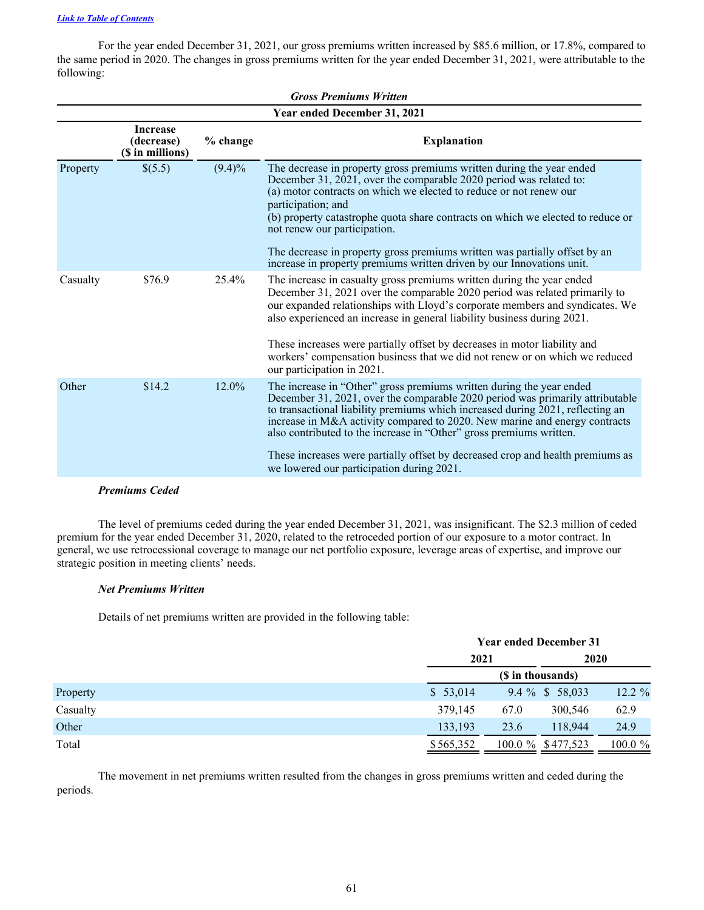[Link to Table of Contents]

For the year ended December 31, 2021, our gross premiums written increased by $85.6 million, or 17.8%, compared to the same period in 2020. The changes in gross premiums written for the year ended December 31, 2021, were attributable to the following:

***Gross Premiums Written***

| Year ended December 31, 2021 | | | |
|---|---|---|---|
| | **Increase (decrease) ($ in millions)** | **% change** | **Explanation** |
| Property | $(5.5) | (9.4)% | The decrease in property gross premiums written during the year ended December 31, 2021, over the comparable 2020 period was related to: (a) motor contracts on which we elected to reduce or not renew our participation; and (b) property catastrophe quota share contracts on which we elected to reduce or not renew our participation.<br><br>The decrease in property gross premiums written was partially offset by an increase in property premiums written driven by our Innovations unit. |
| Casualty | $76.9 | 25.4% | The increase in casualty gross premiums written during the year ended December 31, 2021 over the comparable 2020 period was related primarily to our expanded relationships with Lloyd's corporate members and syndicates. We also experienced an increase in general liability business during 2021.<br><br>These increases were partially offset by decreases in motor liability and workers' compensation business that we did not renew or on which we reduced our participation in 2021. |
| Other | $14.2 | 12.0% | The increase in "Other" gross premiums written during the year ended December 31, 2021, over the comparable 2020 period was primarily attributable to transactional liability premiums which increased during 2021, reflecting an increase in M&A activity compared to 2020. New marine and energy contracts also contributed to the increase in "Other" gross premiums written.<br><br>These increases were partially offset by decreased crop and health premiums as we lowered our participation during 2021. |

***Premiums Ceded***

The level of premiums ceded during the year ended December 31, 2021, was insignificant. The $2.3 million of ceded premium for the year ended December 31, 2020, related to the retroceded portion of our exposure to a motor contract. In general, we use retrocessional coverage to manage our net portfolio exposure, leverage areas of expertise, and improve our strategic position in meeting clients' needs.

***Net Premiums Written***

Details of net premiums written are provided in the following table:

| | Year ended December 31 | | | |
|---|---|---|---|---|
| | 2021 | | 2020 | |
| | ($ in thousands) | | | |
| Property | $ 53,014 | 9.4 % | $ 58,033 | 12.2 % |
| Casualty | 379,145 | 67.0 | 300,546 | 62.9 |
| Other | 133,193 | 23.6 | 118,944 | 24.9 |
| Total | $ 565,352 | 100.0 % | $ 477,523 | 100.0 % |

The movement in net premiums written resulted from the changes in gross premiums written and ceded during the periods.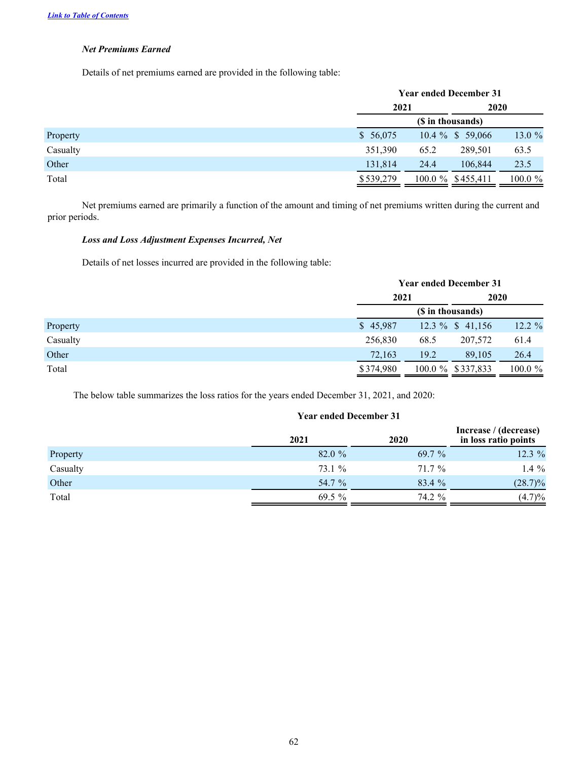*Net Premiums Earned*

Details of net premiums earned are provided in the following table:

| | Year ended December 31 | | | |
|---|---|---|---|---|
| | 2021 | | 2020 | |
| | ($ in thousands) | | | |
| Property | $ 56,075 | 10.4 % | $ 59,066 | 13.0 % |
| Casualty | 351,390 | 65.2 | 289,501 | 63.5 |
| Other | 131,814 | 24.4 | 106,844 | 23.5 |
| Total | $ 539,279 | 100.0 % | $ 455,411 | 100.0 % |

Net premiums earned are primarily a function of the amount and timing of net premiums written during the current and prior periods.

*Loss and Loss Adjustment Expenses Incurred, Net*

Details of net losses incurred are provided in the following table:

| | Year ended December 31 | | | |
|---|---|---|---|---|
| | 2021 | | 2020 | |
| | ($ in thousands) | | | |
| Property | $ 45,987 | 12.3 % | $ 41,156 | 12.2 % |
| Casualty | 256,830 | 68.5 | 207,572 | 61.4 |
| Other | 72,163 | 19.2 | 89,105 | 26.4 |
| Total | $ 374,980 | 100.0 % | $ 337,833 | 100.0 % |

The below table summarizes the loss ratios for the years ended December 31, 2021, and 2020:

| | Year ended December 31 | | |
|---|---|---|---|
| | 2021 | 2020 | Increase / (decrease) in loss ratio points |
| Property | 82.0 % | 69.7 % | 12.3 % |
| Casualty | 73.1 % | 71.7 % | 1.4 % |
| Other | 54.7 % | 83.4 % | (28.7)% |
| Total | 69.5 % | 74.2 % | (4.7)% |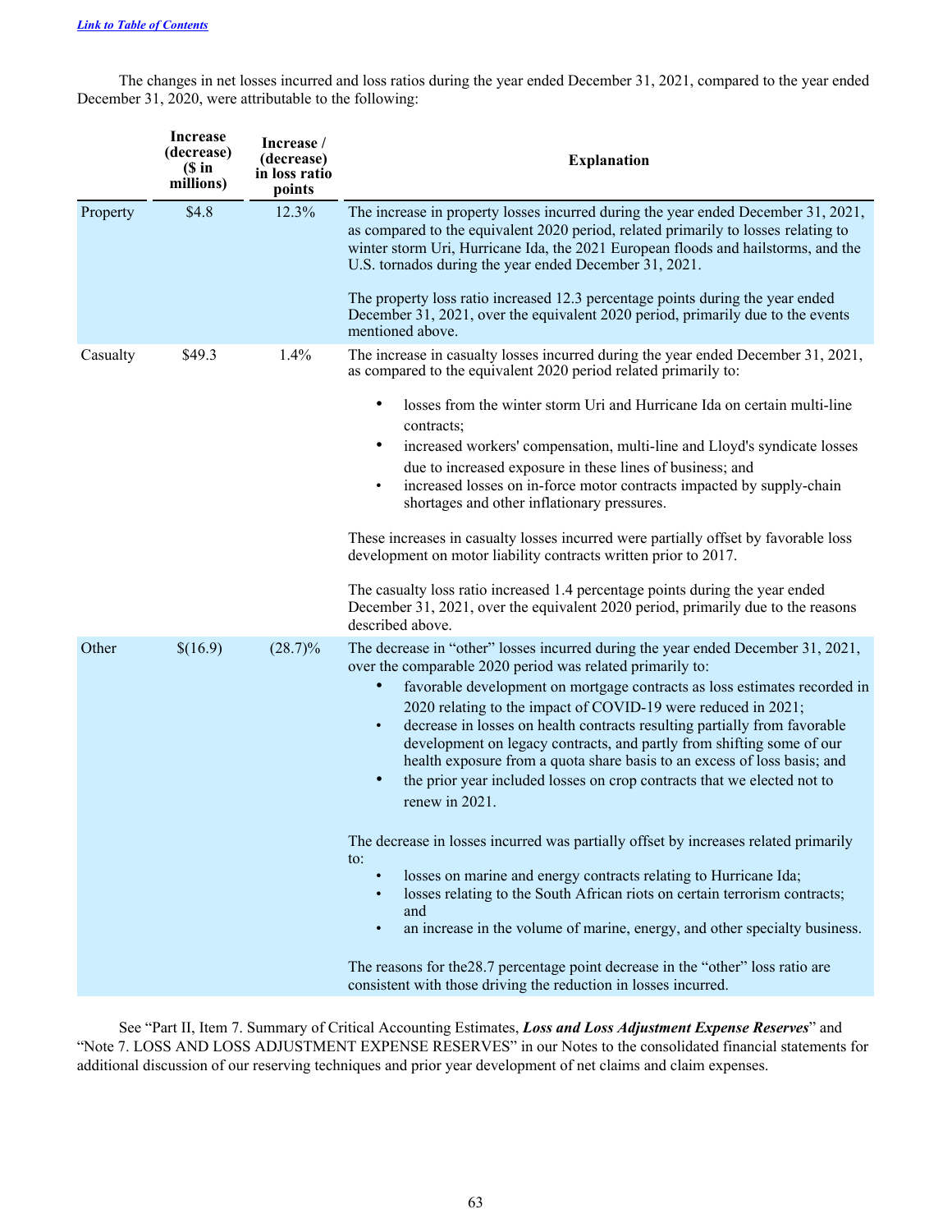The changes in net losses incurred and loss ratios during the year ended December 31, 2021, compared to the year ended December 31, 2020, were attributable to the following:

| | Increase (decrease) ($ in millions) | Increase / (decrease) in loss ratio points | Explanation |
|---|---|---|---|
| Property | $4.8 | 12.3% | The increase in property losses incurred during the year ended December 31, 2021, as compared to the equivalent 2020 period, related primarily to losses relating to winter storm Uri, Hurricane Ida, the 2021 European floods and hailstorms, and the U.S. tornados during the year ended December 31, 2021.<br><br>The property loss ratio increased 12.3 percentage points during the year ended December 31, 2021, over the equivalent 2020 period, primarily due to the events mentioned above. |
| Casualty | $49.3 | 1.4% | The increase in casualty losses incurred during the year ended December 31, 2021, as compared to the equivalent 2020 period related primarily to:<br>• losses from the winter storm Uri and Hurricane Ida on certain multi-line contracts;<br>• increased workers' compensation, multi-line and Lloyd's syndicate losses due to increased exposure in these lines of business; and<br>• increased losses on in-force motor contracts impacted by supply-chain shortages and other inflationary pressures.<br><br>These increases in casualty losses incurred were partially offset by favorable loss development on motor liability contracts written prior to 2017.<br><br>The casualty loss ratio increased 1.4 percentage points during the year ended December 31, 2021, over the equivalent 2020 period, primarily due to the reasons described above. |
| Other | $(16.9) | (28.7)% | The decrease in "other" losses incurred during the year ended December 31, 2021, over the comparable 2020 period was related primarily to:<br>• favorable development on mortgage contracts as loss estimates recorded in 2020 relating to the impact of COVID-19 were reduced in 2021;<br>• decrease in losses on health contracts resulting partially from favorable development on legacy contracts, and partly from shifting some of our health exposure from a quota share basis to an excess of loss basis; and<br>• the prior year included losses on crop contracts that we elected not to renew in 2021.<br><br>The decrease in losses incurred was partially offset by increases related primarily to:<br>• losses on marine and energy contracts relating to Hurricane Ida;<br>• losses relating to the South African riots on certain terrorism contracts; and<br>• an increase in the volume of marine, energy, and other specialty business.<br><br>The reasons for the28.7 percentage point decrease in the "other" loss ratio are consistent with those driving the reduction in losses incurred. |

See "Part II, Item 7. Summary of Critical Accounting Estimates, ***Loss and Loss Adjustment Expense Reserves***" and "Note 7. LOSS AND LOSS ADJUSTMENT EXPENSE RESERVES" in our Notes to the consolidated financial statements for additional discussion of our reserving techniques and prior year development of net claims and claim expenses.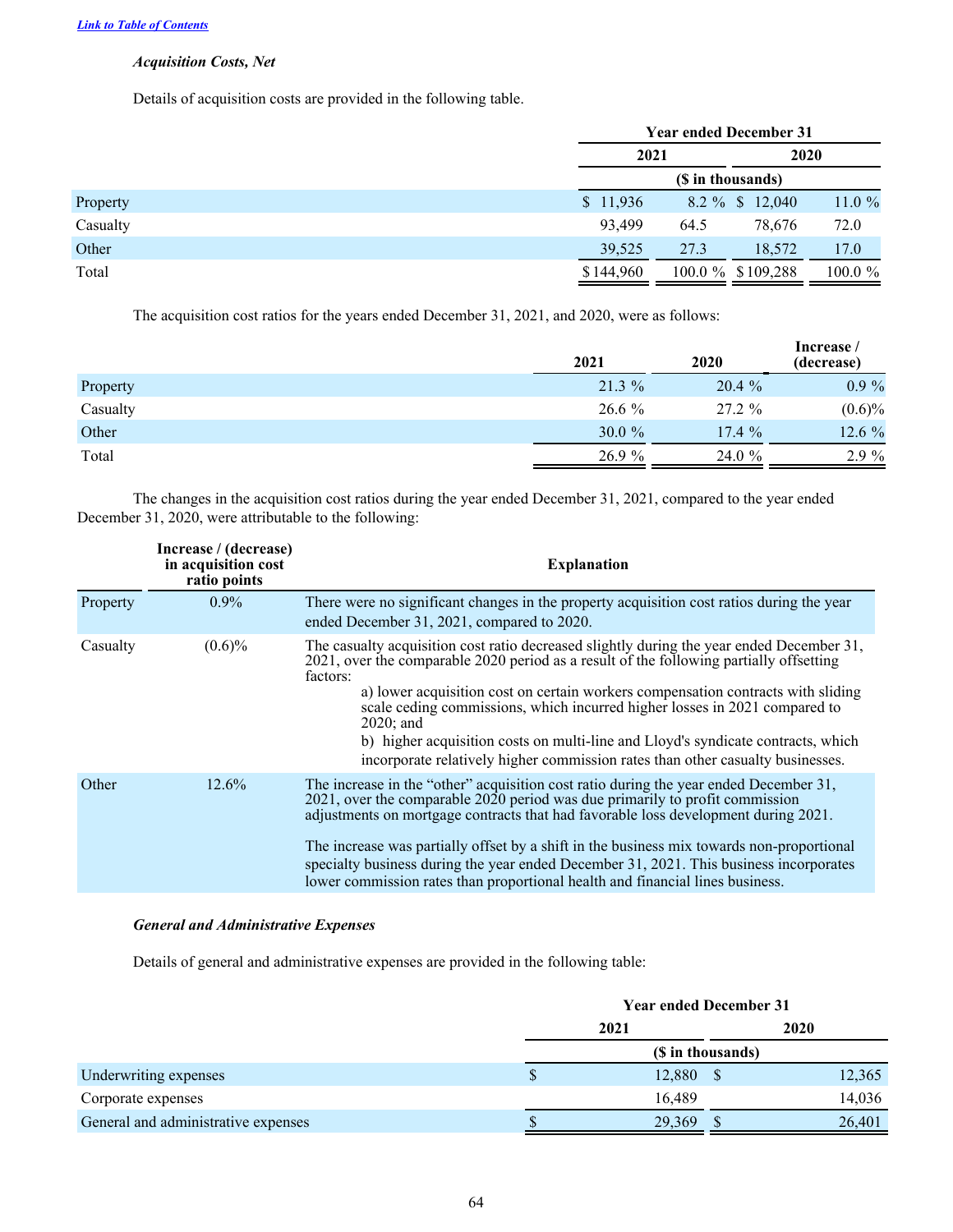[Link to Table of Contents](#)

### *Acquisition Costs, Net*

Details of acquisition costs are provided in the following table.

| | Year ended December 31 | | | |
|---|---|---|---|---|
| | 2021 | | 2020 | |
| | ($ in thousands) | | | |
| Property | $ 11,936 | 8.2 % | $ 12,040 | 11.0 % |
| Casualty | 93,499 | 64.5 | 78,676 | 72.0 |
| Other | 39,525 | 27.3 | 18,572 | 17.0 |
| Total | $ 144,960 | 100.0 % | $ 109,288 | 100.0 % |

The acquisition cost ratios for the years ended December 31, 2021, and 2020, were as follows:

| | 2021 | 2020 | Increase / (decrease) |
|---|---|---|---|
| Property | 21.3 % | 20.4 % | 0.9 % |
| Casualty | 26.6 % | 27.2 % | (0.6)% |
| Other | 30.0 % | 17.4 % | 12.6 % |
| Total | 26.9 % | 24.0 % | 2.9 % |

The changes in the acquisition cost ratios during the year ended December 31, 2021, compared to the year ended December 31, 2020, were attributable to the following:

| | Increase / (decrease) in acquisition cost ratio points | Explanation |
|---|---|---|
| Property | 0.9% | There were no significant changes in the property acquisition cost ratios during the year ended December 31, 2021, compared to 2020. |
| Casualty | (0.6)% | The casualty acquisition cost ratio decreased slightly during the year ended December 31, 2021, over the comparable 2020 period as a result of the following partially offsetting factors:<br>a) lower acquisition cost on certain workers compensation contracts with sliding scale ceding commissions, which incurred higher losses in 2021 compared to 2020; and<br>b) higher acquisition costs on multi-line and Lloyd's syndicate contracts, which incorporate relatively higher commission rates than other casualty businesses. |
| Other | 12.6% | The increase in the "other" acquisition cost ratio during the year ended December 31, 2021, over the comparable 2020 period was due primarily to profit commission adjustments on mortgage contracts that had favorable loss development during 2021.<br><br>The increase was partially offset by a shift in the business mix towards non-proportional specialty business during the year ended December 31, 2021. This business incorporates lower commission rates than proportional health and financial lines business. |

### *General and Administrative Expenses*

Details of general and administrative expenses are provided in the following table:

| | Year ended December 31 | |
|---|---|---|
| | 2021 | 2020 |
| | ($ in thousands) | |
| Underwriting expenses | $ 12,880 | $ 12,365 |
| Corporate expenses | 16,489 | 14,036 |
| General and administrative expenses | $ 29,369 | $ 26,401 |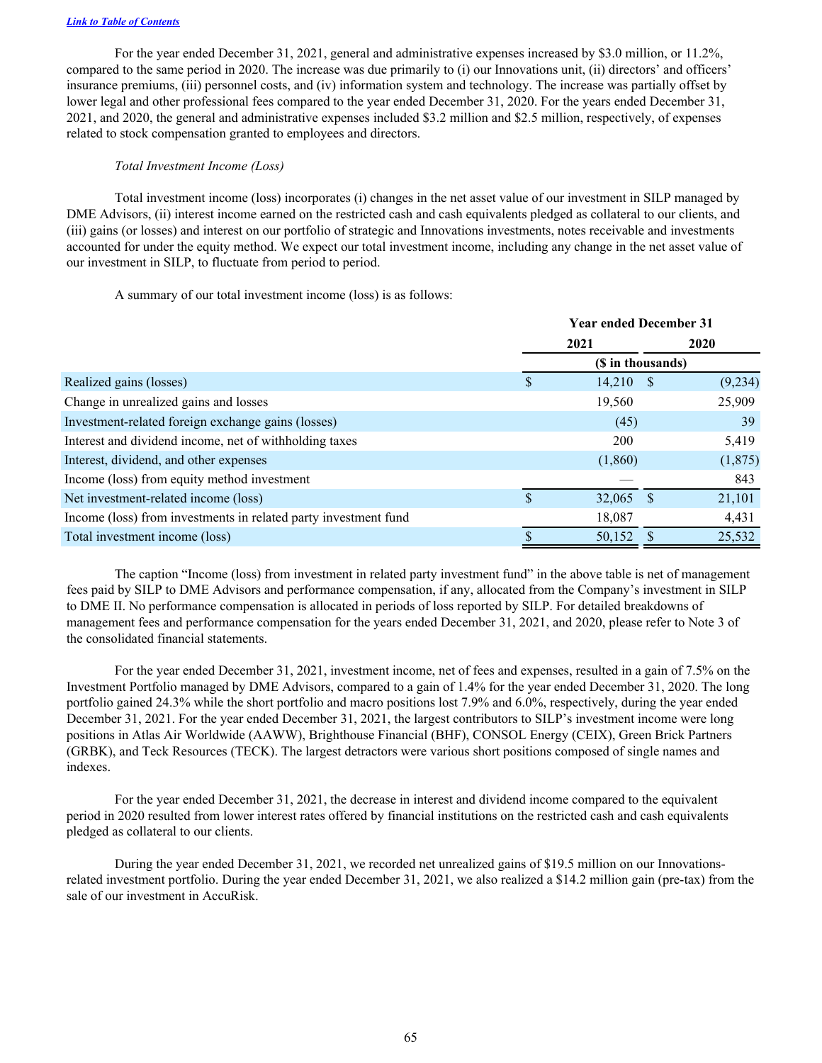[Link to Table of Contents](#)

For the year ended December 31, 2021, general and administrative expenses increased by $3.0 million, or 11.2%, compared to the same period in 2020. The increase was due primarily to (i) our Innovations unit, (ii) directors' and officers' insurance premiums, (iii) personnel costs, and (iv) information system and technology. The increase was partially offset by lower legal and other professional fees compared to the year ended December 31, 2020. For the years ended December 31, 2021, and 2020, the general and administrative expenses included $3.2 million and $2.5 million, respectively, of expenses related to stock compensation granted to employees and directors.

*Total Investment Income (Loss)*

Total investment income (loss) incorporates (i) changes in the net asset value of our investment in SILP managed by DME Advisors, (ii) interest income earned on the restricted cash and cash equivalents pledged as collateral to our clients, and (iii) gains (or losses) and interest on our portfolio of strategic and Innovations investments, notes receivable and investments accounted for under the equity method. We expect our total investment income, including any change in the net asset value of our investment in SILP, to fluctuate from period to period.

A summary of our total investment income (loss) is as follows:

| | Year ended December 31 | |
|---|---|---|
| | 2021 | 2020 |
| | ($ in thousands) | |
| Realized gains (losses) | $ 14,210 | $ (9,234) |
| Change in unrealized gains and losses | 19,560 | 25,909 |
| Investment-related foreign exchange gains (losses) | (45) | 39 |
| Interest and dividend income, net of withholding taxes | 200 | 5,419 |
| Interest, dividend, and other expenses | (1,860) | (1,875) |
| Income (loss) from equity method investment | — | 843 |
| Net investment-related income (loss) | $ 32,065 | $ 21,101 |
| Income (loss) from investments in related party investment fund | 18,087 | 4,431 |
| Total investment income (loss) | $ 50,152 | $ 25,532 |

The caption "Income (loss) from investment in related party investment fund" in the above table is net of management fees paid by SILP to DME Advisors and performance compensation, if any, allocated from the Company's investment in SILP to DME II. No performance compensation is allocated in periods of loss reported by SILP. For detailed breakdowns of management fees and performance compensation for the years ended December 31, 2021, and 2020, please refer to Note 3 of the consolidated financial statements.

For the year ended December 31, 2021, investment income, net of fees and expenses, resulted in a gain of 7.5% on the Investment Portfolio managed by DME Advisors, compared to a gain of 1.4% for the year ended December 31, 2020. The long portfolio gained 24.3% while the short portfolio and macro positions lost 7.9% and 6.0%, respectively, during the year ended December 31, 2021. For the year ended December 31, 2021, the largest contributors to SILP's investment income were long positions in Atlas Air Worldwide (AAWW), Brighthouse Financial (BHF), CONSOL Energy (CEIX), Green Brick Partners (GRBK), and Teck Resources (TECK). The largest detractors were various short positions composed of single names and indexes.

For the year ended December 31, 2021, the decrease in interest and dividend income compared to the equivalent period in 2020 resulted from lower interest rates offered by financial institutions on the restricted cash and cash equivalents pledged as collateral to our clients.

During the year ended December 31, 2021, we recorded net unrealized gains of $19.5 million on our Innovations-related investment portfolio. During the year ended December 31, 2021, we also realized a $14.2 million gain (pre-tax) from the sale of our investment in AccuRisk.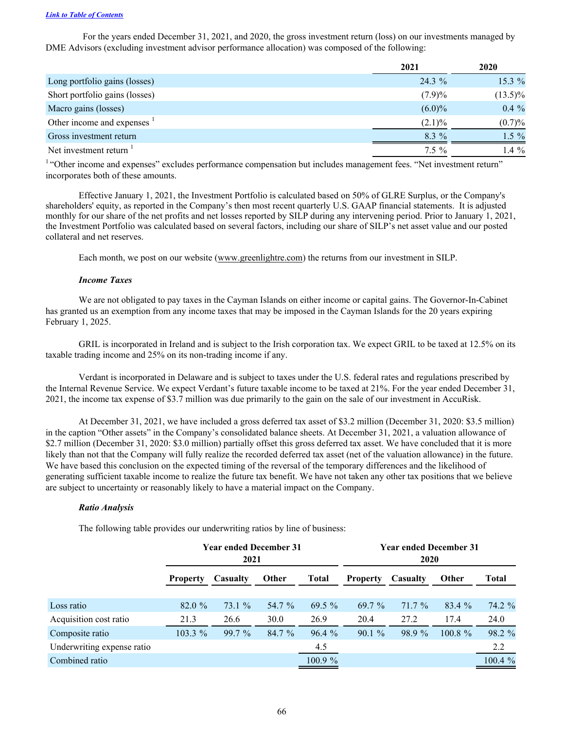[Link to Table of Contents](#)

For the years ended December 31, 2021, and 2020, the gross investment return (loss) on our investments managed by DME Advisors (excluding investment advisor performance allocation) was composed of the following:

| | 2021 | 2020 |
|---|---|---|
| Long portfolio gains (losses) | 24.3 % | 15.3 % |
| Short portfolio gains (losses) | (7.9)% | (13.5)% |
| Macro gains (losses) | (6.0)% | 0.4 % |
| Other income and expenses [1] | (2.1)% | (0.7)% |
| Gross investment return | 8.3 % | 1.5 % |
| Net investment return [1] | 7.5 % | 1.4 % |

[1] "Other income and expenses" excludes performance compensation but includes management fees. "Net investment return" incorporates both of these amounts.

Effective January 1, 2021, the Investment Portfolio is calculated based on 50% of GLRE Surplus, or the Company's shareholders' equity, as reported in the Company's then most recent quarterly U.S. GAAP financial statements. It is adjusted monthly for our share of the net profits and net losses reported by SILP during any intervening period. Prior to January 1, 2021, the Investment Portfolio was calculated based on several factors, including our share of SILP's net asset value and our posted collateral and net reserves.

Each month, we post on our website (www.greenlightre.com) the returns from our investment in SILP.

***Income Taxes***

We are not obligated to pay taxes in the Cayman Islands on either income or capital gains. The Governor-In-Cabinet has granted us an exemption from any income taxes that may be imposed in the Cayman Islands for the 20 years expiring February 1, 2025.

GRIL is incorporated in Ireland and is subject to the Irish corporation tax. We expect GRIL to be taxed at 12.5% on its taxable trading income and 25% on its non-trading income if any.

Verdant is incorporated in Delaware and is subject to taxes under the U.S. federal rates and regulations prescribed by the Internal Revenue Service. We expect Verdant's future taxable income to be taxed at 21%. For the year ended December 31, 2021, the income tax expense of $3.7 million was due primarily to the gain on the sale of our investment in AccuRisk.

At December 31, 2021, we have included a gross deferred tax asset of $3.2 million (December 31, 2020: $3.5 million) in the caption "Other assets" in the Company's consolidated balance sheets. At December 31, 2021, a valuation allowance of $2.7 million (December 31, 2020: $3.0 million) partially offset this gross deferred tax asset. We have concluded that it is more likely than not that the Company will fully realize the recorded deferred tax asset (net of the valuation allowance) in the future. We have based this conclusion on the expected timing of the reversal of the temporary differences and the likelihood of generating sufficient taxable income to realize the future tax benefit. We have not taken any other tax positions that we believe are subject to uncertainty or reasonably likely to have a material impact on the Company.

***Ratio Analysis***

The following table provides our underwriting ratios by line of business:

| | Year ended December 31 2021 | | | | Year ended December 31 2020 | | | |
|---|---|---|---|---|---|---|---|---|
| | Property | Casualty | Other | Total | Property | Casualty | Other | Total |
| Loss ratio | 82.0 % | 73.1 % | 54.7 % | 69.5 % | 69.7 % | 71.7 % | 83.4 % | 74.2 % |
| Acquisition cost ratio | 21.3 | 26.6 | 30.0 | 26.9 | 20.4 | 27.2 | 17.4 | 24.0 |
| Composite ratio | 103.3 % | 99.7 % | 84.7 % | 96.4 % | 90.1 % | 98.9 % | 100.8 % | 98.2 % |
| Underwriting expense ratio | | | | 4.5 | | | | 2.2 |
| Combined ratio | | | | 100.9 % | | | | 100.4 % |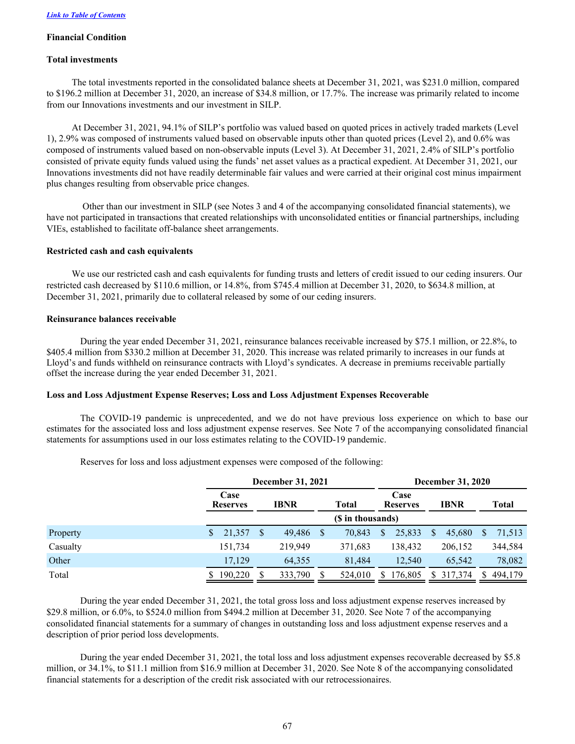[Link to Table of Contents](#)

## Financial Condition

### Total investments

The total investments reported in the consolidated balance sheets at December 31, 2021, was $231.0 million, compared to $196.2 million at December 31, 2020, an increase of $34.8 million, or 17.7%. The increase was primarily related to income from our Innovations investments and our investment in SILP.

At December 31, 2021, 94.1% of SILP's portfolio was valued based on quoted prices in actively traded markets (Level 1), 2.9% was composed of instruments valued based on observable inputs other than quoted prices (Level 2), and 0.6% was composed of instruments valued based on non-observable inputs (Level 3). At December 31, 2021, 2.4% of SILP's portfolio consisted of private equity funds valued using the funds' net asset values as a practical expedient. At December 31, 2021, our Innovations investments did not have readily determinable fair values and were carried at their original cost minus impairment plus changes resulting from observable price changes.

Other than our investment in SILP (see Notes 3 and 4 of the accompanying consolidated financial statements), we have not participated in transactions that created relationships with unconsolidated entities or financial partnerships, including VIEs, established to facilitate off-balance sheet arrangements.

### Restricted cash and cash equivalents

We use our restricted cash and cash equivalents for funding trusts and letters of credit issued to our ceding insurers. Our restricted cash decreased by $110.6 million, or 14.8%, from $745.4 million at December 31, 2020, to $634.8 million, at December 31, 2021, primarily due to collateral released by some of our ceding insurers.

### Reinsurance balances receivable

During the year ended December 31, 2021, reinsurance balances receivable increased by $75.1 million, or 22.8%, to $405.4 million from $330.2 million at December 31, 2020. This increase was related primarily to increases in our funds at Lloyd's and funds withheld on reinsurance contracts with Lloyd's syndicates. A decrease in premiums receivable partially offset the increase during the year ended December 31, 2021.

### Loss and Loss Adjustment Expense Reserves; Loss and Loss Adjustment Expenses Recoverable

The COVID-19 pandemic is unprecedented, and we do not have previous loss experience on which to base our estimates for the associated loss and loss adjustment expense reserves. See Note 7 of the accompanying consolidated financial statements for assumptions used in our loss estimates relating to the COVID-19 pandemic.

Reserves for loss and loss adjustment expenses were composed of the following:

| | December 31, 2021 | | | December 31, 2020 | | |
|---|---|---|---|---|---|---|
| | Case Reserves | IBNR | Total | Case Reserves | IBNR | Total |
| | ($ in thousands) | | | | | |
| Property | $ 21,357 | $ 49,486 | $ 70,843 | $ 25,833 | $ 45,680 | $ 71,513 |
| Casualty | 151,734 | 219,949 | 371,683 | 138,432 | 206,152 | 344,584 |
| Other | 17,129 | 64,355 | 81,484 | 12,540 | 65,542 | 78,082 |
| Total | $ 190,220 | $ 333,790 | $ 524,010 | $ 176,805 | $ 317,374 | $ 494,179 |

During the year ended December 31, 2021, the total gross loss and loss adjustment expense reserves increased by $29.8 million, or 6.0%, to $524.0 million from $494.2 million at December 31, 2020. See Note 7 of the accompanying consolidated financial statements for a summary of changes in outstanding loss and loss adjustment expense reserves and a description of prior period loss developments.

During the year ended December 31, 2021, the total loss and loss adjustment expenses recoverable decreased by $5.8 million, or 34.1%, to $11.1 million from $16.9 million at December 31, 2020. See Note 8 of the accompanying consolidated financial statements for a description of the credit risk associated with our retrocessionaires.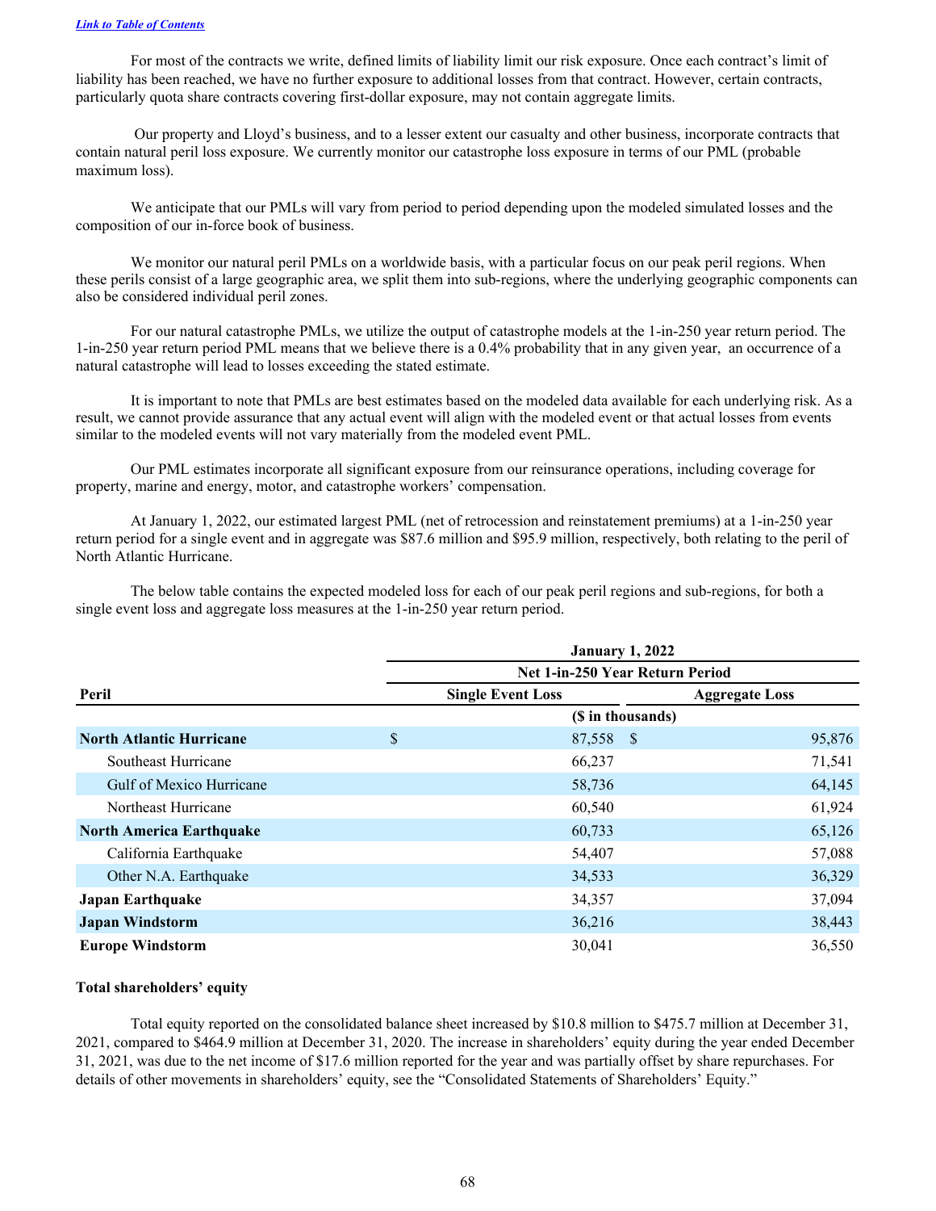[Link to Table of Contents](#)

For most of the contracts we write, defined limits of liability limit our risk exposure. Once each contract's limit of liability has been reached, we have no further exposure to additional losses from that contract. However, certain contracts, particularly quota share contracts covering first-dollar exposure, may not contain aggregate limits.

Our property and Lloyd's business, and to a lesser extent our casualty and other business, incorporate contracts that contain natural peril loss exposure. We currently monitor our catastrophe loss exposure in terms of our PML (probable maximum loss).

We anticipate that our PMLs will vary from period to period depending upon the modeled simulated losses and the composition of our in-force book of business.

We monitor our natural peril PMLs on a worldwide basis, with a particular focus on our peak peril regions. When these perils consist of a large geographic area, we split them into sub-regions, where the underlying geographic components can also be considered individual peril zones.

For our natural catastrophe PMLs, we utilize the output of catastrophe models at the 1-in-250 year return period. The 1-in-250 year return period PML means that we believe there is a 0.4% probability that in any given year, an occurrence of a natural catastrophe will lead to losses exceeding the stated estimate.

It is important to note that PMLs are best estimates based on the modeled data available for each underlying risk. As a result, we cannot provide assurance that any actual event will align with the modeled event or that actual losses from events similar to the modeled events will not vary materially from the modeled event PML.

Our PML estimates incorporate all significant exposure from our reinsurance operations, including coverage for property, marine and energy, motor, and catastrophe workers' compensation.

At January 1, 2022, our estimated largest PML (net of retrocession and reinstatement premiums) at a 1-in-250 year return period for a single event and in aggregate was $87.6 million and $95.9 million, respectively, both relating to the peril of North Atlantic Hurricane.

The below table contains the expected modeled loss for each of our peak peril regions and sub-regions, for both a single event loss and aggregate loss measures at the 1-in-250 year return period.

| | January 1, 2022 | |
|---|---|---|
| | Net 1-in-250 Year Return Period | |
| Peril | Single Event Loss | Aggregate Loss |
| | ($ in thousands) | |
| **North Atlantic Hurricane** | $ 87,558 | $ 95,876 |
| Southeast Hurricane | 66,237 | 71,541 |
| Gulf of Mexico Hurricane | 58,736 | 64,145 |
| Northeast Hurricane | 60,540 | 61,924 |
| **North America Earthquake** | 60,733 | 65,126 |
| California Earthquake | 54,407 | 57,088 |
| Other N.A. Earthquake | 34,533 | 36,329 |
| **Japan Earthquake** | 34,357 | 37,094 |
| **Japan Windstorm** | 36,216 | 38,443 |
| **Europe Windstorm** | 30,041 | 36,550 |

**Total shareholders' equity**

Total equity reported on the consolidated balance sheet increased by $10.8 million to $475.7 million at December 31, 2021, compared to $464.9 million at December 31, 2020. The increase in shareholders' equity during the year ended December 31, 2021, was due to the net income of $17.6 million reported for the year and was partially offset by share repurchases. For details of other movements in shareholders' equity, see the "Consolidated Statements of Shareholders' Equity."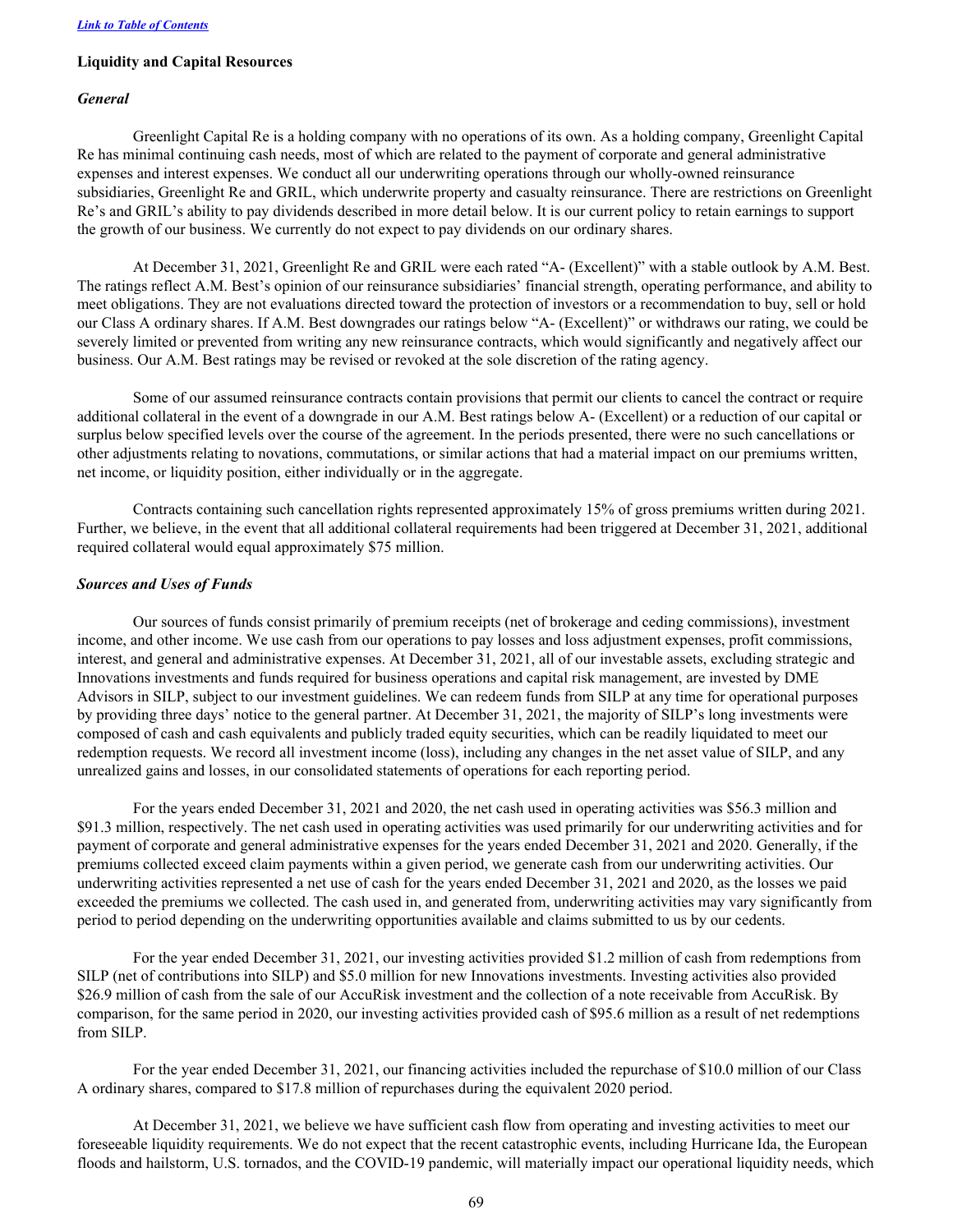[Link to Table of Contents](#)

**Liquidity and Capital Resources**

***General***

Greenlight Capital Re is a holding company with no operations of its own. As a holding company, Greenlight Capital Re has minimal continuing cash needs, most of which are related to the payment of corporate and general administrative expenses and interest expenses. We conduct all our underwriting operations through our wholly-owned reinsurance subsidiaries, Greenlight Re and GRIL, which underwrite property and casualty reinsurance. There are restrictions on Greenlight Re's and GRIL's ability to pay dividends described in more detail below. It is our current policy to retain earnings to support the growth of our business. We currently do not expect to pay dividends on our ordinary shares.

At December 31, 2021, Greenlight Re and GRIL were each rated "A- (Excellent)" with a stable outlook by A.M. Best. The ratings reflect A.M. Best's opinion of our reinsurance subsidiaries' financial strength, operating performance, and ability to meet obligations. They are not evaluations directed toward the protection of investors or a recommendation to buy, sell or hold our Class A ordinary shares. If A.M. Best downgrades our ratings below "A- (Excellent)" or withdraws our rating, we could be severely limited or prevented from writing any new reinsurance contracts, which would significantly and negatively affect our business. Our A.M. Best ratings may be revised or revoked at the sole discretion of the rating agency.

Some of our assumed reinsurance contracts contain provisions that permit our clients to cancel the contract or require additional collateral in the event of a downgrade in our A.M. Best ratings below A- (Excellent) or a reduction of our capital or surplus below specified levels over the course of the agreement. In the periods presented, there were no such cancellations or other adjustments relating to novations, commutations, or similar actions that had a material impact on our premiums written, net income, or liquidity position, either individually or in the aggregate.

Contracts containing such cancellation rights represented approximately 15% of gross premiums written during 2021. Further, we believe, in the event that all additional collateral requirements had been triggered at December 31, 2021, additional required collateral would equal approximately $75 million.

***Sources and Uses of Funds***

Our sources of funds consist primarily of premium receipts (net of brokerage and ceding commissions), investment income, and other income. We use cash from our operations to pay losses and loss adjustment expenses, profit commissions, interest, and general and administrative expenses. At December 31, 2021, all of our investable assets, excluding strategic and Innovations investments and funds required for business operations and capital risk management, are invested by DME Advisors in SILP, subject to our investment guidelines. We can redeem funds from SILP at any time for operational purposes by providing three days' notice to the general partner. At December 31, 2021, the majority of SILP's long investments were composed of cash and cash equivalents and publicly traded equity securities, which can be readily liquidated to meet our redemption requests. We record all investment income (loss), including any changes in the net asset value of SILP, and any unrealized gains and losses, in our consolidated statements of operations for each reporting period.

For the years ended December 31, 2021 and 2020, the net cash used in operating activities was $56.3 million and $91.3 million, respectively. The net cash used in operating activities was used primarily for our underwriting activities and for payment of corporate and general administrative expenses for the years ended December 31, 2021 and 2020. Generally, if the premiums collected exceed claim payments within a given period, we generate cash from our underwriting activities. Our underwriting activities represented a net use of cash for the years ended December 31, 2021 and 2020, as the losses we paid exceeded the premiums we collected. The cash used in, and generated from, underwriting activities may vary significantly from period to period depending on the underwriting opportunities available and claims submitted to us by our cedents.

For the year ended December 31, 2021, our investing activities provided $1.2 million of cash from redemptions from SILP (net of contributions into SILP) and $5.0 million for new Innovations investments. Investing activities also provided $26.9 million of cash from the sale of our AccuRisk investment and the collection of a note receivable from AccuRisk. By comparison, for the same period in 2020, our investing activities provided cash of $95.6 million as a result of net redemptions from SILP.

For the year ended December 31, 2021, our financing activities included the repurchase of $10.0 million of our Class A ordinary shares, compared to $17.8 million of repurchases during the equivalent 2020 period.

At December 31, 2021, we believe we have sufficient cash flow from operating and investing activities to meet our foreseeable liquidity requirements. We do not expect that the recent catastrophic events, including Hurricane Ida, the European floods and hailstorm, U.S. tornados, and the COVID-19 pandemic, will materially impact our operational liquidity needs, which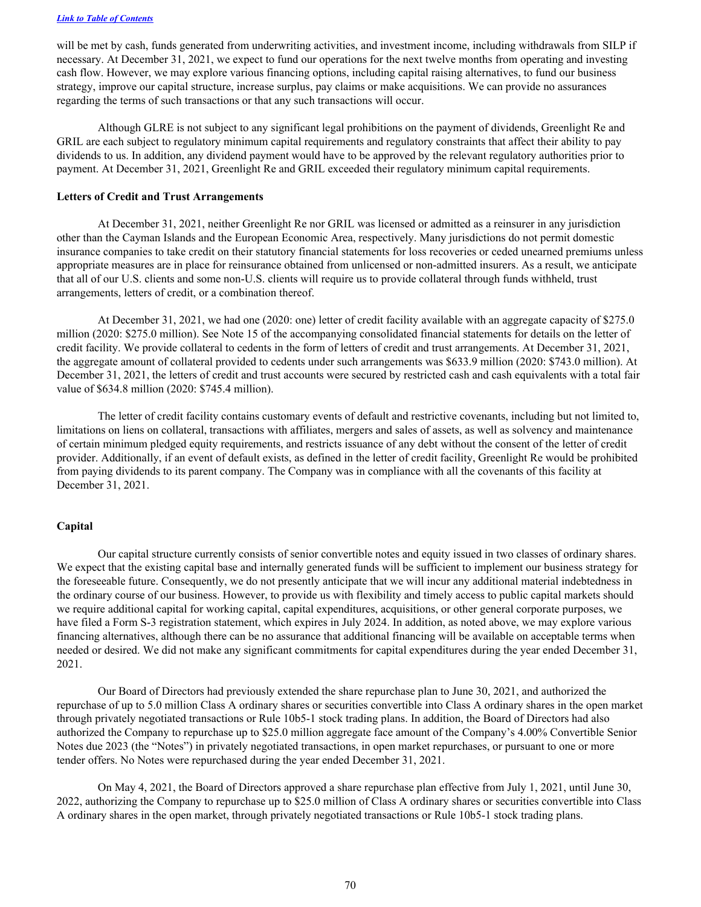will be met by cash, funds generated from underwriting activities, and investment income, including withdrawals from SILP if necessary. At December 31, 2021, we expect to fund our operations for the next twelve months from operating and investing cash flow. However, we may explore various financing options, including capital raising alternatives, to fund our business strategy, improve our capital structure, increase surplus, pay claims or make acquisitions. We can provide no assurances regarding the terms of such transactions or that any such transactions will occur.

Although GLRE is not subject to any significant legal prohibitions on the payment of dividends, Greenlight Re and GRIL are each subject to regulatory minimum capital requirements and regulatory constraints that affect their ability to pay dividends to us. In addition, any dividend payment would have to be approved by the relevant regulatory authorities prior to payment. At December 31, 2021, Greenlight Re and GRIL exceeded their regulatory minimum capital requirements.

**Letters of Credit and Trust Arrangements**

At December 31, 2021, neither Greenlight Re nor GRIL was licensed or admitted as a reinsurer in any jurisdiction other than the Cayman Islands and the European Economic Area, respectively. Many jurisdictions do not permit domestic insurance companies to take credit on their statutory financial statements for loss recoveries or ceded unearned premiums unless appropriate measures are in place for reinsurance obtained from unlicensed or non-admitted insurers. As a result, we anticipate that all of our U.S. clients and some non-U.S. clients will require us to provide collateral through funds withheld, trust arrangements, letters of credit, or a combination thereof.

At December 31, 2021, we had one (2020: one) letter of credit facility available with an aggregate capacity of $275.0 million (2020: $275.0 million). See Note 15 of the accompanying consolidated financial statements for details on the letter of credit facility. We provide collateral to cedents in the form of letters of credit and trust arrangements. At December 31, 2021, the aggregate amount of collateral provided to cedents under such arrangements was $633.9 million (2020: $743.0 million). At December 31, 2021, the letters of credit and trust accounts were secured by restricted cash and cash equivalents with a total fair value of $634.8 million (2020: $745.4 million).

The letter of credit facility contains customary events of default and restrictive covenants, including but not limited to, limitations on liens on collateral, transactions with affiliates, mergers and sales of assets, as well as solvency and maintenance of certain minimum pledged equity requirements, and restricts issuance of any debt without the consent of the letter of credit provider. Additionally, if an event of default exists, as defined in the letter of credit facility, Greenlight Re would be prohibited from paying dividends to its parent company. The Company was in compliance with all the covenants of this facility at December 31, 2021.

**Capital**

Our capital structure currently consists of senior convertible notes and equity issued in two classes of ordinary shares. We expect that the existing capital base and internally generated funds will be sufficient to implement our business strategy for the foreseeable future. Consequently, we do not presently anticipate that we will incur any additional material indebtedness in the ordinary course of our business. However, to provide us with flexibility and timely access to public capital markets should we require additional capital for working capital, capital expenditures, acquisitions, or other general corporate purposes, we have filed a Form S-3 registration statement, which expires in July 2024. In addition, as noted above, we may explore various financing alternatives, although there can be no assurance that additional financing will be available on acceptable terms when needed or desired. We did not make any significant commitments for capital expenditures during the year ended December 31, 2021.

Our Board of Directors had previously extended the share repurchase plan to June 30, 2021, and authorized the repurchase of up to 5.0 million Class A ordinary shares or securities convertible into Class A ordinary shares in the open market through privately negotiated transactions or Rule 10b5-1 stock trading plans. In addition, the Board of Directors had also authorized the Company to repurchase up to $25.0 million aggregate face amount of the Company's 4.00% Convertible Senior Notes due 2023 (the "Notes") in privately negotiated transactions, in open market repurchases, or pursuant to one or more tender offers. No Notes were repurchased during the year ended December 31, 2021.

On May 4, 2021, the Board of Directors approved a share repurchase plan effective from July 1, 2021, until June 30, 2022, authorizing the Company to repurchase up to $25.0 million of Class A ordinary shares or securities convertible into Class A ordinary shares in the open market, through privately negotiated transactions or Rule 10b5-1 stock trading plans.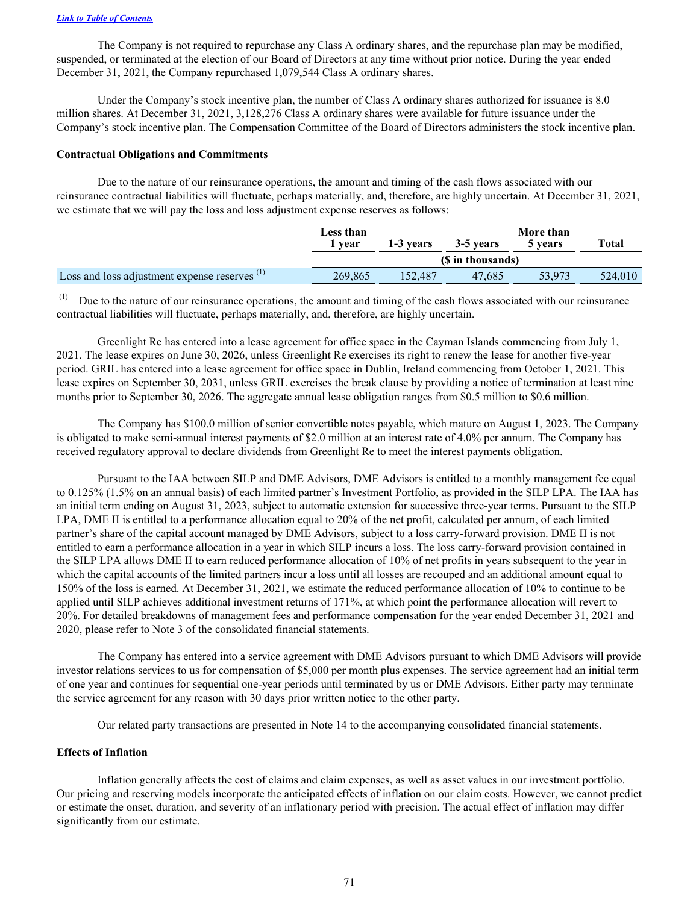*Link to Table of Contents*

The Company is not required to repurchase any Class A ordinary shares, and the repurchase plan may be modified, suspended, or terminated at the election of our Board of Directors at any time without prior notice. During the year ended December 31, 2021, the Company repurchased 1,079,544 Class A ordinary shares.

Under the Company's stock incentive plan, the number of Class A ordinary shares authorized for issuance is 8.0 million shares. At December 31, 2021, 3,128,276 Class A ordinary shares were available for future issuance under the Company's stock incentive plan. The Compensation Committee of the Board of Directors administers the stock incentive plan.

**Contractual Obligations and Commitments**

Due to the nature of our reinsurance operations, the amount and timing of the cash flows associated with our reinsurance contractual liabilities will fluctuate, perhaps materially, and, therefore, are highly uncertain. At December 31, 2021, we estimate that we will pay the loss and loss adjustment expense reserves as follows:

| | Less than 1 year | 1-3 years | 3-5 years | More than 5 years | Total |
|---|---|---|---|---|---|
| | ($ in thousands) | | | | |
| Loss and loss adjustment expense reserves [(1)] | 269,865 | 152,487 | 47,685 | 53,973 | 524,010 |

[(1)] Due to the nature of our reinsurance operations, the amount and timing of the cash flows associated with our reinsurance contractual liabilities will fluctuate, perhaps materially, and, therefore, are highly uncertain.

Greenlight Re has entered into a lease agreement for office space in the Cayman Islands commencing from July 1, 2021. The lease expires on June 30, 2026, unless Greenlight Re exercises its right to renew the lease for another five-year period. GRIL has entered into a lease agreement for office space in Dublin, Ireland commencing from October 1, 2021. This lease expires on September 30, 2031, unless GRIL exercises the break clause by providing a notice of termination at least nine months prior to September 30, 2026. The aggregate annual lease obligation ranges from $0.5 million to $0.6 million.

The Company has $100.0 million of senior convertible notes payable, which mature on August 1, 2023. The Company is obligated to make semi-annual interest payments of $2.0 million at an interest rate of 4.0% per annum. The Company has received regulatory approval to declare dividends from Greenlight Re to meet the interest payments obligation.

Pursuant to the IAA between SILP and DME Advisors, DME Advisors is entitled to a monthly management fee equal to 0.125% (1.5% on an annual basis) of each limited partner's Investment Portfolio, as provided in the SILP LPA. The IAA has an initial term ending on August 31, 2023, subject to automatic extension for successive three-year terms. Pursuant to the SILP LPA, DME II is entitled to a performance allocation equal to 20% of the net profit, calculated per annum, of each limited partner's share of the capital account managed by DME Advisors, subject to a loss carry-forward provision. DME II is not entitled to earn a performance allocation in a year in which SILP incurs a loss. The loss carry-forward provision contained in the SILP LPA allows DME II to earn reduced performance allocation of 10% of net profits in years subsequent to the year in which the capital accounts of the limited partners incur a loss until all losses are recouped and an additional amount equal to 150% of the loss is earned. At December 31, 2021, we estimate the reduced performance allocation of 10% to continue to be applied until SILP achieves additional investment returns of 171%, at which point the performance allocation will revert to 20%. For detailed breakdowns of management fees and performance compensation for the year ended December 31, 2021 and 2020, please refer to Note 3 of the consolidated financial statements.

The Company has entered into a service agreement with DME Advisors pursuant to which DME Advisors will provide investor relations services to us for compensation of $5,000 per month plus expenses. The service agreement had an initial term of one year and continues for sequential one-year periods until terminated by us or DME Advisors. Either party may terminate the service agreement for any reason with 30 days prior written notice to the other party.

Our related party transactions are presented in Note 14 to the accompanying consolidated financial statements.

**Effects of Inflation**

Inflation generally affects the cost of claims and claim expenses, as well as asset values in our investment portfolio. Our pricing and reserving models incorporate the anticipated effects of inflation on our claim costs. However, we cannot predict or estimate the onset, duration, and severity of an inflationary period with precision. The actual effect of inflation may differ significantly from our estimate.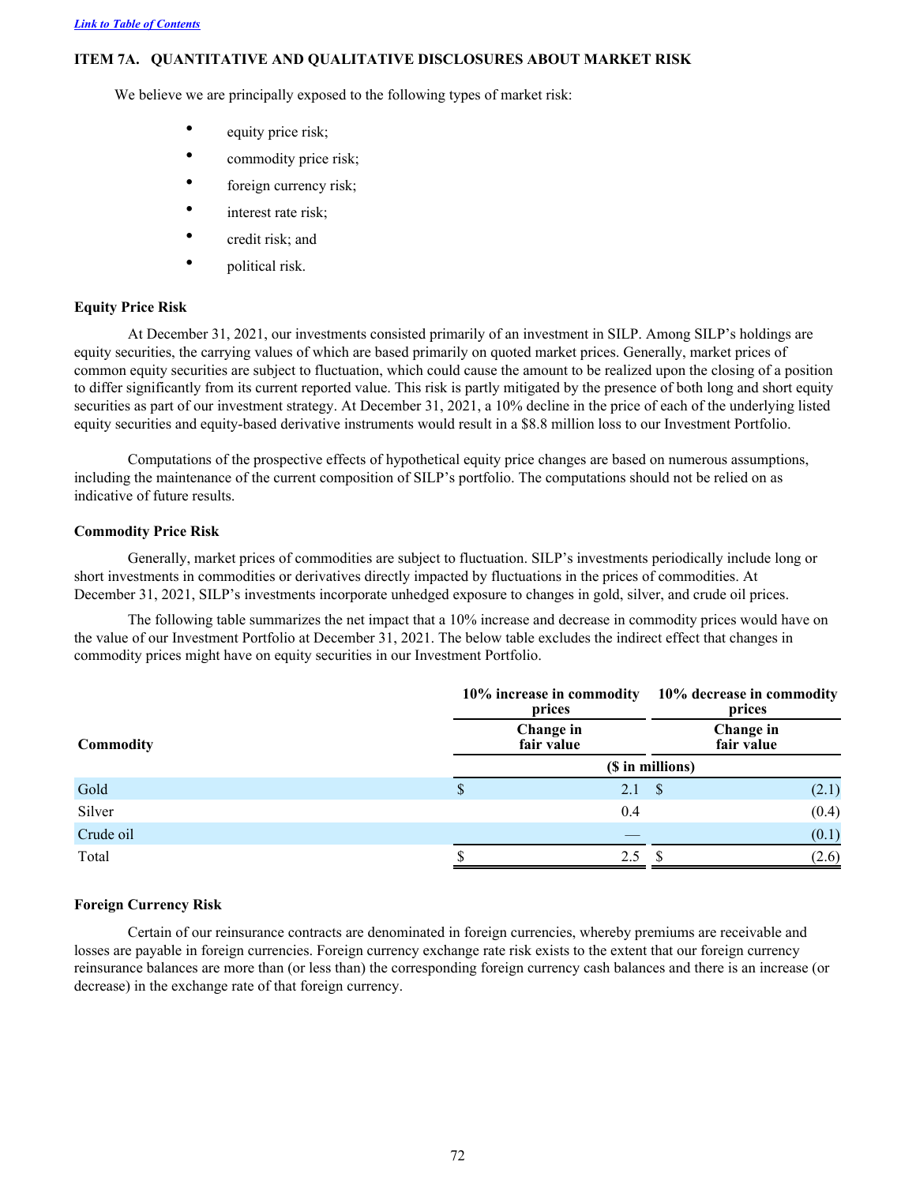[Link to Table of Contents](#)

## ITEM 7A. QUANTITATIVE AND QUALITATIVE DISCLOSURES ABOUT MARKET RISK

We believe we are principally exposed to the following types of market risk:

- equity price risk;
- commodity price risk;
- foreign currency risk;
- interest rate risk;
- credit risk; and
- political risk.

### Equity Price Risk

At December 31, 2021, our investments consisted primarily of an investment in SILP. Among SILP's holdings are equity securities, the carrying values of which are based primarily on quoted market prices. Generally, market prices of common equity securities are subject to fluctuation, which could cause the amount to be realized upon the closing of a position to differ significantly from its current reported value. This risk is partly mitigated by the presence of both long and short equity securities as part of our investment strategy. At December 31, 2021, a 10% decline in the price of each of the underlying listed equity securities and equity-based derivative instruments would result in a $8.8 million loss to our Investment Portfolio.

Computations of the prospective effects of hypothetical equity price changes are based on numerous assumptions, including the maintenance of the current composition of SILP's portfolio. The computations should not be relied on as indicative of future results.

### Commodity Price Risk

Generally, market prices of commodities are subject to fluctuation. SILP's investments periodically include long or short investments in commodities or derivatives directly impacted by fluctuations in the prices of commodities. At December 31, 2021, SILP's investments incorporate unhedged exposure to changes in gold, silver, and crude oil prices.

The following table summarizes the net impact that a 10% increase and decrease in commodity prices would have on the value of our Investment Portfolio at December 31, 2021. The below table excludes the indirect effect that changes in commodity prices might have on equity securities in our Investment Portfolio.

| | 10% increase in commodity prices | 10% decrease in commodity prices |
|---|---|---|
| **Commodity** | **Change in fair value** | **Change in fair value** |
| | ($ in millions) | |
| Gold | $ 2.1 | $ (2.1) |
| Silver | 0.4 | (0.4) |
| Crude oil | — | (0.1) |
| Total | $ 2.5 | $ (2.6) |

### Foreign Currency Risk

Certain of our reinsurance contracts are denominated in foreign currencies, whereby premiums are receivable and losses are payable in foreign currencies. Foreign currency exchange rate risk exists to the extent that our foreign currency reinsurance balances are more than (or less than) the corresponding foreign currency cash balances and there is an increase (or decrease) in the exchange rate of that foreign currency.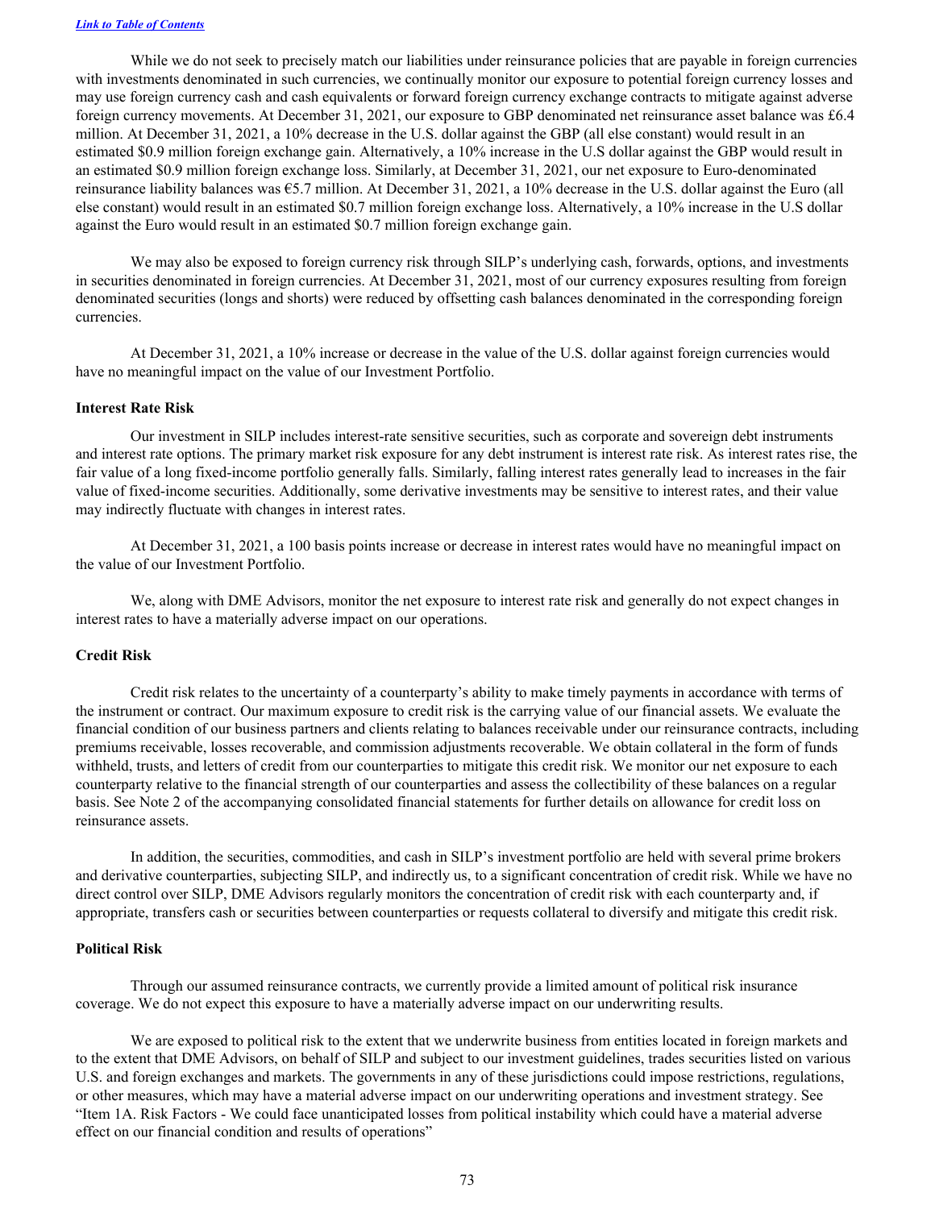While we do not seek to precisely match our liabilities under reinsurance policies that are payable in foreign currencies with investments denominated in such currencies, we continually monitor our exposure to potential foreign currency losses and may use foreign currency cash and cash equivalents or forward foreign currency exchange contracts to mitigate against adverse foreign currency movements. At December 31, 2021, our exposure to GBP denominated net reinsurance asset balance was £6.4 million. At December 31, 2021, a 10% decrease in the U.S. dollar against the GBP (all else constant) would result in an estimated $0.9 million foreign exchange gain. Alternatively, a 10% increase in the U.S dollar against the GBP would result in an estimated $0.9 million foreign exchange loss. Similarly, at December 31, 2021, our net exposure to Euro-denominated reinsurance liability balances was €5.7 million. At December 31, 2021, a 10% decrease in the U.S. dollar against the Euro (all else constant) would result in an estimated $0.7 million foreign exchange loss. Alternatively, a 10% increase in the U.S dollar against the Euro would result in an estimated $0.7 million foreign exchange gain.

We may also be exposed to foreign currency risk through SILP's underlying cash, forwards, options, and investments in securities denominated in foreign currencies. At December 31, 2021, most of our currency exposures resulting from foreign denominated securities (longs and shorts) were reduced by offsetting cash balances denominated in the corresponding foreign currencies.

At December 31, 2021, a 10% increase or decrease in the value of the U.S. dollar against foreign currencies would have no meaningful impact on the value of our Investment Portfolio.

**Interest Rate Risk**

Our investment in SILP includes interest-rate sensitive securities, such as corporate and sovereign debt instruments and interest rate options. The primary market risk exposure for any debt instrument is interest rate risk. As interest rates rise, the fair value of a long fixed-income portfolio generally falls. Similarly, falling interest rates generally lead to increases in the fair value of fixed-income securities. Additionally, some derivative investments may be sensitive to interest rates, and their value may indirectly fluctuate with changes in interest rates.

At December 31, 2021, a 100 basis points increase or decrease in interest rates would have no meaningful impact on the value of our Investment Portfolio.

We, along with DME Advisors, monitor the net exposure to interest rate risk and generally do not expect changes in interest rates to have a materially adverse impact on our operations.

**Credit Risk**

Credit risk relates to the uncertainty of a counterparty's ability to make timely payments in accordance with terms of the instrument or contract. Our maximum exposure to credit risk is the carrying value of our financial assets. We evaluate the financial condition of our business partners and clients relating to balances receivable under our reinsurance contracts, including premiums receivable, losses recoverable, and commission adjustments recoverable. We obtain collateral in the form of funds withheld, trusts, and letters of credit from our counterparties to mitigate this credit risk. We monitor our net exposure to each counterparty relative to the financial strength of our counterparties and assess the collectibility of these balances on a regular basis. See Note 2 of the accompanying consolidated financial statements for further details on allowance for credit loss on reinsurance assets.

In addition, the securities, commodities, and cash in SILP's investment portfolio are held with several prime brokers and derivative counterparties, subjecting SILP, and indirectly us, to a significant concentration of credit risk. While we have no direct control over SILP, DME Advisors regularly monitors the concentration of credit risk with each counterparty and, if appropriate, transfers cash or securities between counterparties or requests collateral to diversify and mitigate this credit risk.

**Political Risk**

Through our assumed reinsurance contracts, we currently provide a limited amount of political risk insurance coverage. We do not expect this exposure to have a materially adverse impact on our underwriting results.

We are exposed to political risk to the extent that we underwrite business from entities located in foreign markets and to the extent that DME Advisors, on behalf of SILP and subject to our investment guidelines, trades securities listed on various U.S. and foreign exchanges and markets. The governments in any of these jurisdictions could impose restrictions, regulations, or other measures, which may have a material adverse impact on our underwriting operations and investment strategy. See "Item 1A. Risk Factors - We could face unanticipated losses from political instability which could have a material adverse effect on our financial condition and results of operations"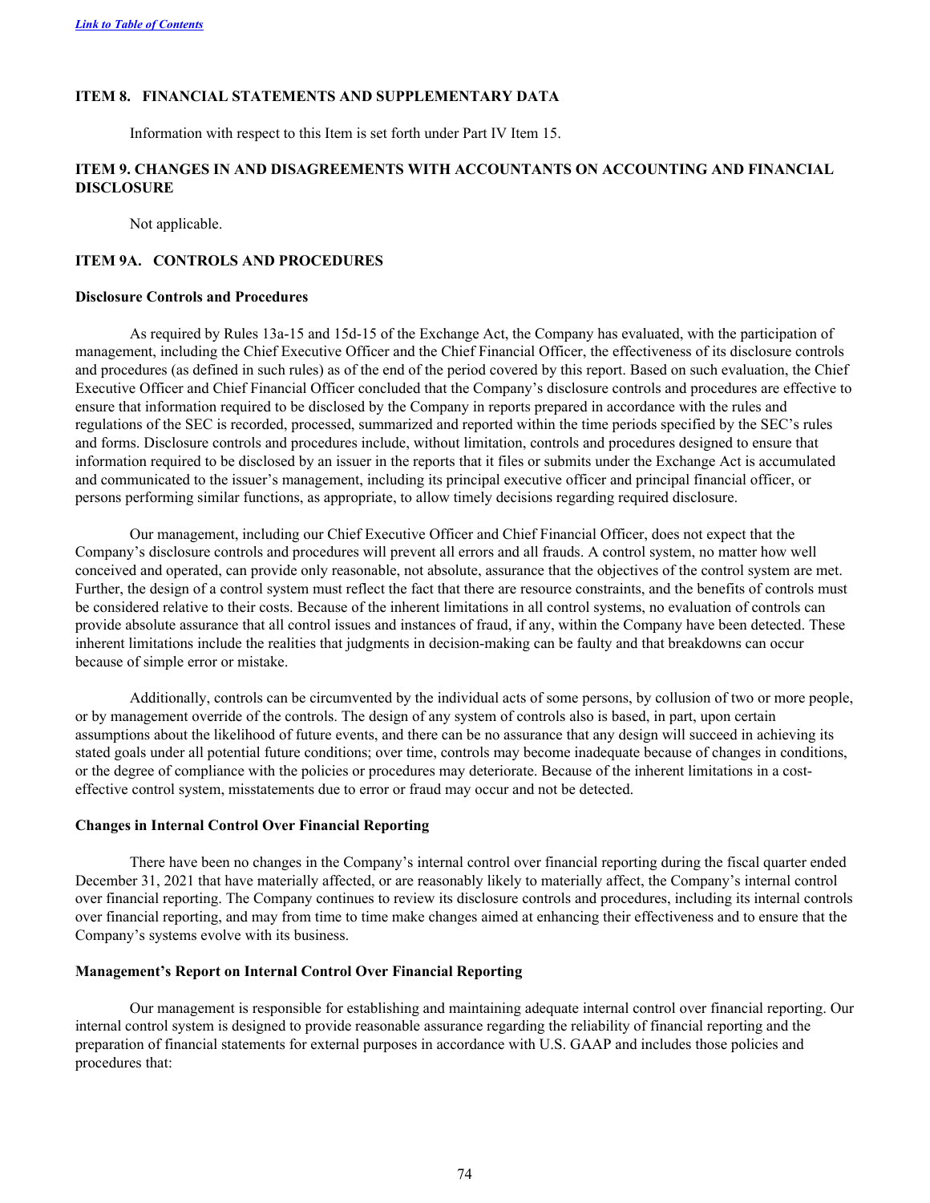[*Link to Table of Contents*]

## ITEM 8. FINANCIAL STATEMENTS AND SUPPLEMENTARY DATA

Information with respect to this Item is set forth under Part IV Item 15.

## ITEM 9. CHANGES IN AND DISAGREEMENTS WITH ACCOUNTANTS ON ACCOUNTING AND FINANCIAL DISCLOSURE

Not applicable.

## ITEM 9A. CONTROLS AND PROCEDURES

### Disclosure Controls and Procedures

As required by Rules 13a-15 and 15d-15 of the Exchange Act, the Company has evaluated, with the participation of management, including the Chief Executive Officer and the Chief Financial Officer, the effectiveness of its disclosure controls and procedures (as defined in such rules) as of the end of the period covered by this report. Based on such evaluation, the Chief Executive Officer and Chief Financial Officer concluded that the Company's disclosure controls and procedures are effective to ensure that information required to be disclosed by the Company in reports prepared in accordance with the rules and regulations of the SEC is recorded, processed, summarized and reported within the time periods specified by the SEC's rules and forms. Disclosure controls and procedures include, without limitation, controls and procedures designed to ensure that information required to be disclosed by an issuer in the reports that it files or submits under the Exchange Act is accumulated and communicated to the issuer's management, including its principal executive officer and principal financial officer, or persons performing similar functions, as appropriate, to allow timely decisions regarding required disclosure.

Our management, including our Chief Executive Officer and Chief Financial Officer, does not expect that the Company's disclosure controls and procedures will prevent all errors and all frauds. A control system, no matter how well conceived and operated, can provide only reasonable, not absolute, assurance that the objectives of the control system are met. Further, the design of a control system must reflect the fact that there are resource constraints, and the benefits of controls must be considered relative to their costs. Because of the inherent limitations in all control systems, no evaluation of controls can provide absolute assurance that all control issues and instances of fraud, if any, within the Company have been detected. These inherent limitations include the realities that judgments in decision-making can be faulty and that breakdowns can occur because of simple error or mistake.

Additionally, controls can be circumvented by the individual acts of some persons, by collusion of two or more people, or by management override of the controls. The design of any system of controls also is based, in part, upon certain assumptions about the likelihood of future events, and there can be no assurance that any design will succeed in achieving its stated goals under all potential future conditions; over time, controls may become inadequate because of changes in conditions, or the degree of compliance with the policies or procedures may deteriorate. Because of the inherent limitations in a cost-effective control system, misstatements due to error or fraud may occur and not be detected.

### Changes in Internal Control Over Financial Reporting

There have been no changes in the Company's internal control over financial reporting during the fiscal quarter ended December 31, 2021 that have materially affected, or are reasonably likely to materially affect, the Company's internal control over financial reporting. The Company continues to review its disclosure controls and procedures, including its internal controls over financial reporting, and may from time to time make changes aimed at enhancing their effectiveness and to ensure that the Company's systems evolve with its business.

### Management's Report on Internal Control Over Financial Reporting

Our management is responsible for establishing and maintaining adequate internal control over financial reporting. Our internal control system is designed to provide reasonable assurance regarding the reliability of financial reporting and the preparation of financial statements for external purposes in accordance with U.S. GAAP and includes those policies and procedures that: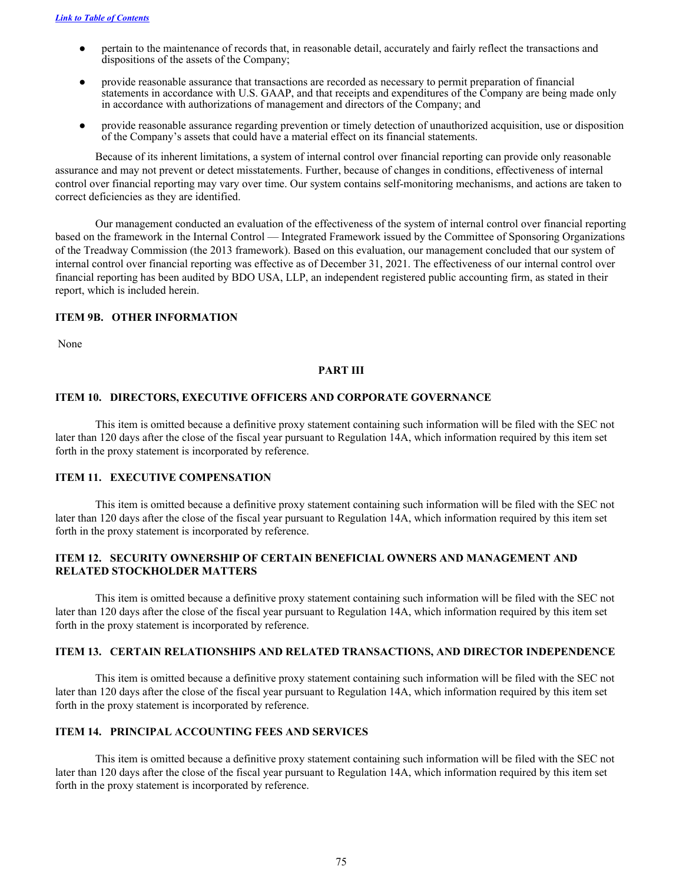- pertain to the maintenance of records that, in reasonable detail, accurately and fairly reflect the transactions and dispositions of the assets of the Company;
- provide reasonable assurance that transactions are recorded as necessary to permit preparation of financial statements in accordance with U.S. GAAP, and that receipts and expenditures of the Company are being made only in accordance with authorizations of management and directors of the Company; and
- provide reasonable assurance regarding prevention or timely detection of unauthorized acquisition, use or disposition of the Company's assets that could have a material effect on its financial statements.

Because of its inherent limitations, a system of internal control over financial reporting can provide only reasonable assurance and may not prevent or detect misstatements. Further, because of changes in conditions, effectiveness of internal control over financial reporting may vary over time. Our system contains self-monitoring mechanisms, and actions are taken to correct deficiencies as they are identified.

Our management conducted an evaluation of the effectiveness of the system of internal control over financial reporting based on the framework in the Internal Control — Integrated Framework issued by the Committee of Sponsoring Organizations of the Treadway Commission (the 2013 framework). Based on this evaluation, our management concluded that our system of internal control over financial reporting was effective as of December 31, 2021. The effectiveness of our internal control over financial reporting has been audited by BDO USA, LLP, an independent registered public accounting firm, as stated in their report, which is included herein.

### ITEM 9B. OTHER INFORMATION

None

## PART III

### ITEM 10. DIRECTORS, EXECUTIVE OFFICERS AND CORPORATE GOVERNANCE

This item is omitted because a definitive proxy statement containing such information will be filed with the SEC not later than 120 days after the close of the fiscal year pursuant to Regulation 14A, which information required by this item set forth in the proxy statement is incorporated by reference.

### ITEM 11. EXECUTIVE COMPENSATION

This item is omitted because a definitive proxy statement containing such information will be filed with the SEC not later than 120 days after the close of the fiscal year pursuant to Regulation 14A, which information required by this item set forth in the proxy statement is incorporated by reference.

### ITEM 12. SECURITY OWNERSHIP OF CERTAIN BENEFICIAL OWNERS AND MANAGEMENT AND RELATED STOCKHOLDER MATTERS

This item is omitted because a definitive proxy statement containing such information will be filed with the SEC not later than 120 days after the close of the fiscal year pursuant to Regulation 14A, which information required by this item set forth in the proxy statement is incorporated by reference.

### ITEM 13. CERTAIN RELATIONSHIPS AND RELATED TRANSACTIONS, AND DIRECTOR INDEPENDENCE

This item is omitted because a definitive proxy statement containing such information will be filed with the SEC not later than 120 days after the close of the fiscal year pursuant to Regulation 14A, which information required by this item set forth in the proxy statement is incorporated by reference.

### ITEM 14. PRINCIPAL ACCOUNTING FEES AND SERVICES

This item is omitted because a definitive proxy statement containing such information will be filed with the SEC not later than 120 days after the close of the fiscal year pursuant to Regulation 14A, which information required by this item set forth in the proxy statement is incorporated by reference.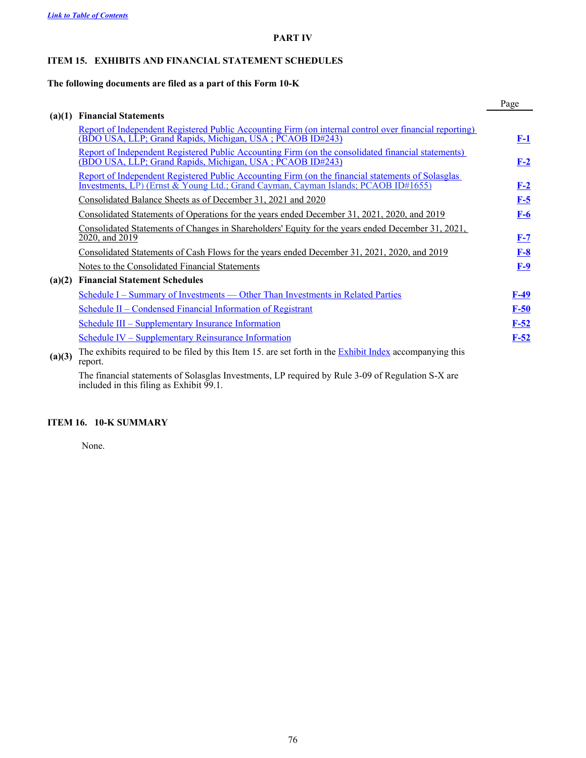Link to Table of Contents

## PART IV

### ITEM 15. EXHIBITS AND FINANCIAL STATEMENT SCHEDULES

**The following documents are filed as a part of this Form 10-K**

| | | Page |
|---|---|---|
| **(a)(1)** | **Financial Statements** | |
| | Report of Independent Registered Public Accounting Firm (on internal control over financial reporting) (BDO USA, LLP; Grand Rapids, Michigan, USA ; PCAOB ID#243) | F-1 |
| | Report of Independent Registered Public Accounting Firm (on the consolidated financial statements) (BDO USA, LLP; Grand Rapids, Michigan, USA ; PCAOB ID#243) | F-2 |
| | Report of Independent Registered Public Accounting Firm (on the financial statements of Solasglas Investments, LP) (Ernst & Young Ltd.; Grand Cayman, Cayman Islands; PCAOB ID#1655) | F-2 |
| | Consolidated Balance Sheets as of December 31, 2021 and 2020 | F-5 |
| | Consolidated Statements of Operations for the years ended December 31, 2021, 2020, and 2019 | F-6 |
| | Consolidated Statements of Changes in Shareholders' Equity for the years ended December 31, 2021, 2020, and 2019 | F-7 |
| | Consolidated Statements of Cash Flows for the years ended December 31, 2021, 2020, and 2019 | F-8 |
| | Notes to the Consolidated Financial Statements | F-9 |
| **(a)(2)** | **Financial Statement Schedules** | |
| | Schedule I – Summary of Investments — Other Than Investments in Related Parties | F-49 |
| | Schedule II – Condensed Financial Information of Registrant | F-50 |
| | Schedule III – Supplementary Insurance Information | F-52 |
| | Schedule IV – Supplementary Reinsurance Information | F-52 |
| **(a)(3)** | The exhibits required to be filed by this Item 15. are set forth in the Exhibit Index accompanying this report. | |
| | The financial statements of Solasglas Investments, LP required by Rule 3-09 of Regulation S-X are included in this filing as Exhibit 99.1. | |

### ITEM 16. 10-K SUMMARY

None.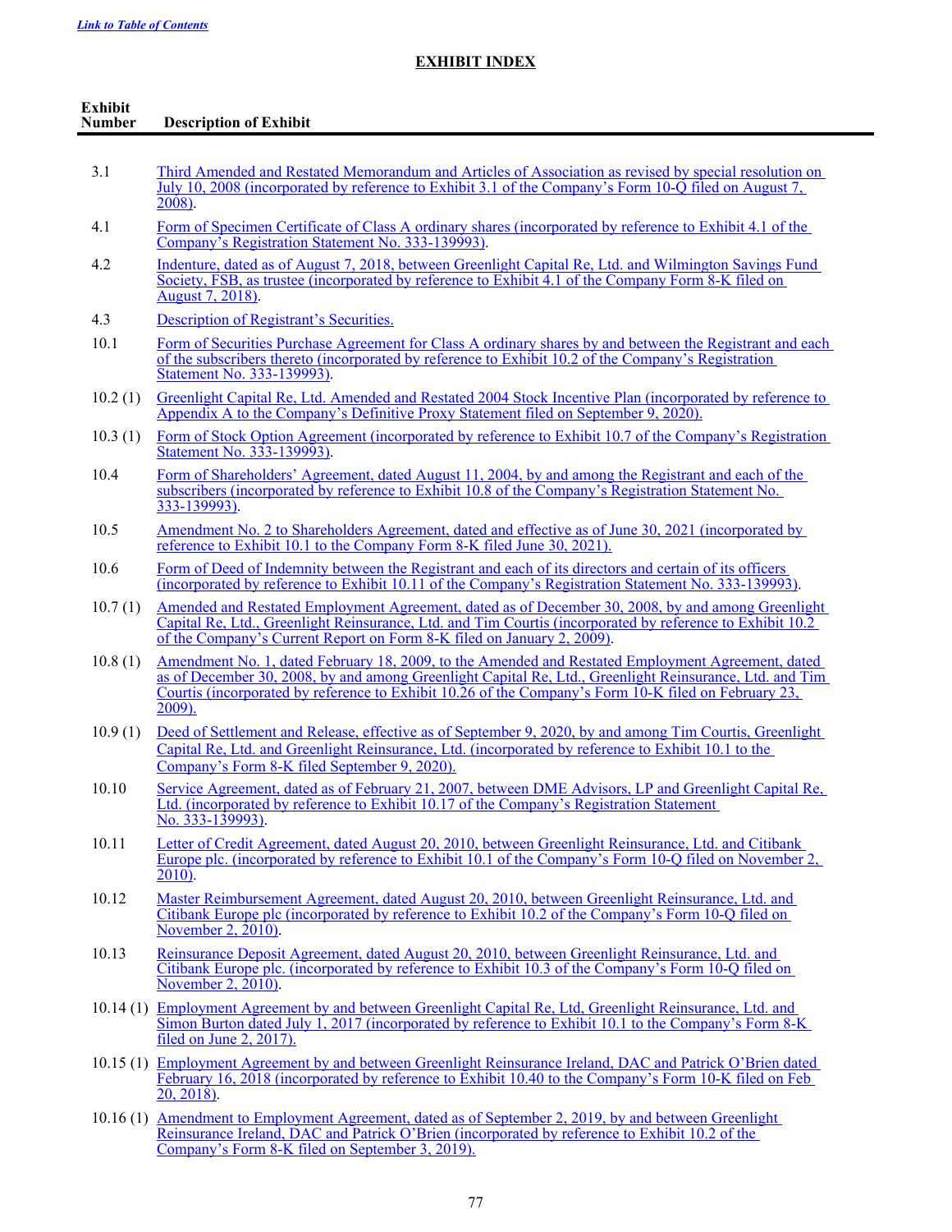[Link to Table of Contents]

## EXHIBIT INDEX

| Exhibit Number | Description of Exhibit |
|---|---|
| 3.1 | Third Amended and Restated Memorandum and Articles of Association as revised by special resolution on July 10, 2008 (incorporated by reference to Exhibit 3.1 of the Company's Form 10-Q filed on August 7, 2008). |
| 4.1 | Form of Specimen Certificate of Class A ordinary shares (incorporated by reference to Exhibit 4.1 of the Company's Registration Statement No. 333-139993). |
| 4.2 | Indenture, dated as of August 7, 2018, between Greenlight Capital Re, Ltd. and Wilmington Savings Fund Society, FSB, as trustee (incorporated by reference to Exhibit 4.1 of the Company Form 8-K filed on August 7, 2018). |
| 4.3 | Description of Registrant's Securities. |
| 10.1 | Form of Securities Purchase Agreement for Class A ordinary shares by and between the Registrant and each of the subscribers thereto (incorporated by reference to Exhibit 10.2 of the Company's Registration Statement No. 333-139993). |
| 10.2 (1) | Greenlight Capital Re, Ltd. Amended and Restated 2004 Stock Incentive Plan (incorporated by reference to Appendix A to the Company's Definitive Proxy Statement filed on September 9, 2020). |
| 10.3 (1) | Form of Stock Option Agreement (incorporated by reference to Exhibit 10.7 of the Company's Registration Statement No. 333-139993). |
| 10.4 | Form of Shareholders' Agreement, dated August 11, 2004, by and among the Registrant and each of the subscribers (incorporated by reference to Exhibit 10.8 of the Company's Registration Statement No. 333-139993). |
| 10.5 | Amendment No. 2 to Shareholders Agreement, dated and effective as of June 30, 2021 (incorporated by reference to Exhibit 10.1 to the Company Form 8-K filed June 30, 2021). |
| 10.6 | Form of Deed of Indemnity between the Registrant and each of its directors and certain of its officers (incorporated by reference to Exhibit 10.11 of the Company's Registration Statement No. 333-139993). |
| 10.7 (1) | Amended and Restated Employment Agreement, dated as of December 30, 2008, by and among Greenlight Capital Re, Ltd., Greenlight Reinsurance, Ltd. and Tim Courtis (incorporated by reference to Exhibit 10.2 of the Company's Current Report on Form 8-K filed on January 2, 2009). |
| 10.8 (1) | Amendment No. 1, dated February 18, 2009, to the Amended and Restated Employment Agreement, dated as of December 30, 2008, by and among Greenlight Capital Re, Ltd., Greenlight Reinsurance, Ltd. and Tim Courtis (incorporated by reference to Exhibit 10.26 of the Company's Form 10-K filed on February 23, 2009). |
| 10.9 (1) | Deed of Settlement and Release, effective as of September 9, 2020, by and among Tim Courtis, Greenlight Capital Re, Ltd. and Greenlight Reinsurance, Ltd. (incorporated by reference to Exhibit 10.1 to the Company's Form 8-K filed September 9, 2020). |
| 10.10 | Service Agreement, dated as of February 21, 2007, between DME Advisors, LP and Greenlight Capital Re, Ltd. (incorporated by reference to Exhibit 10.17 of the Company's Registration Statement No. 333-139993). |
| 10.11 | Letter of Credit Agreement, dated August 20, 2010, between Greenlight Reinsurance, Ltd. and Citibank Europe plc. (incorporated by reference to Exhibit 10.1 of the Company's Form 10-Q filed on November 2, 2010). |
| 10.12 | Master Reimbursement Agreement, dated August 20, 2010, between Greenlight Reinsurance, Ltd. and Citibank Europe plc (incorporated by reference to Exhibit 10.2 of the Company's Form 10-Q filed on November 2, 2010). |
| 10.13 | Reinsurance Deposit Agreement, dated August 20, 2010, between Greenlight Reinsurance, Ltd. and Citibank Europe plc. (incorporated by reference to Exhibit 10.3 of the Company's Form 10-Q filed on November 2, 2010). |
| 10.14 (1) | Employment Agreement by and between Greenlight Capital Re, Ltd, Greenlight Reinsurance, Ltd. and Simon Burton dated July 1, 2017 (incorporated by reference to Exhibit 10.1 to the Company's Form 8-K filed on June 2, 2017). |
| 10.15 (1) | Employment Agreement by and between Greenlight Reinsurance Ireland, DAC and Patrick O'Brien dated February 16, 2018 (incorporated by reference to Exhibit 10.40 to the Company's Form 10-K filed on Feb 20, 2018). |
| 10.16 (1) | Amendment to Employment Agreement, dated as of September 2, 2019, by and between Greenlight Reinsurance Ireland, DAC and Patrick O'Brien (incorporated by reference to Exhibit 10.2 of the Company's Form 8-K filed on September 3, 2019). |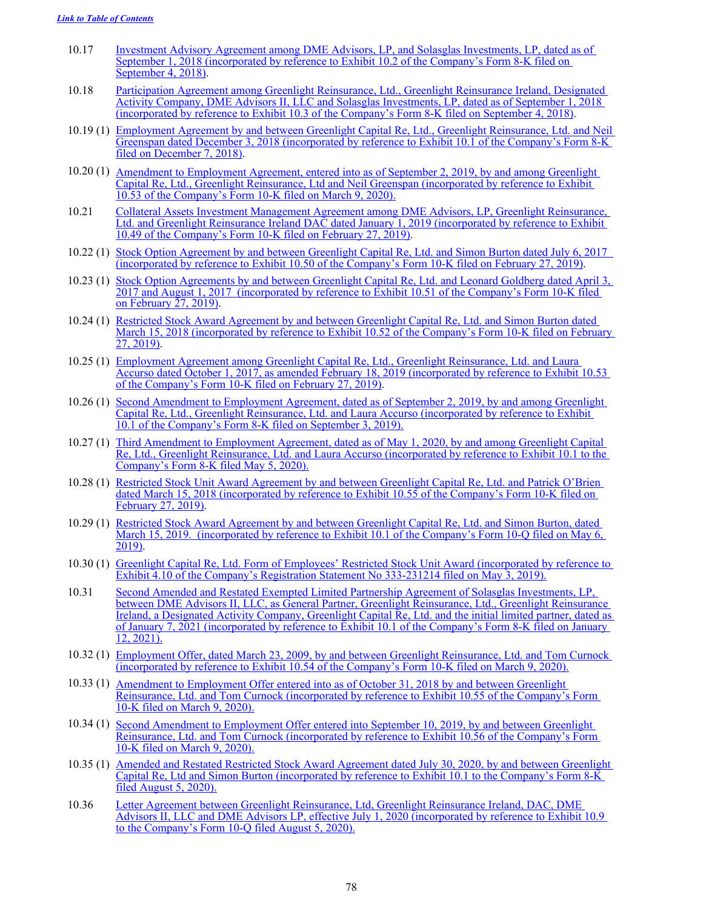[Link to Table of Contents]

10.17 Investment Advisory Agreement among DME Advisors, LP, and Solasglas Investments, LP, dated as of September 1, 2018 (incorporated by reference to Exhibit 10.2 of the Company's Form 8-K filed on September 4, 2018).

10.18 Participation Agreement among Greenlight Reinsurance, Ltd., Greenlight Reinsurance Ireland, Designated Activity Company, DME Advisors II, LLC and Solasglas Investments, LP, dated as of September 1, 2018 (incorporated by reference to Exhibit 10.3 of the Company's Form 8-K filed on September 4, 2018).

10.19 (1) Employment Agreement by and between Greenlight Capital Re, Ltd., Greenlight Reinsurance, Ltd. and Neil Greenspan dated December 3, 2018 (incorporated by reference to Exhibit 10.1 of the Company's Form 8-K filed on December 7, 2018).

10.20 (1) Amendment to Employment Agreement, entered into as of September 2, 2019, by and among Greenlight Capital Re, Ltd., Greenlight Reinsurance, Ltd and Neil Greenspan (incorporated by reference to Exhibit 10.53 of the Company's Form 10-K filed on March 9, 2020).

10.21 Collateral Assets Investment Management Agreement among DME Advisors, LP, Greenlight Reinsurance, Ltd. and Greenlight Reinsurance Ireland DAC dated January 1, 2019 (incorporated by reference to Exhibit 10.49 of the Company's Form 10-K filed on February 27, 2019).

10.22 (1) Stock Option Agreement by and between Greenlight Capital Re, Ltd. and Simon Burton dated July 6, 2017 (incorporated by reference to Exhibit 10.50 of the Company's Form 10-K filed on February 27, 2019).

10.23 (1) Stock Option Agreements by and between Greenlight Capital Re, Ltd. and Leonard Goldberg dated April 3, 2017 and August 1, 2017 (incorporated by reference to Exhibit 10.51 of the Company's Form 10-K filed on February 27, 2019).

10.24 (1) Restricted Stock Award Agreement by and between Greenlight Capital Re, Ltd. and Simon Burton dated March 15, 2018 (incorporated by reference to Exhibit 10.52 of the Company's Form 10-K filed on February 27, 2019).

10.25 (1) Employment Agreement among Greenlight Capital Re, Ltd., Greenlight Reinsurance, Ltd. and Laura Accurso dated October 1, 2017, as amended February 18, 2019 (incorporated by reference to Exhibit 10.53 of the Company's Form 10-K filed on February 27, 2019).

10.26 (1) Second Amendment to Employment Agreement, dated as of September 2, 2019, by and among Greenlight Capital Re, Ltd., Greenlight Reinsurance, Ltd. and Laura Accurso (incorporated by reference to Exhibit 10.1 of the Company's Form 8-K filed on September 3, 2019).

10.27 (1) Third Amendment to Employment Agreement, dated as of May 1, 2020, by and among Greenlight Capital Re, Ltd., Greenlight Reinsurance, Ltd. and Laura Accurso (incorporated by reference to Exhibit 10.1 to the Company's Form 8-K filed May 5, 2020).

10.28 (1) Restricted Stock Unit Award Agreement by and between Greenlight Capital Re, Ltd. and Patrick O'Brien dated March 15, 2018 (incorporated by reference to Exhibit 10.55 of the Company's Form 10-K filed on February 27, 2019).

10.29 (1) Restricted Stock Award Agreement by and between Greenlight Capital Re, Ltd. and Simon Burton, dated March 15, 2019. (incorporated by reference to Exhibit 10.1 of the Company's Form 10-Q filed on May 6, 2019).

10.30 (1) Greenlight Capital Re, Ltd. Form of Employees' Restricted Stock Unit Award (incorporated by reference to Exhibit 4.10 of the Company's Registration Statement No 333-231214 filed on May 3, 2019).

10.31 Second Amended and Restated Exempted Limited Partnership Agreement of Solasglas Investments, LP, between DME Advisors II, LLC, as General Partner, Greenlight Reinsurance, Ltd., Greenlight Reinsurance Ireland, a Designated Activity Company, Greenlight Capital Re, Ltd. and the initial limited partner, dated as of January 7, 2021 (incorporated by reference to Exhibit 10.1 of the Company's Form 8-K filed on January 12, 2021).

10.32 (1) Employment Offer, dated March 23, 2009, by and between Greenlight Reinsurance, Ltd. and Tom Curnock (incorporated by reference to Exhibit 10.54 of the Company's Form 10-K filed on March 9, 2020).

10.33 (1) Amendment to Employment Offer entered into as of October 31, 2018 by and between Greenlight Reinsurance, Ltd. and Tom Curnock (incorporated by reference to Exhibit 10.55 of the Company's Form 10-K filed on March 9, 2020).

10.34 (1) Second Amendment to Employment Offer entered into September 10, 2019, by and between Greenlight Reinsurance, Ltd. and Tom Curnock (incorporated by reference to Exhibit 10.56 of the Company's Form 10-K filed on March 9, 2020).

10.35 (1) Amended and Restated Restricted Stock Award Agreement dated July 30, 2020, by and between Greenlight Capital Re, Ltd and Simon Burton (incorporated by reference to Exhibit 10.1 to the Company's Form 8-K filed August 5, 2020).

10.36 Letter Agreement between Greenlight Reinsurance, Ltd, Greenlight Reinsurance Ireland, DAC, DME Advisors II, LLC and DME Advisors LP, effective July 1, 2020 (incorporated by reference to Exhibit 10.9 to the Company's Form 10-Q filed August 5, 2020).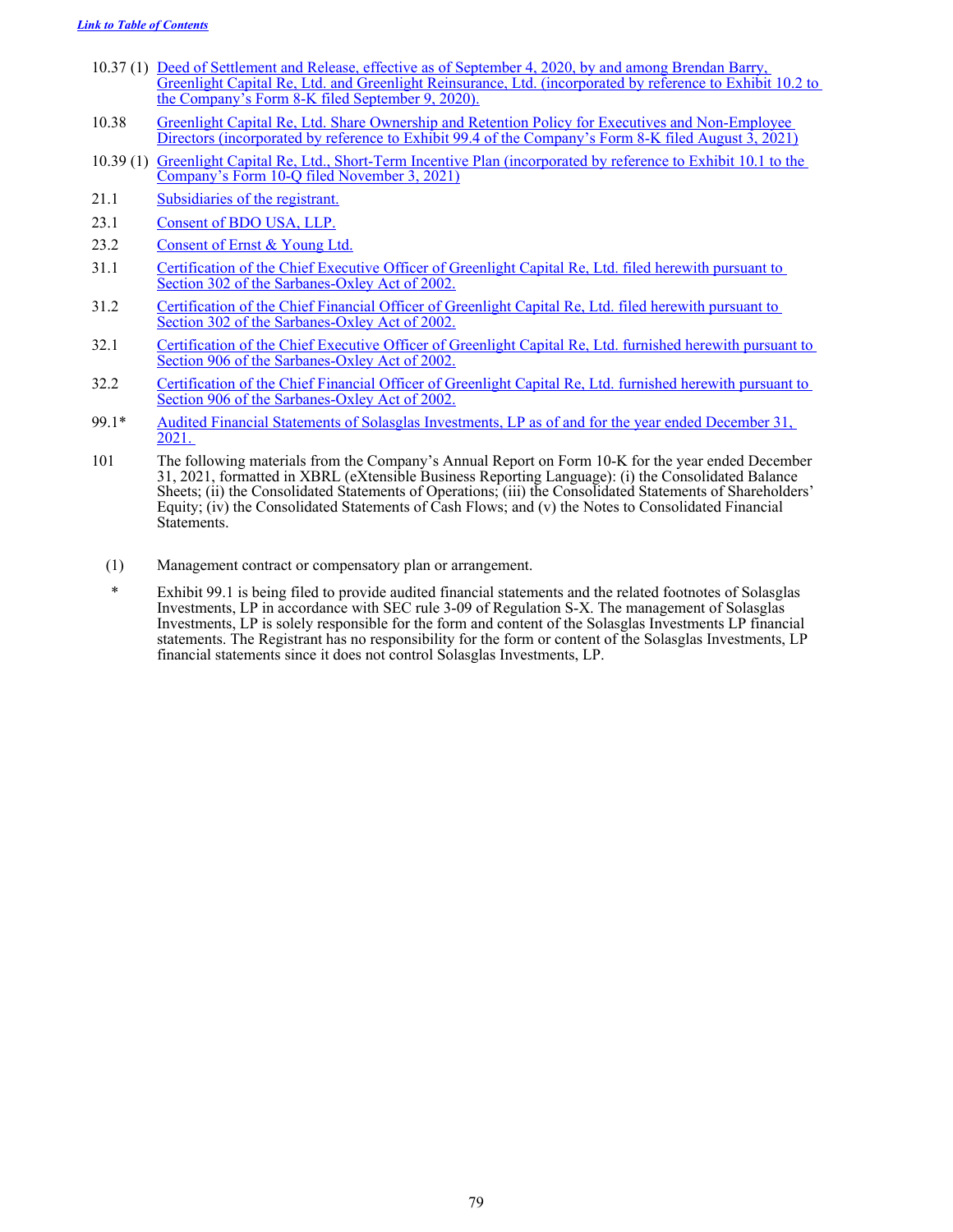*Link to Table of Contents*

| | |
|---|---|
| 10.37 (1) | Deed of Settlement and Release, effective as of September 4, 2020, by and among Brendan Barry, Greenlight Capital Re, Ltd. and Greenlight Reinsurance, Ltd. (incorporated by reference to Exhibit 10.2 to the Company's Form 8-K filed September 9, 2020). |
| 10.38 | Greenlight Capital Re, Ltd. Share Ownership and Retention Policy for Executives and Non-Employee Directors (incorporated by reference to Exhibit 99.4 of the Company's Form 8-K filed August 3, 2021) |
| 10.39 (1) | Greenlight Capital Re, Ltd., Short-Term Incentive Plan (incorporated by reference to Exhibit 10.1 to the Company's Form 10-Q filed November 3, 2021) |
| 21.1 | Subsidiaries of the registrant. |
| 23.1 | Consent of BDO USA, LLP. |
| 23.2 | Consent of Ernst & Young Ltd. |
| 31.1 | Certification of the Chief Executive Officer of Greenlight Capital Re, Ltd. filed herewith pursuant to Section 302 of the Sarbanes-Oxley Act of 2002. |
| 31.2 | Certification of the Chief Financial Officer of Greenlight Capital Re, Ltd. filed herewith pursuant to Section 302 of the Sarbanes-Oxley Act of 2002. |
| 32.1 | Certification of the Chief Executive Officer of Greenlight Capital Re, Ltd. furnished herewith pursuant to Section 906 of the Sarbanes-Oxley Act of 2002. |
| 32.2 | Certification of the Chief Financial Officer of Greenlight Capital Re, Ltd. furnished herewith pursuant to Section 906 of the Sarbanes-Oxley Act of 2002. |
| 99.1* | Audited Financial Statements of Solasglas Investments, LP as of and for the year ended December 31, 2021. |
| 101 | The following materials from the Company's Annual Report on Form 10-K for the year ended December 31, 2021, formatted in XBRL (eXtensible Business Reporting Language): (i) the Consolidated Balance Sheets; (ii) the Consolidated Statements of Operations; (iii) the Consolidated Statements of Shareholders' Equity; (iv) the Consolidated Statements of Cash Flows; and (v) the Notes to Consolidated Financial Statements. |

(1) Management contract or compensatory plan or arrangement.

\* Exhibit 99.1 is being filed to provide audited financial statements and the related footnotes of Solasglas Investments, LP in accordance with SEC rule 3-09 of Regulation S-X. The management of Solasglas Investments, LP is solely responsible for the form and content of the Solasglas Investments LP financial statements. The Registrant has no responsibility for the form or content of the Solasglas Investments, LP financial statements since it does not control Solasglas Investments, LP.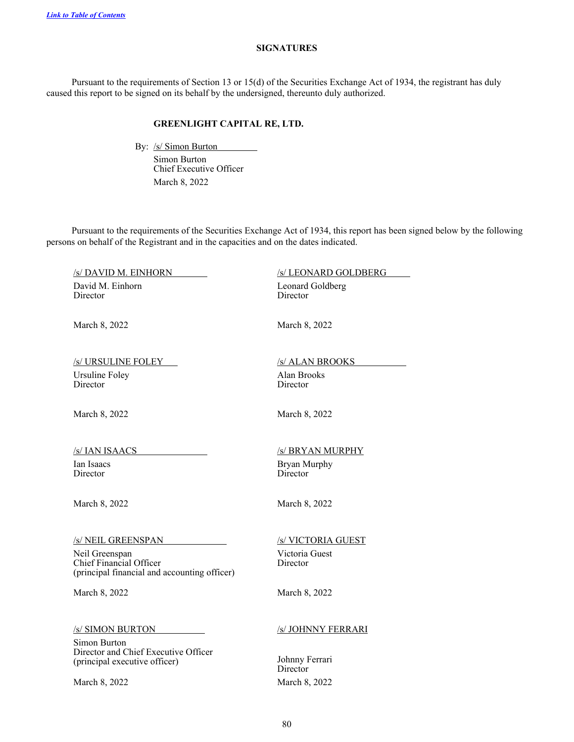[Link to Table of Contents](#)

## SIGNATURES

Pursuant to the requirements of Section 13 or 15(d) of the Securities Exchange Act of 1934, the registrant has duly caused this report to be signed on its behalf by the undersigned, thereunto duly authorized.

**GREENLIGHT CAPITAL RE, LTD.**

By: /s/ Simon Burton
Simon Burton
Chief Executive Officer
March 8, 2022

Pursuant to the requirements of the Securities Exchange Act of 1934, this report has been signed below by the following persons on behalf of the Registrant and in the capacities and on the dates indicated.

/s/ DAVID M. EINHORN
David M. Einhorn
Director
March 8, 2022

/s/ LEONARD GOLDBERG
Leonard Goldberg
Director
March 8, 2022

/s/ URSULINE FOLEY
Ursuline Foley
Director
March 8, 2022

/s/ ALAN BROOKS
Alan Brooks
Director
March 8, 2022

/s/ IAN ISAACS
Ian Isaacs
Director
March 8, 2022

/s/ BRYAN MURPHY
Bryan Murphy
Director
March 8, 2022

/s/ NEIL GREENSPAN
Neil Greenspan
Chief Financial Officer
(principal financial and accounting officer)
March 8, 2022

/s/ VICTORIA GUEST
Victoria Guest
Director
March 8, 2022

/s/ SIMON BURTON
Simon Burton
Director and Chief Executive Officer
(principal executive officer)
March 8, 2022

/s/ JOHNNY FERRARI
Johnny Ferrari
Director
March 8, 2022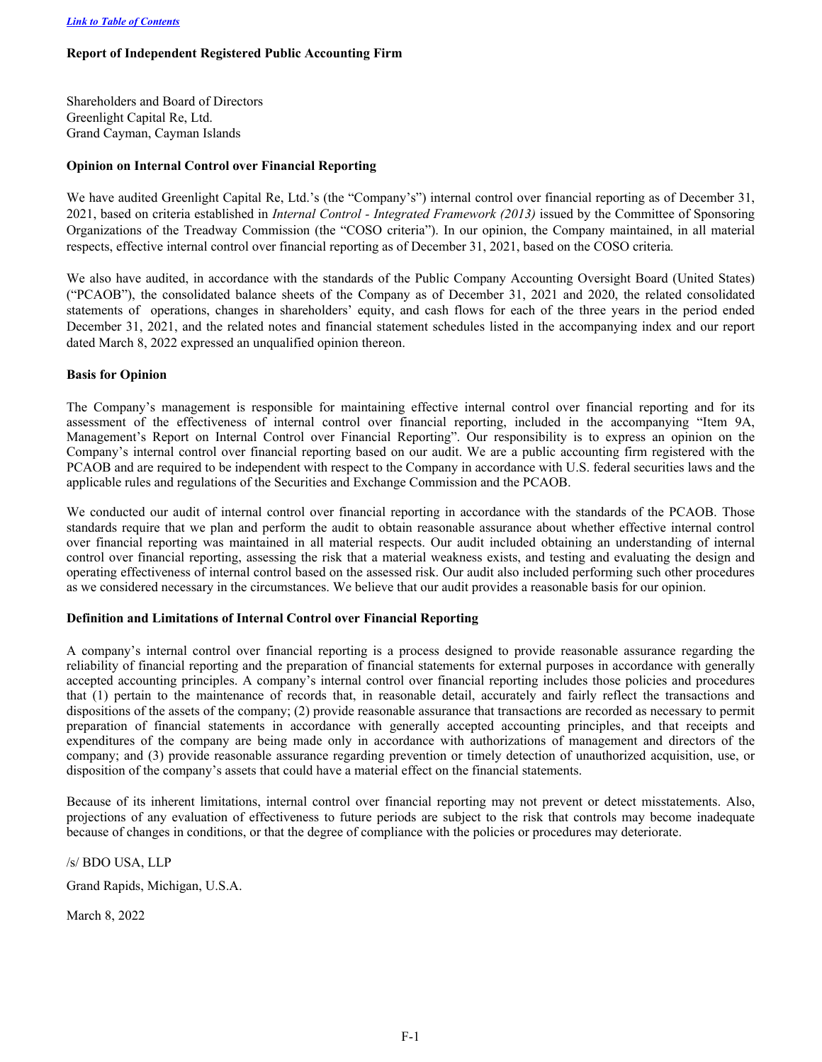*Link to Table of Contents*

**Report of Independent Registered Public Accounting Firm**

Shareholders and Board of Directors
Greenlight Capital Re, Ltd.
Grand Cayman, Cayman Islands

**Opinion on Internal Control over Financial Reporting**

We have audited Greenlight Capital Re, Ltd.'s (the "Company's") internal control over financial reporting as of December 31, 2021, based on criteria established in *Internal Control - Integrated Framework (2013)* issued by the Committee of Sponsoring Organizations of the Treadway Commission (the "COSO criteria"). In our opinion, the Company maintained, in all material respects, effective internal control over financial reporting as of December 31, 2021, based on the COSO criteria.

We also have audited, in accordance with the standards of the Public Company Accounting Oversight Board (United States) ("PCAOB"), the consolidated balance sheets of the Company as of December 31, 2021 and 2020, the related consolidated statements of operations, changes in shareholders' equity, and cash flows for each of the three years in the period ended December 31, 2021, and the related notes and financial statement schedules listed in the accompanying index and our report dated March 8, 2022 expressed an unqualified opinion thereon.

**Basis for Opinion**

The Company's management is responsible for maintaining effective internal control over financial reporting and for its assessment of the effectiveness of internal control over financial reporting, included in the accompanying "Item 9A, Management's Report on Internal Control over Financial Reporting". Our responsibility is to express an opinion on the Company's internal control over financial reporting based on our audit. We are a public accounting firm registered with the PCAOB and are required to be independent with respect to the Company in accordance with U.S. federal securities laws and the applicable rules and regulations of the Securities and Exchange Commission and the PCAOB.

We conducted our audit of internal control over financial reporting in accordance with the standards of the PCAOB. Those standards require that we plan and perform the audit to obtain reasonable assurance about whether effective internal control over financial reporting was maintained in all material respects. Our audit included obtaining an understanding of internal control over financial reporting, assessing the risk that a material weakness exists, and testing and evaluating the design and operating effectiveness of internal control based on the assessed risk. Our audit also included performing such other procedures as we considered necessary in the circumstances. We believe that our audit provides a reasonable basis for our opinion.

**Definition and Limitations of Internal Control over Financial Reporting**

A company's internal control over financial reporting is a process designed to provide reasonable assurance regarding the reliability of financial reporting and the preparation of financial statements for external purposes in accordance with generally accepted accounting principles. A company's internal control over financial reporting includes those policies and procedures that (1) pertain to the maintenance of records that, in reasonable detail, accurately and fairly reflect the transactions and dispositions of the assets of the company; (2) provide reasonable assurance that transactions are recorded as necessary to permit preparation of financial statements in accordance with generally accepted accounting principles, and that receipts and expenditures of the company are being made only in accordance with authorizations of management and directors of the company; and (3) provide reasonable assurance regarding prevention or timely detection of unauthorized acquisition, use, or disposition of the company's assets that could have a material effect on the financial statements.

Because of its inherent limitations, internal control over financial reporting may not prevent or detect misstatements. Also, projections of any evaluation of effectiveness to future periods are subject to the risk that controls may become inadequate because of changes in conditions, or that the degree of compliance with the policies or procedures may deteriorate.

/s/ BDO USA, LLP

Grand Rapids, Michigan, U.S.A.

March 8, 2022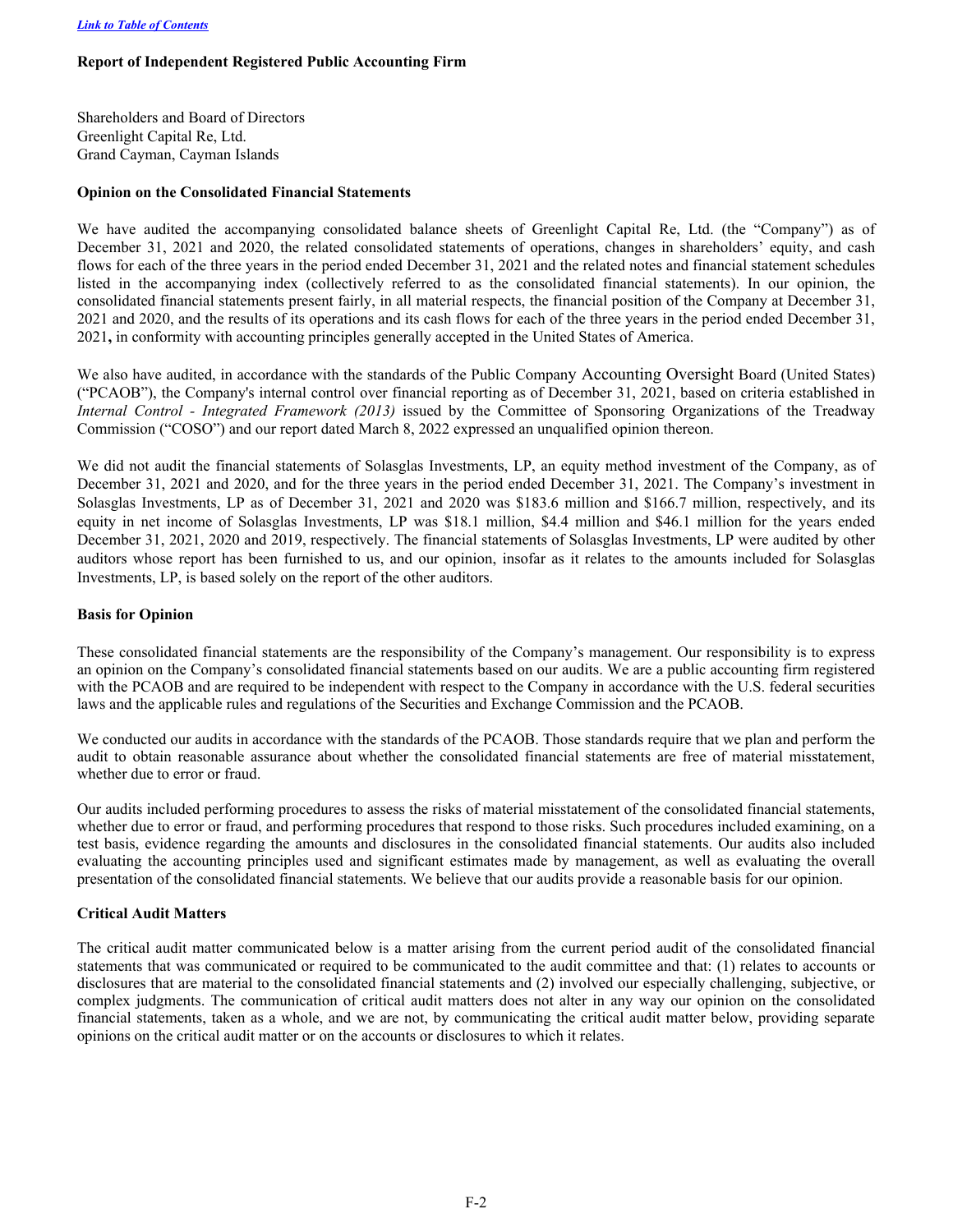[Link to Table of Contents](#)

**Report of Independent Registered Public Accounting Firm**

Shareholders and Board of Directors
Greenlight Capital Re, Ltd.
Grand Cayman, Cayman Islands

**Opinion on the Consolidated Financial Statements**

We have audited the accompanying consolidated balance sheets of Greenlight Capital Re, Ltd. (the "Company") as of December 31, 2021 and 2020, the related consolidated statements of operations, changes in shareholders' equity, and cash flows for each of the three years in the period ended December 31, 2021 and the related notes and financial statement schedules listed in the accompanying index (collectively referred to as the consolidated financial statements). In our opinion, the consolidated financial statements present fairly, in all material respects, the financial position of the Company at December 31, 2021 and 2020, and the results of its operations and its cash flows for each of the three years in the period ended December 31, 2021**,** in conformity with accounting principles generally accepted in the United States of America.

We also have audited, in accordance with the standards of the Public Company Accounting Oversight Board (United States) ("PCAOB"), the Company's internal control over financial reporting as of December 31, 2021, based on criteria established in *Internal Control - Integrated Framework (2013)* issued by the Committee of Sponsoring Organizations of the Treadway Commission ("COSO") and our report dated March 8, 2022 expressed an unqualified opinion thereon.

We did not audit the financial statements of Solasglas Investments, LP, an equity method investment of the Company, as of December 31, 2021 and 2020, and for the three years in the period ended December 31, 2021. The Company's investment in Solasglas Investments, LP as of December 31, 2021 and 2020 was $183.6 million and $166.7 million, respectively, and its equity in net income of Solasglas Investments, LP was $18.1 million, $4.4 million and $46.1 million for the years ended December 31, 2021, 2020 and 2019, respectively. The financial statements of Solasglas Investments, LP were audited by other auditors whose report has been furnished to us, and our opinion, insofar as it relates to the amounts included for Solasglas Investments, LP, is based solely on the report of the other auditors.

**Basis for Opinion**

These consolidated financial statements are the responsibility of the Company's management. Our responsibility is to express an opinion on the Company's consolidated financial statements based on our audits. We are a public accounting firm registered with the PCAOB and are required to be independent with respect to the Company in accordance with the U.S. federal securities laws and the applicable rules and regulations of the Securities and Exchange Commission and the PCAOB.

We conducted our audits in accordance with the standards of the PCAOB. Those standards require that we plan and perform the audit to obtain reasonable assurance about whether the consolidated financial statements are free of material misstatement, whether due to error or fraud.

Our audits included performing procedures to assess the risks of material misstatement of the consolidated financial statements, whether due to error or fraud, and performing procedures that respond to those risks. Such procedures included examining, on a test basis, evidence regarding the amounts and disclosures in the consolidated financial statements. Our audits also included evaluating the accounting principles used and significant estimates made by management, as well as evaluating the overall presentation of the consolidated financial statements. We believe that our audits provide a reasonable basis for our opinion.

**Critical Audit Matters**

The critical audit matter communicated below is a matter arising from the current period audit of the consolidated financial statements that was communicated or required to be communicated to the audit committee and that: (1) relates to accounts or disclosures that are material to the consolidated financial statements and (2) involved our especially challenging, subjective, or complex judgments. The communication of critical audit matters does not alter in any way our opinion on the consolidated financial statements, taken as a whole, and we are not, by communicating the critical audit matter below, providing separate opinions on the critical audit matter or on the accounts or disclosures to which it relates.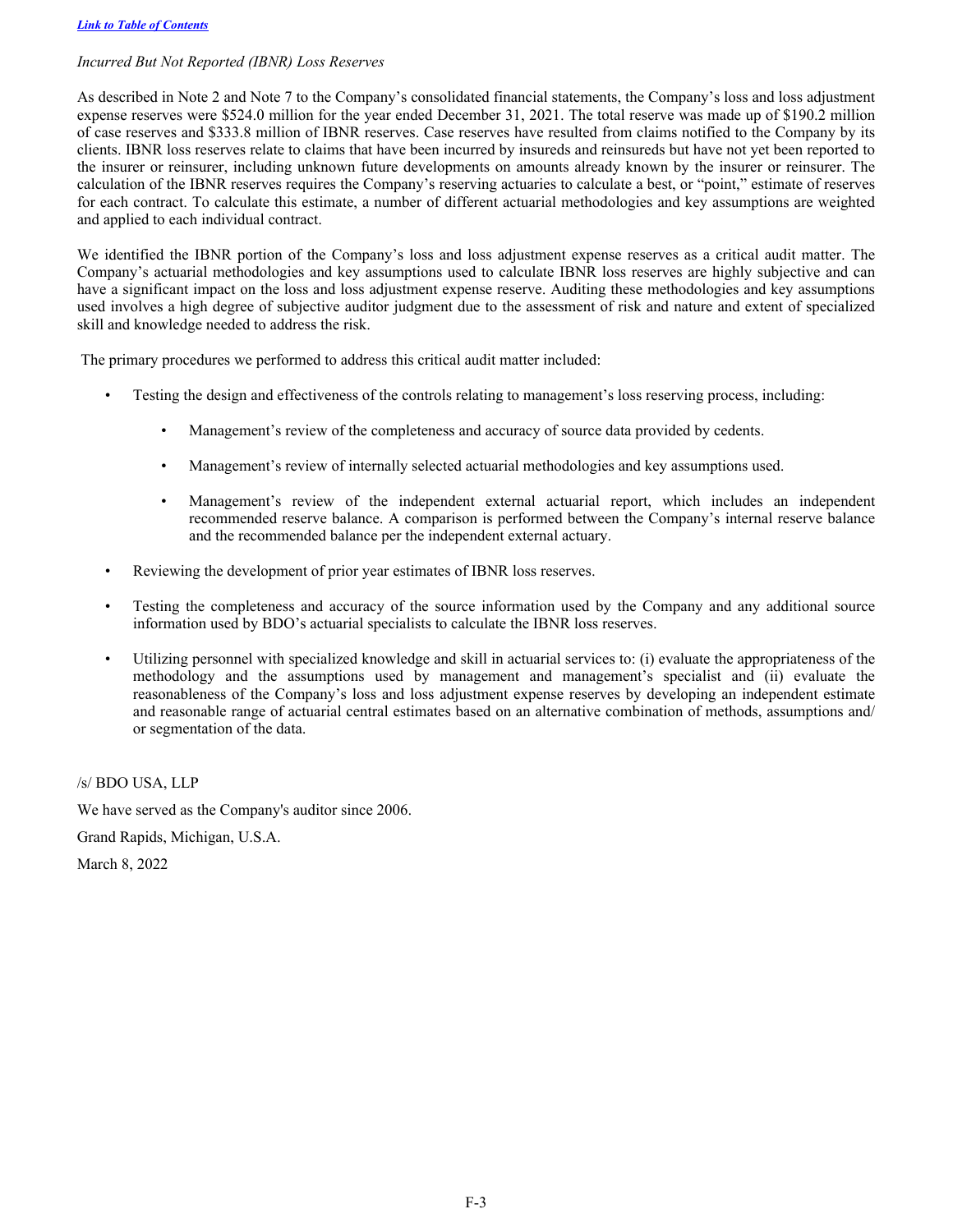*Incurred But Not Reported (IBNR) Loss Reserves*

As described in Note 2 and Note 7 to the Company's consolidated financial statements, the Company's loss and loss adjustment expense reserves were $524.0 million for the year ended December 31, 2021. The total reserve was made up of $190.2 million of case reserves and $333.8 million of IBNR reserves. Case reserves have resulted from claims notified to the Company by its clients. IBNR loss reserves relate to claims that have been incurred by insureds and reinsureds but have not yet been reported to the insurer or reinsurer, including unknown future developments on amounts already known by the insurer or reinsurer. The calculation of the IBNR reserves requires the Company's reserving actuaries to calculate a best, or "point," estimate of reserves for each contract. To calculate this estimate, a number of different actuarial methodologies and key assumptions are weighted and applied to each individual contract.

We identified the IBNR portion of the Company's loss and loss adjustment expense reserves as a critical audit matter. The Company's actuarial methodologies and key assumptions used to calculate IBNR loss reserves are highly subjective and can have a significant impact on the loss and loss adjustment expense reserve. Auditing these methodologies and key assumptions used involves a high degree of subjective auditor judgment due to the assessment of risk and nature and extent of specialized skill and knowledge needed to address the risk.

The primary procedures we performed to address this critical audit matter included:

- Testing the design and effectiveness of the controls relating to management's loss reserving process, including:
  - Management's review of the completeness and accuracy of source data provided by cedents.
  - Management's review of internally selected actuarial methodologies and key assumptions used.
  - Management's review of the independent external actuarial report, which includes an independent recommended reserve balance. A comparison is performed between the Company's internal reserve balance and the recommended balance per the independent external actuary.
- Reviewing the development of prior year estimates of IBNR loss reserves.
- Testing the completeness and accuracy of the source information used by the Company and any additional source information used by BDO's actuarial specialists to calculate the IBNR loss reserves.
- Utilizing personnel with specialized knowledge and skill in actuarial services to: (i) evaluate the appropriateness of the methodology and the assumptions used by management and management's specialist and (ii) evaluate the reasonableness of the Company's loss and loss adjustment expense reserves by developing an independent estimate and reasonable range of actuarial central estimates based on an alternative combination of methods, assumptions and/or segmentation of the data.

/s/ BDO USA, LLP

We have served as the Company's auditor since 2006.

Grand Rapids, Michigan, U.S.A.

March 8, 2022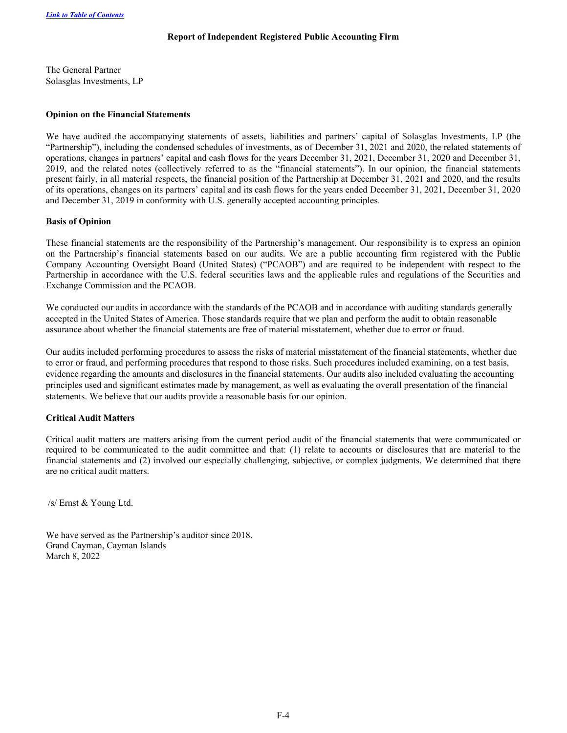*Link to Table of Contents*

## Report of Independent Registered Public Accounting Firm

The General Partner
Solasglas Investments, LP

### Opinion on the Financial Statements

We have audited the accompanying statements of assets, liabilities and partners' capital of Solasglas Investments, LP (the "Partnership"), including the condensed schedules of investments, as of December 31, 2021 and 2020, the related statements of operations, changes in partners' capital and cash flows for the years December 31, 2021, December 31, 2020 and December 31, 2019, and the related notes (collectively referred to as the "financial statements"). In our opinion, the financial statements present fairly, in all material respects, the financial position of the Partnership at December 31, 2021 and 2020, and the results of its operations, changes on its partners' capital and its cash flows for the years ended December 31, 2021, December 31, 2020 and December 31, 2019 in conformity with U.S. generally accepted accounting principles.

### Basis of Opinion

These financial statements are the responsibility of the Partnership's management. Our responsibility is to express an opinion on the Partnership's financial statements based on our audits. We are a public accounting firm registered with the Public Company Accounting Oversight Board (United States) ("PCAOB") and are required to be independent with respect to the Partnership in accordance with the U.S. federal securities laws and the applicable rules and regulations of the Securities and Exchange Commission and the PCAOB.

We conducted our audits in accordance with the standards of the PCAOB and in accordance with auditing standards generally accepted in the United States of America. Those standards require that we plan and perform the audit to obtain reasonable assurance about whether the financial statements are free of material misstatement, whether due to error or fraud.

Our audits included performing procedures to assess the risks of material misstatement of the financial statements, whether due to error or fraud, and performing procedures that respond to those risks. Such procedures included examining, on a test basis, evidence regarding the amounts and disclosures in the financial statements. Our audits also included evaluating the accounting principles used and significant estimates made by management, as well as evaluating the overall presentation of the financial statements. We believe that our audits provide a reasonable basis for our opinion.

### Critical Audit Matters

Critical audit matters are matters arising from the current period audit of the financial statements that were communicated or required to be communicated to the audit committee and that: (1) relate to accounts or disclosures that are material to the financial statements and (2) involved our especially challenging, subjective, or complex judgments. We determined that there are no critical audit matters.

/s/ Ernst & Young Ltd.

We have served as the Partnership's auditor since 2018.
Grand Cayman, Cayman Islands
March 8, 2022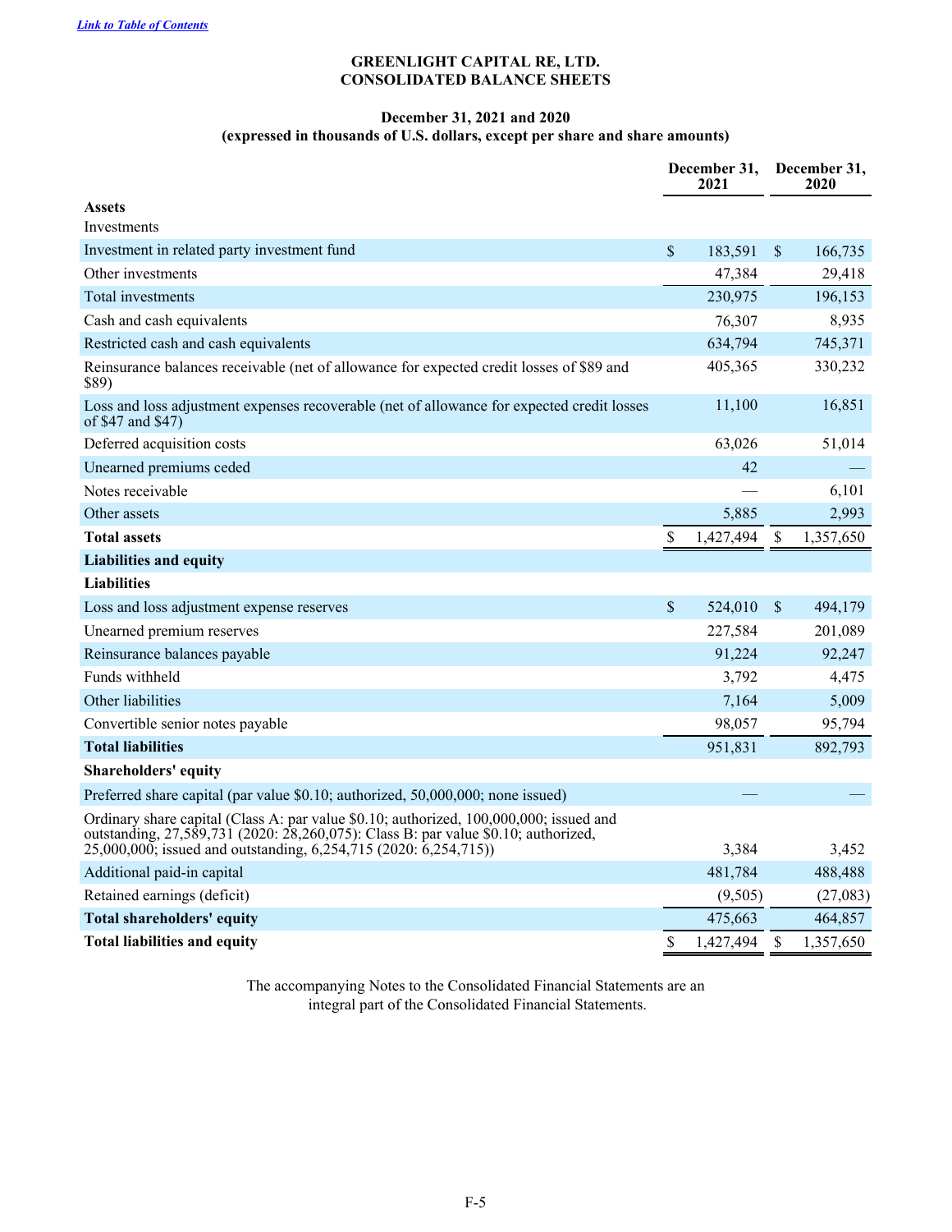[Link to Table of Contents](#)

# GREENLIGHT CAPITAL RE, LTD.
# CONSOLIDATED BALANCE SHEETS

### December 31, 2021 and 2020
### (expressed in thousands of U.S. dollars, except per share and share amounts)

| | December 31, 2021 | December 31, 2020 |
|---|---|---|
| **Assets** | | |
| Investments | | |
| Investment in related party investment fund | $ 183,591 | $ 166,735 |
| Other investments | 47,384 | 29,418 |
| Total investments | 230,975 | 196,153 |
| Cash and cash equivalents | 76,307 | 8,935 |
| Restricted cash and cash equivalents | 634,794 | 745,371 |
| Reinsurance balances receivable (net of allowance for expected credit losses of $89 and $89) | 405,365 | 330,232 |
| Loss and loss adjustment expenses recoverable (net of allowance for expected credit losses of $47 and $47) | 11,100 | 16,851 |
| Deferred acquisition costs | 63,026 | 51,014 |
| Unearned premiums ceded | 42 | — |
| Notes receivable | — | 6,101 |
| Other assets | 5,885 | 2,993 |
| **Total assets** | $ 1,427,494 | $ 1,357,650 |
| **Liabilities and equity** | | |
| **Liabilities** | | |
| Loss and loss adjustment expense reserves | $ 524,010 | $ 494,179 |
| Unearned premium reserves | 227,584 | 201,089 |
| Reinsurance balances payable | 91,224 | 92,247 |
| Funds withheld | 3,792 | 4,475 |
| Other liabilities | 7,164 | 5,009 |
| Convertible senior notes payable | 98,057 | 95,794 |
| **Total liabilities** | 951,831 | 892,793 |
| **Shareholders' equity** | | |
| Preferred share capital (par value $0.10; authorized, 50,000,000; none issued) | — | — |
| Ordinary share capital (Class A: par value $0.10; authorized, 100,000,000; issued and outstanding, 27,589,731 (2020: 28,260,075): Class B: par value $0.10; authorized, 25,000,000; issued and outstanding, 6,254,715 (2020: 6,254,715)) | 3,384 | 3,452 |
| Additional paid-in capital | 481,784 | 488,488 |
| Retained earnings (deficit) | (9,505) | (27,083) |
| **Total shareholders' equity** | 475,663 | 464,857 |
| **Total liabilities and equity** | $ 1,427,494 | $ 1,357,650 |

The accompanying Notes to the Consolidated Financial Statements are an integral part of the Consolidated Financial Statements.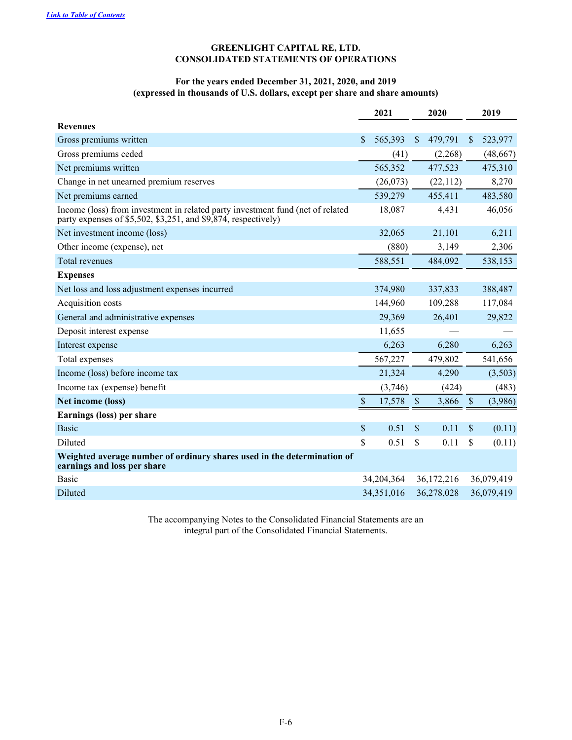[Link to Table of Contents](#)

**GREENLIGHT CAPITAL RE, LTD.**
**CONSOLIDATED STATEMENTS OF OPERATIONS**

**For the years ended December 31, 2021, 2020, and 2019**
**(expressed in thousands of U.S. dollars, except per share and share amounts)**

| | 2021 | 2020 | 2019 |
|---|---|---|---|
| **Revenues** | | | |
| Gross premiums written | $ 565,393 | $ 479,791 | $ 523,977 |
| Gross premiums ceded | (41) | (2,268) | (48,667) |
| Net premiums written | 565,352 | 477,523 | 475,310 |
| Change in net unearned premium reserves | (26,073) | (22,112) | 8,270 |
| Net premiums earned | 539,279 | 455,411 | 483,580 |
| Income (loss) from investment in related party investment fund (net of related party expenses of $5,502, $3,251, and $9,874, respectively) | 18,087 | 4,431 | 46,056 |
| Net investment income (loss) | 32,065 | 21,101 | 6,211 |
| Other income (expense), net | (880) | 3,149 | 2,306 |
| Total revenues | 588,551 | 484,092 | 538,153 |
| **Expenses** | | | |
| Net loss and loss adjustment expenses incurred | 374,980 | 337,833 | 388,487 |
| Acquisition costs | 144,960 | 109,288 | 117,084 |
| General and administrative expenses | 29,369 | 26,401 | 29,822 |
| Deposit interest expense | 11,655 | — | — |
| Interest expense | 6,263 | 6,280 | 6,263 |
| Total expenses | 567,227 | 479,802 | 541,656 |
| Income (loss) before income tax | 21,324 | 4,290 | (3,503) |
| Income tax (expense) benefit | (3,746) | (424) | (483) |
| **Net income (loss)** | $ 17,578 | $ 3,866 | $ (3,986) |
| **Earnings (loss) per share** | | | |
| Basic | $ 0.51 | $ 0.11 | $ (0.11) |
| Diluted | $ 0.51 | $ 0.11 | $ (0.11) |
| **Weighted average number of ordinary shares used in the determination of earnings and loss per share** | | | |
| Basic | 34,204,364 | 36,172,216 | 36,079,419 |
| Diluted | 34,351,016 | 36,278,028 | 36,079,419 |

The accompanying Notes to the Consolidated Financial Statements are an integral part of the Consolidated Financial Statements.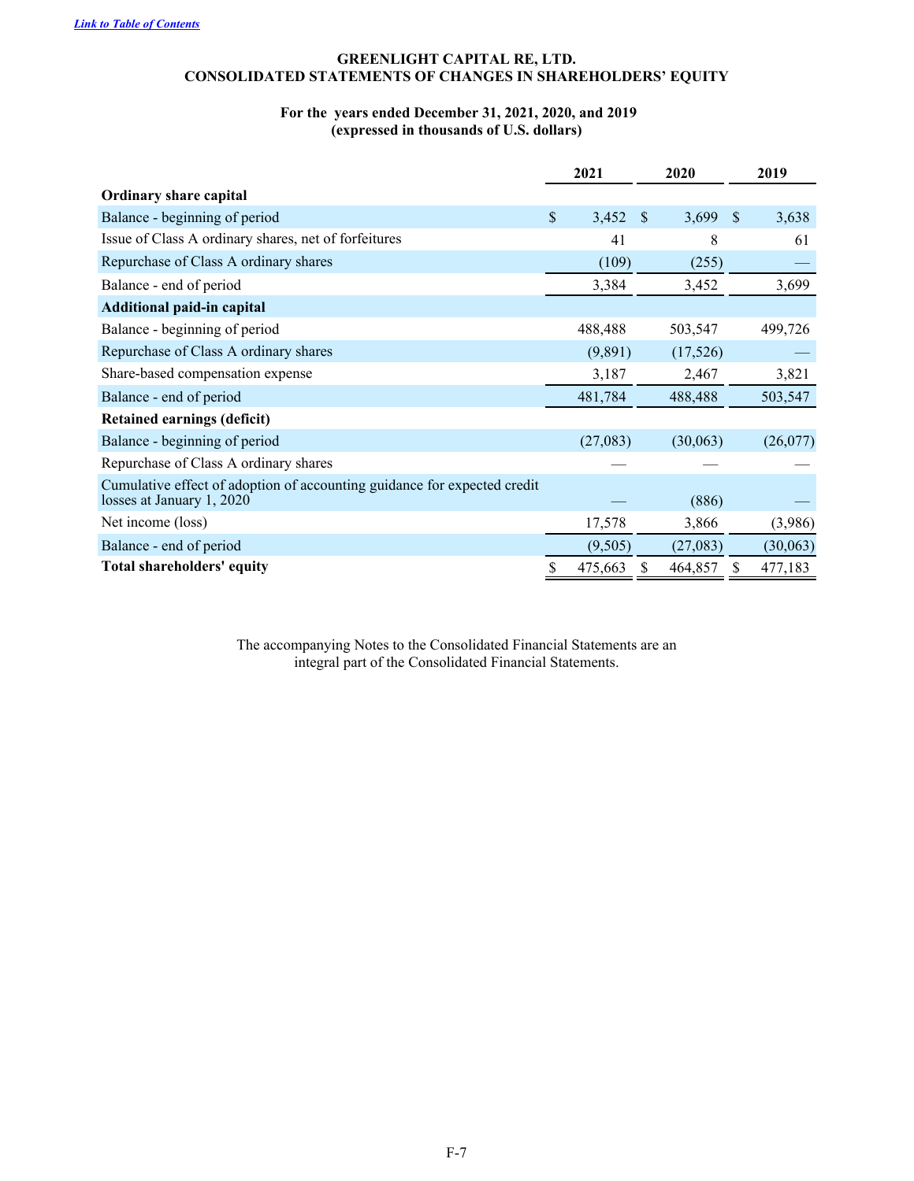Link to Table of Contents

**GREENLIGHT CAPITAL RE, LTD.**
**CONSOLIDATED STATEMENTS OF CHANGES IN SHAREHOLDERS' EQUITY**

**For the years ended December 31, 2021, 2020, and 2019**
**(expressed in thousands of U.S. dollars)**

| | 2021 | 2020 | 2019 |
|---|---|---|---|
| **Ordinary share capital** | | | |
| Balance - beginning of period | $ 3,452 | $ 3,699 | $ 3,638 |
| Issue of Class A ordinary shares, net of forfeitures | 41 | 8 | 61 |
| Repurchase of Class A ordinary shares | (109) | (255) | — |
| Balance - end of period | 3,384 | 3,452 | 3,699 |
| **Additional paid-in capital** | | | |
| Balance - beginning of period | 488,488 | 503,547 | 499,726 |
| Repurchase of Class A ordinary shares | (9,891) | (17,526) | — |
| Share-based compensation expense | 3,187 | 2,467 | 3,821 |
| Balance - end of period | 481,784 | 488,488 | 503,547 |
| **Retained earnings (deficit)** | | | |
| Balance - beginning of period | (27,083) | (30,063) | (26,077) |
| Repurchase of Class A ordinary shares | — | — | — |
| Cumulative effect of adoption of accounting guidance for expected credit losses at January 1, 2020 | — | (886) | — |
| Net income (loss) | 17,578 | 3,866 | (3,986) |
| Balance - end of period | (9,505) | (27,083) | (30,063) |
| **Total shareholders' equity** | $ 475,663 | $ 464,857 | $ 477,183 |

The accompanying Notes to the Consolidated Financial Statements are an integral part of the Consolidated Financial Statements.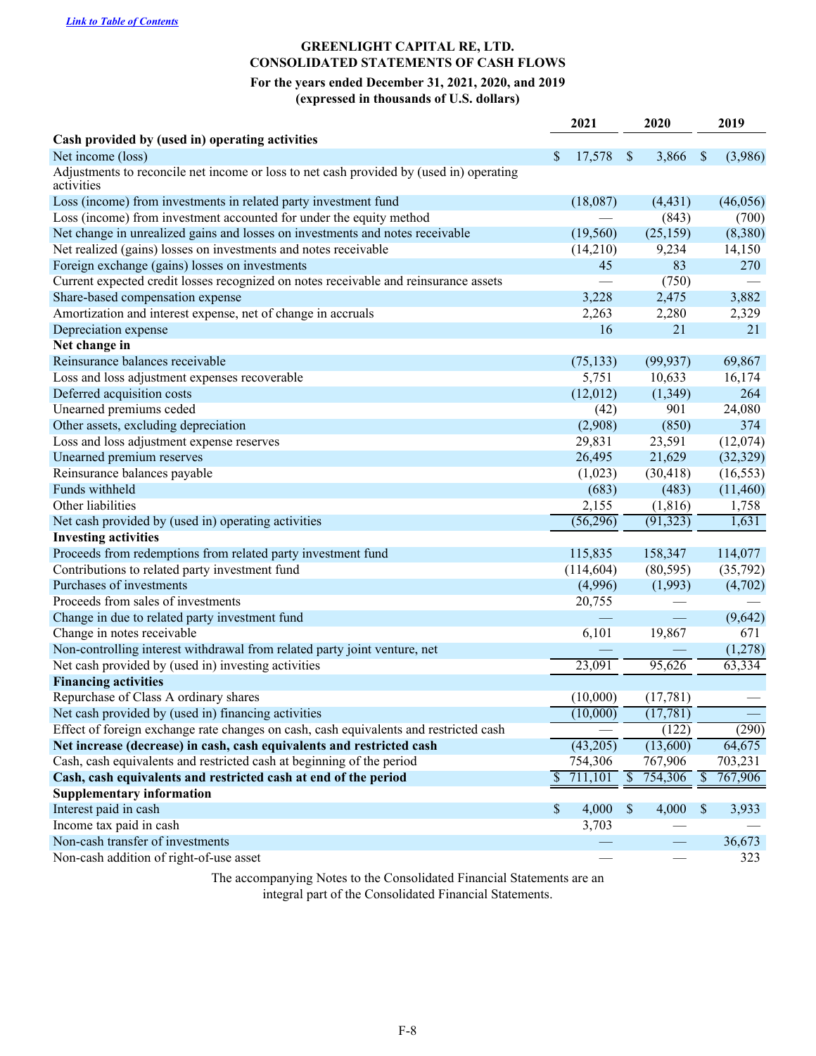*Link to Table of Contents*

**GREENLIGHT CAPITAL RE, LTD.**
**CONSOLIDATED STATEMENTS OF CASH FLOWS**
**For the years ended December 31, 2021, 2020, and 2019**
**(expressed in thousands of U.S. dollars)**

| | 2021 | 2020 | 2019 |
|---|---|---|---|
| **Cash provided by (used in) operating activities** | | | |
| Net income (loss) | $ 17,578 | $ 3,866 | $ (3,986) |
| Adjustments to reconcile net income or loss to net cash provided by (used in) operating activities | | | |
| Loss (income) from investments in related party investment fund | (18,087) | (4,431) | (46,056) |
| Loss (income) from investment accounted for under the equity method | — | (843) | (700) |
| Net change in unrealized gains and losses on investments and notes receivable | (19,560) | (25,159) | (8,380) |
| Net realized (gains) losses on investments and notes receivable | (14,210) | 9,234 | 14,150 |
| Foreign exchange (gains) losses on investments | 45 | 83 | 270 |
| Current expected credit losses recognized on notes receivable and reinsurance assets | — | (750) | — |
| Share-based compensation expense | 3,228 | 2,475 | 3,882 |
| Amortization and interest expense, net of change in accruals | 2,263 | 2,280 | 2,329 |
| Depreciation expense | 16 | 21 | 21 |
| **Net change in** | | | |
| Reinsurance balances receivable | (75,133) | (99,937) | 69,867 |
| Loss and loss adjustment expenses recoverable | 5,751 | 10,633 | 16,174 |
| Deferred acquisition costs | (12,012) | (1,349) | 264 |
| Unearned premiums ceded | (42) | 901 | 24,080 |
| Other assets, excluding depreciation | (2,908) | (850) | 374 |
| Loss and loss adjustment expense reserves | 29,831 | 23,591 | (12,074) |
| Unearned premium reserves | 26,495 | 21,629 | (32,329) |
| Reinsurance balances payable | (1,023) | (30,418) | (16,553) |
| Funds withheld | (683) | (483) | (11,460) |
| Other liabilities | 2,155 | (1,816) | 1,758 |
| Net cash provided by (used in) operating activities | (56,296) | (91,323) | 1,631 |
| **Investing activities** | | | |
| Proceeds from redemptions from related party investment fund | 115,835 | 158,347 | 114,077 |
| Contributions to related party investment fund | (114,604) | (80,595) | (35,792) |
| Purchases of investments | (4,996) | (1,993) | (4,702) |
| Proceeds from sales of investments | 20,755 | — | — |
| Change in due to related party investment fund | — | — | (9,642) |
| Change in notes receivable | 6,101 | 19,867 | 671 |
| Non-controlling interest withdrawal from related party joint venture, net | — | — | (1,278) |
| Net cash provided by (used in) investing activities | 23,091 | 95,626 | 63,334 |
| **Financing activities** | | | |
| Repurchase of Class A ordinary shares | (10,000) | (17,781) | — |
| Net cash provided by (used in) financing activities | (10,000) | (17,781) | — |
| Effect of foreign exchange rate changes on cash, cash equivalents and restricted cash | — | (122) | (290) |
| **Net increase (decrease) in cash, cash equivalents and restricted cash** | (43,205) | (13,600) | 64,675 |
| Cash, cash equivalents and restricted cash at beginning of the period | 754,306 | 767,906 | 703,231 |
| **Cash, cash equivalents and restricted cash at end of the period** | $ 711,101 | $ 754,306 | $ 767,906 |
| **Supplementary information** | | | |
| Interest paid in cash | $ 4,000 | $ 4,000 | $ 3,933 |
| Income tax paid in cash | 3,703 | — | — |
| Non-cash transfer of investments | — | — | 36,673 |
| Non-cash addition of right-of-use asset | — | — | 323 |

The accompanying Notes to the Consolidated Financial Statements are an integral part of the Consolidated Financial Statements.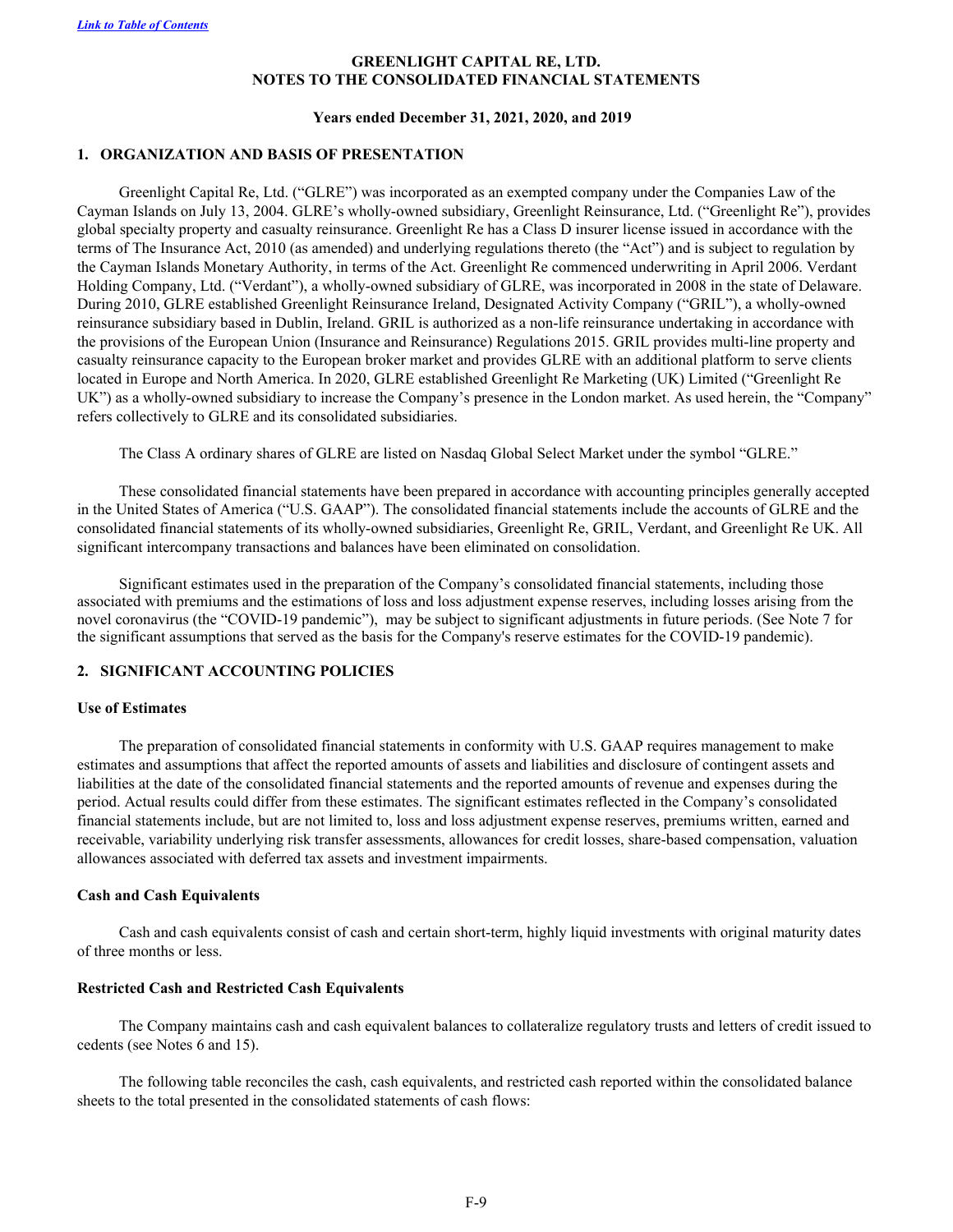[Link to Table of Contents]

**GREENLIGHT CAPITAL RE, LTD.**
**NOTES TO THE CONSOLIDATED FINANCIAL STATEMENTS**

**Years ended December 31, 2021, 2020, and 2019**

## 1. ORGANIZATION AND BASIS OF PRESENTATION

Greenlight Capital Re, Ltd. ("GLRE") was incorporated as an exempted company under the Companies Law of the Cayman Islands on July 13, 2004. GLRE's wholly-owned subsidiary, Greenlight Reinsurance, Ltd. ("Greenlight Re"), provides global specialty property and casualty reinsurance. Greenlight Re has a Class D insurer license issued in accordance with the terms of The Insurance Act, 2010 (as amended) and underlying regulations thereto (the "Act") and is subject to regulation by the Cayman Islands Monetary Authority, in terms of the Act. Greenlight Re commenced underwriting in April 2006. Verdant Holding Company, Ltd. ("Verdant"), a wholly-owned subsidiary of GLRE, was incorporated in 2008 in the state of Delaware. During 2010, GLRE established Greenlight Reinsurance Ireland, Designated Activity Company ("GRIL"), a wholly-owned reinsurance subsidiary based in Dublin, Ireland. GRIL is authorized as a non-life reinsurance undertaking in accordance with the provisions of the European Union (Insurance and Reinsurance) Regulations 2015. GRIL provides multi-line property and casualty reinsurance capacity to the European broker market and provides GLRE with an additional platform to serve clients located in Europe and North America. In 2020, GLRE established Greenlight Re Marketing (UK) Limited ("Greenlight Re UK") as a wholly-owned subsidiary to increase the Company's presence in the London market. As used herein, the "Company" refers collectively to GLRE and its consolidated subsidiaries.

The Class A ordinary shares of GLRE are listed on Nasdaq Global Select Market under the symbol "GLRE."

These consolidated financial statements have been prepared in accordance with accounting principles generally accepted in the United States of America ("U.S. GAAP"). The consolidated financial statements include the accounts of GLRE and the consolidated financial statements of its wholly-owned subsidiaries, Greenlight Re, GRIL, Verdant, and Greenlight Re UK. All significant intercompany transactions and balances have been eliminated on consolidation.

Significant estimates used in the preparation of the Company's consolidated financial statements, including those associated with premiums and the estimations of loss and loss adjustment expense reserves, including losses arising from the novel coronavirus (the "COVID-19 pandemic"), may be subject to significant adjustments in future periods. (See Note 7 for the significant assumptions that served as the basis for the Company's reserve estimates for the COVID-19 pandemic).

## 2. SIGNIFICANT ACCOUNTING POLICIES

### Use of Estimates

The preparation of consolidated financial statements in conformity with U.S. GAAP requires management to make estimates and assumptions that affect the reported amounts of assets and liabilities and disclosure of contingent assets and liabilities at the date of the consolidated financial statements and the reported amounts of revenue and expenses during the period. Actual results could differ from these estimates. The significant estimates reflected in the Company's consolidated financial statements include, but are not limited to, loss and loss adjustment expense reserves, premiums written, earned and receivable, variability underlying risk transfer assessments, allowances for credit losses, share-based compensation, valuation allowances associated with deferred tax assets and investment impairments.

### Cash and Cash Equivalents

Cash and cash equivalents consist of cash and certain short-term, highly liquid investments with original maturity dates of three months or less.

### Restricted Cash and Restricted Cash Equivalents

The Company maintains cash and cash equivalent balances to collateralize regulatory trusts and letters of credit issued to cedents (see Notes 6 and 15).

The following table reconciles the cash, cash equivalents, and restricted cash reported within the consolidated balance sheets to the total presented in the consolidated statements of cash flows: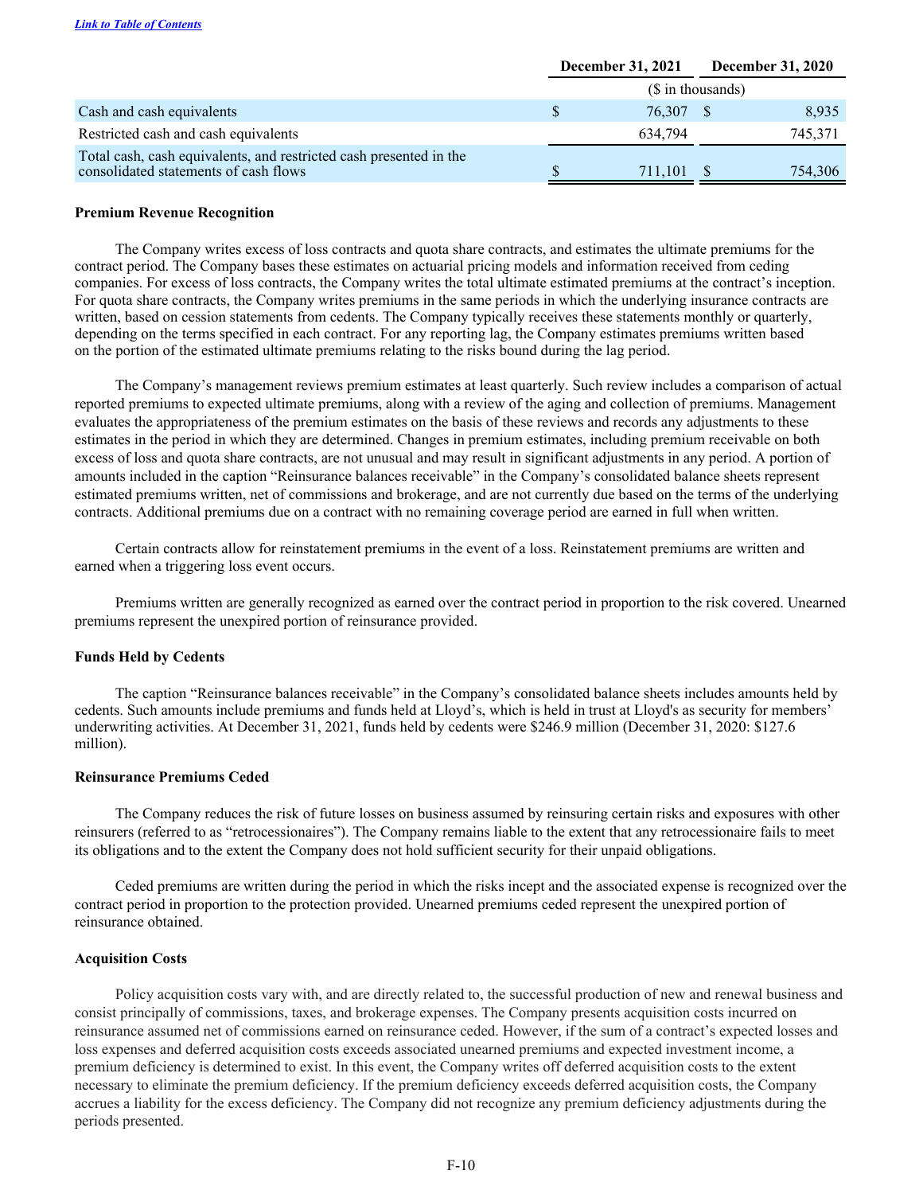*Link to Table of Contents*

| | December 31, 2021 | December 31, 2020 |
|---|---|---|
| | ($ in thousands) | |
| Cash and cash equivalents | $ 76,307 | $ 8,935 |
| Restricted cash and cash equivalents | 634,794 | 745,371 |
| Total cash, cash equivalents, and restricted cash presented in the consolidated statements of cash flows | $ 711,101 | $ 754,306 |

**Premium Revenue Recognition**

The Company writes excess of loss contracts and quota share contracts, and estimates the ultimate premiums for the contract period. The Company bases these estimates on actuarial pricing models and information received from ceding companies. For excess of loss contracts, the Company writes the total ultimate estimated premiums at the contract's inception. For quota share contracts, the Company writes premiums in the same periods in which the underlying insurance contracts are written, based on cession statements from cedents. The Company typically receives these statements monthly or quarterly, depending on the terms specified in each contract. For any reporting lag, the Company estimates premiums written based on the portion of the estimated ultimate premiums relating to the risks bound during the lag period.

The Company's management reviews premium estimates at least quarterly. Such review includes a comparison of actual reported premiums to expected ultimate premiums, along with a review of the aging and collection of premiums. Management evaluates the appropriateness of the premium estimates on the basis of these reviews and records any adjustments to these estimates in the period in which they are determined. Changes in premium estimates, including premium receivable on both excess of loss and quota share contracts, are not unusual and may result in significant adjustments in any period. A portion of amounts included in the caption "Reinsurance balances receivable" in the Company's consolidated balance sheets represent estimated premiums written, net of commissions and brokerage, and are not currently due based on the terms of the underlying contracts. Additional premiums due on a contract with no remaining coverage period are earned in full when written.

Certain contracts allow for reinstatement premiums in the event of a loss. Reinstatement premiums are written and earned when a triggering loss event occurs.

Premiums written are generally recognized as earned over the contract period in proportion to the risk covered. Unearned premiums represent the unexpired portion of reinsurance provided.

**Funds Held by Cedents**

The caption "Reinsurance balances receivable" in the Company's consolidated balance sheets includes amounts held by cedents. Such amounts include premiums and funds held at Lloyd's, which is held in trust at Lloyd's as security for members' underwriting activities. At December 31, 2021, funds held by cedents were $246.9 million (December 31, 2020: $127.6 million).

**Reinsurance Premiums Ceded**

The Company reduces the risk of future losses on business assumed by reinsuring certain risks and exposures with other reinsurers (referred to as "retrocessionaires"). The Company remains liable to the extent that any retrocessionaire fails to meet its obligations and to the extent the Company does not hold sufficient security for their unpaid obligations.

Ceded premiums are written during the period in which the risks incept and the associated expense is recognized over the contract period in proportion to the protection provided. Unearned premiums ceded represent the unexpired portion of reinsurance obtained.

**Acquisition Costs**

Policy acquisition costs vary with, and are directly related to, the successful production of new and renewal business and consist principally of commissions, taxes, and brokerage expenses. The Company presents acquisition costs incurred on reinsurance assumed net of commissions earned on reinsurance ceded. However, if the sum of a contract's expected losses and loss expenses and deferred acquisition costs exceeds associated unearned premiums and expected investment income, a premium deficiency is determined to exist. In this event, the Company writes off deferred acquisition costs to the extent necessary to eliminate the premium deficiency. If the premium deficiency exceeds deferred acquisition costs, the Company accrues a liability for the excess deficiency. The Company did not recognize any premium deficiency adjustments during the periods presented.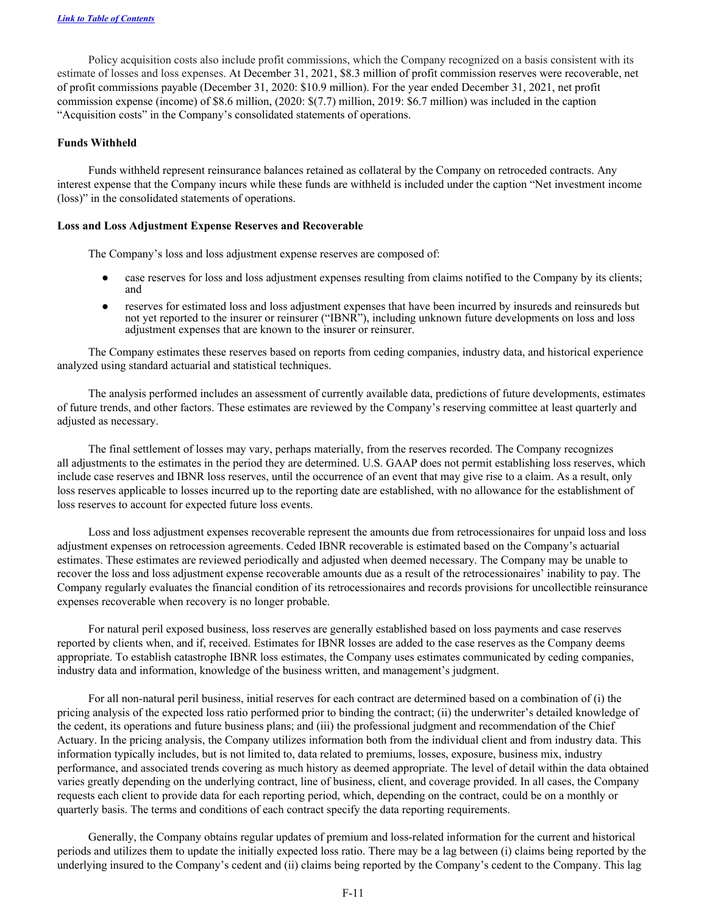Policy acquisition costs also include profit commissions, which the Company recognized on a basis consistent with its estimate of losses and loss expenses. At December 31, 2021, $8.3 million of profit commission reserves were recoverable, net of profit commissions payable (December 31, 2020: $10.9 million). For the year ended December 31, 2021, net profit commission expense (income) of $8.6 million, (2020: $(7.7) million, 2019: $6.7 million) was included in the caption "Acquisition costs" in the Company's consolidated statements of operations.

**Funds Withheld**

Funds withheld represent reinsurance balances retained as collateral by the Company on retroceded contracts. Any interest expense that the Company incurs while these funds are withheld is included under the caption "Net investment income (loss)" in the consolidated statements of operations.

**Loss and Loss Adjustment Expense Reserves and Recoverable**

The Company's loss and loss adjustment expense reserves are composed of:

- case reserves for loss and loss adjustment expenses resulting from claims notified to the Company by its clients; and
- reserves for estimated loss and loss adjustment expenses that have been incurred by insureds and reinsureds but not yet reported to the insurer or reinsurer ("IBNR"), including unknown future developments on loss and loss adjustment expenses that are known to the insurer or reinsurer.

The Company estimates these reserves based on reports from ceding companies, industry data, and historical experience analyzed using standard actuarial and statistical techniques.

The analysis performed includes an assessment of currently available data, predictions of future developments, estimates of future trends, and other factors. These estimates are reviewed by the Company's reserving committee at least quarterly and adjusted as necessary.

The final settlement of losses may vary, perhaps materially, from the reserves recorded. The Company recognizes all adjustments to the estimates in the period they are determined. U.S. GAAP does not permit establishing loss reserves, which include case reserves and IBNR loss reserves, until the occurrence of an event that may give rise to a claim. As a result, only loss reserves applicable to losses incurred up to the reporting date are established, with no allowance for the establishment of loss reserves to account for expected future loss events.

Loss and loss adjustment expenses recoverable represent the amounts due from retrocessionaires for unpaid loss and loss adjustment expenses on retrocession agreements. Ceded IBNR recoverable is estimated based on the Company's actuarial estimates. These estimates are reviewed periodically and adjusted when deemed necessary. The Company may be unable to recover the loss and loss adjustment expense recoverable amounts due as a result of the retrocessionaires' inability to pay. The Company regularly evaluates the financial condition of its retrocessionaires and records provisions for uncollectible reinsurance expenses recoverable when recovery is no longer probable.

For natural peril exposed business, loss reserves are generally established based on loss payments and case reserves reported by clients when, and if, received. Estimates for IBNR losses are added to the case reserves as the Company deems appropriate. To establish catastrophe IBNR loss estimates, the Company uses estimates communicated by ceding companies, industry data and information, knowledge of the business written, and management's judgment.

For all non-natural peril business, initial reserves for each contract are determined based on a combination of (i) the pricing analysis of the expected loss ratio performed prior to binding the contract; (ii) the underwriter's detailed knowledge of the cedent, its operations and future business plans; and (iii) the professional judgment and recommendation of the Chief Actuary. In the pricing analysis, the Company utilizes information both from the individual client and from industry data. This information typically includes, but is not limited to, data related to premiums, losses, exposure, business mix, industry performance, and associated trends covering as much history as deemed appropriate. The level of detail within the data obtained varies greatly depending on the underlying contract, line of business, client, and coverage provided. In all cases, the Company requests each client to provide data for each reporting period, which, depending on the contract, could be on a monthly or quarterly basis. The terms and conditions of each contract specify the data reporting requirements.

Generally, the Company obtains regular updates of premium and loss-related information for the current and historical periods and utilizes them to update the initially expected loss ratio. There may be a lag between (i) claims being reported by the underlying insured to the Company's cedent and (ii) claims being reported by the Company's cedent to the Company. This lag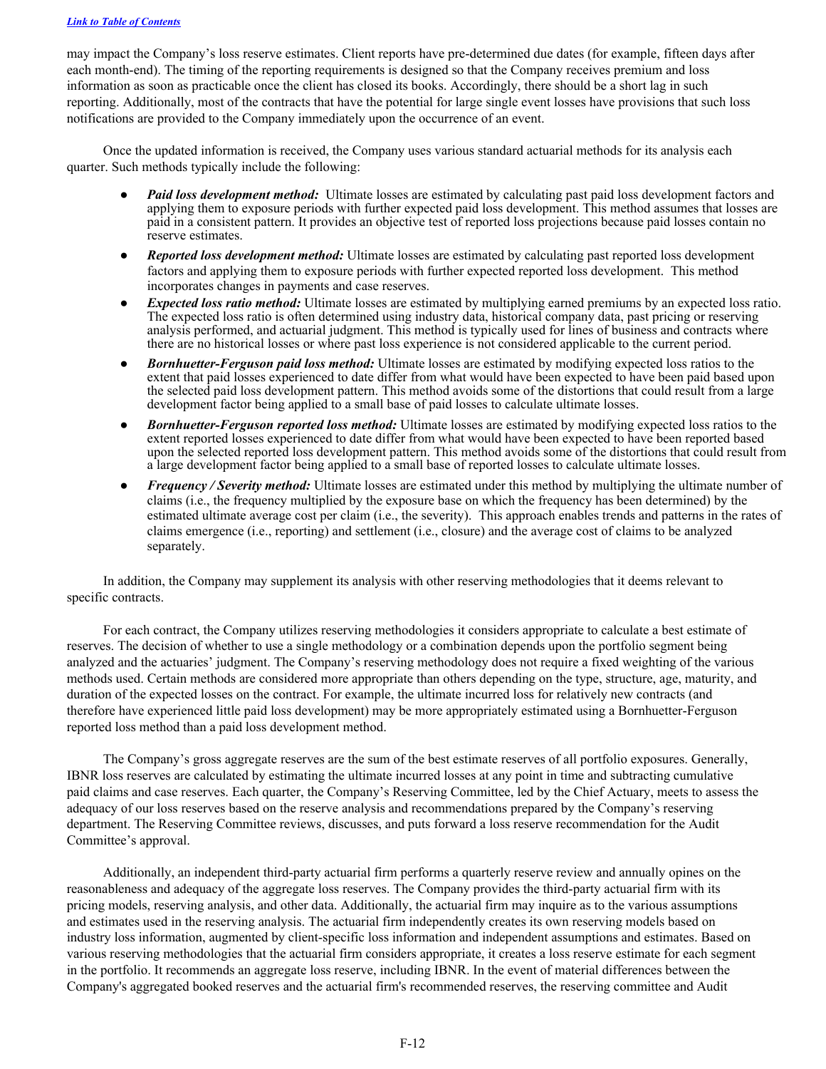may impact the Company's loss reserve estimates. Client reports have pre-determined due dates (for example, fifteen days after each month-end). The timing of the reporting requirements is designed so that the Company receives premium and loss information as soon as practicable once the client has closed its books. Accordingly, there should be a short lag in such reporting. Additionally, most of the contracts that have the potential for large single event losses have provisions that such loss notifications are provided to the Company immediately upon the occurrence of an event.

Once the updated information is received, the Company uses various standard actuarial methods for its analysis each quarter. Such methods typically include the following:

- ***Paid loss development method:*** Ultimate losses are estimated by calculating past paid loss development factors and applying them to exposure periods with further expected paid loss development. This method assumes that losses are paid in a consistent pattern. It provides an objective test of reported loss projections because paid losses contain no reserve estimates.
- ***Reported loss development method:*** Ultimate losses are estimated by calculating past reported loss development factors and applying them to exposure periods with further expected reported loss development. This method incorporates changes in payments and case reserves.
- ***Expected loss ratio method:*** Ultimate losses are estimated by multiplying earned premiums by an expected loss ratio. The expected loss ratio is often determined using industry data, historical company data, past pricing or reserving analysis performed, and actuarial judgment. This method is typically used for lines of business and contracts where there are no historical losses or where past loss experience is not considered applicable to the current period.
- ***Bornhuetter-Ferguson paid loss method:*** Ultimate losses are estimated by modifying expected loss ratios to the extent that paid losses experienced to date differ from what would have been expected to have been paid based upon the selected paid loss development pattern. This method avoids some of the distortions that could result from a large development factor being applied to a small base of paid losses to calculate ultimate losses.
- ***Bornhuetter-Ferguson reported loss method:*** Ultimate losses are estimated by modifying expected loss ratios to the extent reported losses experienced to date differ from what would have been expected to have been reported based upon the selected reported loss development pattern. This method avoids some of the distortions that could result from a large development factor being applied to a small base of reported losses to calculate ultimate losses.
- ***Frequency / Severity method:*** Ultimate losses are estimated under this method by multiplying the ultimate number of claims (i.e., the frequency multiplied by the exposure base on which the frequency has been determined) by the estimated ultimate average cost per claim (i.e., the severity). This approach enables trends and patterns in the rates of claims emergence (i.e., reporting) and settlement (i.e., closure) and the average cost of claims to be analyzed separately.

In addition, the Company may supplement its analysis with other reserving methodologies that it deems relevant to specific contracts.

For each contract, the Company utilizes reserving methodologies it considers appropriate to calculate a best estimate of reserves. The decision of whether to use a single methodology or a combination depends upon the portfolio segment being analyzed and the actuaries' judgment. The Company's reserving methodology does not require a fixed weighting of the various methods used. Certain methods are considered more appropriate than others depending on the type, structure, age, maturity, and duration of the expected losses on the contract. For example, the ultimate incurred loss for relatively new contracts (and therefore have experienced little paid loss development) may be more appropriately estimated using a Bornhuetter-Ferguson reported loss method than a paid loss development method.

The Company's gross aggregate reserves are the sum of the best estimate reserves of all portfolio exposures. Generally, IBNR loss reserves are calculated by estimating the ultimate incurred losses at any point in time and subtracting cumulative paid claims and case reserves. Each quarter, the Company's Reserving Committee, led by the Chief Actuary, meets to assess the adequacy of our loss reserves based on the reserve analysis and recommendations prepared by the Company's reserving department. The Reserving Committee reviews, discusses, and puts forward a loss reserve recommendation for the Audit Committee's approval.

Additionally, an independent third-party actuarial firm performs a quarterly reserve review and annually opines on the reasonableness and adequacy of the aggregate loss reserves. The Company provides the third-party actuarial firm with its pricing models, reserving analysis, and other data. Additionally, the actuarial firm may inquire as to the various assumptions and estimates used in the reserving analysis. The actuarial firm independently creates its own reserving models based on industry loss information, augmented by client-specific loss information and independent assumptions and estimates. Based on various reserving methodologies that the actuarial firm considers appropriate, it creates a loss reserve estimate for each segment in the portfolio. It recommends an aggregate loss reserve, including IBNR. In the event of material differences between the Company's aggregated booked reserves and the actuarial firm's recommended reserves, the reserving committee and Audit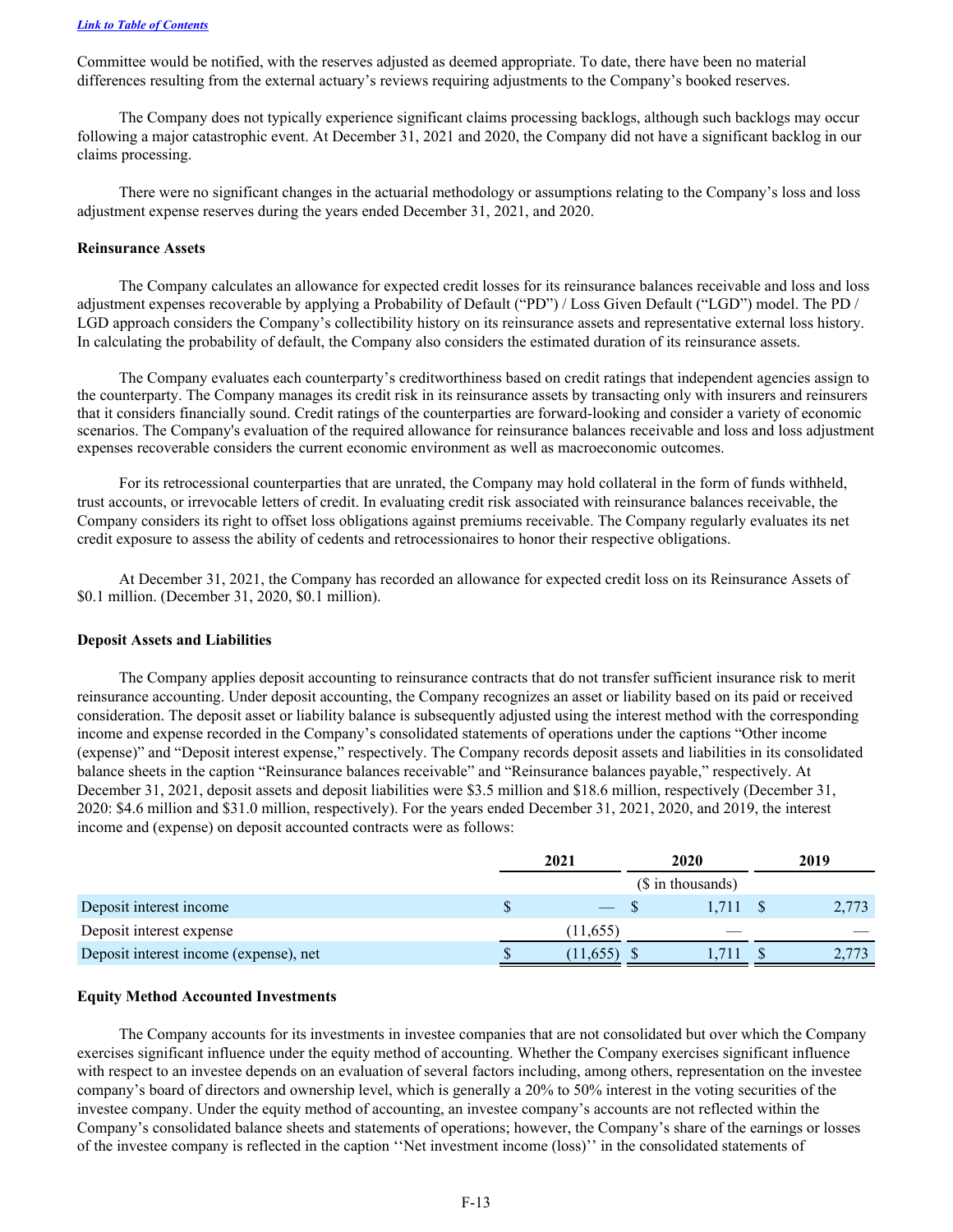Committee would be notified, with the reserves adjusted as deemed appropriate. To date, there have been no material differences resulting from the external actuary's reviews requiring adjustments to the Company's booked reserves.

The Company does not typically experience significant claims processing backlogs, although such backlogs may occur following a major catastrophic event. At December 31, 2021 and 2020, the Company did not have a significant backlog in our claims processing.

There were no significant changes in the actuarial methodology or assumptions relating to the Company's loss and loss adjustment expense reserves during the years ended December 31, 2021, and 2020.

**Reinsurance Assets**

The Company calculates an allowance for expected credit losses for its reinsurance balances receivable and loss and loss adjustment expenses recoverable by applying a Probability of Default ("PD") / Loss Given Default ("LGD") model. The PD / LGD approach considers the Company's collectibility history on its reinsurance assets and representative external loss history. In calculating the probability of default, the Company also considers the estimated duration of its reinsurance assets.

The Company evaluates each counterparty's creditworthiness based on credit ratings that independent agencies assign to the counterparty. The Company manages its credit risk in its reinsurance assets by transacting only with insurers and reinsurers that it considers financially sound. Credit ratings of the counterparties are forward-looking and consider a variety of economic scenarios. The Company's evaluation of the required allowance for reinsurance balances receivable and loss and loss adjustment expenses recoverable considers the current economic environment as well as macroeconomic outcomes.

For its retrocessional counterparties that are unrated, the Company may hold collateral in the form of funds withheld, trust accounts, or irrevocable letters of credit. In evaluating credit risk associated with reinsurance balances receivable, the Company considers its right to offset loss obligations against premiums receivable. The Company regularly evaluates its net credit exposure to assess the ability of cedents and retrocessionaires to honor their respective obligations.

At December 31, 2021, the Company has recorded an allowance for expected credit loss on its Reinsurance Assets of $0.1 million. (December 31, 2020, $0.1 million).

**Deposit Assets and Liabilities**

The Company applies deposit accounting to reinsurance contracts that do not transfer sufficient insurance risk to merit reinsurance accounting. Under deposit accounting, the Company recognizes an asset or liability based on its paid or received consideration. The deposit asset or liability balance is subsequently adjusted using the interest method with the corresponding income and expense recorded in the Company's consolidated statements of operations under the captions "Other income (expense)" and "Deposit interest expense," respectively. The Company records deposit assets and liabilities in its consolidated balance sheets in the caption "Reinsurance balances receivable" and "Reinsurance balances payable," respectively. At December 31, 2021, deposit assets and deposit liabilities were $3.5 million and $18.6 million, respectively (December 31, 2020: $4.6 million and $31.0 million, respectively). For the years ended December 31, 2021, 2020, and 2019, the interest income and (expense) on deposit accounted contracts were as follows:

| | 2021 | 2020 | 2019 |
|---|---|---|---|
| | | ($ in thousands) | |
| Deposit interest income | $ — | $ 1,711 | $ 2,773 |
| Deposit interest expense | (11,655) | — | — |
| Deposit interest income (expense), net | $ (11,655) | $ 1,711 | $ 2,773 |

**Equity Method Accounted Investments**

The Company accounts for its investments in investee companies that are not consolidated but over which the Company exercises significant influence under the equity method of accounting. Whether the Company exercises significant influence with respect to an investee depends on an evaluation of several factors including, among others, representation on the investee company's board of directors and ownership level, which is generally a 20% to 50% interest in the voting securities of the investee company. Under the equity method of accounting, an investee company's accounts are not reflected within the Company's consolidated balance sheets and statements of operations; however, the Company's share of the earnings or losses of the investee company is reflected in the caption ''Net investment income (loss)'' in the consolidated statements of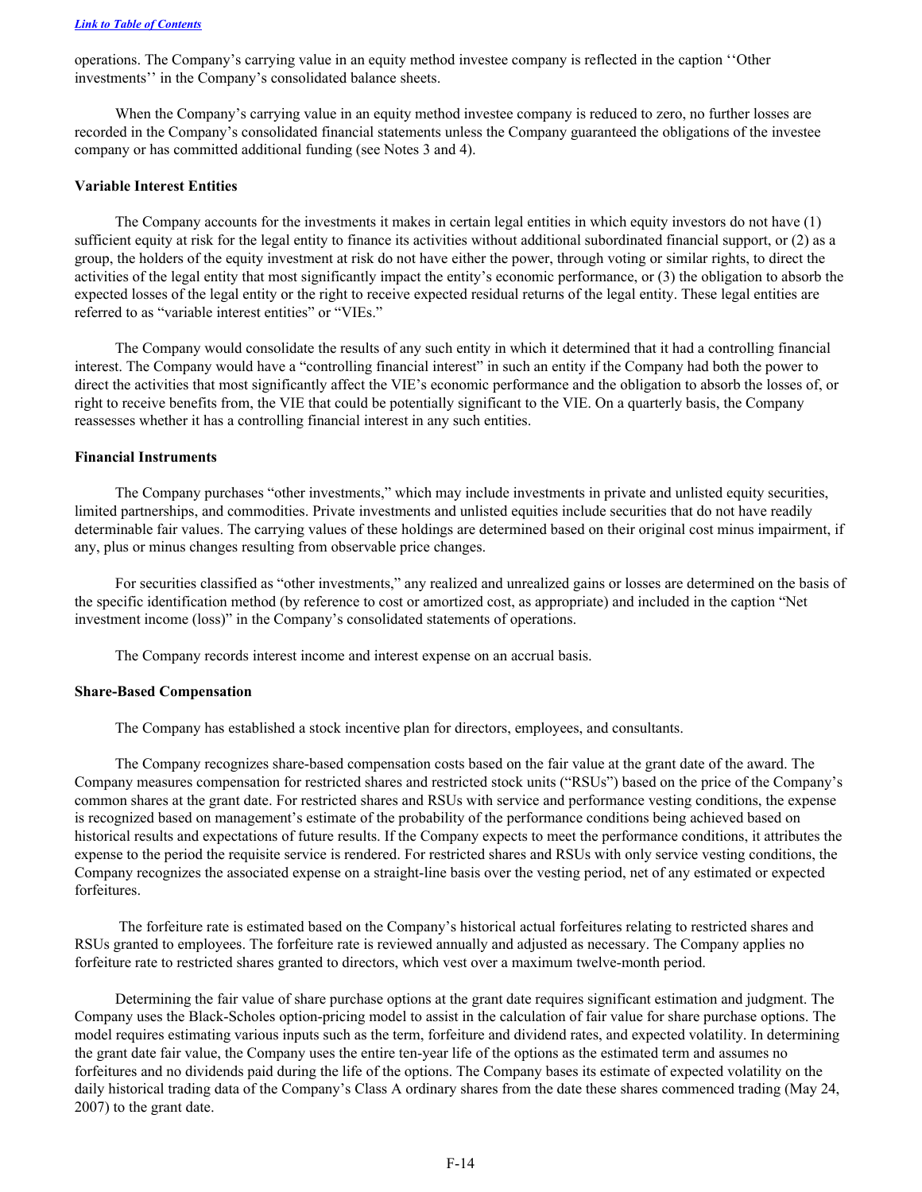operations. The Company's carrying value in an equity method investee company is reflected in the caption ''Other investments'' in the Company's consolidated balance sheets.

When the Company's carrying value in an equity method investee company is reduced to zero, no further losses are recorded in the Company's consolidated financial statements unless the Company guaranteed the obligations of the investee company or has committed additional funding (see Notes 3 and 4).

**Variable Interest Entities**

The Company accounts for the investments it makes in certain legal entities in which equity investors do not have (1) sufficient equity at risk for the legal entity to finance its activities without additional subordinated financial support, or (2) as a group, the holders of the equity investment at risk do not have either the power, through voting or similar rights, to direct the activities of the legal entity that most significantly impact the entity's economic performance, or (3) the obligation to absorb the expected losses of the legal entity or the right to receive expected residual returns of the legal entity. These legal entities are referred to as "variable interest entities" or "VIEs."

The Company would consolidate the results of any such entity in which it determined that it had a controlling financial interest. The Company would have a "controlling financial interest" in such an entity if the Company had both the power to direct the activities that most significantly affect the VIE's economic performance and the obligation to absorb the losses of, or right to receive benefits from, the VIE that could be potentially significant to the VIE. On a quarterly basis, the Company reassesses whether it has a controlling financial interest in any such entities.

**Financial Instruments**

The Company purchases "other investments," which may include investments in private and unlisted equity securities, limited partnerships, and commodities. Private investments and unlisted equities include securities that do not have readily determinable fair values. The carrying values of these holdings are determined based on their original cost minus impairment, if any, plus or minus changes resulting from observable price changes.

For securities classified as "other investments," any realized and unrealized gains or losses are determined on the basis of the specific identification method (by reference to cost or amortized cost, as appropriate) and included in the caption "Net investment income (loss)" in the Company's consolidated statements of operations.

The Company records interest income and interest expense on an accrual basis.

**Share-Based Compensation**

The Company has established a stock incentive plan for directors, employees, and consultants.

The Company recognizes share-based compensation costs based on the fair value at the grant date of the award. The Company measures compensation for restricted shares and restricted stock units ("RSUs") based on the price of the Company's common shares at the grant date. For restricted shares and RSUs with service and performance vesting conditions, the expense is recognized based on management's estimate of the probability of the performance conditions being achieved based on historical results and expectations of future results. If the Company expects to meet the performance conditions, it attributes the expense to the period the requisite service is rendered. For restricted shares and RSUs with only service vesting conditions, the Company recognizes the associated expense on a straight-line basis over the vesting period, net of any estimated or expected forfeitures.

The forfeiture rate is estimated based on the Company's historical actual forfeitures relating to restricted shares and RSUs granted to employees. The forfeiture rate is reviewed annually and adjusted as necessary. The Company applies no forfeiture rate to restricted shares granted to directors, which vest over a maximum twelve-month period.

Determining the fair value of share purchase options at the grant date requires significant estimation and judgment. The Company uses the Black-Scholes option-pricing model to assist in the calculation of fair value for share purchase options. The model requires estimating various inputs such as the term, forfeiture and dividend rates, and expected volatility. In determining the grant date fair value, the Company uses the entire ten-year life of the options as the estimated term and assumes no forfeitures and no dividends paid during the life of the options. The Company bases its estimate of expected volatility on the daily historical trading data of the Company's Class A ordinary shares from the date these shares commenced trading (May 24, 2007) to the grant date.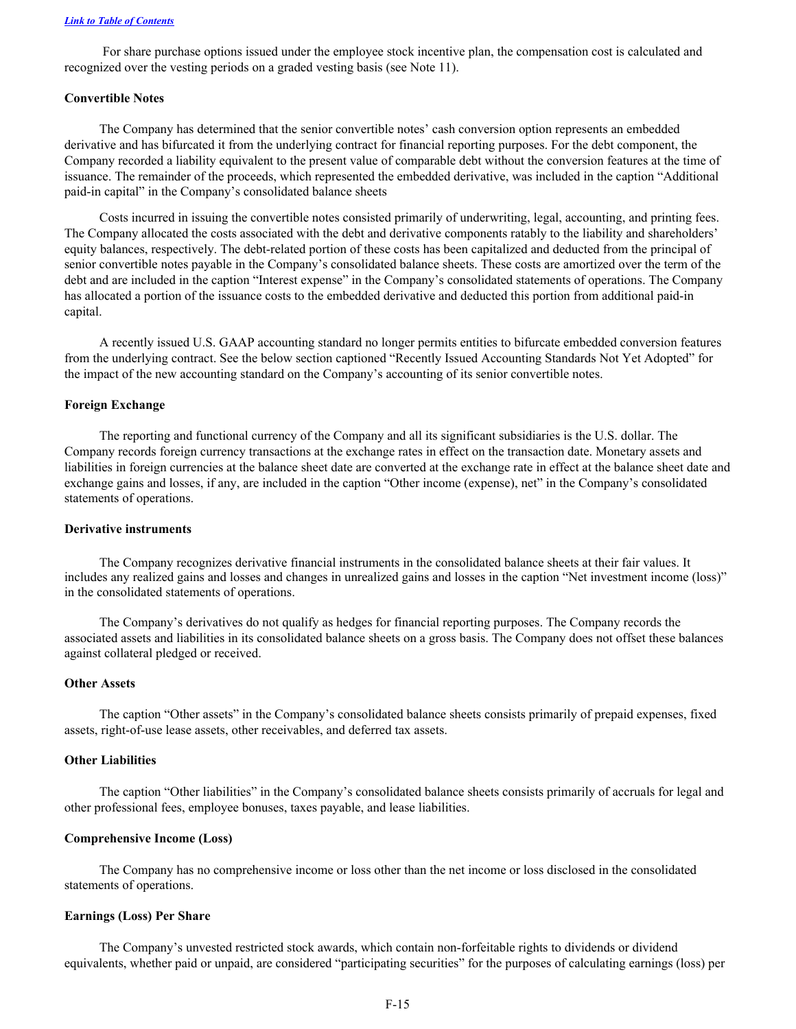For share purchase options issued under the employee stock incentive plan, the compensation cost is calculated and recognized over the vesting periods on a graded vesting basis (see Note 11).

**Convertible Notes**

The Company has determined that the senior convertible notes' cash conversion option represents an embedded derivative and has bifurcated it from the underlying contract for financial reporting purposes. For the debt component, the Company recorded a liability equivalent to the present value of comparable debt without the conversion features at the time of issuance. The remainder of the proceeds, which represented the embedded derivative, was included in the caption "Additional paid-in capital" in the Company's consolidated balance sheets

Costs incurred in issuing the convertible notes consisted primarily of underwriting, legal, accounting, and printing fees. The Company allocated the costs associated with the debt and derivative components ratably to the liability and shareholders' equity balances, respectively. The debt-related portion of these costs has been capitalized and deducted from the principal of senior convertible notes payable in the Company's consolidated balance sheets. These costs are amortized over the term of the debt and are included in the caption "Interest expense" in the Company's consolidated statements of operations. The Company has allocated a portion of the issuance costs to the embedded derivative and deducted this portion from additional paid-in capital.

A recently issued U.S. GAAP accounting standard no longer permits entities to bifurcate embedded conversion features from the underlying contract. See the below section captioned "Recently Issued Accounting Standards Not Yet Adopted" for the impact of the new accounting standard on the Company's accounting of its senior convertible notes.

**Foreign Exchange**

The reporting and functional currency of the Company and all its significant subsidiaries is the U.S. dollar. The Company records foreign currency transactions at the exchange rates in effect on the transaction date. Monetary assets and liabilities in foreign currencies at the balance sheet date are converted at the exchange rate in effect at the balance sheet date and exchange gains and losses, if any, are included in the caption "Other income (expense), net" in the Company's consolidated statements of operations.

**Derivative instruments**

The Company recognizes derivative financial instruments in the consolidated balance sheets at their fair values. It includes any realized gains and losses and changes in unrealized gains and losses in the caption "Net investment income (loss)" in the consolidated statements of operations.

The Company's derivatives do not qualify as hedges for financial reporting purposes. The Company records the associated assets and liabilities in its consolidated balance sheets on a gross basis. The Company does not offset these balances against collateral pledged or received.

**Other Assets**

The caption "Other assets" in the Company's consolidated balance sheets consists primarily of prepaid expenses, fixed assets, right-of-use lease assets, other receivables, and deferred tax assets.

**Other Liabilities**

The caption "Other liabilities" in the Company's consolidated balance sheets consists primarily of accruals for legal and other professional fees, employee bonuses, taxes payable, and lease liabilities.

**Comprehensive Income (Loss)**

The Company has no comprehensive income or loss other than the net income or loss disclosed in the consolidated statements of operations.

**Earnings (Loss) Per Share**

The Company's unvested restricted stock awards, which contain non-forfeitable rights to dividends or dividend equivalents, whether paid or unpaid, are considered "participating securities" for the purposes of calculating earnings (loss) per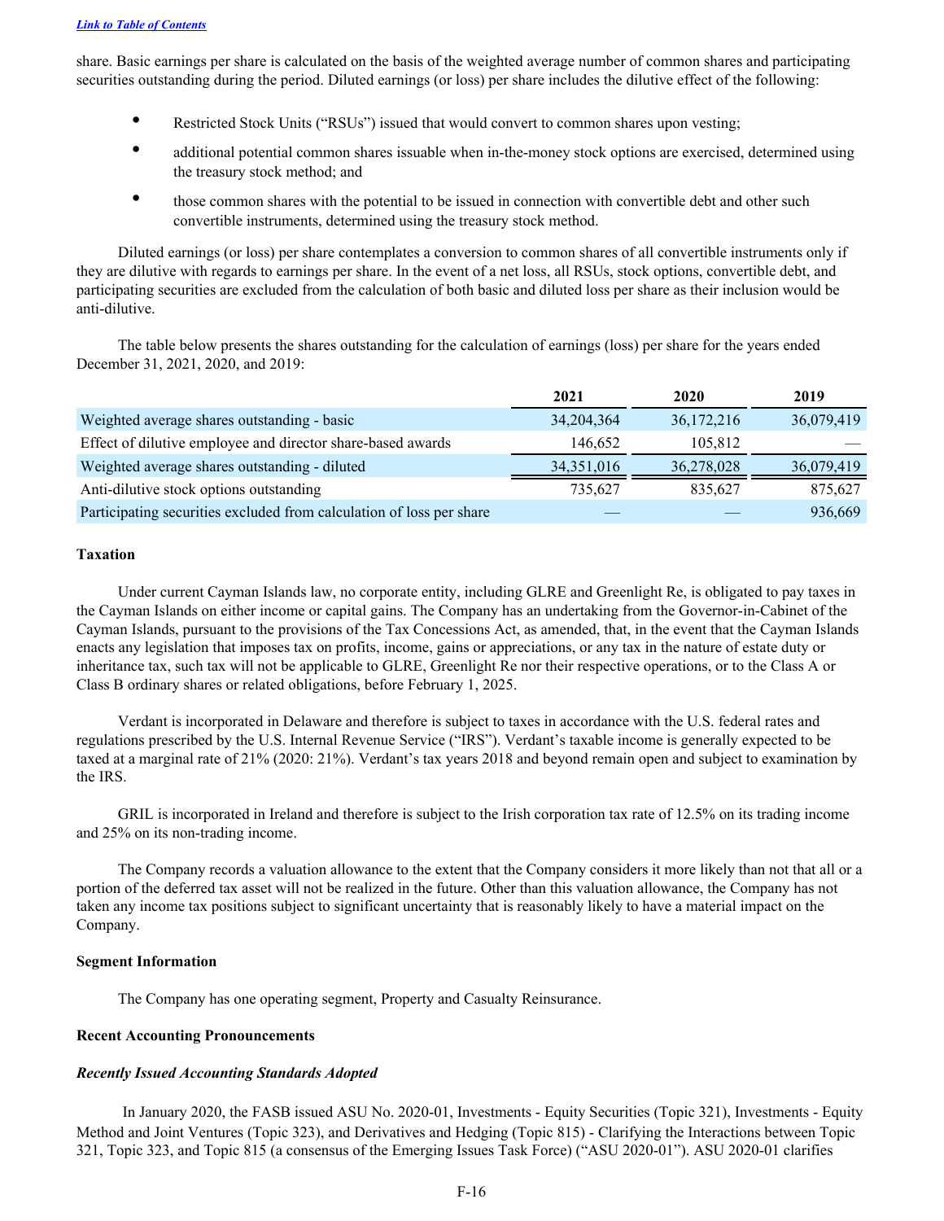share. Basic earnings per share is calculated on the basis of the weighted average number of common shares and participating securities outstanding during the period. Diluted earnings (or loss) per share includes the dilutive effect of the following:

- Restricted Stock Units ("RSUs") issued that would convert to common shares upon vesting;
- additional potential common shares issuable when in-the-money stock options are exercised, determined using the treasury stock method; and
- those common shares with the potential to be issued in connection with convertible debt and other such convertible instruments, determined using the treasury stock method.

Diluted earnings (or loss) per share contemplates a conversion to common shares of all convertible instruments only if they are dilutive with regards to earnings per share. In the event of a net loss, all RSUs, stock options, convertible debt, and participating securities are excluded from the calculation of both basic and diluted loss per share as their inclusion would be anti-dilutive.

The table below presents the shares outstanding for the calculation of earnings (loss) per share for the years ended December 31, 2021, 2020, and 2019:

| | 2021 | 2020 | 2019 |
|---|---|---|---|
| Weighted average shares outstanding - basic | 34,204,364 | 36,172,216 | 36,079,419 |
| Effect of dilutive employee and director share-based awards | 146,652 | 105,812 | — |
| Weighted average shares outstanding - diluted | 34,351,016 | 36,278,028 | 36,079,419 |
| Anti-dilutive stock options outstanding | 735,627 | 835,627 | 875,627 |
| Participating securities excluded from calculation of loss per share | — | — | 936,669 |

**Taxation**

Under current Cayman Islands law, no corporate entity, including GLRE and Greenlight Re, is obligated to pay taxes in the Cayman Islands on either income or capital gains. The Company has an undertaking from the Governor-in-Cabinet of the Cayman Islands, pursuant to the provisions of the Tax Concessions Act, as amended, that, in the event that the Cayman Islands enacts any legislation that imposes tax on profits, income, gains or appreciations, or any tax in the nature of estate duty or inheritance tax, such tax will not be applicable to GLRE, Greenlight Re nor their respective operations, or to the Class A or Class B ordinary shares or related obligations, before February 1, 2025.

Verdant is incorporated in Delaware and therefore is subject to taxes in accordance with the U.S. federal rates and regulations prescribed by the U.S. Internal Revenue Service ("IRS"). Verdant's taxable income is generally expected to be taxed at a marginal rate of 21% (2020: 21%). Verdant's tax years 2018 and beyond remain open and subject to examination by the IRS.

GRIL is incorporated in Ireland and therefore is subject to the Irish corporation tax rate of 12.5% on its trading income and 25% on its non-trading income.

The Company records a valuation allowance to the extent that the Company considers it more likely than not that all or a portion of the deferred tax asset will not be realized in the future. Other than this valuation allowance, the Company has not taken any income tax positions subject to significant uncertainty that is reasonably likely to have a material impact on the Company.

**Segment Information**

The Company has one operating segment, Property and Casualty Reinsurance.

**Recent Accounting Pronouncements**

***Recently Issued Accounting Standards Adopted***

In January 2020, the FASB issued ASU No. 2020-01, Investments - Equity Securities (Topic 321), Investments - Equity Method and Joint Ventures (Topic 323), and Derivatives and Hedging (Topic 815) - Clarifying the Interactions between Topic 321, Topic 323, and Topic 815 (a consensus of the Emerging Issues Task Force) ("ASU 2020-01"). ASU 2020-01 clarifies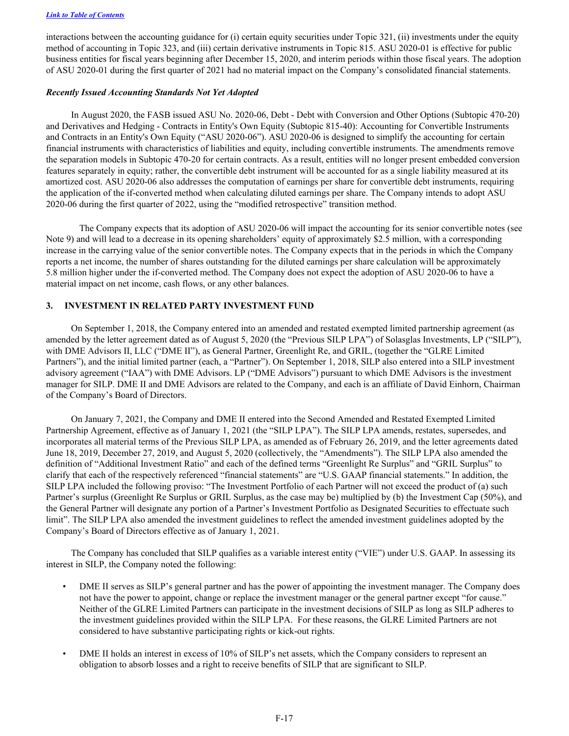interactions between the accounting guidance for (i) certain equity securities under Topic 321, (ii) investments under the equity method of accounting in Topic 323, and (iii) certain derivative instruments in Topic 815. ASU 2020-01 is effective for public business entities for fiscal years beginning after December 15, 2020, and interim periods within those fiscal years. The adoption of ASU 2020-01 during the first quarter of 2021 had no material impact on the Company's consolidated financial statements.

***Recently Issued Accounting Standards Not Yet Adopted***

In August 2020, the FASB issued ASU No. 2020-06, Debt - Debt with Conversion and Other Options (Subtopic 470-20) and Derivatives and Hedging - Contracts in Entity's Own Equity (Subtopic 815-40): Accounting for Convertible Instruments and Contracts in an Entity's Own Equity ("ASU 2020-06"). ASU 2020-06 is designed to simplify the accounting for certain financial instruments with characteristics of liabilities and equity, including convertible instruments. The amendments remove the separation models in Subtopic 470-20 for certain contracts. As a result, entities will no longer present embedded conversion features separately in equity; rather, the convertible debt instrument will be accounted for as a single liability measured at its amortized cost. ASU 2020-06 also addresses the computation of earnings per share for convertible debt instruments, requiring the application of the if-converted method when calculating diluted earnings per share. The Company intends to adopt ASU 2020-06 during the first quarter of 2022, using the "modified retrospective" transition method.

The Company expects that its adoption of ASU 2020-06 will impact the accounting for its senior convertible notes (see Note 9) and will lead to a decrease in its opening shareholders' equity of approximately $2.5 million, with a corresponding increase in the carrying value of the senior convertible notes. The Company expects that in the periods in which the Company reports a net income, the number of shares outstanding for the diluted earnings per share calculation will be approximately 5.8 million higher under the if-converted method. The Company does not expect the adoption of ASU 2020-06 to have a material impact on net income, cash flows, or any other balances.

## 3. INVESTMENT IN RELATED PARTY INVESTMENT FUND

On September 1, 2018, the Company entered into an amended and restated exempted limited partnership agreement (as amended by the letter agreement dated as of August 5, 2020 (the "Previous SILP LPA") of Solasglas Investments, LP ("SILP"), with DME Advisors II, LLC ("DME II"), as General Partner, Greenlight Re, and GRIL, (together the "GLRE Limited Partners"), and the initial limited partner (each, a "Partner"). On September 1, 2018, SILP also entered into a SILP investment advisory agreement ("IAA") with DME Advisors. LP ("DME Advisors") pursuant to which DME Advisors is the investment manager for SILP. DME II and DME Advisors are related to the Company, and each is an affiliate of David Einhorn, Chairman of the Company's Board of Directors.

On January 7, 2021, the Company and DME II entered into the Second Amended and Restated Exempted Limited Partnership Agreement, effective as of January 1, 2021 (the "SILP LPA"). The SILP LPA amends, restates, supersedes, and incorporates all material terms of the Previous SILP LPA, as amended as of February 26, 2019, and the letter agreements dated June 18, 2019, December 27, 2019, and August 5, 2020 (collectively, the "Amendments"). The SILP LPA also amended the definition of "Additional Investment Ratio" and each of the defined terms "Greenlight Re Surplus" and "GRIL Surplus" to clarify that each of the respectively referenced "financial statements" are "U.S. GAAP financial statements." In addition, the SILP LPA included the following proviso: "The Investment Portfolio of each Partner will not exceed the product of (a) such Partner's surplus (Greenlight Re Surplus or GRIL Surplus, as the case may be) multiplied by (b) the Investment Cap (50%), and the General Partner will designate any portion of a Partner's Investment Portfolio as Designated Securities to effectuate such limit". The SILP LPA also amended the investment guidelines to reflect the amended investment guidelines adopted by the Company's Board of Directors effective as of January 1, 2021.

The Company has concluded that SILP qualifies as a variable interest entity ("VIE") under U.S. GAAP. In assessing its interest in SILP, the Company noted the following:

- DME II serves as SILP's general partner and has the power of appointing the investment manager. The Company does not have the power to appoint, change or replace the investment manager or the general partner except "for cause." Neither of the GLRE Limited Partners can participate in the investment decisions of SILP as long as SILP adheres to the investment guidelines provided within the SILP LPA. For these reasons, the GLRE Limited Partners are not considered to have substantive participating rights or kick-out rights.

- DME II holds an interest in excess of 10% of SILP's net assets, which the Company considers to represent an obligation to absorb losses and a right to receive benefits of SILP that are significant to SILP.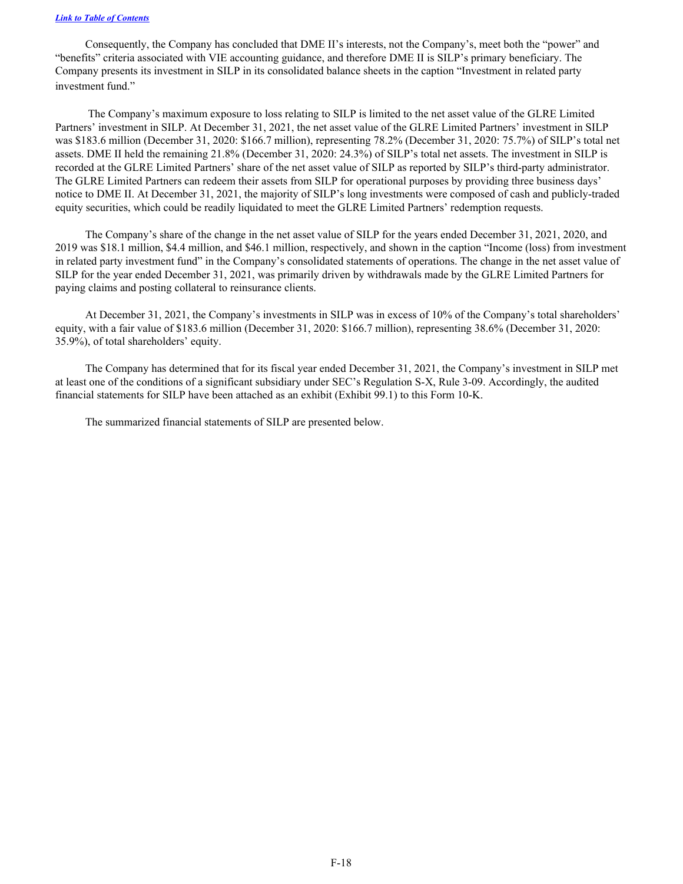Consequently, the Company has concluded that DME II's interests, not the Company's, meet both the "power" and "benefits" criteria associated with VIE accounting guidance, and therefore DME II is SILP's primary beneficiary. The Company presents its investment in SILP in its consolidated balance sheets in the caption "Investment in related party investment fund."

The Company's maximum exposure to loss relating to SILP is limited to the net asset value of the GLRE Limited Partners' investment in SILP. At December 31, 2021, the net asset value of the GLRE Limited Partners' investment in SILP was \$183.6 million (December 31, 2020: \$166.7 million), representing 78.2% (December 31, 2020: 75.7%) of SILP's total net assets. DME II held the remaining 21.8% (December 31, 2020: 24.3%) of SILP's total net assets. The investment in SILP is recorded at the GLRE Limited Partners' share of the net asset value of SILP as reported by SILP's third-party administrator. The GLRE Limited Partners can redeem their assets from SILP for operational purposes by providing three business days' notice to DME II. At December 31, 2021, the majority of SILP's long investments were composed of cash and publicly-traded equity securities, which could be readily liquidated to meet the GLRE Limited Partners' redemption requests.

The Company's share of the change in the net asset value of SILP for the years ended December 31, 2021, 2020, and 2019 was \$18.1 million, \$4.4 million, and \$46.1 million, respectively, and shown in the caption "Income (loss) from investment in related party investment fund" in the Company's consolidated statements of operations. The change in the net asset value of SILP for the year ended December 31, 2021, was primarily driven by withdrawals made by the GLRE Limited Partners for paying claims and posting collateral to reinsurance clients.

At December 31, 2021, the Company's investments in SILP was in excess of 10% of the Company's total shareholders' equity, with a fair value of \$183.6 million (December 31, 2020: \$166.7 million), representing 38.6% (December 31, 2020: 35.9%), of total shareholders' equity.

The Company has determined that for its fiscal year ended December 31, 2021, the Company's investment in SILP met at least one of the conditions of a significant subsidiary under SEC's Regulation S-X, Rule 3-09. Accordingly, the audited financial statements for SILP have been attached as an exhibit (Exhibit 99.1) to this Form 10-K.

The summarized financial statements of SILP are presented below.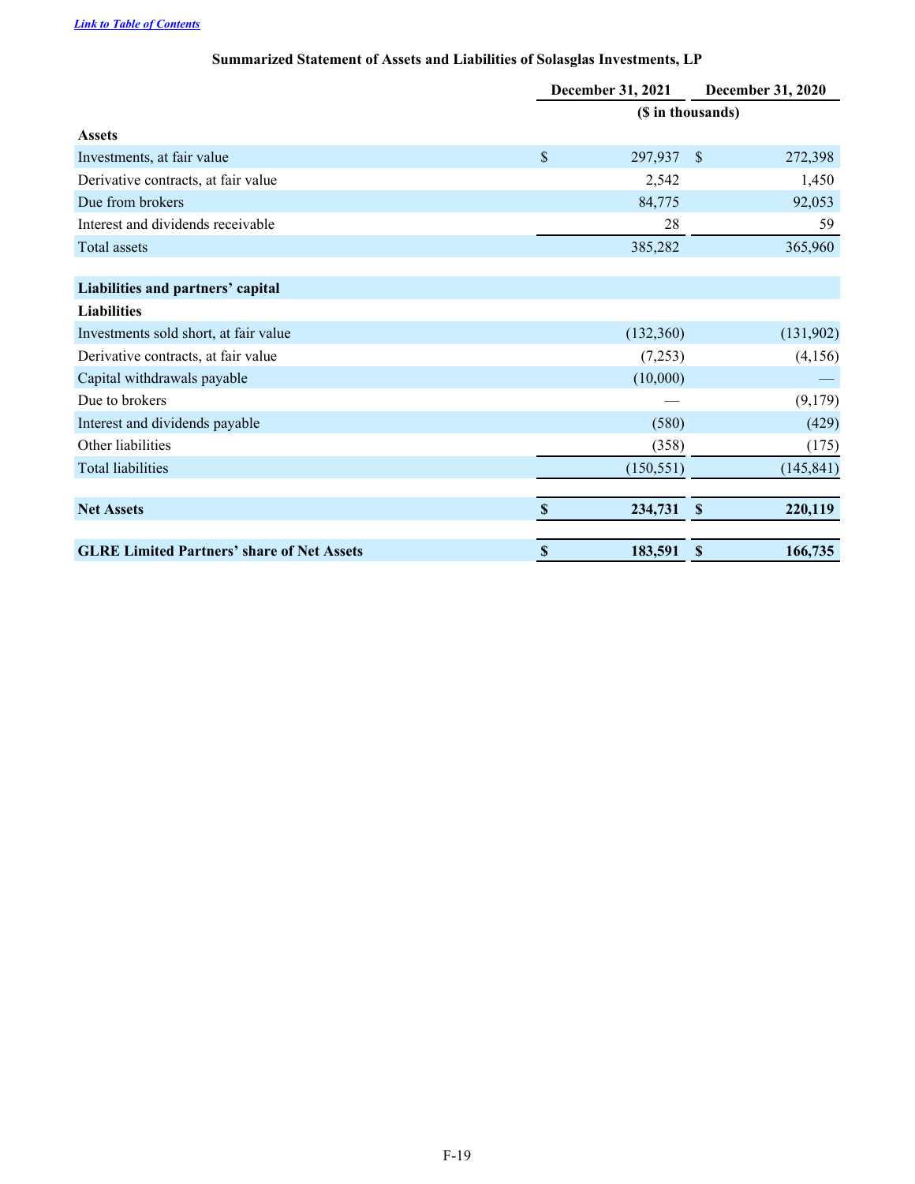[Link to Table of Contents]

### Summarized Statement of Assets and Liabilities of Solasglas Investments, LP

| | December 31, 2021 | December 31, 2020 |
|---|---|---|
| | ($ in thousands) | |
| **Assets** | | |
| Investments, at fair value | $ 297,937 | $ 272,398 |
| Derivative contracts, at fair value | 2,542 | 1,450 |
| Due from brokers | 84,775 | 92,053 |
| Interest and dividends receivable | 28 | 59 |
| Total assets | 385,282 | 365,960 |
| | | |
| **Liabilities and partners' capital** | | |
| **Liabilities** | | |
| Investments sold short, at fair value | (132,360) | (131,902) |
| Derivative contracts, at fair value | (7,253) | (4,156) |
| Capital withdrawals payable | (10,000) | — |
| Due to brokers | — | (9,179) |
| Interest and dividends payable | (580) | (429) |
| Other liabilities | (358) | (175) |
| Total liabilities | (150,551) | (145,841) |
| | | |
| **Net Assets** | **$ 234,731** | **$ 220,119** |
| | | |
| **GLRE Limited Partners' share of Net Assets** | **$ 183,591** | **$ 166,735** |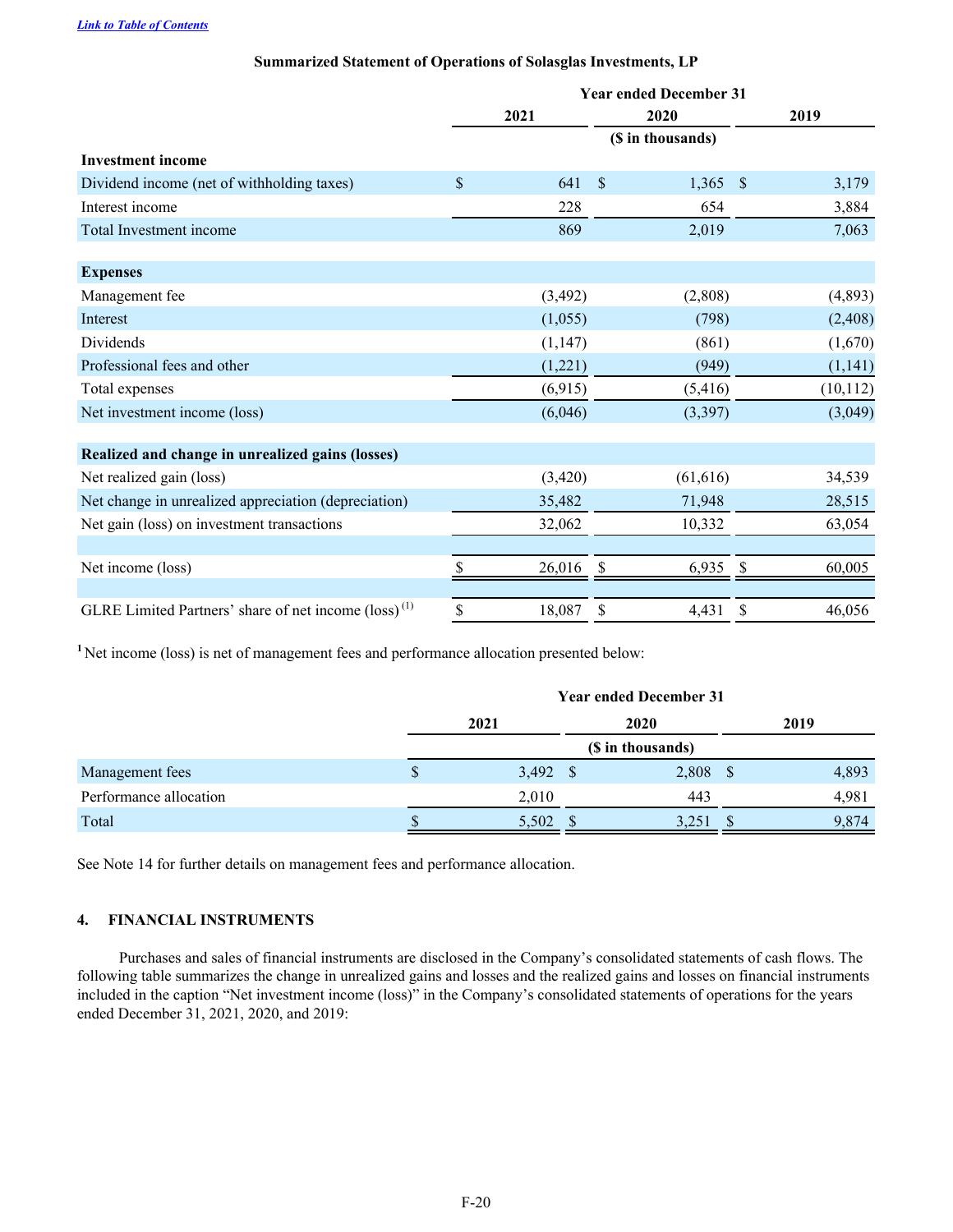[Link to Table of Contents](#)

### Summarized Statement of Operations of Solasglas Investments, LP

| | Year ended December 31 | | |
|---|---|---|---|
| | 2021 | 2020 | 2019 |
| | ($ in thousands) | | |
| **Investment income** | | | |
| Dividend income (net of withholding taxes) | $ 641 | $ 1,365 | $ 3,179 |
| Interest income | 228 | 654 | 3,884 |
| Total Investment income | 869 | 2,019 | 7,063 |
| | | | |
| **Expenses** | | | |
| Management fee | (3,492) | (2,808) | (4,893) |
| Interest | (1,055) | (798) | (2,408) |
| Dividends | (1,147) | (861) | (1,670) |
| Professional fees and other | (1,221) | (949) | (1,141) |
| Total expenses | (6,915) | (5,416) | (10,112) |
| Net investment income (loss) | (6,046) | (3,397) | (3,049) |
| | | | |
| **Realized and change in unrealized gains (losses)** | | | |
| Net realized gain (loss) | (3,420) | (61,616) | 34,539 |
| Net change in unrealized appreciation (depreciation) | 35,482 | 71,948 | 28,515 |
| Net gain (loss) on investment transactions | 32,062 | 10,332 | 63,054 |
| | | | |
| Net income (loss) | $ 26,016 | $ 6,935 | $ 60,005 |
| | | | |
| GLRE Limited Partners' share of net income (loss) [(1)] | $ 18,087 | $ 4,431 | $ 46,056 |

[1] Net income (loss) is net of management fees and performance allocation presented below:

| | Year ended December 31 | | |
|---|---|---|---|
| | 2021 | 2020 | 2019 |
| | ($ in thousands) | | |
| Management fees | $ 3,492 | $ 2,808 | $ 4,893 |
| Performance allocation | 2,010 | 443 | 4,981 |
| Total | $ 5,502 | $ 3,251 | $ 9,874 |

See Note 14 for further details on management fees and performance allocation.

## 4. FINANCIAL INSTRUMENTS

Purchases and sales of financial instruments are disclosed in the Company's consolidated statements of cash flows. The following table summarizes the change in unrealized gains and losses and the realized gains and losses on financial instruments included in the caption "Net investment income (loss)" in the Company's consolidated statements of operations for the years ended December 31, 2021, 2020, and 2019: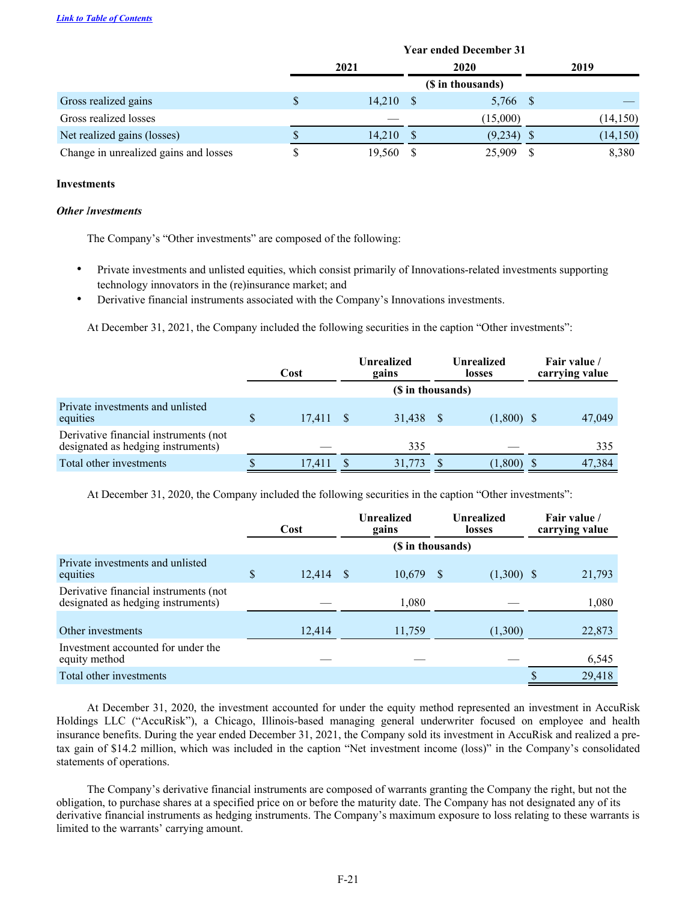[Link to Table of Contents](#)

| | Year ended December 31 | | |
|---|---|---|---|
| | 2021 | 2020 | 2019 |
| | ($ in thousands) | | |
| Gross realized gains | $ 14,210 | $ 5,766 | $ — |
| Gross realized losses | — | (15,000) | (14,150) |
| Net realized gains (losses) | $ 14,210 | $ (9,234) | $ (14,150) |
| Change in unrealized gains and losses | $ 19,560 | $ 25,909 | $ 8,380 |

**Investments**

***Other Investments***

The Company's "Other investments" are composed of the following:

- Private investments and unlisted equities, which consist primarily of Innovations-related investments supporting technology innovators in the (re)insurance market; and
- Derivative financial instruments associated with the Company's Innovations investments.

At December 31, 2021, the Company included the following securities in the caption "Other investments":

| | Cost | Unrealized gains | Unrealized losses | Fair value / carrying value |
|---|---|---|---|---|
| | ($ in thousands) | | | |
| Private investments and unlisted equities | $ 17,411 | $ 31,438 | $ (1,800) | $ 47,049 |
| Derivative financial instruments (not designated as hedging instruments) | — | 335 | — | 335 |
| Total other investments | $ 17,411 | $ 31,773 | $ (1,800) | $ 47,384 |

At December 31, 2020, the Company included the following securities in the caption "Other investments":

| | Cost | Unrealized gains | Unrealized losses | Fair value / carrying value |
|---|---|---|---|---|
| | ($ in thousands) | | | |
| Private investments and unlisted equities | $ 12,414 | $ 10,679 | $ (1,300) | $ 21,793 |
| Derivative financial instruments (not designated as hedging instruments) | — | 1,080 | — | 1,080 |
| Other investments | 12,414 | 11,759 | (1,300) | 22,873 |
| Investment accounted for under the equity method | — | — | — | 6,545 |
| Total other investments | | | | $ 29,418 |

At December 31, 2020, the investment accounted for under the equity method represented an investment in AccuRisk Holdings LLC ("AccuRisk"), a Chicago, Illinois-based managing general underwriter focused on employee and health insurance benefits. During the year ended December 31, 2021, the Company sold its investment in AccuRisk and realized a pre-tax gain of $14.2 million, which was included in the caption "Net investment income (loss)" in the Company's consolidated statements of operations.

The Company's derivative financial instruments are composed of warrants granting the Company the right, but not the obligation, to purchase shares at a specified price on or before the maturity date. The Company has not designated any of its derivative financial instruments as hedging instruments. The Company's maximum exposure to loss relating to these warrants is limited to the warrants' carrying amount.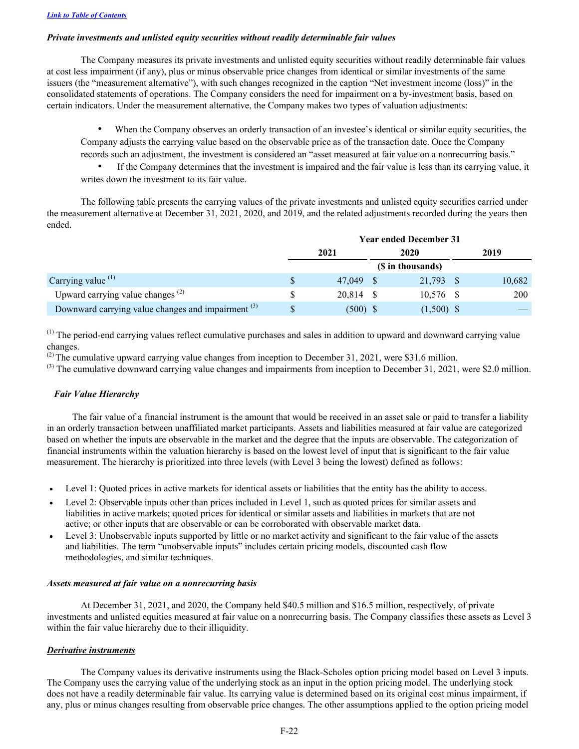[Link to Table of Contents](#)

***Private investments and unlisted equity securities without readily determinable fair values***

The Company measures its private investments and unlisted equity securities without readily determinable fair values at cost less impairment (if any), plus or minus observable price changes from identical or similar investments of the same issuers (the "measurement alternative"), with such changes recognized in the caption "Net investment income (loss)" in the consolidated statements of operations. The Company considers the need for impairment on a by-investment basis, based on certain indicators. Under the measurement alternative, the Company makes two types of valuation adjustments:

- When the Company observes an orderly transaction of an investee's identical or similar equity securities, the Company adjusts the carrying value based on the observable price as of the transaction date. Once the Company records such an adjustment, the investment is considered an "asset measured at fair value on a nonrecurring basis."
- If the Company determines that the investment is impaired and the fair value is less than its carrying value, it writes down the investment to its fair value.

The following table presents the carrying values of the private investments and unlisted equity securities carried under the measurement alternative at December 31, 2021, 2020, and 2019, and the related adjustments recorded during the years then ended.

| | Year ended December 31 | | |
|---|---|---|---|
| | 2021 | 2020 | 2019 |
| | ($ in thousands) | | |
| Carrying value [1] | $ 47,049 | $ 21,793 | $ 10,682 |
| Upward carrying value changes [2] | $ 20,814 | $ 10,576 | $ 200 |
| Downward carrying value changes and impairment [3] | $ (500) | $ (1,500) | $ — |

[1] The period-end carrying values reflect cumulative purchases and sales in addition to upward and downward carrying value changes.

[2] The cumulative upward carrying value changes from inception to December 31, 2021, were $31.6 million.

[3] The cumulative downward carrying value changes and impairments from inception to December 31, 2021, were $2.0 million.

***Fair Value Hierarchy***

The fair value of a financial instrument is the amount that would be received in an asset sale or paid to transfer a liability in an orderly transaction between unaffiliated market participants. Assets and liabilities measured at fair value are categorized based on whether the inputs are observable in the market and the degree that the inputs are observable. The categorization of financial instruments within the valuation hierarchy is based on the lowest level of input that is significant to the fair value measurement. The hierarchy is prioritized into three levels (with Level 3 being the lowest) defined as follows:

- Level 1: Quoted prices in active markets for identical assets or liabilities that the entity has the ability to access.
- Level 2: Observable inputs other than prices included in Level 1, such as quoted prices for similar assets and liabilities in active markets; quoted prices for identical or similar assets and liabilities in markets that are not active; or other inputs that are observable or can be corroborated with observable market data.
- Level 3: Unobservable inputs supported by little or no market activity and significant to the fair value of the assets and liabilities. The term "unobservable inputs" includes certain pricing models, discounted cash flow methodologies, and similar techniques.

***Assets measured at fair value on a nonrecurring basis***

At December 31, 2021, and 2020, the Company held $40.5 million and $16.5 million, respectively, of private investments and unlisted equities measured at fair value on a nonrecurring basis. The Company classifies these assets as Level 3 within the fair value hierarchy due to their illiquidity.

***Derivative instruments***

The Company values its derivative instruments using the Black-Scholes option pricing model based on Level 3 inputs. The Company uses the carrying value of the underlying stock as an input in the option pricing model. The underlying stock does not have a readily determinable fair value. Its carrying value is determined based on its original cost minus impairment, if any, plus or minus changes resulting from observable price changes. The other assumptions applied to the option pricing model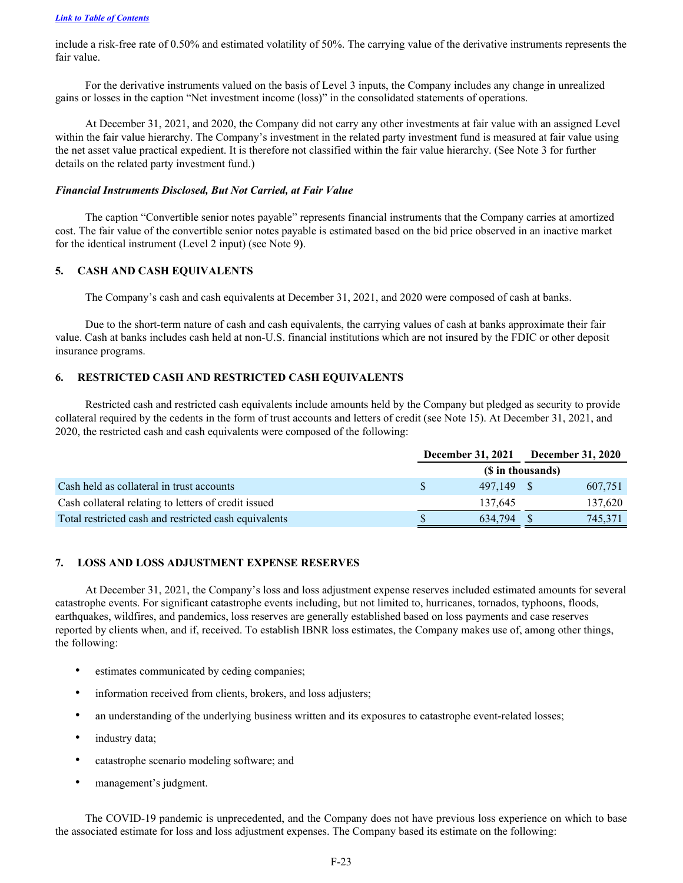include a risk-free rate of 0.50% and estimated volatility of 50%. The carrying value of the derivative instruments represents the fair value.

For the derivative instruments valued on the basis of Level 3 inputs, the Company includes any change in unrealized gains or losses in the caption "Net investment income (loss)" in the consolidated statements of operations.

At December 31, 2021, and 2020, the Company did not carry any other investments at fair value with an assigned Level within the fair value hierarchy. The Company's investment in the related party investment fund is measured at fair value using the net asset value practical expedient. It is therefore not classified within the fair value hierarchy. (See Note 3 for further details on the related party investment fund.)

***Financial Instruments Disclosed, But Not Carried, at Fair Value***

The caption "Convertible senior notes payable" represents financial instruments that the Company carries at amortized cost. The fair value of the convertible senior notes payable is estimated based on the bid price observed in an inactive market for the identical instrument (Level 2 input) (see Note 9**)**.

## 5. CASH AND CASH EQUIVALENTS

The Company's cash and cash equivalents at December 31, 2021, and 2020 were composed of cash at banks.

Due to the short-term nature of cash and cash equivalents, the carrying values of cash at banks approximate their fair value. Cash at banks includes cash held at non-U.S. financial institutions which are not insured by the FDIC or other deposit insurance programs.

## 6. RESTRICTED CASH AND RESTRICTED CASH EQUIVALENTS

Restricted cash and restricted cash equivalents include amounts held by the Company but pledged as security to provide collateral required by the cedents in the form of trust accounts and letters of credit (see Note 15). At December 31, 2021, and 2020, the restricted cash and cash equivalents were composed of the following:

| | December 31, 2021 | December 31, 2020 |
|---|---|---|
| | ($ in thousands) | |
| Cash held as collateral in trust accounts | $ 497,149 | $ 607,751 |
| Cash collateral relating to letters of credit issued | 137,645 | 137,620 |
| Total restricted cash and restricted cash equivalents | $ 634,794 | $ 745,371 |

## 7. LOSS AND LOSS ADJUSTMENT EXPENSE RESERVES

At December 31, 2021, the Company's loss and loss adjustment expense reserves included estimated amounts for several catastrophe events. For significant catastrophe events including, but not limited to, hurricanes, tornados, typhoons, floods, earthquakes, wildfires, and pandemics, loss reserves are generally established based on loss payments and case reserves reported by clients when, and if, received. To establish IBNR loss estimates, the Company makes use of, among other things, the following:

- estimates communicated by ceding companies;
- information received from clients, brokers, and loss adjusters;
- an understanding of the underlying business written and its exposures to catastrophe event-related losses;
- industry data;
- catastrophe scenario modeling software; and
- management's judgment.

The COVID-19 pandemic is unprecedented, and the Company does not have previous loss experience on which to base the associated estimate for loss and loss adjustment expenses. The Company based its estimate on the following: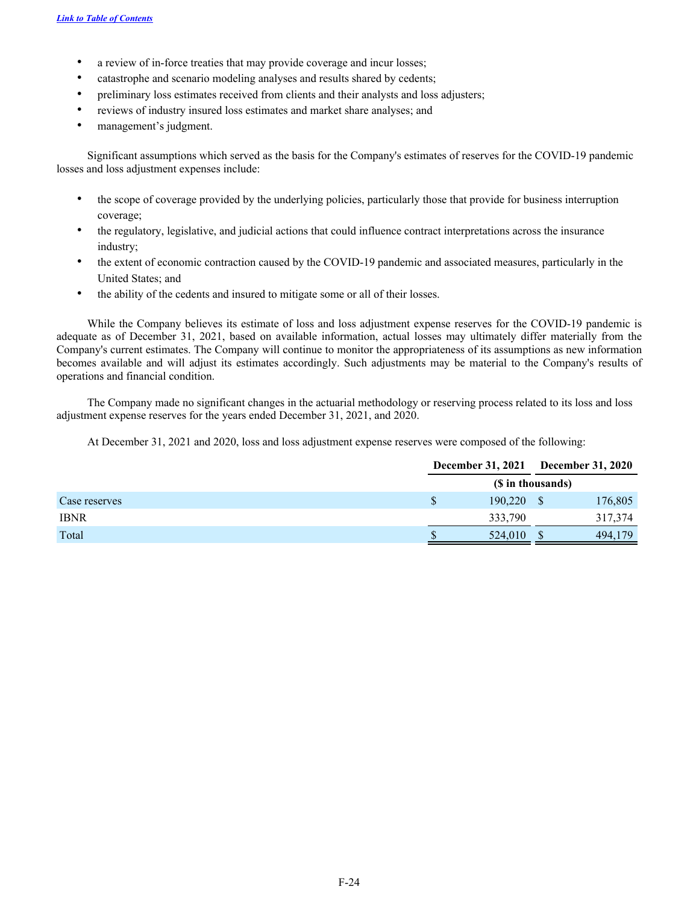- a review of in-force treaties that may provide coverage and incur losses;
- catastrophe and scenario modeling analyses and results shared by cedents;
- preliminary loss estimates received from clients and their analysts and loss adjusters;
- reviews of industry insured loss estimates and market share analyses; and
- management's judgment.

Significant assumptions which served as the basis for the Company's estimates of reserves for the COVID-19 pandemic losses and loss adjustment expenses include:

- the scope of coverage provided by the underlying policies, particularly those that provide for business interruption coverage;
- the regulatory, legislative, and judicial actions that could influence contract interpretations across the insurance industry;
- the extent of economic contraction caused by the COVID-19 pandemic and associated measures, particularly in the United States; and
- the ability of the cedents and insured to mitigate some or all of their losses.

While the Company believes its estimate of loss and loss adjustment expense reserves for the COVID-19 pandemic is adequate as of December 31, 2021, based on available information, actual losses may ultimately differ materially from the Company's current estimates. The Company will continue to monitor the appropriateness of its assumptions as new information becomes available and will adjust its estimates accordingly. Such adjustments may be material to the Company's results of operations and financial condition.

The Company made no significant changes in the actuarial methodology or reserving process related to its loss and loss adjustment expense reserves for the years ended December 31, 2021, and 2020.

At December 31, 2021 and 2020, loss and loss adjustment expense reserves were composed of the following:

| | December 31, 2021 | December 31, 2020 |
|---|---|---|
| | ($ in thousands) | |
| Case reserves | $ 190,220 | $ 176,805 |
| IBNR | 333,790 | 317,374 |
| Total | $ 524,010 | $ 494,179 |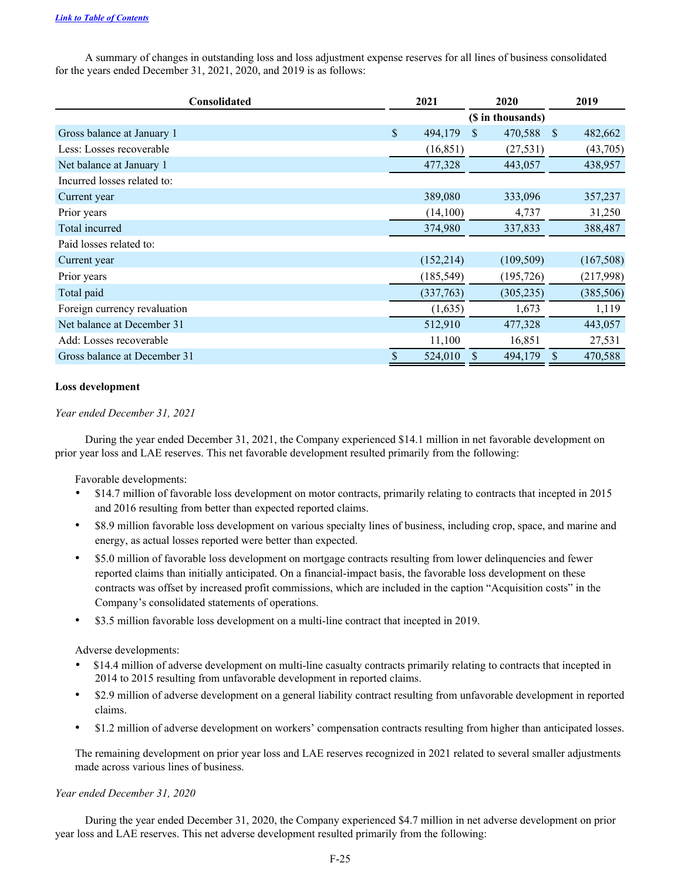[Link to Table of Contents](#)

A summary of changes in outstanding loss and loss adjustment expense reserves for all lines of business consolidated for the years ended December 31, 2021, 2020, and 2019 is as follows:

| Consolidated | 2021 | 2020 | 2019 |
|---|---|---|---|
| | | ($ in thousands) | |
| Gross balance at January 1 | $ 494,179 | $ 470,588 | $ 482,662 |
| Less: Losses recoverable | (16,851) | (27,531) | (43,705) |
| Net balance at January 1 | 477,328 | 443,057 | 438,957 |
| Incurred losses related to: | | | |
| Current year | 389,080 | 333,096 | 357,237 |
| Prior years | (14,100) | 4,737 | 31,250 |
| Total incurred | 374,980 | 337,833 | 388,487 |
| Paid losses related to: | | | |
| Current year | (152,214) | (109,509) | (167,508) |
| Prior years | (185,549) | (195,726) | (217,998) |
| Total paid | (337,763) | (305,235) | (385,506) |
| Foreign currency revaluation | (1,635) | 1,673 | 1,119 |
| Net balance at December 31 | 512,910 | 477,328 | 443,057 |
| Add: Losses recoverable | 11,100 | 16,851 | 27,531 |
| Gross balance at December 31 | $ 524,010 | $ 494,179 | $ 470,588 |

**Loss development**

*Year ended December 31, 2021*

During the year ended December 31, 2021, the Company experienced $14.1 million in net favorable development on prior year loss and LAE reserves. This net favorable development resulted primarily from the following:

Favorable developments:

- $14.7 million of favorable loss development on motor contracts, primarily relating to contracts that incepted in 2015 and 2016 resulting from better than expected reported claims.
- $8.9 million favorable loss development on various specialty lines of business, including crop, space, and marine and energy, as actual losses reported were better than expected.
- $5.0 million of favorable loss development on mortgage contracts resulting from lower delinquencies and fewer reported claims than initially anticipated. On a financial-impact basis, the favorable loss development on these contracts was offset by increased profit commissions, which are included in the caption "Acquisition costs" in the Company's consolidated statements of operations.
- $3.5 million favorable loss development on a multi-line contract that incepted in 2019.

Adverse developments:

- $14.4 million of adverse development on multi-line casualty contracts primarily relating to contracts that incepted in 2014 to 2015 resulting from unfavorable development in reported claims.
- $2.9 million of adverse development on a general liability contract resulting from unfavorable development in reported claims.
- $1.2 million of adverse development on workers' compensation contracts resulting from higher than anticipated losses.

The remaining development on prior year loss and LAE reserves recognized in 2021 related to several smaller adjustments made across various lines of business.

*Year ended December 31, 2020*

During the year ended December 31, 2020, the Company experienced $4.7 million in net adverse development on prior year loss and LAE reserves. This net adverse development resulted primarily from the following: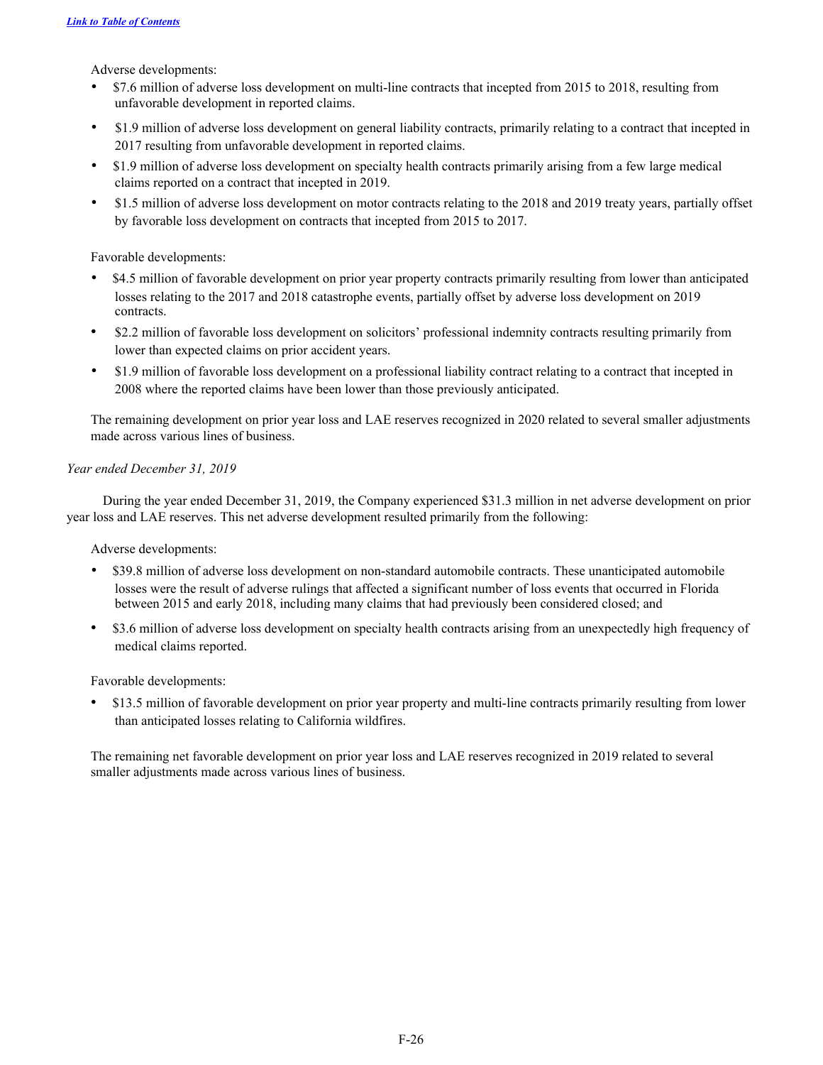Adverse developments:

- $7.6 million of adverse loss development on multi-line contracts that incepted from 2015 to 2018, resulting from unfavorable development in reported claims.
- $1.9 million of adverse loss development on general liability contracts, primarily relating to a contract that incepted in 2017 resulting from unfavorable development in reported claims.
- $1.9 million of adverse loss development on specialty health contracts primarily arising from a few large medical claims reported on a contract that incepted in 2019.
- $1.5 million of adverse loss development on motor contracts relating to the 2018 and 2019 treaty years, partially offset by favorable loss development on contracts that incepted from 2015 to 2017.

Favorable developments:

- $4.5 million of favorable development on prior year property contracts primarily resulting from lower than anticipated losses relating to the 2017 and 2018 catastrophe events, partially offset by adverse loss development on 2019 contracts.
- $2.2 million of favorable loss development on solicitors' professional indemnity contracts resulting primarily from lower than expected claims on prior accident years.
- $1.9 million of favorable loss development on a professional liability contract relating to a contract that incepted in 2008 where the reported claims have been lower than those previously anticipated.

The remaining development on prior year loss and LAE reserves recognized in 2020 related to several smaller adjustments made across various lines of business.

*Year ended December 31, 2019*

During the year ended December 31, 2019, the Company experienced $31.3 million in net adverse development on prior year loss and LAE reserves. This net adverse development resulted primarily from the following:

Adverse developments:

- $39.8 million of adverse loss development on non-standard automobile contracts. These unanticipated automobile losses were the result of adverse rulings that affected a significant number of loss events that occurred in Florida between 2015 and early 2018, including many claims that had previously been considered closed; and
- $3.6 million of adverse loss development on specialty health contracts arising from an unexpectedly high frequency of medical claims reported.

Favorable developments:

- $13.5 million of favorable development on prior year property and multi-line contracts primarily resulting from lower than anticipated losses relating to California wildfires.

The remaining net favorable development on prior year loss and LAE reserves recognized in 2019 related to several smaller adjustments made across various lines of business.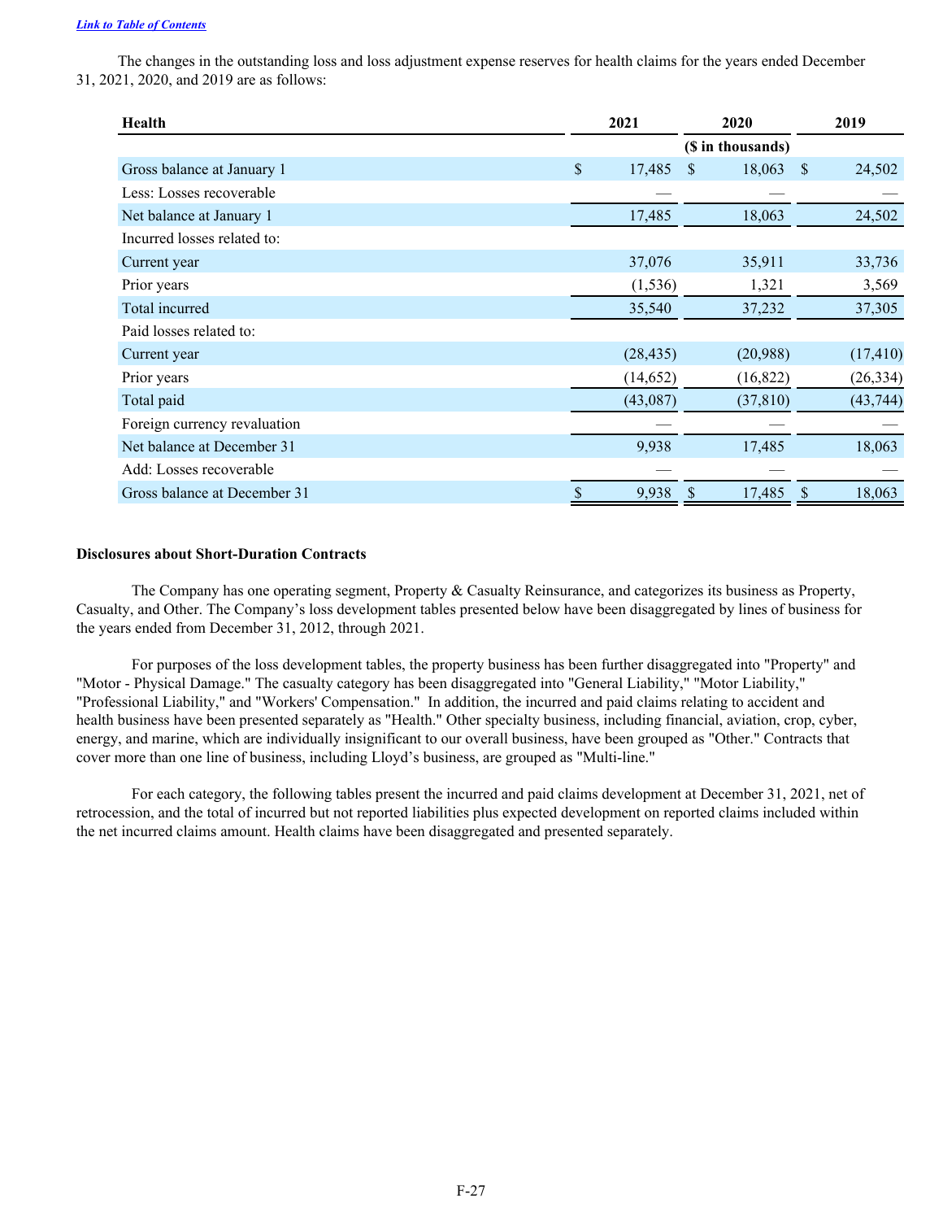[Link to Table of Contents](#)

The changes in the outstanding loss and loss adjustment expense reserves for health claims for the years ended December 31, 2021, 2020, and 2019 are as follows:

| Health | 2021 | 2020 | 2019 |
|---|---|---|---|
| | | ($ in thousands) | |
| Gross balance at January 1 | $ 17,485 | $ 18,063 | $ 24,502 |
| Less: Losses recoverable | — | — | — |
| Net balance at January 1 | 17,485 | 18,063 | 24,502 |
| Incurred losses related to: | | | |
| Current year | 37,076 | 35,911 | 33,736 |
| Prior years | (1,536) | 1,321 | 3,569 |
| Total incurred | 35,540 | 37,232 | 37,305 |
| Paid losses related to: | | | |
| Current year | (28,435) | (20,988) | (17,410) |
| Prior years | (14,652) | (16,822) | (26,334) |
| Total paid | (43,087) | (37,810) | (43,744) |
| Foreign currency revaluation | — | — | — |
| Net balance at December 31 | 9,938 | 17,485 | 18,063 |
| Add: Losses recoverable | — | — | — |
| Gross balance at December 31 | $ 9,938 | $ 17,485 | $ 18,063 |

**Disclosures about Short-Duration Contracts**

The Company has one operating segment, Property & Casualty Reinsurance, and categorizes its business as Property, Casualty, and Other. The Company's loss development tables presented below have been disaggregated by lines of business for the years ended from December 31, 2012, through 2021.

For purposes of the loss development tables, the property business has been further disaggregated into "Property" and "Motor - Physical Damage." The casualty category has been disaggregated into "General Liability," "Motor Liability," "Professional Liability," and "Workers' Compensation." In addition, the incurred and paid claims relating to accident and health business have been presented separately as "Health." Other specialty business, including financial, aviation, crop, cyber, energy, and marine, which are individually insignificant to our overall business, have been grouped as "Other." Contracts that cover more than one line of business, including Lloyd's business, are grouped as "Multi-line."

For each category, the following tables present the incurred and paid claims development at December 31, 2021, net of retrocession, and the total of incurred but not reported liabilities plus expected development on reported claims included within the net incurred claims amount. Health claims have been disaggregated and presented separately.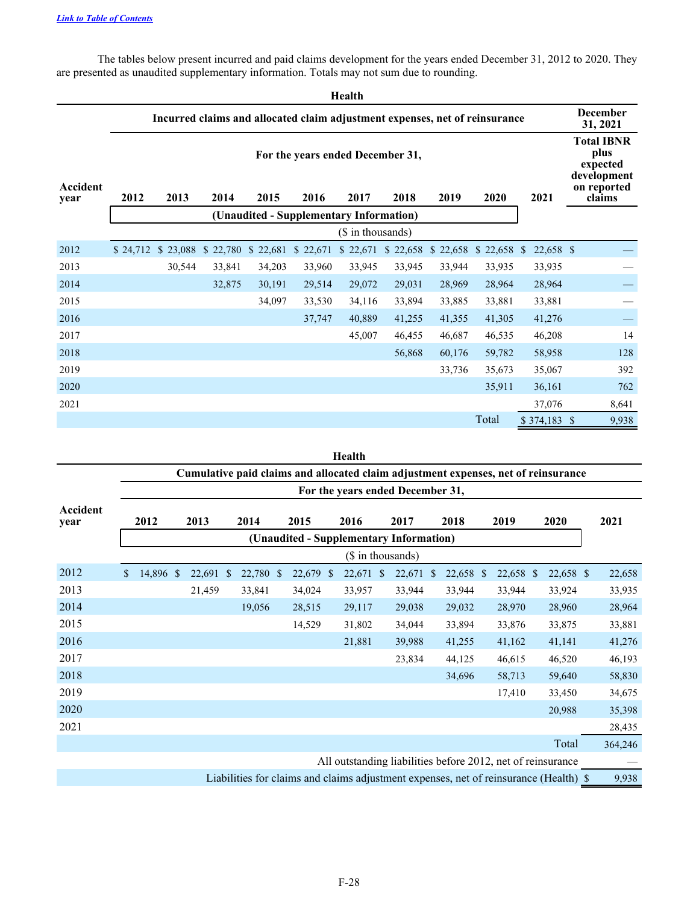[Link to Table of Contents](#)

The tables below present incurred and paid claims development for the years ended December 31, 2012 to 2020. They are presented as unaudited supplementary information. Totals may not sum due to rounding.

**Health**

| | Incurred claims and allocated claim adjustment expenses, net of reinsurance | | | | | | | | | | December 31, 2021 |
|---|---|---|---|---|---|---|---|---|---|---|---|
| | For the years ended December 31, | | | | | | | | | | Total IBNR plus expected development on reported claims |
| Accident year | 2012 | 2013 | 2014 | 2015 | 2016 | 2017 | 2018 | 2019 | 2020 | 2021 | |
| | (Unaudited - Supplementary Information) | | | | | | | | | | |
| | ($ in thousands) | | | | | | | | | | |
| 2012 | $ 24,712 | $ 23,088 | $ 22,780 | $ 22,681 | $ 22,671 | $ 22,671 | $ 22,658 | $ 22,658 | $ 22,658 | $ 22,658 | $ — |
| 2013 | | 30,544 | 33,841 | 34,203 | 33,960 | 33,945 | 33,945 | 33,944 | 33,935 | 33,935 | — |
| 2014 | | | 32,875 | 30,191 | 29,514 | 29,072 | 29,031 | 28,969 | 28,964 | 28,964 | — |
| 2015 | | | | 34,097 | 33,530 | 34,116 | 33,894 | 33,885 | 33,881 | 33,881 | — |
| 2016 | | | | | 37,747 | 40,889 | 41,255 | 41,355 | 41,305 | 41,276 | — |
| 2017 | | | | | | 45,007 | 46,455 | 46,687 | 46,535 | 46,208 | 14 |
| 2018 | | | | | | | 56,868 | 60,176 | 59,782 | 58,958 | 128 |
| 2019 | | | | | | | | 33,736 | 35,673 | 35,067 | 392 |
| 2020 | | | | | | | | | 35,911 | 36,161 | 762 |
| 2021 | | | | | | | | | | 37,076 | 8,641 |
| | | | | | | | | | Total | $ 374,183 | $ 9,938 |

**Health**

| | Cumulative paid claims and allocated claim adjustment expenses, net of reinsurance | | | | | | | | | |
|---|---|---|---|---|---|---|---|---|---|---|
| | For the years ended December 31, | | | | | | | | | |
| Accident year | 2012 | 2013 | 2014 | 2015 | 2016 | 2017 | 2018 | 2019 | 2020 | 2021 |
| | (Unaudited - Supplementary Information) | | | | | | | | | |
| | ($ in thousands) | | | | | | | | | |
| 2012 | $ 14,896 | $ 22,691 | $ 22,780 | $ 22,679 | $ 22,671 | $ 22,671 | $ 22,658 | $ 22,658 | $ 22,658 | $ 22,658 |
| 2013 | | 21,459 | 33,841 | 34,024 | 33,957 | 33,944 | 33,944 | 33,944 | 33,924 | 33,935 |
| 2014 | | | 19,056 | 28,515 | 29,117 | 29,038 | 29,032 | 28,970 | 28,960 | 28,964 |
| 2015 | | | | 14,529 | 31,802 | 34,044 | 33,894 | 33,876 | 33,875 | 33,881 |
| 2016 | | | | | 21,881 | 39,988 | 41,255 | 41,162 | 41,141 | 41,276 |
| 2017 | | | | | | 23,834 | 44,125 | 46,615 | 46,520 | 46,193 |
| 2018 | | | | | | | 34,696 | 58,713 | 59,640 | 58,830 |
| 2019 | | | | | | | | 17,410 | 33,450 | 34,675 |
| 2020 | | | | | | | | | 20,988 | 35,398 |
| 2021 | | | | | | | | | | 28,435 |
| | | | | | | | | | Total | 364,246 |
| | | | | All outstanding liabilities before 2012, net of reinsurance | | | | | | — |
| | | Liabilities for claims and claims adjustment expenses, net of reinsurance (Health) | | | | | | | | $ 9,938 |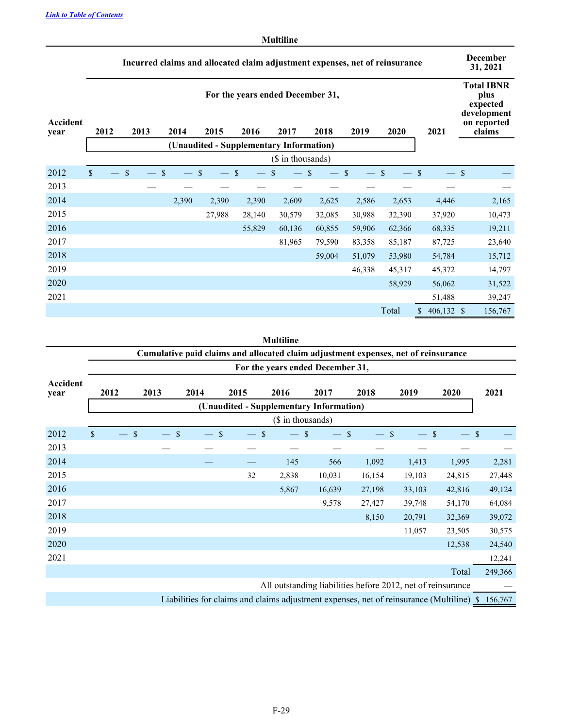[Link to Table of Contents](#)

## Multiline

| Accident year | Incurred claims and allocated claim adjustment expenses, net of reinsurance | | | | | | | | | | December 31, 2021 |
|---|---|---|---|---|---|---|---|---|---|---|---|
| | For the years ended December 31, | | | | | | | | | | Total IBNR plus expected development on reported claims |
| | 2012 | 2013 | 2014 | 2015 | 2016 | 2017 | 2018 | 2019 | 2020 | 2021 | |
| | (Unaudited - Supplementary Information) | | | | | | | | | | |
| | ($ in thousands) | | | | | | | | | | |
| 2012 | $ — | $ — | $ — | $ — | $ — | $ — | $ — | $ — | $ — | $ — | $ — |
| 2013 | | — | — | — | — | — | — | — | — | — | — |
| 2014 | | | 2,390 | 2,390 | 2,390 | 2,609 | 2,625 | 2,586 | 2,653 | 4,446 | 2,165 |
| 2015 | | | | 27,988 | 28,140 | 30,579 | 32,085 | 30,988 | 32,390 | 37,920 | 10,473 |
| 2016 | | | | | 55,829 | 60,136 | 60,855 | 59,906 | 62,366 | 68,335 | 19,211 |
| 2017 | | | | | | 81,965 | 79,590 | 83,358 | 85,187 | 87,725 | 23,640 |
| 2018 | | | | | | | 59,004 | 51,079 | 53,980 | 54,784 | 15,712 |
| 2019 | | | | | | | | 46,338 | 45,317 | 45,372 | 14,797 |
| 2020 | | | | | | | | | 58,929 | 56,062 | 31,522 |
| 2021 | | | | | | | | | | 51,488 | 39,247 |
| | | | | | | | | | Total | $ 406,132 | $ 156,767 |

## Multiline

| Accident year | Cumulative paid claims and allocated claim adjustment expenses, net of reinsurance | | | | | | | | | |
|---|---|---|---|---|---|---|---|---|---|---|
| | For the years ended December 31, | | | | | | | | | |
| | 2012 | 2013 | 2014 | 2015 | 2016 | 2017 | 2018 | 2019 | 2020 | 2021 |
| | (Unaudited - Supplementary Information) | | | | | | | | | |
| | ($ in thousands) | | | | | | | | | |
| 2012 | $ — | $ — | $ — | $ — | $ — | $ — | $ — | $ — | $ — | $ — |
| 2013 | | — | — | — | — | — | — | — | — | — |
| 2014 | | | — | — | 145 | 566 | 1,092 | 1,413 | 1,995 | 2,281 |
| 2015 | | | | 32 | 2,838 | 10,031 | 16,154 | 19,103 | 24,815 | 27,448 |
| 2016 | | | | | 5,867 | 16,639 | 27,198 | 33,103 | 42,816 | 49,124 |
| 2017 | | | | | | 9,578 | 27,427 | 39,748 | 54,170 | 64,084 |
| 2018 | | | | | | | 8,150 | 20,791 | 32,369 | 39,072 |
| 2019 | | | | | | | | 11,057 | 23,505 | 30,575 |
| 2020 | | | | | | | | | 12,538 | 24,540 |
| 2021 | | | | | | | | | | 12,241 |
| | | | | | | | | | Total | 249,366 |
| | All outstanding liabilities before 2012, net of reinsurance | | | | | | | | | — |
| | Liabilities for claims and claims adjustment expenses, net of reinsurance (Multiline) | | | | | | | | | $ 156,767 |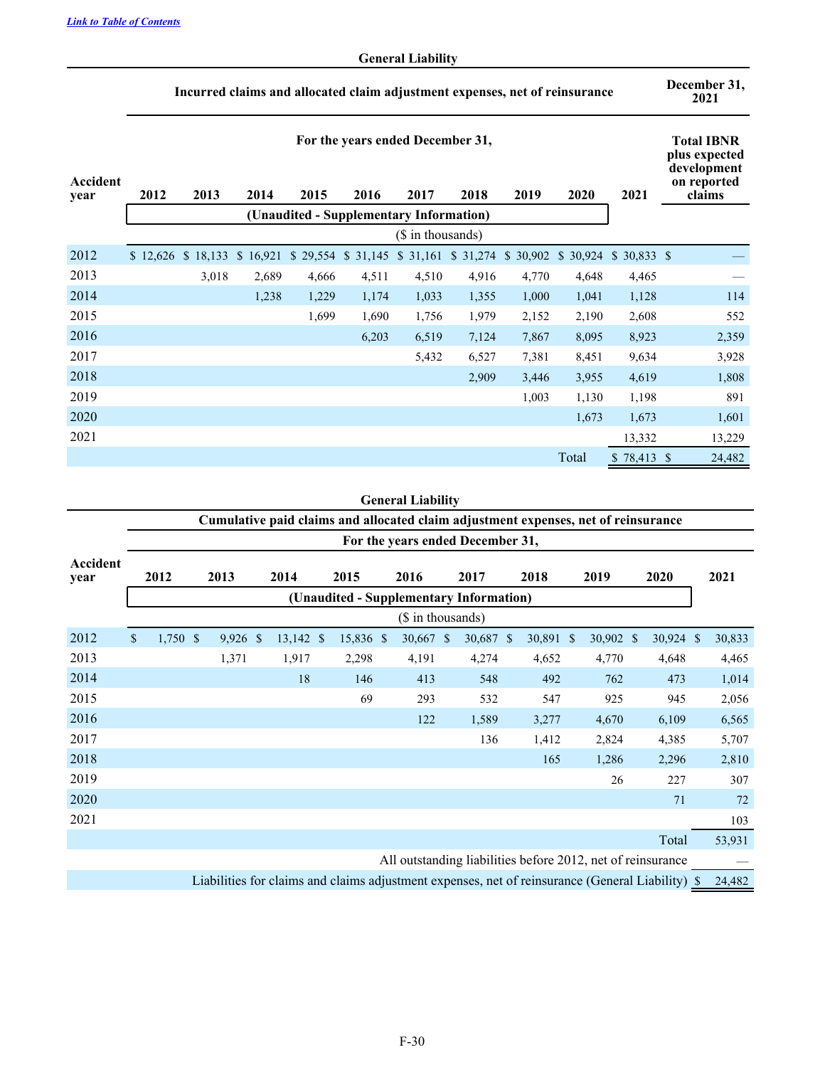[Link to Table of Contents](#)

**General Liability**

| Accident year | Incurred claims and allocated claim adjustment expenses, net of reinsurance | | | | | | | | | | December 31, 2021 |
|---|---|---|---|---|---|---|---|---|---|---|---|
| | For the years ended December 31, | | | | | | | | | | Total IBNR plus expected development on reported claims |
| | 2012 | 2013 | 2014 | 2015 | 2016 | 2017 | 2018 | 2019 | 2020 | 2021 | |
| | (Unaudited - Supplementary Information) | | | | | | | | | | |
| | ($ in thousands) | | | | | | | | | | |
| 2012 | $ 12,626 | $ 18,133 | $ 16,921 | $ 29,554 | $ 31,145 | $ 31,161 | $ 31,274 | $ 30,902 | $ 30,924 | $ 30,833 | $ — |
| 2013 | | 3,018 | 2,689 | 4,666 | 4,511 | 4,510 | 4,916 | 4,770 | 4,648 | 4,465 | — |
| 2014 | | | 1,238 | 1,229 | 1,174 | 1,033 | 1,355 | 1,000 | 1,041 | 1,128 | 114 |
| 2015 | | | | 1,699 | 1,690 | 1,756 | 1,979 | 2,152 | 2,190 | 2,608 | 552 |
| 2016 | | | | | 6,203 | 6,519 | 7,124 | 7,867 | 8,095 | 8,923 | 2,359 |
| 2017 | | | | | | 5,432 | 6,527 | 7,381 | 8,451 | 9,634 | 3,928 |
| 2018 | | | | | | | 2,909 | 3,446 | 3,955 | 4,619 | 1,808 |
| 2019 | | | | | | | | 1,003 | 1,130 | 1,198 | 891 |
| 2020 | | | | | | | | | 1,673 | 1,673 | 1,601 |
| 2021 | | | | | | | | | | 13,332 | 13,229 |
| | | | | | | | | | Total | $ 78,413 | $ 24,482 |

**General Liability**

| Accident year | Cumulative paid claims and allocated claim adjustment expenses, net of reinsurance | | | | | | | | | |
|---|---|---|---|---|---|---|---|---|---|---|
| | For the years ended December 31, | | | | | | | | | |
| | 2012 | 2013 | 2014 | 2015 | 2016 | 2017 | 2018 | 2019 | 2020 | 2021 |
| | (Unaudited - Supplementary Information) | | | | | | | | | |
| | ($ in thousands) | | | | | | | | | |
| 2012 | $ 1,750 | $ 9,926 | $ 13,142 | $ 15,836 | $ 30,667 | $ 30,687 | $ 30,891 | $ 30,902 | $ 30,924 | $ 30,833 |
| 2013 | | 1,371 | 1,917 | 2,298 | 4,191 | 4,274 | 4,652 | 4,770 | 4,648 | 4,465 |
| 2014 | | | 18 | 146 | 413 | 548 | 492 | 762 | 473 | 1,014 |
| 2015 | | | | 69 | 293 | 532 | 547 | 925 | 945 | 2,056 |
| 2016 | | | | | 122 | 1,589 | 3,277 | 4,670 | 6,109 | 6,565 |
| 2017 | | | | | | 136 | 1,412 | 2,824 | 4,385 | 5,707 |
| 2018 | | | | | | | 165 | 1,286 | 2,296 | 2,810 |
| 2019 | | | | | | | | 26 | 227 | 307 |
| 2020 | | | | | | | | | 71 | 72 |
| 2021 | | | | | | | | | | 103 |
| | | | | | | | | | Total | 53,931 |
| All outstanding liabilities before 2012, net of reinsurance | | | | | | | | | | — |
| Liabilities for claims and claims adjustment expenses, net of reinsurance (General Liability) | | | | | | | | | | $ 24,482 |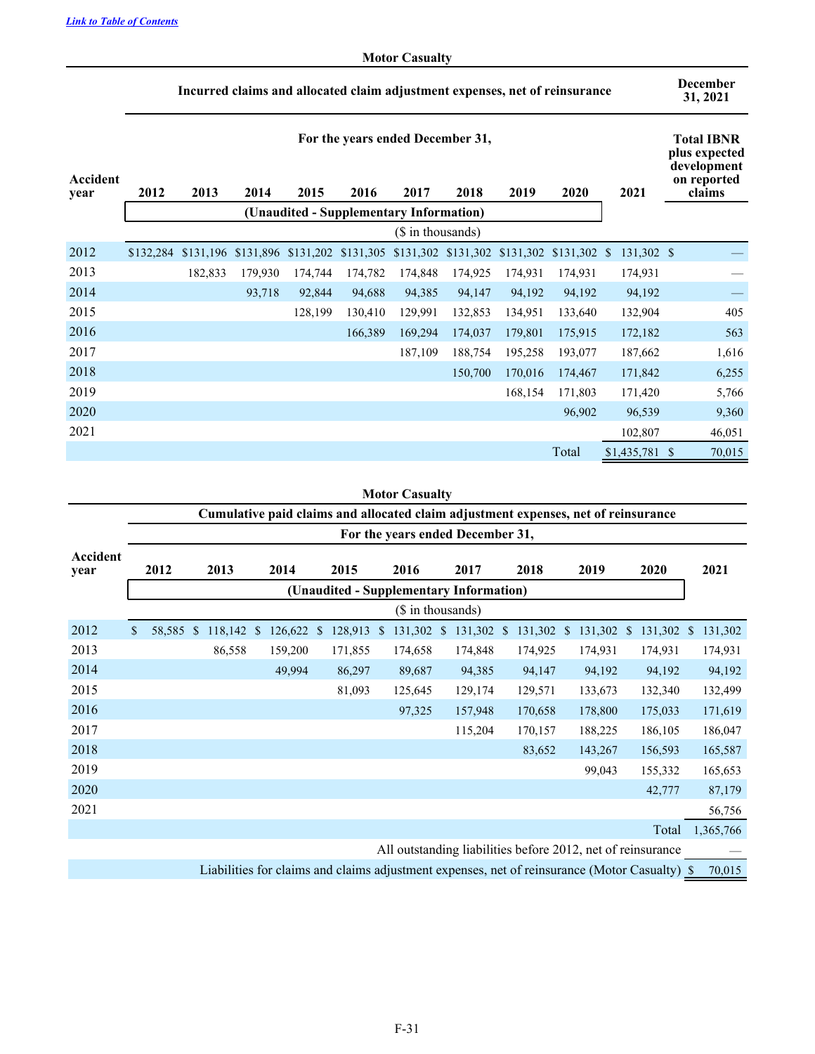[Link to Table of Contents](#)

**Motor Casualty**

| Accident year | Incurred claims and allocated claim adjustment expenses, net of reinsurance | | | | | | | | | | December 31, 2021 |
|---|---|---|---|---|---|---|---|---|---|---|---|
| | For the years ended December 31, | | | | | | | | | | Total IBNR plus expected development on reported claims |
| | 2012 | 2013 | 2014 | 2015 | 2016 | 2017 | 2018 | 2019 | 2020 | 2021 | |
| | (Unaudited - Supplementary Information) | | | | | | | | | | |
| | ($ in thousands) | | | | | | | | | | |
| 2012 | $132,284 | $131,196 | $131,896 | $131,202 | $131,305 | $131,302 | $131,302 | $131,302 | $131,302 | $ 131,302 | $ — |
| 2013 | | 182,833 | 179,930 | 174,744 | 174,782 | 174,848 | 174,925 | 174,931 | 174,931 | 174,931 | — |
| 2014 | | | 93,718 | 92,844 | 94,688 | 94,385 | 94,147 | 94,192 | 94,192 | 94,192 | — |
| 2015 | | | | 128,199 | 130,410 | 129,991 | 132,853 | 134,951 | 133,640 | 132,904 | 405 |
| 2016 | | | | | 166,389 | 169,294 | 174,037 | 179,801 | 175,915 | 172,182 | 563 |
| 2017 | | | | | | 187,109 | 188,754 | 195,258 | 193,077 | 187,662 | 1,616 |
| 2018 | | | | | | | 150,700 | 170,016 | 174,467 | 171,842 | 6,255 |
| 2019 | | | | | | | | 168,154 | 171,803 | 171,420 | 5,766 |
| 2020 | | | | | | | | | 96,902 | 96,539 | 9,360 |
| 2021 | | | | | | | | | | 102,807 | 46,051 |
| | | | | | | | | | Total | $1,435,781 | $ 70,015 |

**Motor Casualty**

| Accident year | Cumulative paid claims and allocated claim adjustment expenses, net of reinsurance | | | | | | | | | |
|---|---|---|---|---|---|---|---|---|---|---|
| | For the years ended December 31, | | | | | | | | | |
| | 2012 | 2013 | 2014 | 2015 | 2016 | 2017 | 2018 | 2019 | 2020 | 2021 |
| | (Unaudited - Supplementary Information) | | | | | | | | | |
| | ($ in thousands) | | | | | | | | | |
| 2012 | $ 58,585 | $ 118,142 | $ 126,622 | $ 128,913 | $ 131,302 | $ 131,302 | $ 131,302 | $ 131,302 | $ 131,302 | $ 131,302 |
| 2013 | | 86,558 | 159,200 | 171,855 | 174,658 | 174,848 | 174,925 | 174,931 | 174,931 | 174,931 |
| 2014 | | | 49,994 | 86,297 | 89,687 | 94,385 | 94,147 | 94,192 | 94,192 | 94,192 |
| 2015 | | | | 81,093 | 125,645 | 129,174 | 129,571 | 133,673 | 132,340 | 132,499 |
| 2016 | | | | | 97,325 | 157,948 | 170,658 | 178,800 | 175,033 | 171,619 |
| 2017 | | | | | | 115,204 | 170,157 | 188,225 | 186,105 | 186,047 |
| 2018 | | | | | | | 83,652 | 143,267 | 156,593 | 165,587 |
| 2019 | | | | | | | | 99,043 | 155,332 | 165,653 |
| 2020 | | | | | | | | | 42,777 | 87,179 |
| 2021 | | | | | | | | | | 56,756 |
| | | | | | | | | | Total | 1,365,766 |
| | All outstanding liabilities before 2012, net of reinsurance | | | | | | | | | — |
| | Liabilities for claims and claims adjustment expenses, net of reinsurance (Motor Casualty) | | | | | | | | | $ 70,015 |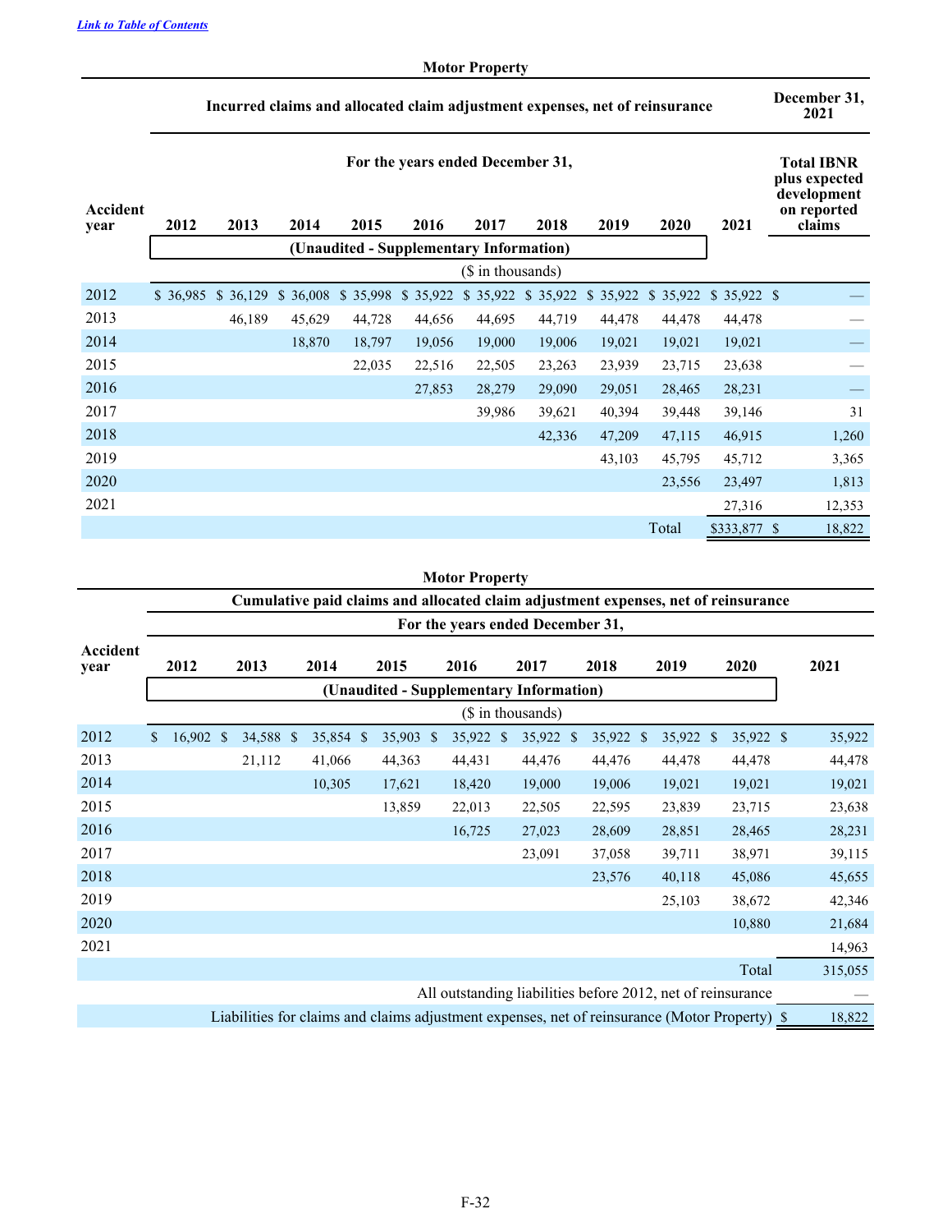[Link to Table of Contents](#)

**Motor Property**

| | Incurred claims and allocated claim adjustment expenses, net of reinsurance | | | | | | | | | | December 31, 2021 |
|---|---|---|---|---|---|---|---|---|---|---|---|
| | For the years ended December 31, | | | | | | | | | | Total IBNR plus expected development on reported claims |
| Accident year | 2012 | 2013 | 2014 | 2015 | 2016 | 2017 | 2018 | 2019 | 2020 | 2021 | |
| | (Unaudited - Supplementary Information) | | | | | | | | | | |
| | ($ in thousands) | | | | | | | | | | |
| 2012 | $ 36,985 | $ 36,129 | $ 36,008 | $ 35,998 | $ 35,922 | $ 35,922 | $ 35,922 | $ 35,922 | $ 35,922 | $ 35,922 | $ — |
| 2013 | | 46,189 | 45,629 | 44,728 | 44,656 | 44,695 | 44,719 | 44,478 | 44,478 | 44,478 | — |
| 2014 | | | 18,870 | 18,797 | 19,056 | 19,000 | 19,006 | 19,021 | 19,021 | 19,021 | — |
| 2015 | | | | 22,035 | 22,516 | 22,505 | 23,263 | 23,939 | 23,715 | 23,638 | — |
| 2016 | | | | | 27,853 | 28,279 | 29,090 | 29,051 | 28,465 | 28,231 | — |
| 2017 | | | | | | 39,986 | 39,621 | 40,394 | 39,448 | 39,146 | 31 |
| 2018 | | | | | | | 42,336 | 47,209 | 47,115 | 46,915 | 1,260 |
| 2019 | | | | | | | | 43,103 | 45,795 | 45,712 | 3,365 |
| 2020 | | | | | | | | | 23,556 | 23,497 | 1,813 |
| 2021 | | | | | | | | | | 27,316 | 12,353 |
| | | | | | | | | | Total | $333,877 | $ 18,822 |

**Motor Property**

| | Cumulative paid claims and allocated claim adjustment expenses, net of reinsurance | | | | | | | | | |
|---|---|---|---|---|---|---|---|---|---|---|
| | For the years ended December 31, | | | | | | | | | |
| Accident year | 2012 | 2013 | 2014 | 2015 | 2016 | 2017 | 2018 | 2019 | 2020 | 2021 |
| | (Unaudited - Supplementary Information) | | | | | | | | | |
| | ($ in thousands) | | | | | | | | | |
| 2012 | $ 16,902 | $ 34,588 | $ 35,854 | $ 35,903 | $ 35,922 | $ 35,922 | $ 35,922 | $ 35,922 | $ 35,922 | $ 35,922 |
| 2013 | | 21,112 | 41,066 | 44,363 | 44,431 | 44,476 | 44,476 | 44,478 | 44,478 | 44,478 |
| 2014 | | | 10,305 | 17,621 | 18,420 | 19,000 | 19,006 | 19,021 | 19,021 | 19,021 |
| 2015 | | | | 13,859 | 22,013 | 22,505 | 22,595 | 23,839 | 23,715 | 23,638 |
| 2016 | | | | | 16,725 | 27,023 | 28,609 | 28,851 | 28,465 | 28,231 |
| 2017 | | | | | | 23,091 | 37,058 | 39,711 | 38,971 | 39,115 |
| 2018 | | | | | | | 23,576 | 40,118 | 45,086 | 45,655 |
| 2019 | | | | | | | | 25,103 | 38,672 | 42,346 |
| 2020 | | | | | | | | | 10,880 | 21,684 |
| 2021 | | | | | | | | | | 14,963 |
| | | | | | | | | | Total | 315,055 |
| | All outstanding liabilities before 2012, net of reinsurance | | | | | | | | | — |
| | Liabilities for claims and claims adjustment expenses, net of reinsurance (Motor Property) | | | | | | | | | $ 18,822 |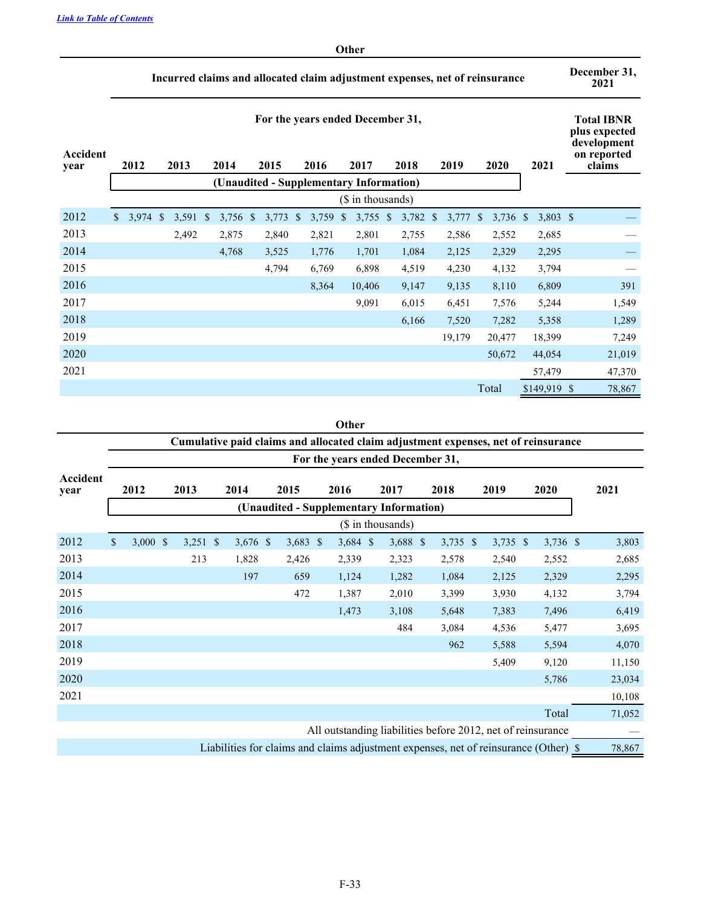[Link to Table of Contents](#)

**Other**

| Accident year | Incurred claims and allocated claim adjustment expenses, net of reinsurance | | | | | | | | | | December 31, 2021 |
|---|---|---|---|---|---|---|---|---|---|---|---|
| | For the years ended December 31, | | | | | | | | | | Total IBNR plus expected development on reported claims |
| | 2012 | 2013 | 2014 | 2015 | 2016 | 2017 | 2018 | 2019 | 2020 | 2021 | |
| | (Unaudited - Supplementary Information) | | | | | | | | | | |
| | ($ in thousands) | | | | | | | | | | |
| 2012 | $ 3,974 | $ 3,591 | $ 3,756 | $ 3,773 | $ 3,759 | $ 3,755 | $ 3,782 | $ 3,777 | $ 3,736 | $ 3,803 | $ — |
| 2013 | | 2,492 | 2,875 | 2,840 | 2,821 | 2,801 | 2,755 | 2,586 | 2,552 | 2,685 | — |
| 2014 | | | 4,768 | 3,525 | 1,776 | 1,701 | 1,084 | 2,125 | 2,329 | 2,295 | — |
| 2015 | | | | 4,794 | 6,769 | 6,898 | 4,519 | 4,230 | 4,132 | 3,794 | — |
| 2016 | | | | | 8,364 | 10,406 | 9,147 | 9,135 | 8,110 | 6,809 | 391 |
| 2017 | | | | | | 9,091 | 6,015 | 6,451 | 7,576 | 5,244 | 1,549 |
| 2018 | | | | | | | 6,166 | 7,520 | 7,282 | 5,358 | 1,289 |
| 2019 | | | | | | | | 19,179 | 20,477 | 18,399 | 7,249 |
| 2020 | | | | | | | | | 50,672 | 44,054 | 21,019 |
| 2021 | | | | | | | | | | 57,479 | 47,370 |
| | | | | | | | | | Total | $149,919 | $ 78,867 |

**Other**

| Accident year | Cumulative paid claims and allocated claim adjustment expenses, net of reinsurance | | | | | | | | | |
|---|---|---|---|---|---|---|---|---|---|---|
| | For the years ended December 31, | | | | | | | | | |
| | 2012 | 2013 | 2014 | 2015 | 2016 | 2017 | 2018 | 2019 | 2020 | 2021 |
| | (Unaudited - Supplementary Information) | | | | | | | | | |
| | ($ in thousands) | | | | | | | | | |
| 2012 | $ 3,000 | $ 3,251 | $ 3,676 | $ 3,683 | $ 3,684 | $ 3,688 | $ 3,735 | $ 3,735 | $ 3,736 | $ 3,803 |
| 2013 | | 213 | 1,828 | 2,426 | 2,339 | 2,323 | 2,578 | 2,540 | 2,552 | 2,685 |
| 2014 | | | 197 | 659 | 1,124 | 1,282 | 1,084 | 2,125 | 2,329 | 2,295 |
| 2015 | | | | 472 | 1,387 | 2,010 | 3,399 | 3,930 | 4,132 | 3,794 |
| 2016 | | | | | 1,473 | 3,108 | 5,648 | 7,383 | 7,496 | 6,419 |
| 2017 | | | | | | 484 | 3,084 | 4,536 | 5,477 | 3,695 |
| 2018 | | | | | | | 962 | 5,588 | 5,594 | 4,070 |
| 2019 | | | | | | | | 5,409 | 9,120 | 11,150 |
| 2020 | | | | | | | | | 5,786 | 23,034 |
| 2021 | | | | | | | | | | 10,108 |
| | | | | | | | | | Total | 71,052 |
| | All outstanding liabilities before 2012, net of reinsurance | | | | | | | | | — |
| | Liabilities for claims and claims adjustment expenses, net of reinsurance (Other) | | | | | | | | | $ 78,867 |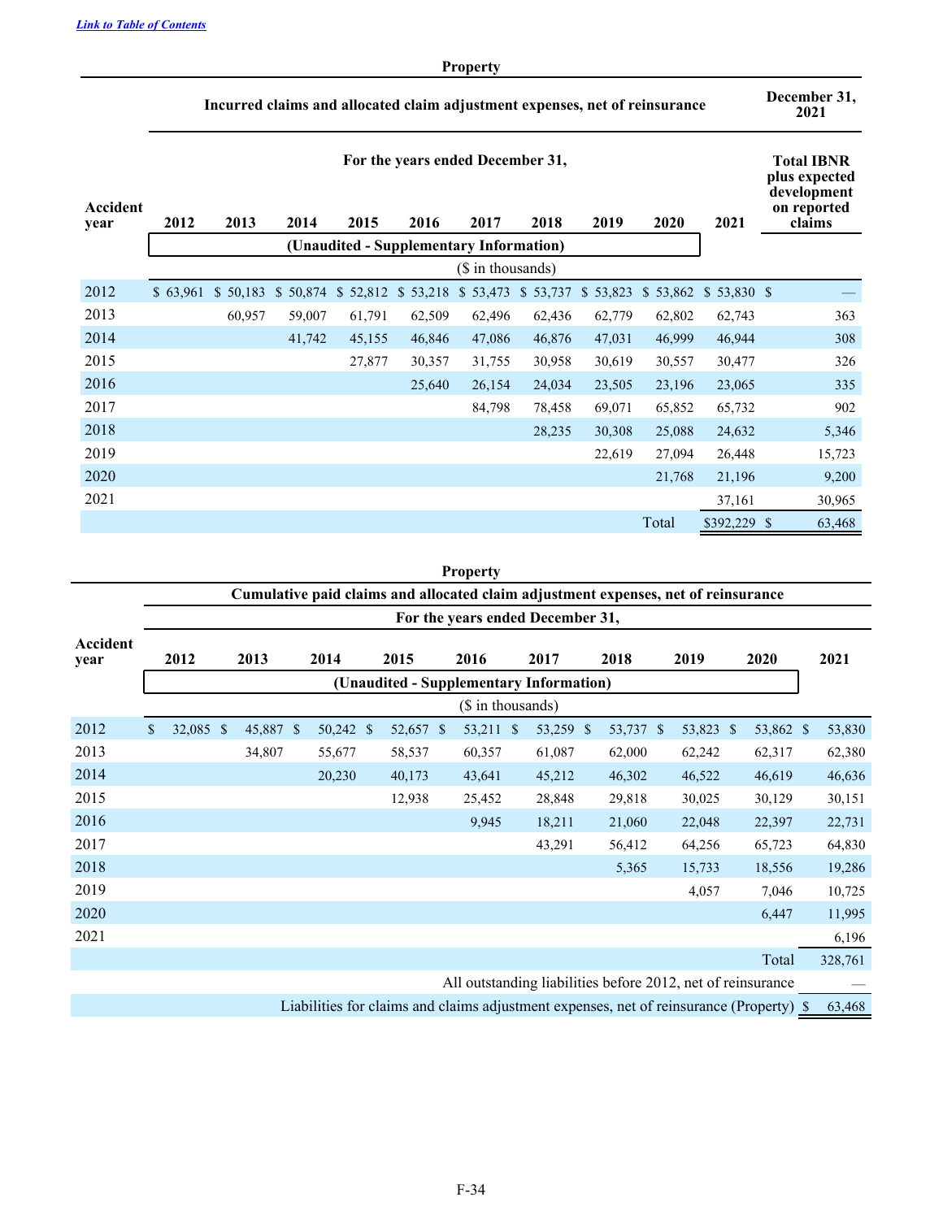[Link to Table of Contents](#)

**Property**

| Accident year | Incurred claims and allocated claim adjustment expenses, net of reinsurance | | | | | | | | | | December 31, 2021 |
|---|---|---|---|---|---|---|---|---|---|---|---|
| | For the years ended December 31, | | | | | | | | | | |
| | 2012 | 2013 | 2014 | 2015 | 2016 | 2017 | 2018 | 2019 | 2020 | 2021 | Total IBNR plus expected development on reported claims |
| | (Unaudited - Supplementary Information) | | | | | | | | | | |
| | ($ in thousands) | | | | | | | | | | |
| 2012 | $ 63,961 | $ 50,183 | $ 50,874 | $ 52,812 | $ 53,218 | $ 53,473 | $ 53,737 | $ 53,823 | $ 53,862 | $ 53,830 | $ — |
| 2013 | | 60,957 | 59,007 | 61,791 | 62,509 | 62,496 | 62,436 | 62,779 | 62,802 | 62,743 | 363 |
| 2014 | | | 41,742 | 45,155 | 46,846 | 47,086 | 46,876 | 47,031 | 46,999 | 46,944 | 308 |
| 2015 | | | | 27,877 | 30,357 | 31,755 | 30,958 | 30,619 | 30,557 | 30,477 | 326 |
| 2016 | | | | | 25,640 | 26,154 | 24,034 | 23,505 | 23,196 | 23,065 | 335 |
| 2017 | | | | | | 84,798 | 78,458 | 69,071 | 65,852 | 65,732 | 902 |
| 2018 | | | | | | | 28,235 | 30,308 | 25,088 | 24,632 | 5,346 |
| 2019 | | | | | | | | 22,619 | 27,094 | 26,448 | 15,723 |
| 2020 | | | | | | | | | 21,768 | 21,196 | 9,200 |
| 2021 | | | | | | | | | | 37,161 | 30,965 |
| | | | | | | | | | Total | $392,229 | $ 63,468 |

**Property**

| Accident year | Cumulative paid claims and allocated claim adjustment expenses, net of reinsurance | | | | | | | | | |
|---|---|---|---|---|---|---|---|---|---|---|
| | For the years ended December 31, | | | | | | | | | |
| | 2012 | 2013 | 2014 | 2015 | 2016 | 2017 | 2018 | 2019 | 2020 | 2021 |
| | (Unaudited - Supplementary Information) | | | | | | | | | |
| | ($ in thousands) | | | | | | | | | |
| 2012 | $ 32,085 | $ 45,887 | $ 50,242 | $ 52,657 | $ 53,211 | $ 53,259 | $ 53,737 | $ 53,823 | $ 53,862 | $ 53,830 |
| 2013 | | 34,807 | 55,677 | 58,537 | 60,357 | 61,087 | 62,000 | 62,242 | 62,317 | 62,380 |
| 2014 | | | 20,230 | 40,173 | 43,641 | 45,212 | 46,302 | 46,522 | 46,619 | 46,636 |
| 2015 | | | | 12,938 | 25,452 | 28,848 | 29,818 | 30,025 | 30,129 | 30,151 |
| 2016 | | | | | 9,945 | 18,211 | 21,060 | 22,048 | 22,397 | 22,731 |
| 2017 | | | | | | 43,291 | 56,412 | 64,256 | 65,723 | 64,830 |
| 2018 | | | | | | | 5,365 | 15,733 | 18,556 | 19,286 |
| 2019 | | | | | | | | 4,057 | 7,046 | 10,725 |
| 2020 | | | | | | | | | 6,447 | 11,995 |
| 2021 | | | | | | | | | | 6,196 |
| | | | | | | | | | Total | 328,761 |
| | All outstanding liabilities before 2012, net of reinsurance | | | | | | | | | — |
| | Liabilities for claims and claims adjustment expenses, net of reinsurance (Property) | | | | | | | | | $ 63,468 |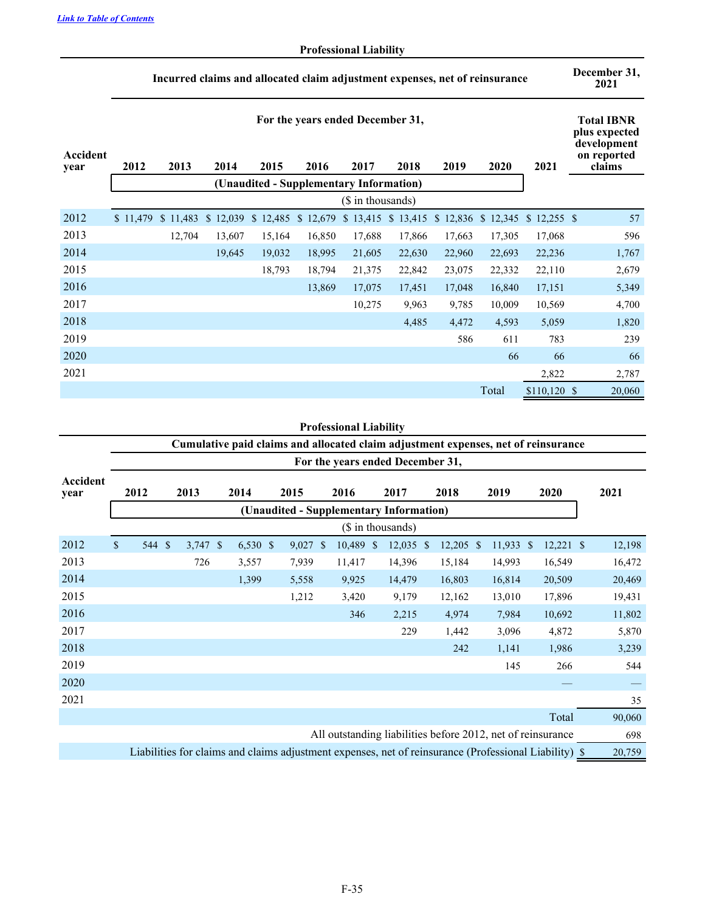[Link to Table of Contents](#)

**Professional Liability**

| Accident year | Incurred claims and allocated claim adjustment expenses, net of reinsurance | | | | | | | | | | December 31, 2021 |
|---|---|---|---|---|---|---|---|---|---|---|---|
| | For the years ended December 31, | | | | | | | | | | Total IBNR plus expected development on reported claims |
| | 2012 | 2013 | 2014 | 2015 | 2016 | 2017 | 2018 | 2019 | 2020 | 2021 | |
| | (Unaudited - Supplementary Information) | | | | | | | | | | |
| | ($ in thousands) | | | | | | | | | | |
| 2012 | $ 11,479 | $ 11,483 | $ 12,039 | $ 12,485 | $ 12,679 | $ 13,415 | $ 13,415 | $ 12,836 | $ 12,345 | $ 12,255 | $ 57 |
| 2013 | | 12,704 | 13,607 | 15,164 | 16,850 | 17,688 | 17,866 | 17,663 | 17,305 | 17,068 | 596 |
| 2014 | | | 19,645 | 19,032 | 18,995 | 21,605 | 22,630 | 22,960 | 22,693 | 22,236 | 1,767 |
| 2015 | | | | 18,793 | 18,794 | 21,375 | 22,842 | 23,075 | 22,332 | 22,110 | 2,679 |
| 2016 | | | | | 13,869 | 17,075 | 17,451 | 17,048 | 16,840 | 17,151 | 5,349 |
| 2017 | | | | | | 10,275 | 9,963 | 9,785 | 10,009 | 10,569 | 4,700 |
| 2018 | | | | | | | 4,485 | 4,472 | 4,593 | 5,059 | 1,820 |
| 2019 | | | | | | | | 586 | 611 | 783 | 239 |
| 2020 | | | | | | | | | 66 | 66 | 66 |
| 2021 | | | | | | | | | | 2,822 | 2,787 |
| | | | | | | | | | Total | $110,120 | $ 20,060 |

**Professional Liability**

| Accident year | Cumulative paid claims and allocated claim adjustment expenses, net of reinsurance | | | | | | | | | |
|---|---|---|---|---|---|---|---|---|---|---|
| | For the years ended December 31, | | | | | | | | | |
| | 2012 | 2013 | 2014 | 2015 | 2016 | 2017 | 2018 | 2019 | 2020 | 2021 |
| | (Unaudited - Supplementary Information) | | | | | | | | | |
| | ($ in thousands) | | | | | | | | | |
| 2012 | $ 544 | $ 3,747 | $ 6,530 | $ 9,027 | $ 10,489 | $ 12,035 | $ 12,205 | $ 11,933 | $ 12,221 | $ 12,198 |
| 2013 | | 726 | 3,557 | 7,939 | 11,417 | 14,396 | 15,184 | 14,993 | 16,549 | 16,472 |
| 2014 | | | 1,399 | 5,558 | 9,925 | 14,479 | 16,803 | 16,814 | 20,509 | 20,469 |
| 2015 | | | | 1,212 | 3,420 | 9,179 | 12,162 | 13,010 | 17,896 | 19,431 |
| 2016 | | | | | 346 | 2,215 | 4,974 | 7,984 | 10,692 | 11,802 |
| 2017 | | | | | | 229 | 1,442 | 3,096 | 4,872 | 5,870 |
| 2018 | | | | | | | 242 | 1,141 | 1,986 | 3,239 |
| 2019 | | | | | | | | 145 | 266 | 544 |
| 2020 | | | | | | | | | — | — |
| 2021 | | | | | | | | | | 35 |
| | | | | | | | | | Total | 90,060 |
| | All outstanding liabilities before 2012, net of reinsurance | | | | | | | | | 698 |
| | Liabilities for claims and claims adjustment expenses, net of reinsurance (Professional Liability) | | | | | | | | | $ 20,759 |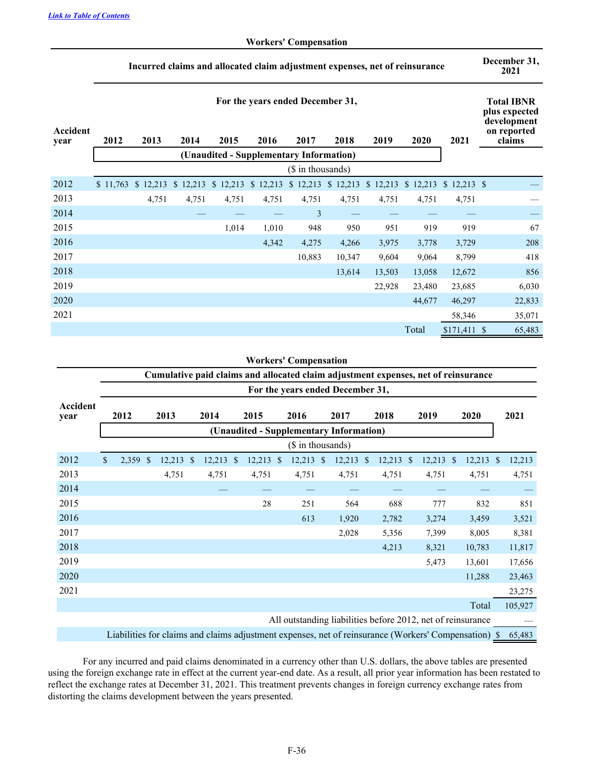[Link to Table of Contents](#)

**Workers' Compensation**

| Accident year | Incurred claims and allocated claim adjustment expenses, net of reinsurance | | | | | | | | | | December 31, 2021 |
|---|---|---|---|---|---|---|---|---|---|---|---|
| | For the years ended December 31, | | | | | | | | | | Total IBNR plus expected development on reported claims |
| | 2012 | 2013 | 2014 | 2015 | 2016 | 2017 | 2018 | 2019 | 2020 | 2021 | |
| | (Unaudited - Supplementary Information) | | | | | | | | | | |
| | ($ in thousands) | | | | | | | | | | |
| 2012 | $ 11,763 | $ 12,213 | $ 12,213 | $ 12,213 | $ 12,213 | $ 12,213 | $ 12,213 | $ 12,213 | $ 12,213 | $ 12,213 | $ — |
| 2013 | | 4,751 | 4,751 | 4,751 | 4,751 | 4,751 | 4,751 | 4,751 | 4,751 | 4,751 | — |
| 2014 | | | — | — | — | 3 | — | — | — | — | — |
| 2015 | | | | 1,014 | 1,010 | 948 | 950 | 951 | 919 | 919 | 67 |
| 2016 | | | | | 4,342 | 4,275 | 4,266 | 3,975 | 3,778 | 3,729 | 208 |
| 2017 | | | | | | 10,883 | 10,347 | 9,604 | 9,064 | 8,799 | 418 |
| 2018 | | | | | | | 13,614 | 13,503 | 13,058 | 12,672 | 856 |
| 2019 | | | | | | | | 22,928 | 23,480 | 23,685 | 6,030 |
| 2020 | | | | | | | | | 44,677 | 46,297 | 22,833 |
| 2021 | | | | | | | | | | 58,346 | 35,071 |
| | | | | | | | | | Total | $171,411 | $ 65,483 |

**Workers' Compensation**

| Accident year | Cumulative paid claims and allocated claim adjustment expenses, net of reinsurance | | | | | | | | | |
|---|---|---|---|---|---|---|---|---|---|---|
| | For the years ended December 31, | | | | | | | | | |
| | 2012 | 2013 | 2014 | 2015 | 2016 | 2017 | 2018 | 2019 | 2020 | 2021 |
| | (Unaudited - Supplementary Information) | | | | | | | | | |
| | ($ in thousands) | | | | | | | | | |
| 2012 | $ 2,359 | $ 12,213 | $ 12,213 | $ 12,213 | $ 12,213 | $ 12,213 | $ 12,213 | $ 12,213 | $ 12,213 | $ 12,213 |
| 2013 | | 4,751 | 4,751 | 4,751 | 4,751 | 4,751 | 4,751 | 4,751 | 4,751 | 4,751 |
| 2014 | | | — | — | — | — | — | — | — | — |
| 2015 | | | | 28 | 251 | 564 | 688 | 777 | 832 | 851 |
| 2016 | | | | | 613 | 1,920 | 2,782 | 3,274 | 3,459 | 3,521 |
| 2017 | | | | | | 2,028 | 5,356 | 7,399 | 8,005 | 8,381 |
| 2018 | | | | | | | 4,213 | 8,321 | 10,783 | 11,817 |
| 2019 | | | | | | | | 5,473 | 13,601 | 17,656 |
| 2020 | | | | | | | | | 11,288 | 23,463 |
| 2021 | | | | | | | | | | 23,275 |
| | | | | | | | | | Total | 105,927 |
| All outstanding liabilities before 2012, net of reinsurance | | | | | | | | | | — |
| Liabilities for claims and claims adjustment expenses, net of reinsurance (Workers' Compensation) | | | | | | | | | | $ 65,483 |

For any incurred and paid claims denominated in a currency other than U.S. dollars, the above tables are presented using the foreign exchange rate in effect at the current year-end date. As a result, all prior year information has been restated to reflect the exchange rates at December 31, 2021. This treatment prevents changes in foreign currency exchange rates from distorting the claims development between the years presented.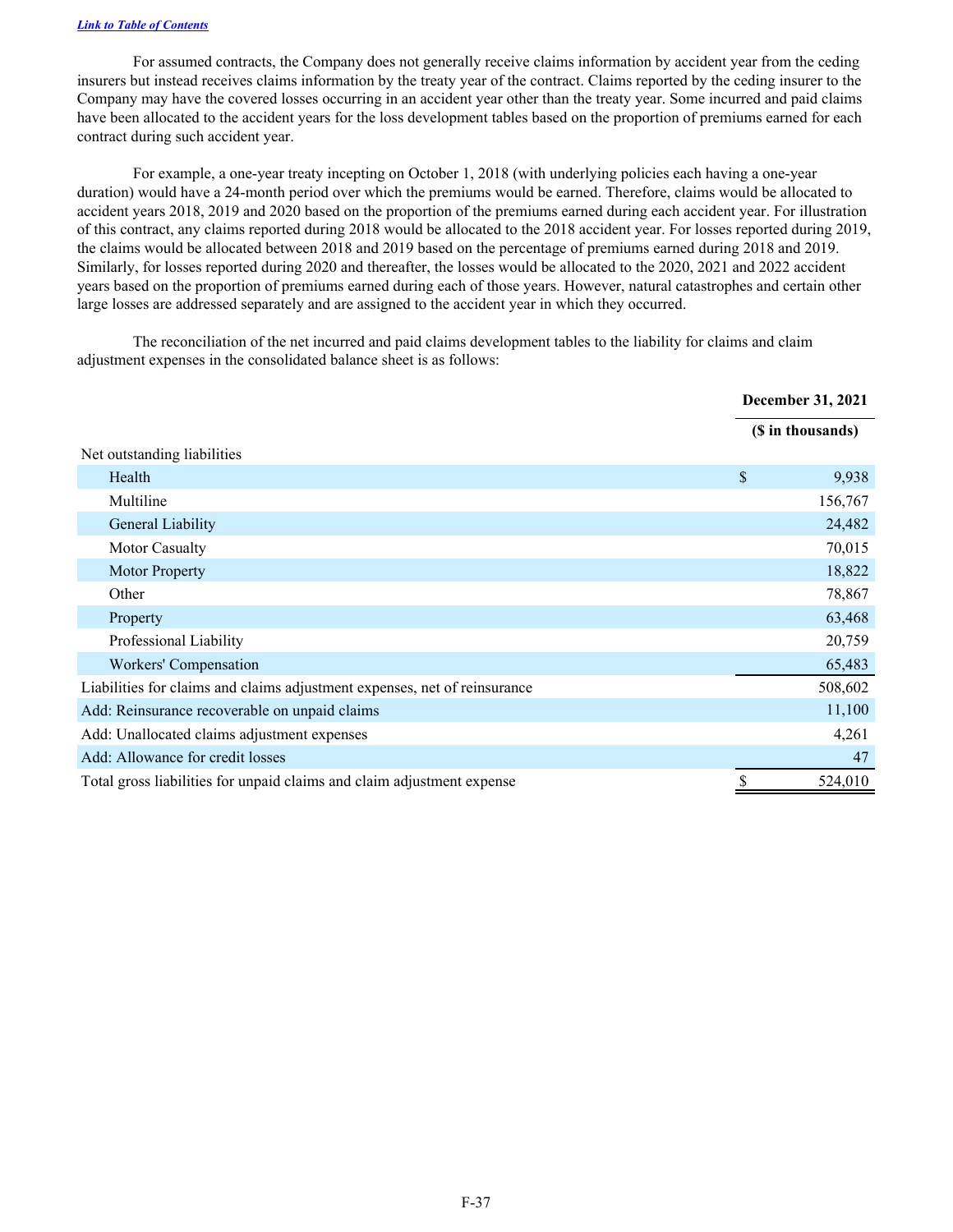For assumed contracts, the Company does not generally receive claims information by accident year from the ceding insurers but instead receives claims information by the treaty year of the contract. Claims reported by the ceding insurer to the Company may have the covered losses occurring in an accident year other than the treaty year. Some incurred and paid claims have been allocated to the accident years for the loss development tables based on the proportion of premiums earned for each contract during such accident year.

For example, a one-year treaty incepting on October 1, 2018 (with underlying policies each having a one-year duration) would have a 24-month period over which the premiums would be earned. Therefore, claims would be allocated to accident years 2018, 2019 and 2020 based on the proportion of the premiums earned during each accident year. For illustration of this contract, any claims reported during 2018 would be allocated to the 2018 accident year. For losses reported during 2019, the claims would be allocated between 2018 and 2019 based on the percentage of premiums earned during 2018 and 2019. Similarly, for losses reported during 2020 and thereafter, the losses would be allocated to the 2020, 2021 and 2022 accident years based on the proportion of premiums earned during each of those years. However, natural catastrophes and certain other large losses are addressed separately and are assigned to the accident year in which they occurred.

The reconciliation of the net incurred and paid claims development tables to the liability for claims and claim adjustment expenses in the consolidated balance sheet is as follows:

| | December 31, 2021 |
|---|---|
| | ($ in thousands) |
| Net outstanding liabilities | |
| Health | $ 9,938 |
| Multiline | 156,767 |
| General Liability | 24,482 |
| Motor Casualty | 70,015 |
| Motor Property | 18,822 |
| Other | 78,867 |
| Property | 63,468 |
| Professional Liability | 20,759 |
| Workers' Compensation | 65,483 |
| Liabilities for claims and claims adjustment expenses, net of reinsurance | 508,602 |
| Add: Reinsurance recoverable on unpaid claims | 11,100 |
| Add: Unallocated claims adjustment expenses | 4,261 |
| Add: Allowance for credit losses | 47 |
| Total gross liabilities for unpaid claims and claim adjustment expense | $ 524,010 |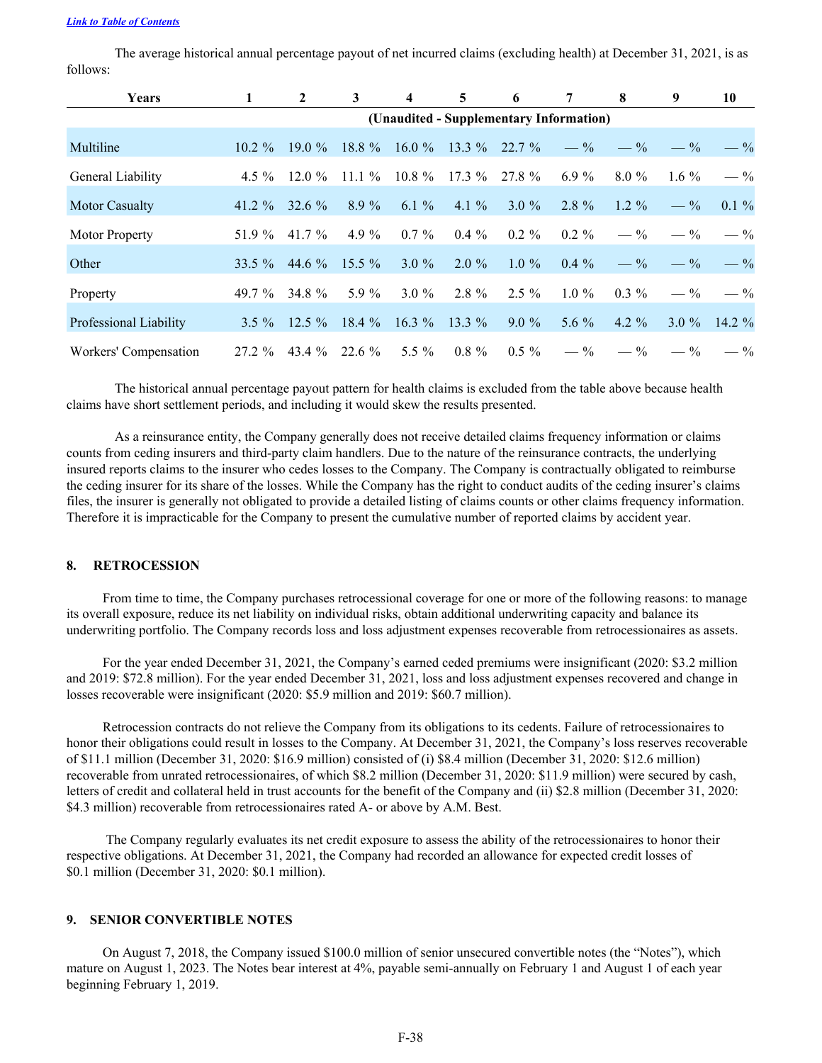The average historical annual percentage payout of net incurred claims (excluding health) at December 31, 2021, is as follows:

| Years | 1 | 2 | 3 | 4 | 5 | 6 | 7 | 8 | 9 | 10 |
|---|---|---|---|---|---|---|---|---|---|---|
| | (Unaudited - Supplementary Information) | | | | | | | | | |
| Multiline | 10.2 % | 19.0 % | 18.8 % | 16.0 % | 13.3 % | 22.7 % | — % | — % | — % | — % |
| General Liability | 4.5 % | 12.0 % | 11.1 % | 10.8 % | 17.3 % | 27.8 % | 6.9 % | 8.0 % | 1.6 % | — % |
| Motor Casualty | 41.2 % | 32.6 % | 8.9 % | 6.1 % | 4.1 % | 3.0 % | 2.8 % | 1.2 % | — % | 0.1 % |
| Motor Property | 51.9 % | 41.7 % | 4.9 % | 0.7 % | 0.4 % | 0.2 % | 0.2 % | — % | — % | — % |
| Other | 33.5 % | 44.6 % | 15.5 % | 3.0 % | 2.0 % | 1.0 % | 0.4 % | — % | — % | — % |
| Property | 49.7 % | 34.8 % | 5.9 % | 3.0 % | 2.8 % | 2.5 % | 1.0 % | 0.3 % | — % | — % |
| Professional Liability | 3.5 % | 12.5 % | 18.4 % | 16.3 % | 13.3 % | 9.0 % | 5.6 % | 4.2 % | 3.0 % | 14.2 % |
| Workers' Compensation | 27.2 % | 43.4 % | 22.6 % | 5.5 % | 0.8 % | 0.5 % | — % | — % | — % | — % |

The historical annual percentage payout pattern for health claims is excluded from the table above because health claims have short settlement periods, and including it would skew the results presented.

As a reinsurance entity, the Company generally does not receive detailed claims frequency information or claims counts from ceding insurers and third-party claim handlers. Due to the nature of the reinsurance contracts, the underlying insured reports claims to the insurer who cedes losses to the Company. The Company is contractually obligated to reimburse the ceding insurer for its share of the losses. While the Company has the right to conduct audits of the ceding insurer's claims files, the insurer is generally not obligated to provide a detailed listing of claims counts or other claims frequency information. Therefore it is impracticable for the Company to present the cumulative number of reported claims by accident year.

## 8. RETROCESSION

From time to time, the Company purchases retrocessional coverage for one or more of the following reasons: to manage its overall exposure, reduce its net liability on individual risks, obtain additional underwriting capacity and balance its underwriting portfolio. The Company records loss and loss adjustment expenses recoverable from retrocessionaires as assets.

For the year ended December 31, 2021, the Company's earned ceded premiums were insignificant (2020: $3.2 million and 2019: $72.8 million). For the year ended December 31, 2021, loss and loss adjustment expenses recovered and change in losses recoverable were insignificant (2020: $5.9 million and 2019: $60.7 million).

Retrocession contracts do not relieve the Company from its obligations to its cedents. Failure of retrocessionaires to honor their obligations could result in losses to the Company. At December 31, 2021, the Company's loss reserves recoverable of $11.1 million (December 31, 2020: $16.9 million) consisted of (i) $8.4 million (December 31, 2020: $12.6 million) recoverable from unrated retrocessionaires, of which $8.2 million (December 31, 2020: $11.9 million) were secured by cash, letters of credit and collateral held in trust accounts for the benefit of the Company and (ii) $2.8 million (December 31, 2020: $4.3 million) recoverable from retrocessionaires rated A- or above by A.M. Best.

The Company regularly evaluates its net credit exposure to assess the ability of the retrocessionaires to honor their respective obligations. At December 31, 2021, the Company had recorded an allowance for expected credit losses of $0.1 million (December 31, 2020: $0.1 million).

## 9. SENIOR CONVERTIBLE NOTES

On August 7, 2018, the Company issued $100.0 million of senior unsecured convertible notes (the "Notes"), which mature on August 1, 2023. The Notes bear interest at 4%, payable semi-annually on February 1 and August 1 of each year beginning February 1, 2019.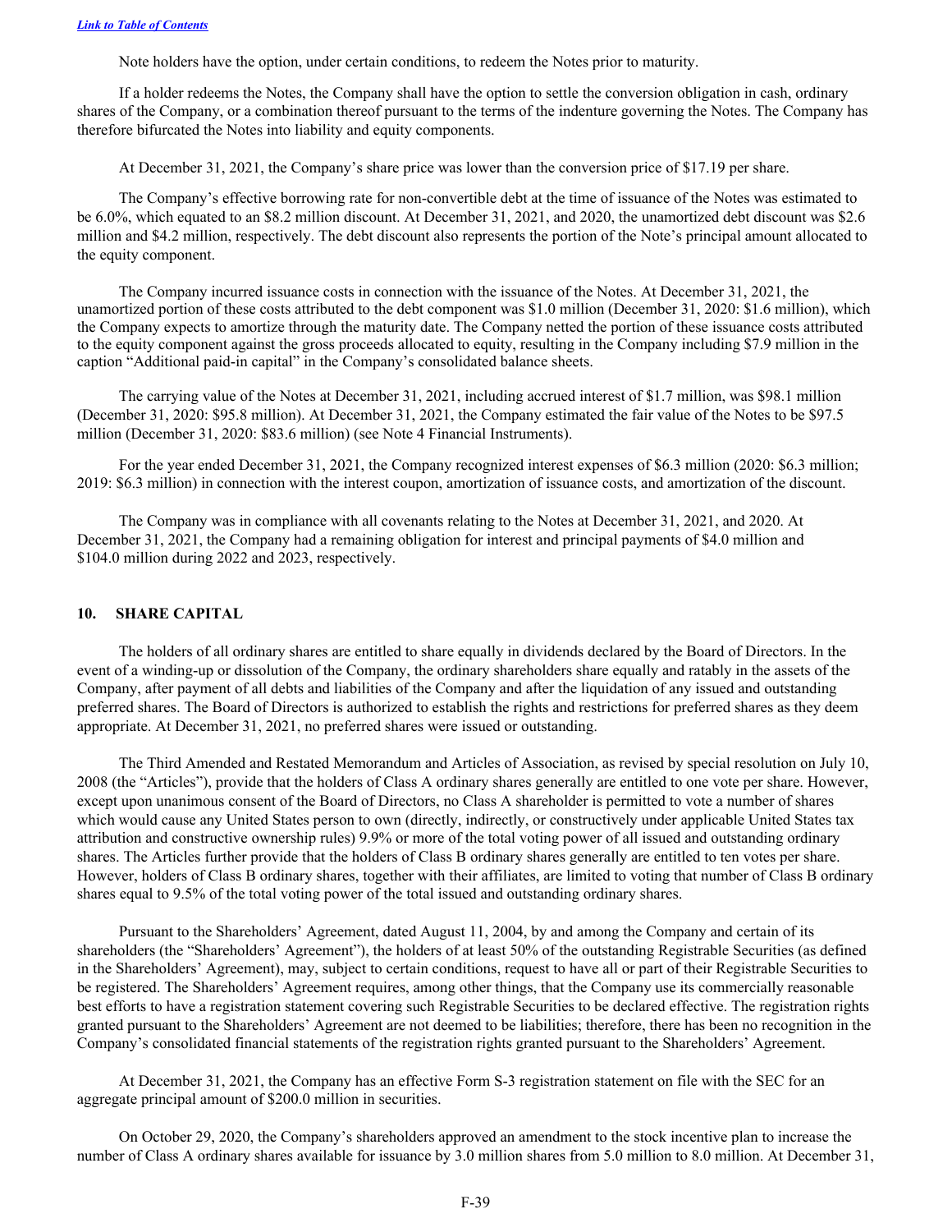Note holders have the option, under certain conditions, to redeem the Notes prior to maturity.

If a holder redeems the Notes, the Company shall have the option to settle the conversion obligation in cash, ordinary shares of the Company, or a combination thereof pursuant to the terms of the indenture governing the Notes. The Company has therefore bifurcated the Notes into liability and equity components.

At December 31, 2021, the Company's share price was lower than the conversion price of $17.19 per share.

The Company's effective borrowing rate for non-convertible debt at the time of issuance of the Notes was estimated to be 6.0%, which equated to an $8.2 million discount. At December 31, 2021, and 2020, the unamortized debt discount was $2.6 million and $4.2 million, respectively. The debt discount also represents the portion of the Note's principal amount allocated to the equity component.

The Company incurred issuance costs in connection with the issuance of the Notes. At December 31, 2021, the unamortized portion of these costs attributed to the debt component was $1.0 million (December 31, 2020: $1.6 million), which the Company expects to amortize through the maturity date. The Company netted the portion of these issuance costs attributed to the equity component against the gross proceeds allocated to equity, resulting in the Company including $7.9 million in the caption "Additional paid-in capital" in the Company's consolidated balance sheets.

The carrying value of the Notes at December 31, 2021, including accrued interest of $1.7 million, was $98.1 million (December 31, 2020: $95.8 million). At December 31, 2021, the Company estimated the fair value of the Notes to be $97.5 million (December 31, 2020: $83.6 million) (see Note 4 Financial Instruments).

For the year ended December 31, 2021, the Company recognized interest expenses of $6.3 million (2020: $6.3 million; 2019: $6.3 million) in connection with the interest coupon, amortization of issuance costs, and amortization of the discount.

The Company was in compliance with all covenants relating to the Notes at December 31, 2021, and 2020. At December 31, 2021, the Company had a remaining obligation for interest and principal payments of $4.0 million and $104.0 million during 2022 and 2023, respectively.

## 10. SHARE CAPITAL

The holders of all ordinary shares are entitled to share equally in dividends declared by the Board of Directors. In the event of a winding-up or dissolution of the Company, the ordinary shareholders share equally and ratably in the assets of the Company, after payment of all debts and liabilities of the Company and after the liquidation of any issued and outstanding preferred shares. The Board of Directors is authorized to establish the rights and restrictions for preferred shares as they deem appropriate. At December 31, 2021, no preferred shares were issued or outstanding.

The Third Amended and Restated Memorandum and Articles of Association, as revised by special resolution on July 10, 2008 (the "Articles"), provide that the holders of Class A ordinary shares generally are entitled to one vote per share. However, except upon unanimous consent of the Board of Directors, no Class A shareholder is permitted to vote a number of shares which would cause any United States person to own (directly, indirectly, or constructively under applicable United States tax attribution and constructive ownership rules) 9.9% or more of the total voting power of all issued and outstanding ordinary shares. The Articles further provide that the holders of Class B ordinary shares generally are entitled to ten votes per share. However, holders of Class B ordinary shares, together with their affiliates, are limited to voting that number of Class B ordinary shares equal to 9.5% of the total voting power of the total issued and outstanding ordinary shares.

Pursuant to the Shareholders' Agreement, dated August 11, 2004, by and among the Company and certain of its shareholders (the "Shareholders' Agreement"), the holders of at least 50% of the outstanding Registrable Securities (as defined in the Shareholders' Agreement), may, subject to certain conditions, request to have all or part of their Registrable Securities to be registered. The Shareholders' Agreement requires, among other things, that the Company use its commercially reasonable best efforts to have a registration statement covering such Registrable Securities to be declared effective. The registration rights granted pursuant to the Shareholders' Agreement are not deemed to be liabilities; therefore, there has been no recognition in the Company's consolidated financial statements of the registration rights granted pursuant to the Shareholders' Agreement.

At December 31, 2021, the Company has an effective Form S-3 registration statement on file with the SEC for an aggregate principal amount of $200.0 million in securities.

On October 29, 2020, the Company's shareholders approved an amendment to the stock incentive plan to increase the number of Class A ordinary shares available for issuance by 3.0 million shares from 5.0 million to 8.0 million. At December 31,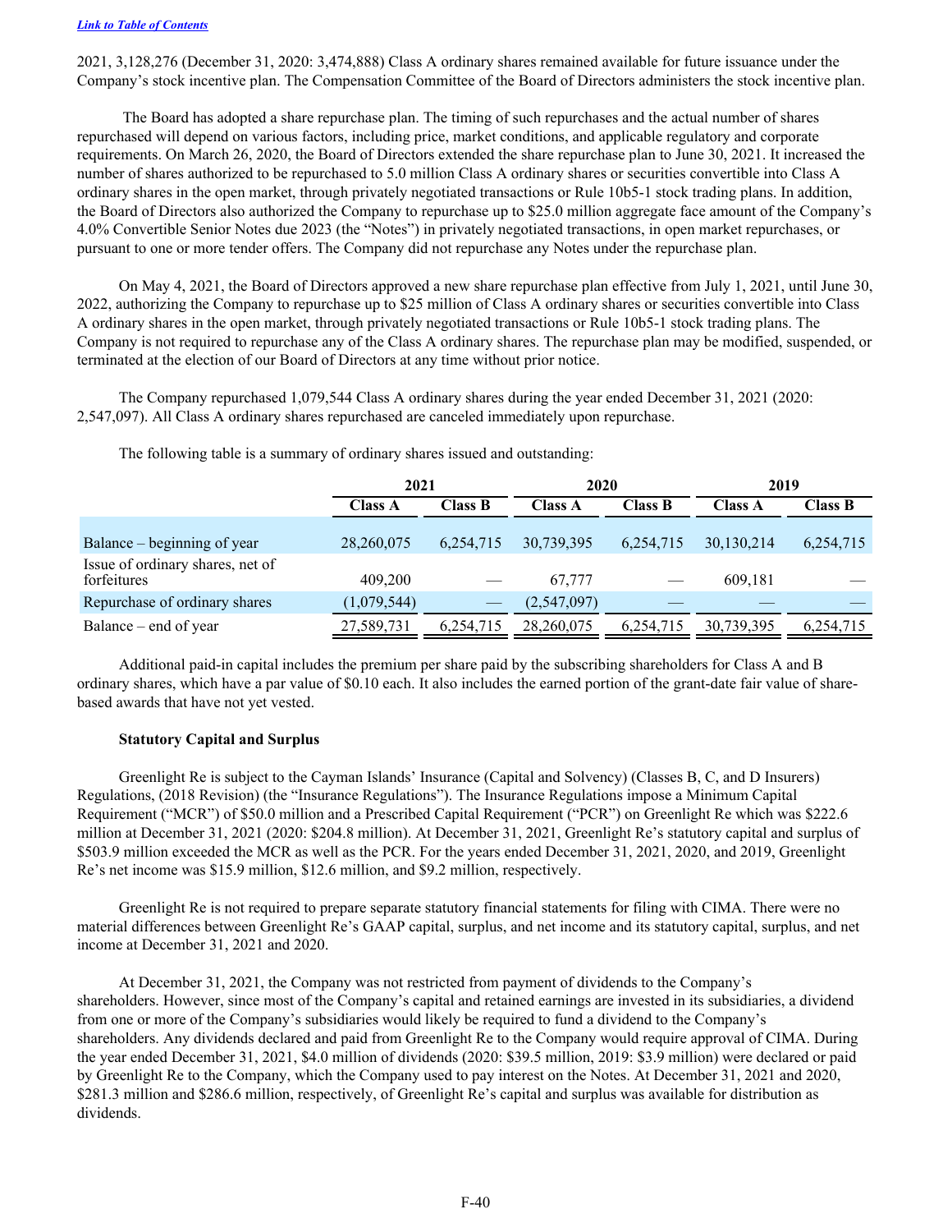2021, 3,128,276 (December 31, 2020: 3,474,888) Class A ordinary shares remained available for future issuance under the Company's stock incentive plan. The Compensation Committee of the Board of Directors administers the stock incentive plan.

The Board has adopted a share repurchase plan. The timing of such repurchases and the actual number of shares repurchased will depend on various factors, including price, market conditions, and applicable regulatory and corporate requirements. On March 26, 2020, the Board of Directors extended the share repurchase plan to June 30, 2021. It increased the number of shares authorized to be repurchased to 5.0 million Class A ordinary shares or securities convertible into Class A ordinary shares in the open market, through privately negotiated transactions or Rule 10b5-1 stock trading plans. In addition, the Board of Directors also authorized the Company to repurchase up to $25.0 million aggregate face amount of the Company's 4.0% Convertible Senior Notes due 2023 (the "Notes") in privately negotiated transactions, in open market repurchases, or pursuant to one or more tender offers. The Company did not repurchase any Notes under the repurchase plan.

On May 4, 2021, the Board of Directors approved a new share repurchase plan effective from July 1, 2021, until June 30, 2022, authorizing the Company to repurchase up to $25 million of Class A ordinary shares or securities convertible into Class A ordinary shares in the open market, through privately negotiated transactions or Rule 10b5-1 stock trading plans. The Company is not required to repurchase any of the Class A ordinary shares. The repurchase plan may be modified, suspended, or terminated at the election of our Board of Directors at any time without prior notice.

The Company repurchased 1,079,544 Class A ordinary shares during the year ended December 31, 2021 (2020: 2,547,097). All Class A ordinary shares repurchased are canceled immediately upon repurchase.

The following table is a summary of ordinary shares issued and outstanding:

| | 2021 | | 2020 | | 2019 | |
|---|---|---|---|---|---|---|
| | Class A | Class B | Class A | Class B | Class A | Class B |
| Balance – beginning of year | 28,260,075 | 6,254,715 | 30,739,395 | 6,254,715 | 30,130,214 | 6,254,715 |
| Issue of ordinary shares, net of forfeitures | 409,200 | — | 67,777 | — | 609,181 | — |
| Repurchase of ordinary shares | (1,079,544) | — | (2,547,097) | — | — | — |
| Balance – end of year | 27,589,731 | 6,254,715 | 28,260,075 | 6,254,715 | 30,739,395 | 6,254,715 |

Additional paid-in capital includes the premium per share paid by the subscribing shareholders for Class A and B ordinary shares, which have a par value of $0.10 each. It also includes the earned portion of the grant-date fair value of share-based awards that have not yet vested.

**Statutory Capital and Surplus**

Greenlight Re is subject to the Cayman Islands' Insurance (Capital and Solvency) (Classes B, C, and D Insurers) Regulations, (2018 Revision) (the "Insurance Regulations"). The Insurance Regulations impose a Minimum Capital Requirement ("MCR") of $50.0 million and a Prescribed Capital Requirement ("PCR") on Greenlight Re which was $222.6 million at December 31, 2021 (2020: $204.8 million). At December 31, 2021, Greenlight Re's statutory capital and surplus of $503.9 million exceeded the MCR as well as the PCR. For the years ended December 31, 2021, 2020, and 2019, Greenlight Re's net income was $15.9 million, $12.6 million, and $9.2 million, respectively.

Greenlight Re is not required to prepare separate statutory financial statements for filing with CIMA. There were no material differences between Greenlight Re's GAAP capital, surplus, and net income and its statutory capital, surplus, and net income at December 31, 2021 and 2020.

At December 31, 2021, the Company was not restricted from payment of dividends to the Company's shareholders. However, since most of the Company's capital and retained earnings are invested in its subsidiaries, a dividend from one or more of the Company's subsidiaries would likely be required to fund a dividend to the Company's shareholders. Any dividends declared and paid from Greenlight Re to the Company would require approval of CIMA. During the year ended December 31, 2021, $4.0 million of dividends (2020: $39.5 million, 2019: $3.9 million) were declared or paid by Greenlight Re to the Company, which the Company used to pay interest on the Notes. At December 31, 2021 and 2020, $281.3 million and $286.6 million, respectively, of Greenlight Re's capital and surplus was available for distribution as dividends.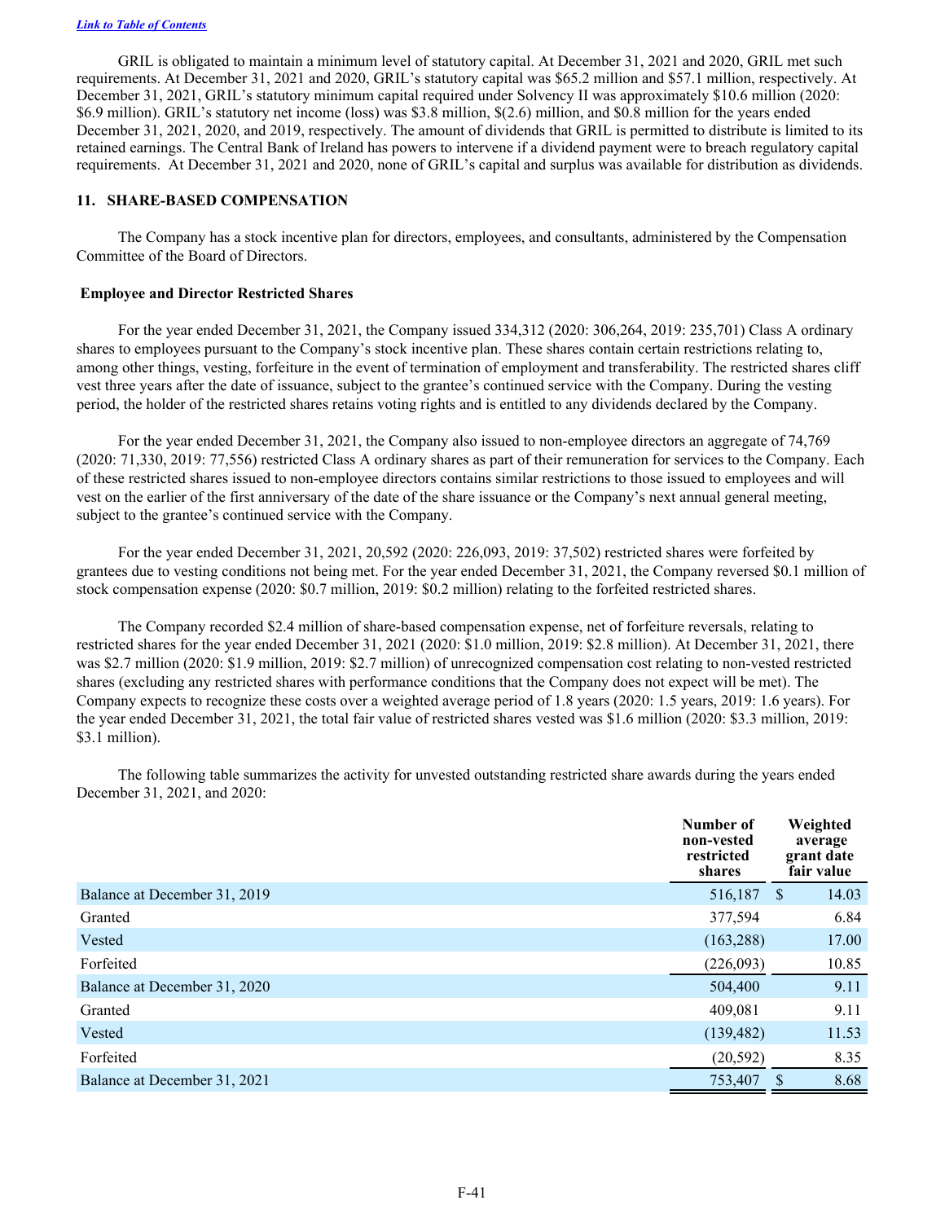[Link to Table of Contents](#)

GRIL is obligated to maintain a minimum level of statutory capital. At December 31, 2021 and 2020, GRIL met such requirements. At December 31, 2021 and 2020, GRIL's statutory capital was $65.2 million and $57.1 million, respectively. At December 31, 2021, GRIL's statutory minimum capital required under Solvency II was approximately $10.6 million (2020: $6.9 million). GRIL's statutory net income (loss) was $3.8 million, $(2.6) million, and $0.8 million for the years ended December 31, 2021, 2020, and 2019, respectively. The amount of dividends that GRIL is permitted to distribute is limited to its retained earnings. The Central Bank of Ireland has powers to intervene if a dividend payment were to breach regulatory capital requirements. At December 31, 2021 and 2020, none of GRIL's capital and surplus was available for distribution as dividends.

## 11. SHARE-BASED COMPENSATION

The Company has a stock incentive plan for directors, employees, and consultants, administered by the Compensation Committee of the Board of Directors.

### Employee and Director Restricted Shares

For the year ended December 31, 2021, the Company issued 334,312 (2020: 306,264, 2019: 235,701) Class A ordinary shares to employees pursuant to the Company's stock incentive plan. These shares contain certain restrictions relating to, among other things, vesting, forfeiture in the event of termination of employment and transferability. The restricted shares cliff vest three years after the date of issuance, subject to the grantee's continued service with the Company. During the vesting period, the holder of the restricted shares retains voting rights and is entitled to any dividends declared by the Company.

For the year ended December 31, 2021, the Company also issued to non-employee directors an aggregate of 74,769 (2020: 71,330, 2019: 77,556) restricted Class A ordinary shares as part of their remuneration for services to the Company. Each of these restricted shares issued to non-employee directors contains similar restrictions to those issued to employees and will vest on the earlier of the first anniversary of the date of the share issuance or the Company's next annual general meeting, subject to the grantee's continued service with the Company.

For the year ended December 31, 2021, 20,592 (2020: 226,093, 2019: 37,502) restricted shares were forfeited by grantees due to vesting conditions not being met. For the year ended December 31, 2021, the Company reversed $0.1 million of stock compensation expense (2020: $0.7 million, 2019: $0.2 million) relating to the forfeited restricted shares.

The Company recorded $2.4 million of share-based compensation expense, net of forfeiture reversals, relating to restricted shares for the year ended December 31, 2021 (2020: $1.0 million, 2019: $2.8 million). At December 31, 2021, there was $2.7 million (2020: $1.9 million, 2019: $2.7 million) of unrecognized compensation cost relating to non-vested restricted shares (excluding any restricted shares with performance conditions that the Company does not expect will be met). The Company expects to recognize these costs over a weighted average period of 1.8 years (2020: 1.5 years, 2019: 1.6 years). For the year ended December 31, 2021, the total fair value of restricted shares vested was $1.6 million (2020: $3.3 million, 2019: $3.1 million).

The following table summarizes the activity for unvested outstanding restricted share awards during the years ended December 31, 2021, and 2020:

| | Number of non-vested restricted shares | Weighted average grant date fair value |
|---|---|---|
| Balance at December 31, 2019 | 516,187 | $ 14.03 |
| Granted | 377,594 | 6.84 |
| Vested | (163,288) | 17.00 |
| Forfeited | (226,093) | 10.85 |
| Balance at December 31, 2020 | 504,400 | 9.11 |
| Granted | 409,081 | 9.11 |
| Vested | (139,482) | 11.53 |
| Forfeited | (20,592) | 8.35 |
| Balance at December 31, 2021 | 753,407 | $ 8.68 |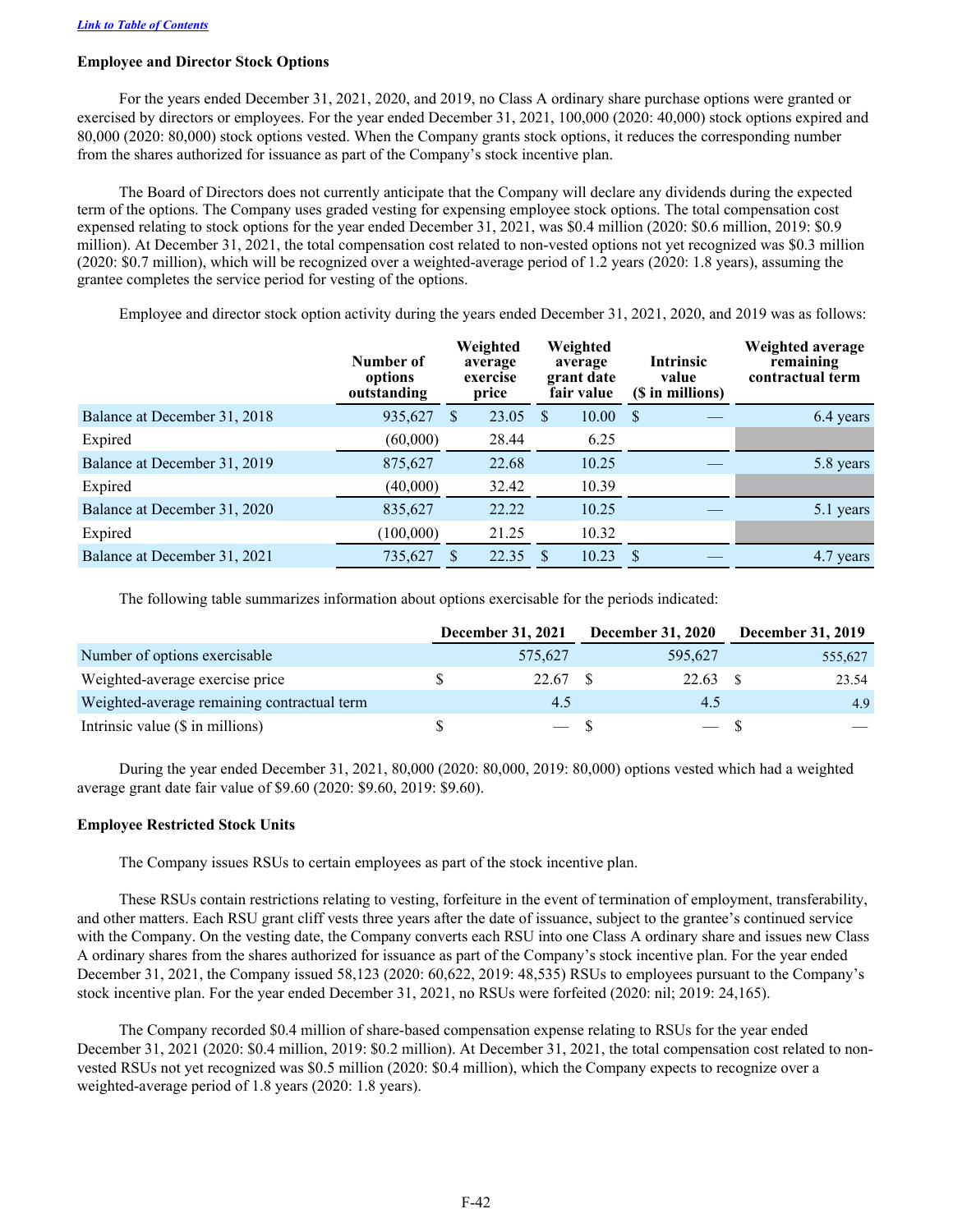[Link to Table of Contents](#)

**Employee and Director Stock Options**

For the years ended December 31, 2021, 2020, and 2019, no Class A ordinary share purchase options were granted or exercised by directors or employees. For the year ended December 31, 2021, 100,000 (2020: 40,000) stock options expired and 80,000 (2020: 80,000) stock options vested. When the Company grants stock options, it reduces the corresponding number from the shares authorized for issuance as part of the Company's stock incentive plan.

The Board of Directors does not currently anticipate that the Company will declare any dividends during the expected term of the options. The Company uses graded vesting for expensing employee stock options. The total compensation cost expensed relating to stock options for the year ended December 31, 2021, was $0.4 million (2020: $0.6 million, 2019: $0.9 million). At December 31, 2021, the total compensation cost related to non-vested options not yet recognized was $0.3 million (2020: $0.7 million), which will be recognized over a weighted-average period of 1.2 years (2020: 1.8 years), assuming the grantee completes the service period for vesting of the options.

Employee and director stock option activity during the years ended December 31, 2021, 2020, and 2019 was as follows:

| | Number of options outstanding | Weighted average exercise price | Weighted average grant date fair value | Intrinsic value ($ in millions) | Weighted average remaining contractual term |
|---|---|---|---|---|---|
| Balance at December 31, 2018 | 935,627 | $ 23.05 | $ 10.00 | $ — | 6.4 years |
| Expired | (60,000) | 28.44 | 6.25 | | |
| Balance at December 31, 2019 | 875,627 | 22.68 | 10.25 | — | 5.8 years |
| Expired | (40,000) | 32.42 | 10.39 | | |
| Balance at December 31, 2020 | 835,627 | 22.22 | 10.25 | — | 5.1 years |
| Expired | (100,000) | 21.25 | 10.32 | | |
| Balance at December 31, 2021 | 735,627 | $ 22.35 | $ 10.23 | $ — | 4.7 years |

The following table summarizes information about options exercisable for the periods indicated:

| | December 31, 2021 | December 31, 2020 | December 31, 2019 |
|---|---|---|---|
| Number of options exercisable | 575,627 | 595,627 | 555,627 |
| Weighted-average exercise price | $ 22.67 | $ 22.63 | $ 23.54 |
| Weighted-average remaining contractual term | 4.5 | 4.5 | 4.9 |
| Intrinsic value ($ in millions) | $ — | $ — | $ — |

During the year ended December 31, 2021, 80,000 (2020: 80,000, 2019: 80,000) options vested which had a weighted average grant date fair value of $9.60 (2020: $9.60, 2019: $9.60).

**Employee Restricted Stock Units**

The Company issues RSUs to certain employees as part of the stock incentive plan.

These RSUs contain restrictions relating to vesting, forfeiture in the event of termination of employment, transferability, and other matters. Each RSU grant cliff vests three years after the date of issuance, subject to the grantee's continued service with the Company. On the vesting date, the Company converts each RSU into one Class A ordinary share and issues new Class A ordinary shares from the shares authorized for issuance as part of the Company's stock incentive plan. For the year ended December 31, 2021, the Company issued 58,123 (2020: 60,622, 2019: 48,535) RSUs to employees pursuant to the Company's stock incentive plan. For the year ended December 31, 2021, no RSUs were forfeited (2020: nil; 2019: 24,165).

The Company recorded $0.4 million of share-based compensation expense relating to RSUs for the year ended December 31, 2021 (2020: $0.4 million, 2019: $0.2 million). At December 31, 2021, the total compensation cost related to non-vested RSUs not yet recognized was $0.5 million (2020: $0.4 million), which the Company expects to recognize over a weighted-average period of 1.8 years (2020: 1.8 years).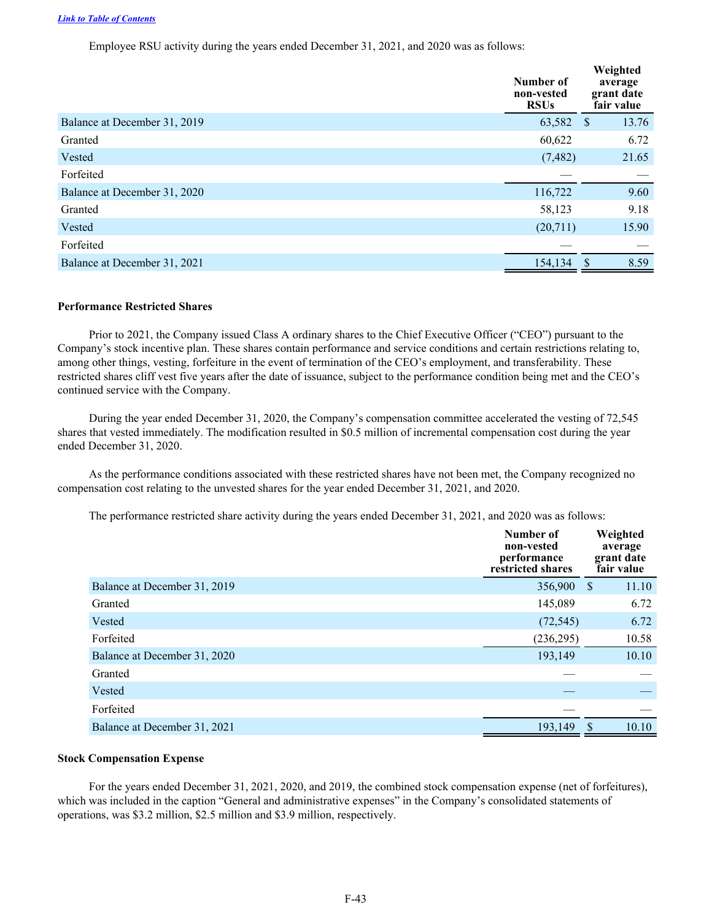[Link to Table of Contents](#)

Employee RSU activity during the years ended December 31, 2021, and 2020 was as follows:

| | Number of non-vested RSUs | Weighted average grant date fair value |
|---|---|---|
| Balance at December 31, 2019 | 63,582 | $ 13.76 |
| Granted | 60,622 | 6.72 |
| Vested | (7,482) | 21.65 |
| Forfeited | — | — |
| Balance at December 31, 2020 | 116,722 | 9.60 |
| Granted | 58,123 | 9.18 |
| Vested | (20,711) | 15.90 |
| Forfeited | — | — |
| Balance at December 31, 2021 | 154,134 | $ 8.59 |

**Performance Restricted Shares**

Prior to 2021, the Company issued Class A ordinary shares to the Chief Executive Officer ("CEO") pursuant to the Company's stock incentive plan. These shares contain performance and service conditions and certain restrictions relating to, among other things, vesting, forfeiture in the event of termination of the CEO's employment, and transferability. These restricted shares cliff vest five years after the date of issuance, subject to the performance condition being met and the CEO's continued service with the Company.

During the year ended December 31, 2020, the Company's compensation committee accelerated the vesting of 72,545 shares that vested immediately. The modification resulted in $0.5 million of incremental compensation cost during the year ended December 31, 2020.

As the performance conditions associated with these restricted shares have not been met, the Company recognized no compensation cost relating to the unvested shares for the year ended December 31, 2021, and 2020.

The performance restricted share activity during the years ended December 31, 2021, and 2020 was as follows:

| | Number of non-vested performance restricted shares | Weighted average grant date fair value |
|---|---|---|
| Balance at December 31, 2019 | 356,900 | $ 11.10 |
| Granted | 145,089 | 6.72 |
| Vested | (72,545) | 6.72 |
| Forfeited | (236,295) | 10.58 |
| Balance at December 31, 2020 | 193,149 | 10.10 |
| Granted | — | — |
| Vested | — | — |
| Forfeited | — | — |
| Balance at December 31, 2021 | 193,149 | $ 10.10 |

**Stock Compensation Expense**

For the years ended December 31, 2021, 2020, and 2019, the combined stock compensation expense (net of forfeitures), which was included in the caption "General and administrative expenses" in the Company's consolidated statements of operations, was $3.2 million, $2.5 million and $3.9 million, respectively.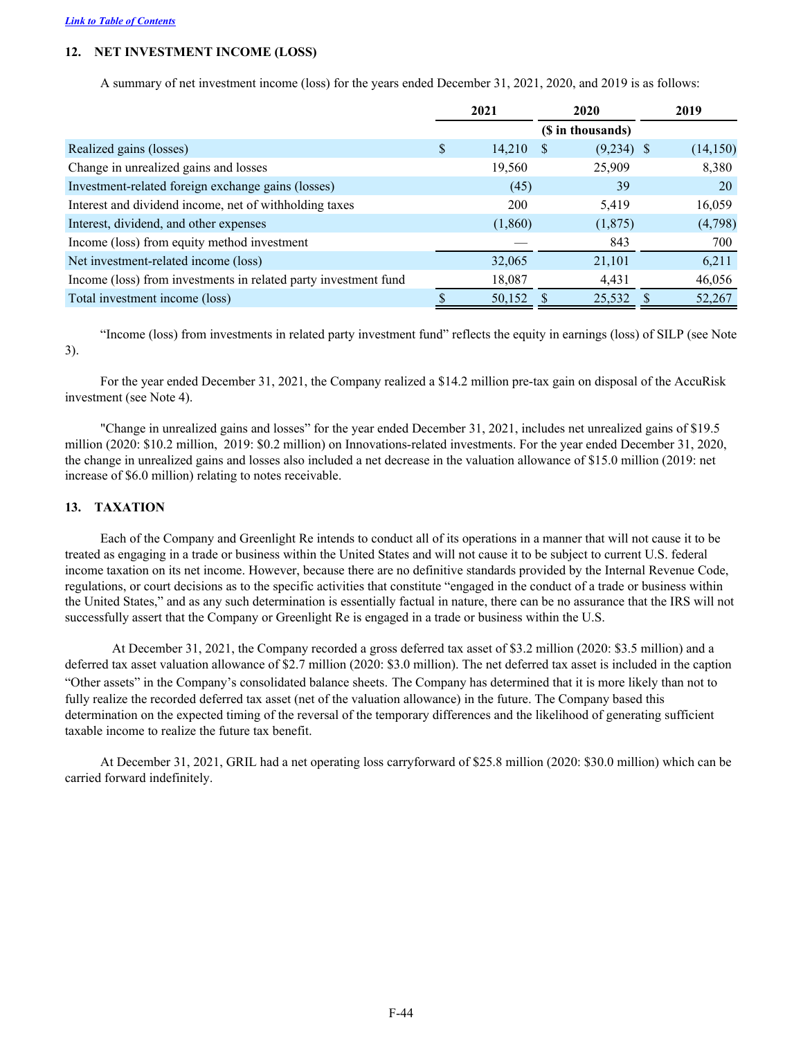[Link to Table of Contents](#)

## 12. NET INVESTMENT INCOME (LOSS)

A summary of net investment income (loss) for the years ended December 31, 2021, 2020, and 2019 is as follows:

| | 2021 | 2020 | 2019 |
|---|---|---|---|
| | | ($ in thousands) | |
| Realized gains (losses) | $ 14,210 | $ (9,234) | $ (14,150) |
| Change in unrealized gains and losses | 19,560 | 25,909 | 8,380 |
| Investment-related foreign exchange gains (losses) | (45) | 39 | 20 |
| Interest and dividend income, net of withholding taxes | 200 | 5,419 | 16,059 |
| Interest, dividend, and other expenses | (1,860) | (1,875) | (4,798) |
| Income (loss) from equity method investment | — | 843 | 700 |
| Net investment-related income (loss) | 32,065 | 21,101 | 6,211 |
| Income (loss) from investments in related party investment fund | 18,087 | 4,431 | 46,056 |
| Total investment income (loss) | $ 50,152 | $ 25,532 | $ 52,267 |

"Income (loss) from investments in related party investment fund" reflects the equity in earnings (loss) of SILP (see Note 3).

For the year ended December 31, 2021, the Company realized a $14.2 million pre-tax gain on disposal of the AccuRisk investment (see Note 4).

"Change in unrealized gains and losses" for the year ended December 31, 2021, includes net unrealized gains of $19.5 million (2020: $10.2 million, 2019: $0.2 million) on Innovations-related investments. For the year ended December 31, 2020, the change in unrealized gains and losses also included a net decrease in the valuation allowance of $15.0 million (2019: net increase of $6.0 million) relating to notes receivable.

## 13. TAXATION

Each of the Company and Greenlight Re intends to conduct all of its operations in a manner that will not cause it to be treated as engaging in a trade or business within the United States and will not cause it to be subject to current U.S. federal income taxation on its net income. However, because there are no definitive standards provided by the Internal Revenue Code, regulations, or court decisions as to the specific activities that constitute "engaged in the conduct of a trade or business within the United States," and as any such determination is essentially factual in nature, there can be no assurance that the IRS will not successfully assert that the Company or Greenlight Re is engaged in a trade or business within the U.S.

At December 31, 2021, the Company recorded a gross deferred tax asset of $3.2 million (2020: $3.5 million) and a deferred tax asset valuation allowance of $2.7 million (2020: $3.0 million). The net deferred tax asset is included in the caption "Other assets" in the Company's consolidated balance sheets. The Company has determined that it is more likely than not to fully realize the recorded deferred tax asset (net of the valuation allowance) in the future. The Company based this determination on the expected timing of the reversal of the temporary differences and the likelihood of generating sufficient taxable income to realize the future tax benefit.

At December 31, 2021, GRIL had a net operating loss carryforward of $25.8 million (2020: $30.0 million) which can be carried forward indefinitely.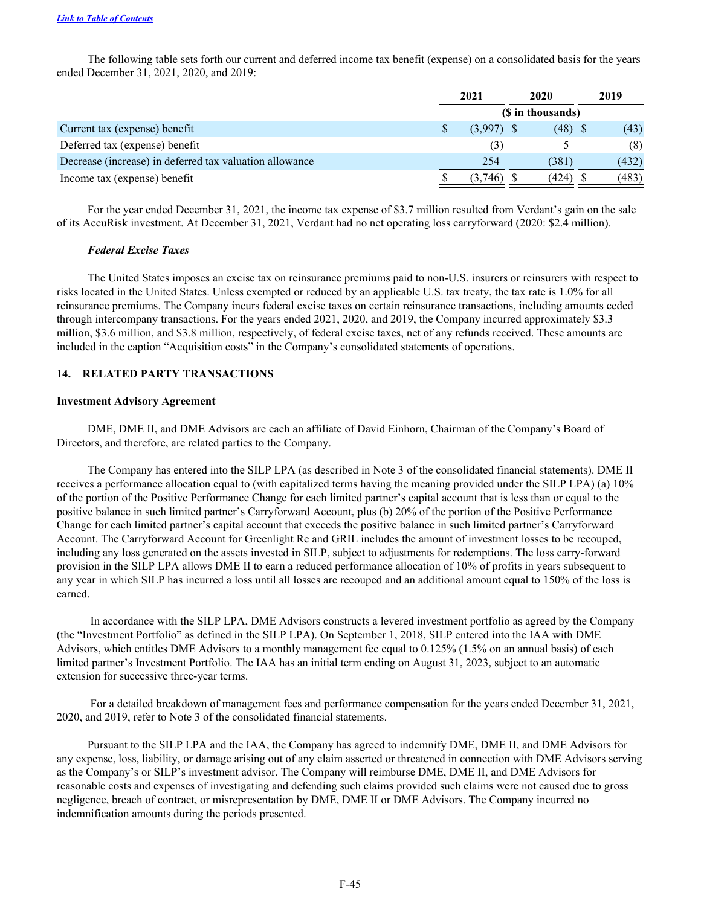[Link to Table of Contents](#)

The following table sets forth our current and deferred income tax benefit (expense) on a consolidated basis for the years ended December 31, 2021, 2020, and 2019:

| | 2021 | 2020 | 2019 |
|---|---|---|---|
| | ($ in thousands) | | |
| Current tax (expense) benefit | $ (3,997) | $ (48) | $ (43) |
| Deferred tax (expense) benefit | (3) | 5 | (8) |
| Decrease (increase) in deferred tax valuation allowance | 254 | (381) | (432) |
| Income tax (expense) benefit | $ (3,746) | $ (424) | $ (483) |

For the year ended December 31, 2021, the income tax expense of $3.7 million resulted from Verdant's gain on the sale of its AccuRisk investment. At December 31, 2021, Verdant had no net operating loss carryforward (2020: $2.4 million).

***Federal Excise Taxes***

The United States imposes an excise tax on reinsurance premiums paid to non-U.S. insurers or reinsurers with respect to risks located in the United States. Unless exempted or reduced by an applicable U.S. tax treaty, the tax rate is 1.0% for all reinsurance premiums. The Company incurs federal excise taxes on certain reinsurance transactions, including amounts ceded through intercompany transactions. For the years ended 2021, 2020, and 2019, the Company incurred approximately $3.3 million, $3.6 million, and $3.8 million, respectively, of federal excise taxes, net of any refunds received. These amounts are included in the caption "Acquisition costs" in the Company's consolidated statements of operations.

## 14. RELATED PARTY TRANSACTIONS

### Investment Advisory Agreement

DME, DME II, and DME Advisors are each an affiliate of David Einhorn, Chairman of the Company's Board of Directors, and therefore, are related parties to the Company.

The Company has entered into the SILP LPA (as described in Note 3 of the consolidated financial statements). DME II receives a performance allocation equal to (with capitalized terms having the meaning provided under the SILP LPA) (a) 10% of the portion of the Positive Performance Change for each limited partner's capital account that is less than or equal to the positive balance in such limited partner's Carryforward Account, plus (b) 20% of the portion of the Positive Performance Change for each limited partner's capital account that exceeds the positive balance in such limited partner's Carryforward Account. The Carryforward Account for Greenlight Re and GRIL includes the amount of investment losses to be recouped, including any loss generated on the assets invested in SILP, subject to adjustments for redemptions. The loss carry-forward provision in the SILP LPA allows DME II to earn a reduced performance allocation of 10% of profits in years subsequent to any year in which SILP has incurred a loss until all losses are recouped and an additional amount equal to 150% of the loss is earned.

In accordance with the SILP LPA, DME Advisors constructs a levered investment portfolio as agreed by the Company (the "Investment Portfolio" as defined in the SILP LPA). On September 1, 2018, SILP entered into the IAA with DME Advisors, which entitles DME Advisors to a monthly management fee equal to 0.125% (1.5% on an annual basis) of each limited partner's Investment Portfolio. The IAA has an initial term ending on August 31, 2023, subject to an automatic extension for successive three-year terms.

For a detailed breakdown of management fees and performance compensation for the years ended December 31, 2021, 2020, and 2019, refer to Note 3 of the consolidated financial statements.

Pursuant to the SILP LPA and the IAA, the Company has agreed to indemnify DME, DME II, and DME Advisors for any expense, loss, liability, or damage arising out of any claim asserted or threatened in connection with DME Advisors serving as the Company's or SILP's investment advisor. The Company will reimburse DME, DME II, and DME Advisors for reasonable costs and expenses of investigating and defending such claims provided such claims were not caused due to gross negligence, breach of contract, or misrepresentation by DME, DME II or DME Advisors. The Company incurred no indemnification amounts during the periods presented.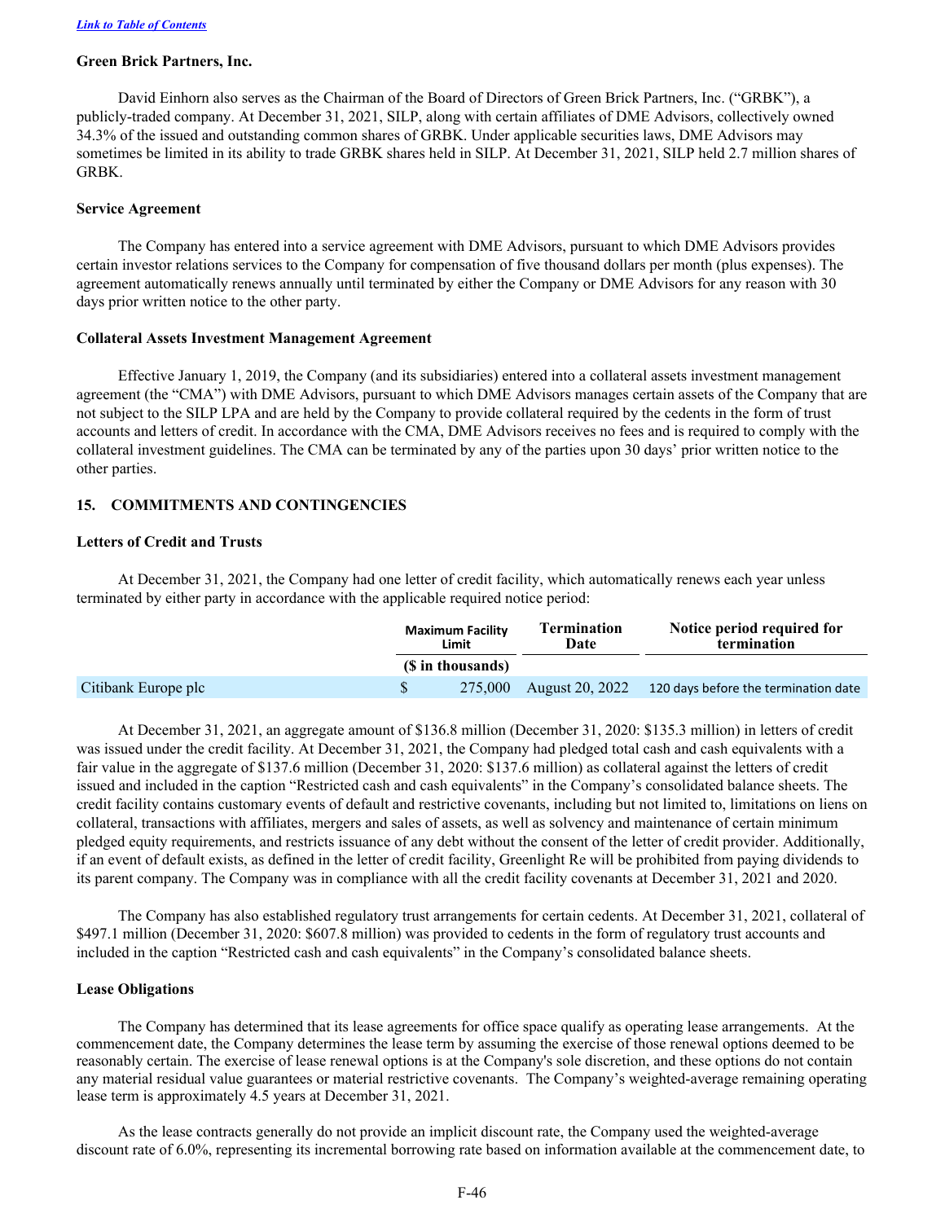[Link to Table of Contents]

**Green Brick Partners, Inc.**

David Einhorn also serves as the Chairman of the Board of Directors of Green Brick Partners, Inc. ("GRBK"), a publicly-traded company. At December 31, 2021, SILP, along with certain affiliates of DME Advisors, collectively owned 34.3% of the issued and outstanding common shares of GRBK. Under applicable securities laws, DME Advisors may sometimes be limited in its ability to trade GRBK shares held in SILP. At December 31, 2021, SILP held 2.7 million shares of GRBK.

**Service Agreement**

The Company has entered into a service agreement with DME Advisors, pursuant to which DME Advisors provides certain investor relations services to the Company for compensation of five thousand dollars per month (plus expenses). The agreement automatically renews annually until terminated by either the Company or DME Advisors for any reason with 30 days prior written notice to the other party.

**Collateral Assets Investment Management Agreement**

Effective January 1, 2019, the Company (and its subsidiaries) entered into a collateral assets investment management agreement (the "CMA") with DME Advisors, pursuant to which DME Advisors manages certain assets of the Company that are not subject to the SILP LPA and are held by the Company to provide collateral required by the cedents in the form of trust accounts and letters of credit. In accordance with the CMA, DME Advisors receives no fees and is required to comply with the collateral investment guidelines. The CMA can be terminated by any of the parties upon 30 days' prior written notice to the other parties.

## 15. COMMITMENTS AND CONTINGENCIES

**Letters of Credit and Trusts**

At December 31, 2021, the Company had one letter of credit facility, which automatically renews each year unless terminated by either party in accordance with the applicable required notice period:

| | Maximum Facility Limit | Termination Date | Notice period required for termination |
|---|---|---|---|
| | ($ in thousands) | | |
| Citibank Europe plc | $ 275,000 | August 20, 2022 | 120 days before the termination date |

At December 31, 2021, an aggregate amount of $136.8 million (December 31, 2020: $135.3 million) in letters of credit was issued under the credit facility. At December 31, 2021, the Company had pledged total cash and cash equivalents with a fair value in the aggregate of $137.6 million (December 31, 2020: $137.6 million) as collateral against the letters of credit issued and included in the caption "Restricted cash and cash equivalents" in the Company's consolidated balance sheets. The credit facility contains customary events of default and restrictive covenants, including but not limited to, limitations on liens on collateral, transactions with affiliates, mergers and sales of assets, as well as solvency and maintenance of certain minimum pledged equity requirements, and restricts issuance of any debt without the consent of the letter of credit provider. Additionally, if an event of default exists, as defined in the letter of credit facility, Greenlight Re will be prohibited from paying dividends to its parent company. The Company was in compliance with all the credit facility covenants at December 31, 2021 and 2020.

The Company has also established regulatory trust arrangements for certain cedents. At December 31, 2021, collateral of $497.1 million (December 31, 2020: $607.8 million) was provided to cedents in the form of regulatory trust accounts and included in the caption "Restricted cash and cash equivalents" in the Company's consolidated balance sheets.

**Lease Obligations**

The Company has determined that its lease agreements for office space qualify as operating lease arrangements. At the commencement date, the Company determines the lease term by assuming the exercise of those renewal options deemed to be reasonably certain. The exercise of lease renewal options is at the Company's sole discretion, and these options do not contain any material residual value guarantees or material restrictive covenants. The Company's weighted-average remaining operating lease term is approximately 4.5 years at December 31, 2021.

As the lease contracts generally do not provide an implicit discount rate, the Company used the weighted-average discount rate of 6.0%, representing its incremental borrowing rate based on information available at the commencement date, to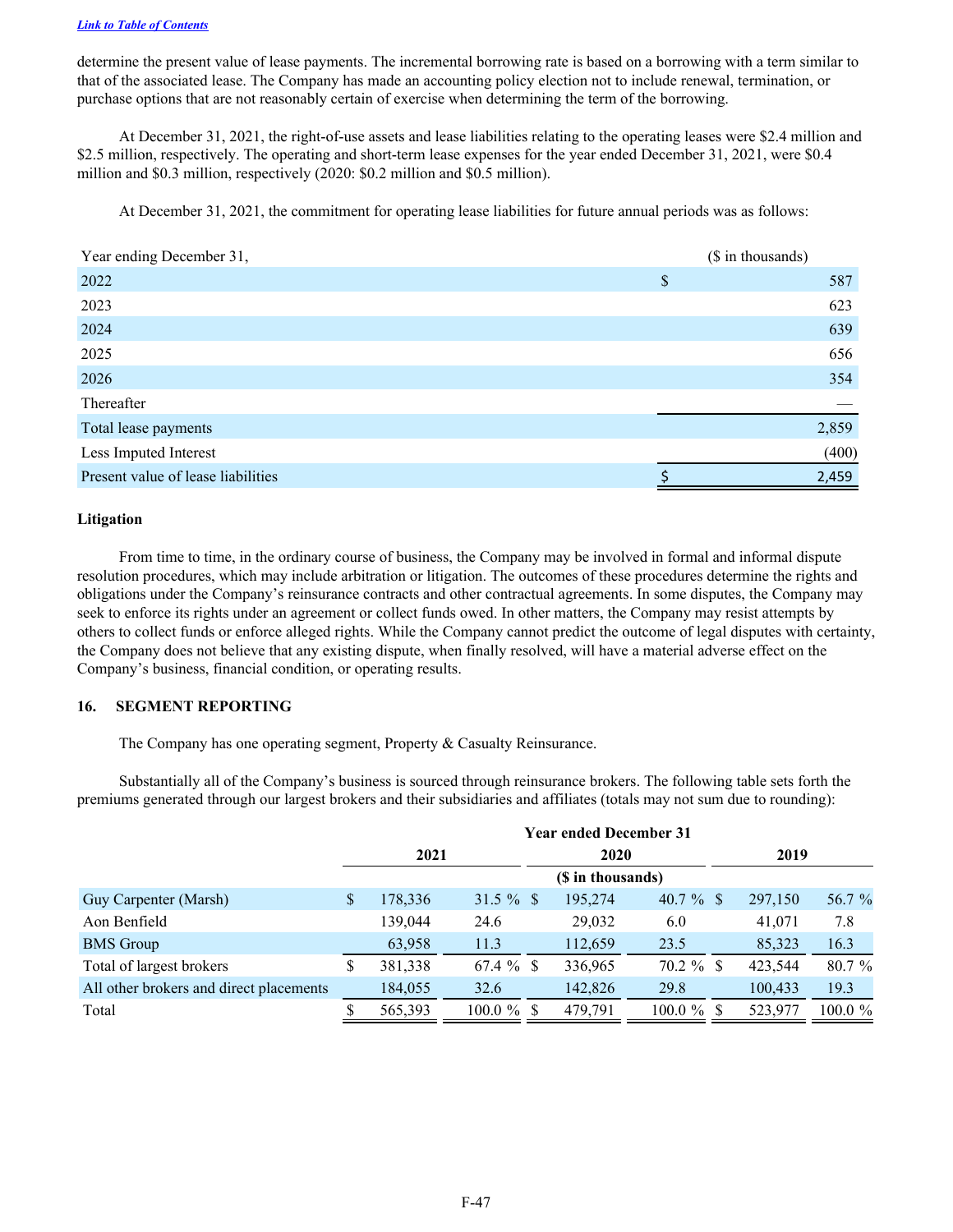determine the present value of lease payments. The incremental borrowing rate is based on a borrowing with a term similar to that of the associated lease. The Company has made an accounting policy election not to include renewal, termination, or purchase options that are not reasonably certain of exercise when determining the term of the borrowing.

At December 31, 2021, the right-of-use assets and lease liabilities relating to the operating leases were $2.4 million and $2.5 million, respectively. The operating and short-term lease expenses for the year ended December 31, 2021, were $0.4 million and $0.3 million, respectively (2020: $0.2 million and $0.5 million).

At December 31, 2021, the commitment for operating lease liabilities for future annual periods was as follows:

| Year ending December 31, | ($ in thousands) |
|---|---|
| 2022 | $ 587 |
| 2023 | 623 |
| 2024 | 639 |
| 2025 | 656 |
| 2026 | 354 |
| Thereafter | — |
| Total lease payments | 2,859 |
| Less Imputed Interest | (400) |
| Present value of lease liabilities | $ 2,459 |

**Litigation**

From time to time, in the ordinary course of business, the Company may be involved in formal and informal dispute resolution procedures, which may include arbitration or litigation. The outcomes of these procedures determine the rights and obligations under the Company's reinsurance contracts and other contractual agreements. In some disputes, the Company may seek to enforce its rights under an agreement or collect funds owed. In other matters, the Company may resist attempts by others to collect funds or enforce alleged rights. While the Company cannot predict the outcome of legal disputes with certainty, the Company does not believe that any existing dispute, when finally resolved, will have a material adverse effect on the Company's business, financial condition, or operating results.

## 16. SEGMENT REPORTING

The Company has one operating segment, Property & Casualty Reinsurance.

Substantially all of the Company's business is sourced through reinsurance brokers. The following table sets forth the premiums generated through our largest brokers and their subsidiaries and affiliates (totals may not sum due to rounding):

| | Year ended December 31 | | | | | |
|---|---|---|---|---|---|---|
| | 2021 | | 2020 | | 2019 | |
| | ($ in thousands) | | | | | |
| Guy Carpenter (Marsh) | $ 178,336 | 31.5 % | $ 195,274 | 40.7 % | $ 297,150 | 56.7 % |
| Aon Benfield | 139,044 | 24.6 | 29,032 | 6.0 | 41,071 | 7.8 |
| BMS Group | 63,958 | 11.3 | 112,659 | 23.5 | 85,323 | 16.3 |
| Total of largest brokers | $ 381,338 | 67.4 % | $ 336,965 | 70.2 % | $ 423,544 | 80.7 % |
| All other brokers and direct placements | 184,055 | 32.6 | 142,826 | 29.8 | 100,433 | 19.3 |
| Total | $ 565,393 | 100.0 % | $ 479,791 | 100.0 % | $ 523,977 | 100.0 % |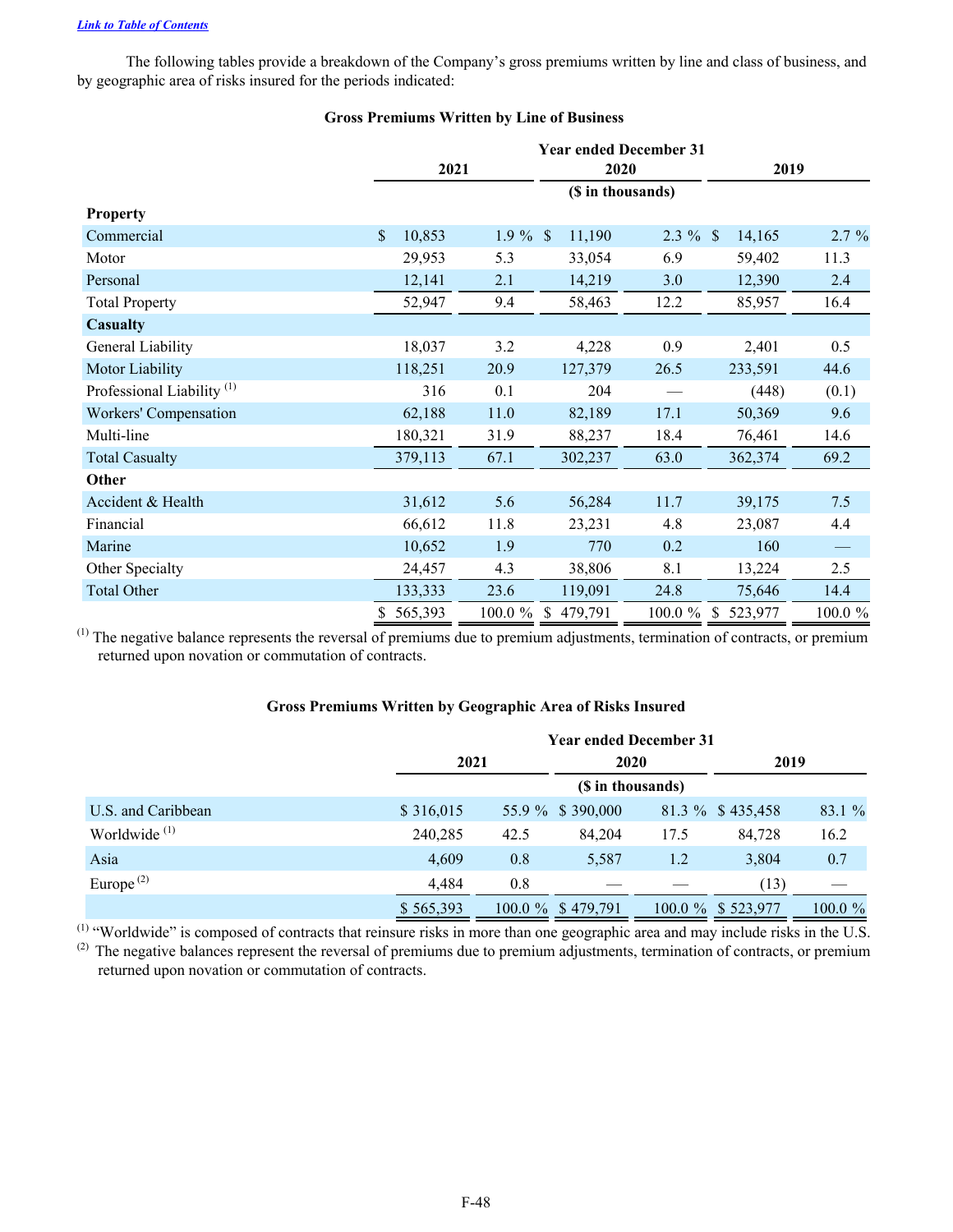[Link to Table of Contents](#)

The following tables provide a breakdown of the Company's gross premiums written by line and class of business, and by geographic area of risks insured for the periods indicated:

**Gross Premiums Written by Line of Business**

| | Year ended December 31 | | | | | |
|---|---|---|---|---|---|---|
| | 2021 | | 2020 | | 2019 | |
| | ($ in thousands) | | | | | |
| **Property** | | | | | | |
| Commercial | $ 10,853 | 1.9 % | $ 11,190 | 2.3 % | $ 14,165 | 2.7 % |
| Motor | 29,953 | 5.3 | 33,054 | 6.9 | 59,402 | 11.3 |
| Personal | 12,141 | 2.1 | 14,219 | 3.0 | 12,390 | 2.4 |
| Total Property | 52,947 | 9.4 | 58,463 | 12.2 | 85,957 | 16.4 |
| **Casualty** | | | | | | |
| General Liability | 18,037 | 3.2 | 4,228 | 0.9 | 2,401 | 0.5 |
| Motor Liability | 118,251 | 20.9 | 127,379 | 26.5 | 233,591 | 44.6 |
| Professional Liability [1] | 316 | 0.1 | 204 | — | (448) | (0.1) |
| Workers' Compensation | 62,188 | 11.0 | 82,189 | 17.1 | 50,369 | 9.6 |
| Multi-line | 180,321 | 31.9 | 88,237 | 18.4 | 76,461 | 14.6 |
| Total Casualty | 379,113 | 67.1 | 302,237 | 63.0 | 362,374 | 69.2 |
| **Other** | | | | | | |
| Accident & Health | 31,612 | 5.6 | 56,284 | 11.7 | 39,175 | 7.5 |
| Financial | 66,612 | 11.8 | 23,231 | 4.8 | 23,087 | 4.4 |
| Marine | 10,652 | 1.9 | 770 | 0.2 | 160 | — |
| Other Specialty | 24,457 | 4.3 | 38,806 | 8.1 | 13,224 | 2.5 |
| Total Other | 133,333 | 23.6 | 119,091 | 24.8 | 75,646 | 14.4 |
| | $ 565,393 | 100.0 % | $ 479,791 | 100.0 % | $ 523,977 | 100.0 % |

[1] The negative balance represents the reversal of premiums due to premium adjustments, termination of contracts, or premium returned upon novation or commutation of contracts.

**Gross Premiums Written by Geographic Area of Risks Insured**

| | Year ended December 31 | | | | | |
|---|---|---|---|---|---|---|
| | 2021 | | 2020 | | 2019 | |
| | ($ in thousands) | | | | | |
| U.S. and Caribbean | $ 316,015 | 55.9 % | $ 390,000 | 81.3 % | $ 435,458 | 83.1 % |
| Worldwide [1] | 240,285 | 42.5 | 84,204 | 17.5 | 84,728 | 16.2 |
| Asia | 4,609 | 0.8 | 5,587 | 1.2 | 3,804 | 0.7 |
| Europe [2] | 4,484 | 0.8 | — | — | (13) | — |
| | $ 565,393 | 100.0 % | $ 479,791 | 100.0 % | $ 523,977 | 100.0 % |

[1] "Worldwide" is composed of contracts that reinsure risks in more than one geographic area and may include risks in the U.S.

[2] The negative balances represent the reversal of premiums due to premium adjustments, termination of contracts, or premium returned upon novation or commutation of contracts.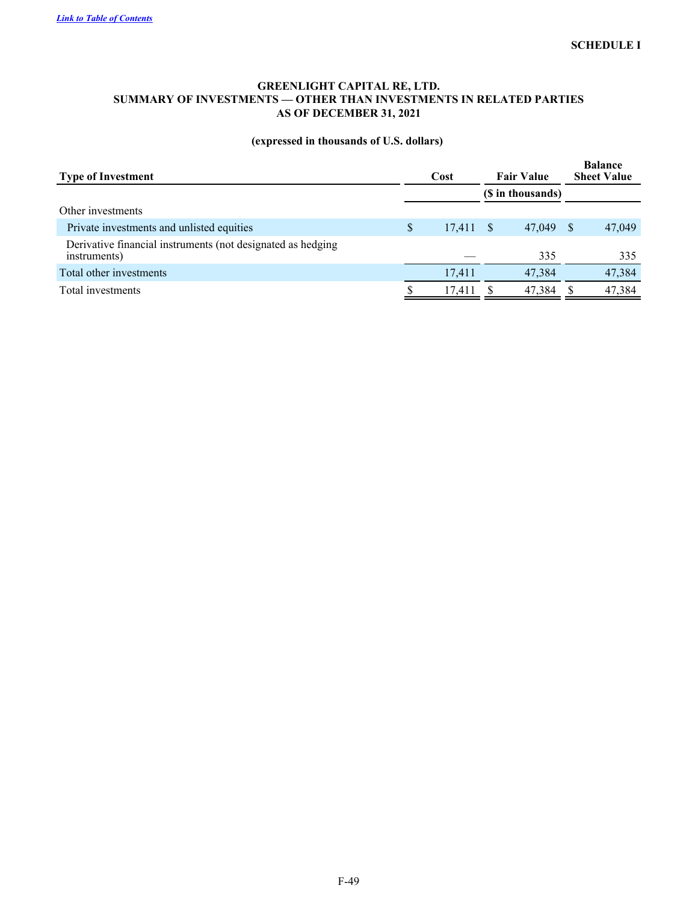[Link to Table of Contents](#)

**SCHEDULE I**

**GREENLIGHT CAPITAL RE, LTD.**
**SUMMARY OF INVESTMENTS — OTHER THAN INVESTMENTS IN RELATED PARTIES**
**AS OF DECEMBER 31, 2021**

**(expressed in thousands of U.S. dollars)**

| Type of Investment | Cost | Fair Value | Balance Sheet Value |
|---|---|---|---|
| | | ($ in thousands) | |
| Other investments | | | |
| Private investments and unlisted equities | $ 17,411 | $ 47,049 | $ 47,049 |
| Derivative financial instruments (not designated as hedging instruments) | — | 335 | 335 |
| Total other investments | 17,411 | 47,384 | 47,384 |
| Total investments | $ 17,411 | $ 47,384 | $ 47,384 |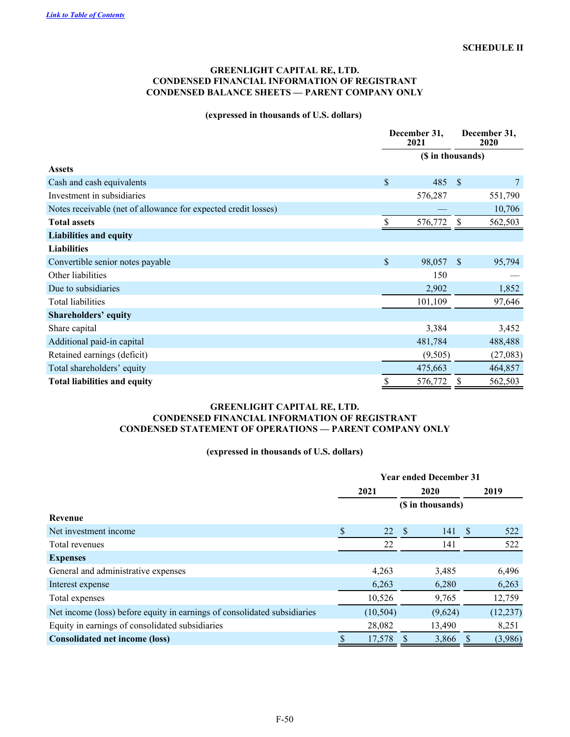[Link to Table of Contents](#)

**SCHEDULE II**

**GREENLIGHT CAPITAL RE, LTD.**
**CONDENSED FINANCIAL INFORMATION OF REGISTRANT**
**CONDENSED BALANCE SHEETS — PARENT COMPANY ONLY**

**(expressed in thousands of U.S. dollars)**

| | December 31, 2021 | December 31, 2020 |
|---|---|---|
| | ($ in thousands) | |
| **Assets** | | |
| Cash and cash equivalents | $ 485 | $ 7 |
| Investment in subsidiaries | 576,287 | 551,790 |
| Notes receivable (net of allowance for expected credit losses) | — | 10,706 |
| **Total assets** | $ 576,772 | $ 562,503 |
| **Liabilities and equity** | | |
| **Liabilities** | | |
| Convertible senior notes payable | $ 98,057 | $ 95,794 |
| Other liabilities | 150 | — |
| Due to subsidiaries | 2,902 | 1,852 |
| Total liabilities | 101,109 | 97,646 |
| **Shareholders' equity** | | |
| Share capital | 3,384 | 3,452 |
| Additional paid-in capital | 481,784 | 488,488 |
| Retained earnings (deficit) | (9,505) | (27,083) |
| Total shareholders' equity | 475,663 | 464,857 |
| **Total liabilities and equity** | $ 576,772 | $ 562,503 |

**GREENLIGHT CAPITAL RE, LTD.**
**CONDENSED FINANCIAL INFORMATION OF REGISTRANT**
**CONDENSED STATEMENT OF OPERATIONS — PARENT COMPANY ONLY**

**(expressed in thousands of U.S. dollars)**

| | Year ended December 31 | | |
|---|---|---|---|
| | 2021 | 2020 | 2019 |
| | ($ in thousands) | | |
| **Revenue** | | | |
| Net investment income | $ 22 | $ 141 | $ 522 |
| Total revenues | 22 | 141 | 522 |
| **Expenses** | | | |
| General and administrative expenses | 4,263 | 3,485 | 6,496 |
| Interest expense | 6,263 | 6,280 | 6,263 |
| Total expenses | 10,526 | 9,765 | 12,759 |
| Net income (loss) before equity in earnings of consolidated subsidiaries | (10,504) | (9,624) | (12,237) |
| Equity in earnings of consolidated subsidiaries | 28,082 | 13,490 | 8,251 |
| **Consolidated net income (loss)** | $ 17,578 | $ 3,866 | $ (3,986) |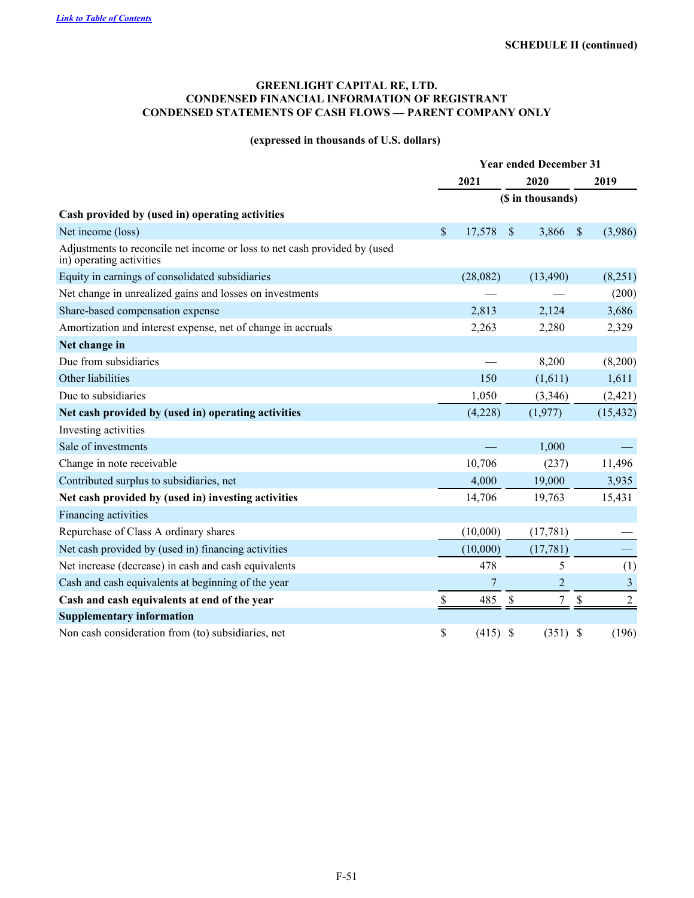[Link to Table of Contents](#)

**SCHEDULE II (continued)**

**GREENLIGHT CAPITAL RE, LTD.**
**CONDENSED FINANCIAL INFORMATION OF REGISTRANT**
**CONDENSED STATEMENTS OF CASH FLOWS — PARENT COMPANY ONLY**

**(expressed in thousands of U.S. dollars)**

| | Year ended December 31 | | |
|---|---|---|---|
| | **2021** | **2020** | **2019** |
| | ($ in thousands) | | |
| **Cash provided by (used in) operating activities** | | | |
| Net income (loss) | $ 17,578 | $ 3,866 | $ (3,986) |
| Adjustments to reconcile net income or loss to net cash provided by (used in) operating activities | | | |
| Equity in earnings of consolidated subsidiaries | (28,082) | (13,490) | (8,251) |
| Net change in unrealized gains and losses on investments | — | — | (200) |
| Share-based compensation expense | 2,813 | 2,124 | 3,686 |
| Amortization and interest expense, net of change in accruals | 2,263 | 2,280 | 2,329 |
| **Net change in** | | | |
| Due from subsidiaries | — | 8,200 | (8,200) |
| Other liabilities | 150 | (1,611) | 1,611 |
| Due to subsidiaries | 1,050 | (3,346) | (2,421) |
| **Net cash provided by (used in) operating activities** | (4,228) | (1,977) | (15,432) |
| Investing activities | | | |
| Sale of investments | — | 1,000 | — |
| Change in note receivable | 10,706 | (237) | 11,496 |
| Contributed surplus to subsidiaries, net | 4,000 | 19,000 | 3,935 |
| **Net cash provided by (used in) investing activities** | 14,706 | 19,763 | 15,431 |
| Financing activities | | | |
| Repurchase of Class A ordinary shares | (10,000) | (17,781) | — |
| Net cash provided by (used in) financing activities | (10,000) | (17,781) | — |
| Net increase (decrease) in cash and cash equivalents | 478 | 5 | (1) |
| Cash and cash equivalents at beginning of the year | 7 | 2 | 3 |
| **Cash and cash equivalents at end of the year** | $ 485 | $ 7 | $ 2 |
| **Supplementary information** | | | |
| Non cash consideration from (to) subsidiaries, net | $ (415) | $ (351) | $ (196) |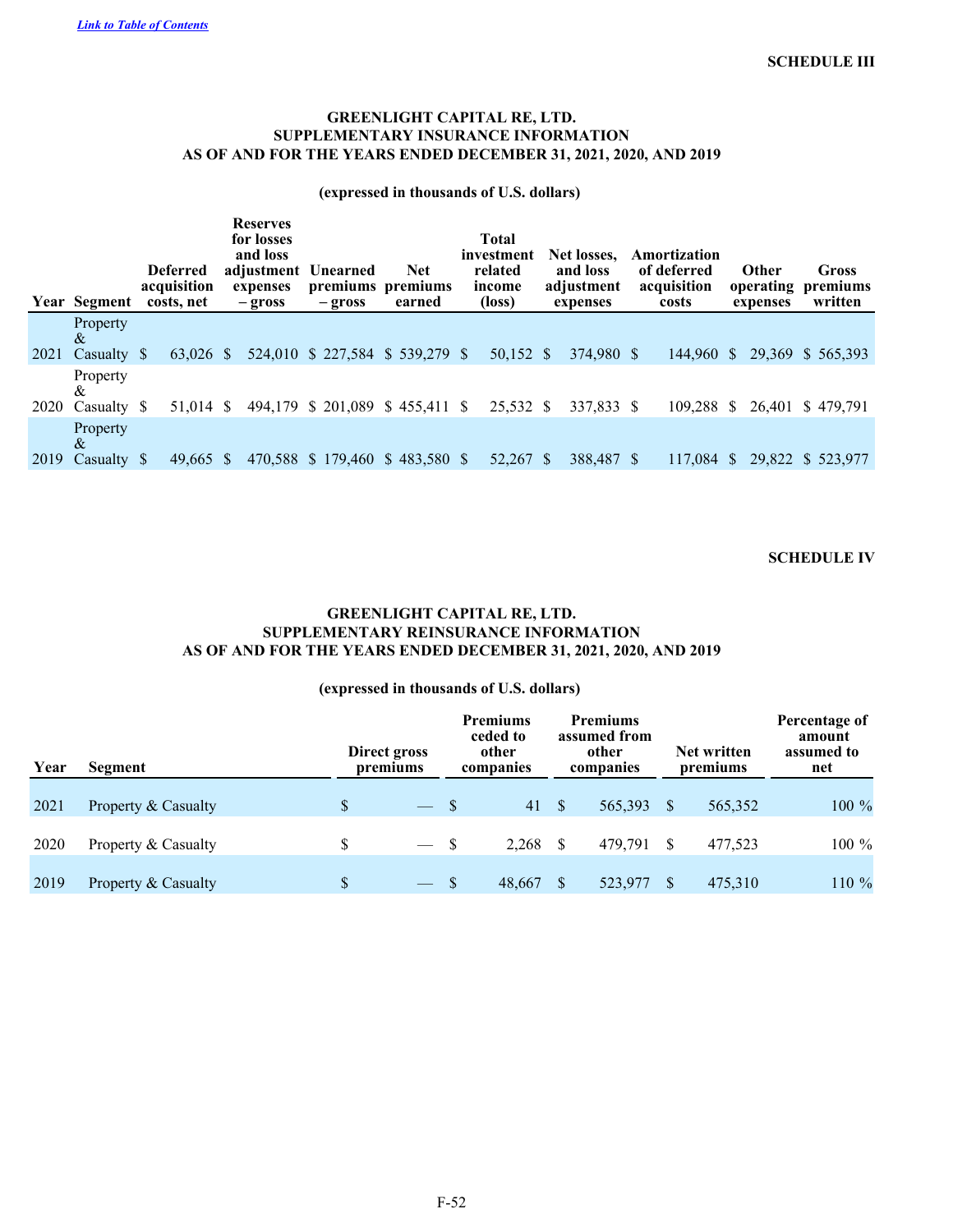[Link to Table of Contents](#)

**SCHEDULE III**

**GREENLIGHT CAPITAL RE, LTD.**
**SUPPLEMENTARY INSURANCE INFORMATION**
**AS OF AND FOR THE YEARS ENDED DECEMBER 31, 2021, 2020, AND 2019**

**(expressed in thousands of U.S. dollars)**

| Year | Segment | Deferred acquisition costs, net | Reserves for losses and loss adjustment expenses – gross | Unearned premiums – gross | Net premiums earned | Total investment related income (loss) | Net losses, and loss adjustment expenses | Amortization of deferred acquisition costs | Other operating expenses | Gross premiums written |
|---|---|---|---|---|---|---|---|---|---|---|
| 2021 | Property & Casualty | $ 63,026 | $ 524,010 | $ 227,584 | $ 539,279 | $ 50,152 | $ 374,980 | $ 144,960 | $ 29,369 | $ 565,393 |
| 2020 | Property & Casualty | $ 51,014 | $ 494,179 | $ 201,089 | $ 455,411 | $ 25,532 | $ 337,833 | $ 109,288 | $ 26,401 | $ 479,791 |
| 2019 | Property & Casualty | $ 49,665 | $ 470,588 | $ 179,460 | $ 483,580 | $ 52,267 | $ 388,487 | $ 117,084 | $ 29,822 | $ 523,977 |

**SCHEDULE IV**

**GREENLIGHT CAPITAL RE, LTD.**
**SUPPLEMENTARY REINSURANCE INFORMATION**
**AS OF AND FOR THE YEARS ENDED DECEMBER 31, 2021, 2020, AND 2019**

**(expressed in thousands of U.S. dollars)**

| Year | Segment | Direct gross premiums | Premiums ceded to other companies | Premiums assumed from other companies | Net written premiums | Percentage of amount assumed to net |
|---|---|---|---|---|---|---|
| 2021 | Property & Casualty | $ — | $ 41 | $ 565,393 | $ 565,352 | 100 % |
| 2020 | Property & Casualty | $ — | $ 2,268 | $ 479,791 | $ 477,523 | 100 % |
| 2019 | Property & Casualty | $ — | $ 48,667 | $ 523,977 | $ 475,310 | 110 % |